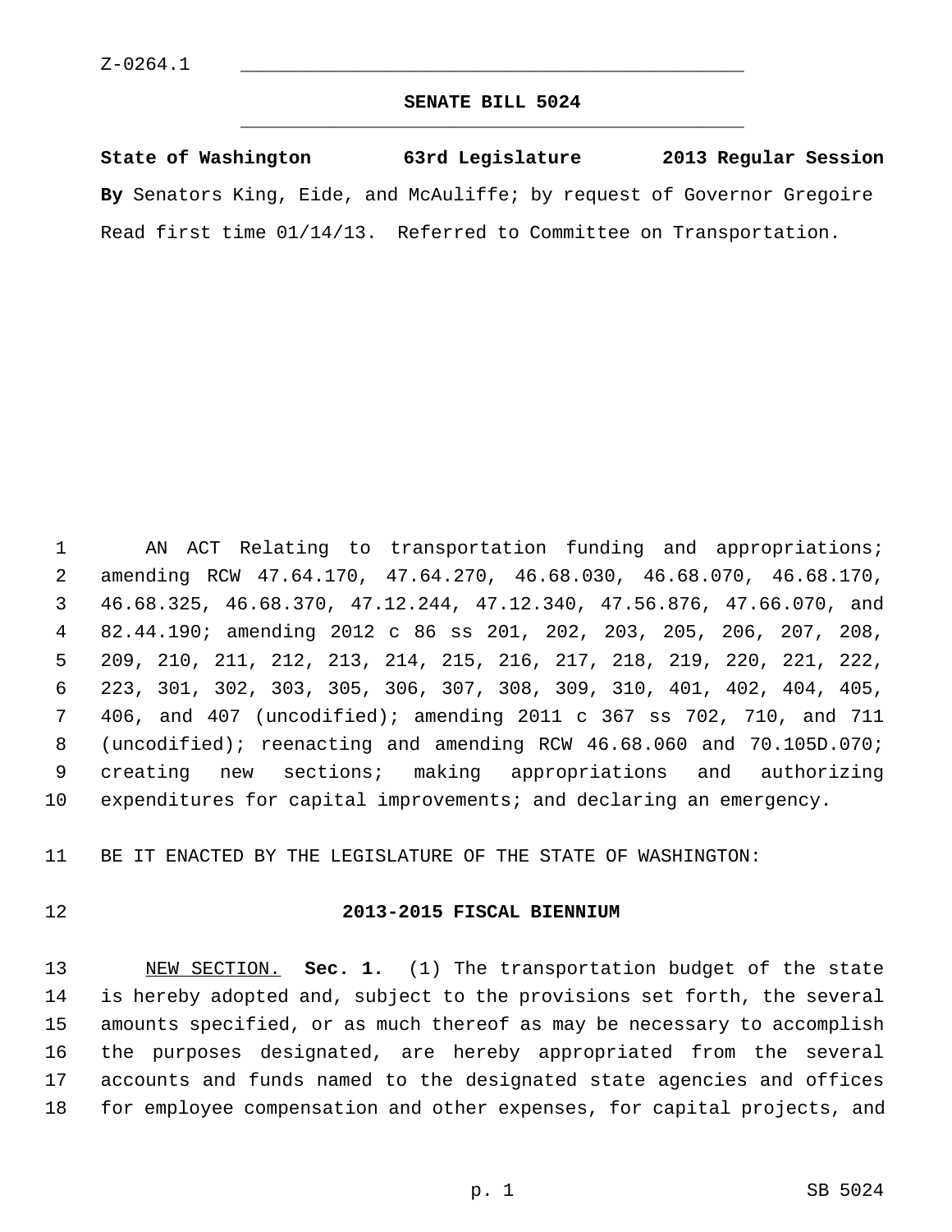Z-0264.1

# SENATE BILL 5024

**State of Washington 63rd Legislature 2013 Regular Session**

**By** Senators King, Eide, and McAuliffe; by request of Governor Gregoire

Read first time 01/14/13. Referred to Committee on Transportation.

AN ACT Relating to transportation funding and appropriations; amending RCW 47.64.170, 47.64.270, 46.68.030, 46.68.070, 46.68.170, 46.68.325, 46.68.370, 47.12.244, 47.12.340, 47.56.876, 47.66.070, and 82.44.190; amending 2012 c 86 ss 201, 202, 203, 205, 206, 207, 208, 209, 210, 211, 212, 213, 214, 215, 216, 217, 218, 219, 220, 221, 222, 223, 301, 302, 303, 305, 306, 307, 308, 309, 310, 401, 402, 404, 405, 406, and 407 (uncodified); amending 2011 c 367 ss 702, 710, and 711 (uncodified); reenacting and amending RCW 46.68.060 and 70.105D.070; creating new sections; making appropriations and authorizing expenditures for capital improvements; and declaring an emergency.

BE IT ENACTED BY THE LEGISLATURE OF THE STATE OF WASHINGTON:

## 2013-2015 FISCAL BIENNIUM

NEW SECTION. **Sec. 1.** (1) The transportation budget of the state is hereby adopted and, subject to the provisions set forth, the several amounts specified, or as much thereof as may be necessary to accomplish the purposes designated, are hereby appropriated from the several accounts and funds named to the designated state agencies and offices for employee compensation and other expenses, for capital projects, and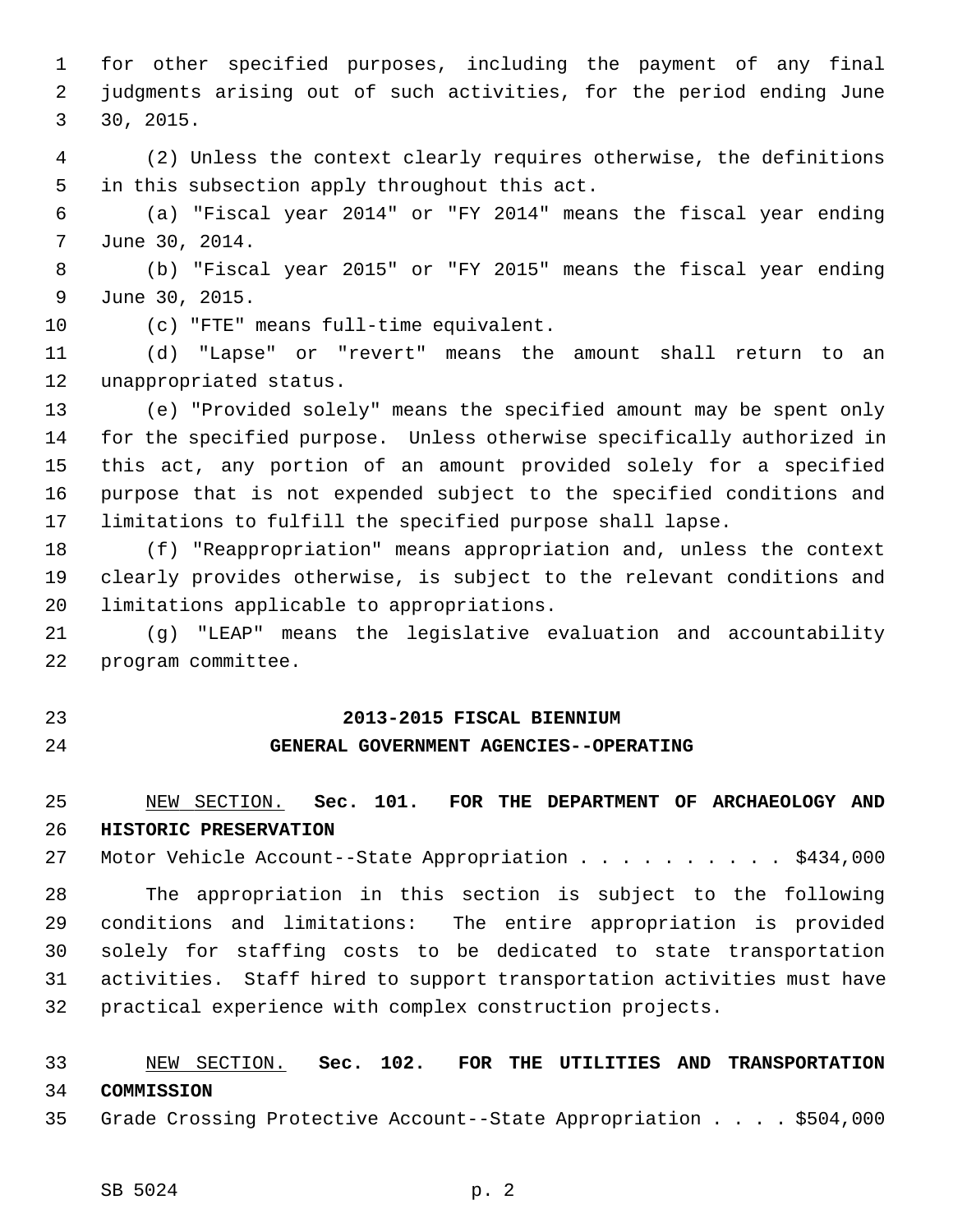for other specified purposes, including the payment of any final judgments arising out of such activities, for the period ending June 30, 2015.

(2) Unless the context clearly requires otherwise, the definitions in this subsection apply throughout this act.

(a) "Fiscal year 2014" or "FY 2014" means the fiscal year ending June 30, 2014.

(b) "Fiscal year 2015" or "FY 2015" means the fiscal year ending June 30, 2015.

(c) "FTE" means full-time equivalent.

(d) "Lapse" or "revert" means the amount shall return to an unappropriated status.

(e) "Provided solely" means the specified amount may be spent only for the specified purpose. Unless otherwise specifically authorized in this act, any portion of an amount provided solely for a specified purpose that is not expended subject to the specified conditions and limitations to fulfill the specified purpose shall lapse.

(f) "Reappropriation" means appropriation and, unless the context clearly provides otherwise, is subject to the relevant conditions and limitations applicable to appropriations.

(g) "LEAP" means the legislative evaluation and accountability program committee.

**2013-2015 FISCAL BIENNIUM**

**GENERAL GOVERNMENT AGENCIES--OPERATING**

NEW SECTION. **Sec. 101. FOR THE DEPARTMENT OF ARCHAEOLOGY AND HISTORIC PRESERVATION**

Motor Vehicle Account--State Appropriation . . . . . . . . . . $434,000

The appropriation in this section is subject to the following conditions and limitations: The entire appropriation is provided solely for staffing costs to be dedicated to state transportation activities. Staff hired to support transportation activities must have practical experience with complex construction projects.

NEW SECTION. **Sec. 102. FOR THE UTILITIES AND TRANSPORTATION COMMISSION**

Grade Crossing Protective Account--State Appropriation . . . . $504,000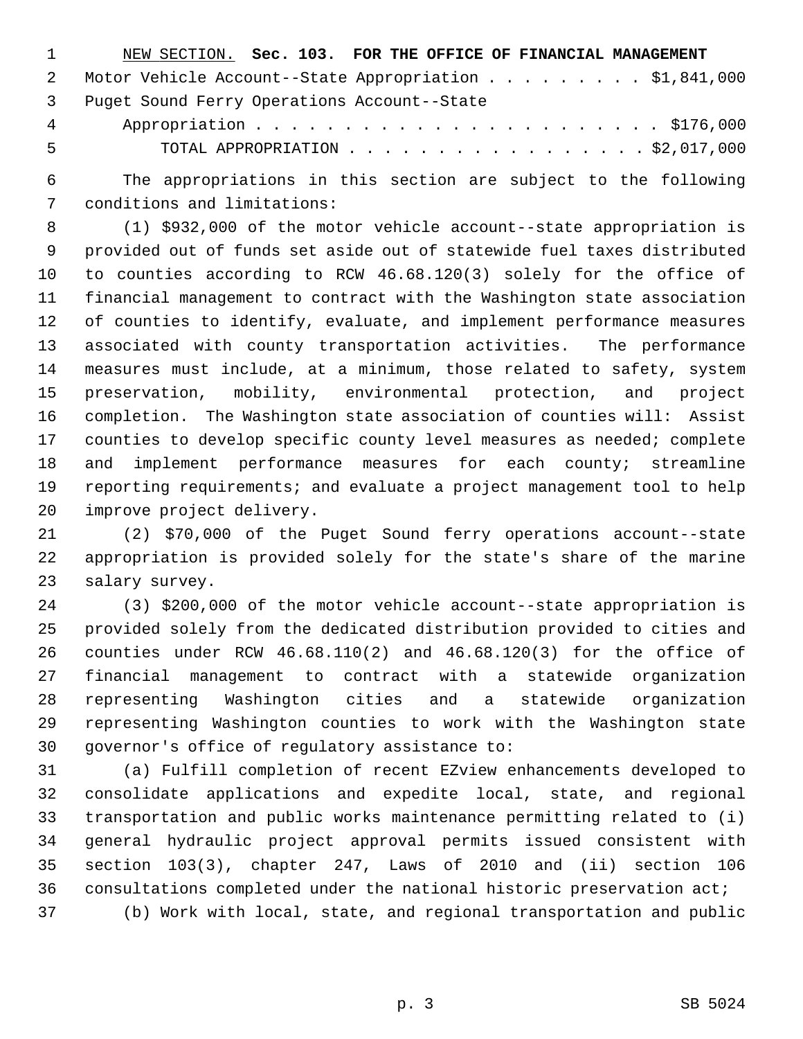NEW SECTION. **Sec. 103. FOR THE OFFICE OF FINANCIAL MANAGEMENT**

Motor Vehicle Account--State Appropriation . . . . . . . . . $1,841,000

Puget Sound Ferry Operations Account--State Appropriation . . . . . . . . . . . . . . . . . . . . . . . . $176,000

TOTAL APPROPRIATION . . . . . . . . . . . . . . . . . . $2,017,000

The appropriations in this section are subject to the following conditions and limitations:

(1) $932,000 of the motor vehicle account--state appropriation is provided out of funds set aside out of statewide fuel taxes distributed to counties according to RCW 46.68.120(3) solely for the office of financial management to contract with the Washington state association of counties to identify, evaluate, and implement performance measures associated with county transportation activities. The performance measures must include, at a minimum, those related to safety, system preservation, mobility, environmental protection, and project completion. The Washington state association of counties will: Assist counties to develop specific county level measures as needed; complete and implement performance measures for each county; streamline reporting requirements; and evaluate a project management tool to help improve project delivery.

(2) $70,000 of the Puget Sound ferry operations account--state appropriation is provided solely for the state's share of the marine salary survey.

(3) $200,000 of the motor vehicle account--state appropriation is provided solely from the dedicated distribution provided to cities and counties under RCW 46.68.110(2) and 46.68.120(3) for the office of financial management to contract with a statewide organization representing Washington cities and a statewide organization representing Washington counties to work with the Washington state governor's office of regulatory assistance to:

(a) Fulfill completion of recent EZview enhancements developed to consolidate applications and expedite local, state, and regional transportation and public works maintenance permitting related to (i) general hydraulic project approval permits issued consistent with section 103(3), chapter 247, Laws of 2010 and (ii) section 106 consultations completed under the national historic preservation act;

(b) Work with local, state, and regional transportation and public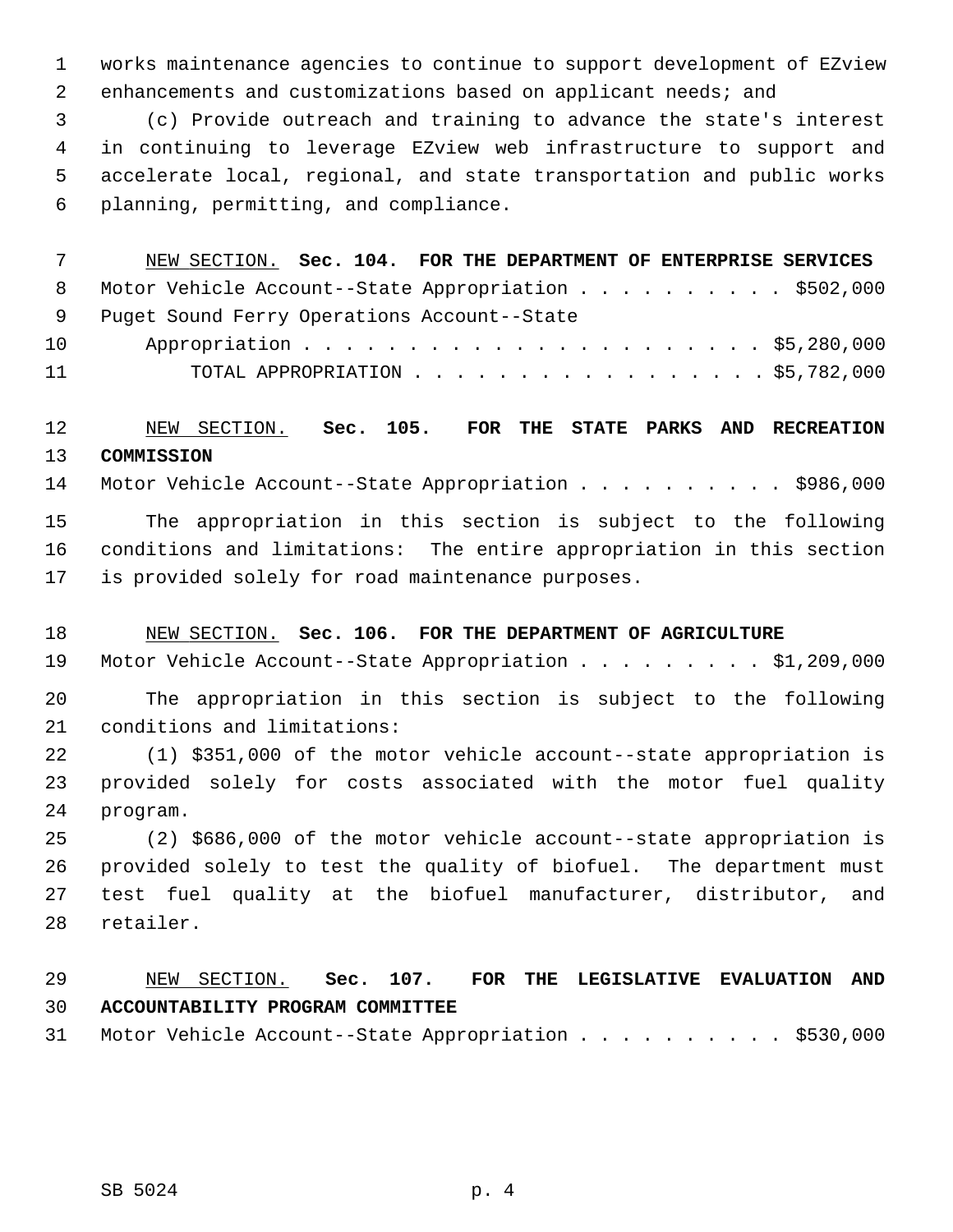works maintenance agencies to continue to support development of EZview enhancements and customizations based on applicant needs; and

(c) Provide outreach and training to advance the state's interest in continuing to leverage EZview web infrastructure to support and accelerate local, regional, and state transportation and public works planning, permitting, and compliance.

NEW SECTION. **Sec. 104. FOR THE DEPARTMENT OF ENTERPRISE SERVICES**

Motor Vehicle Account--State Appropriation . . . . . . . . . . $502,000

Puget Sound Ferry Operations Account--State Appropriation . . . . . . . . . . . . . . . . . . . . . . $5,280,000

TOTAL APPROPRIATION . . . . . . . . . . . . . . . . . $5,782,000

NEW SECTION. **Sec. 105. FOR THE STATE PARKS AND RECREATION COMMISSION**

Motor Vehicle Account--State Appropriation . . . . . . . . . . $986,000

The appropriation in this section is subject to the following conditions and limitations: The entire appropriation in this section is provided solely for road maintenance purposes.

NEW SECTION. **Sec. 106. FOR THE DEPARTMENT OF AGRICULTURE**

Motor Vehicle Account--State Appropriation . . . . . . . . . $1,209,000

The appropriation in this section is subject to the following conditions and limitations:

(1) $351,000 of the motor vehicle account--state appropriation is provided solely for costs associated with the motor fuel quality program.

(2) $686,000 of the motor vehicle account--state appropriation is provided solely to test the quality of biofuel. The department must test fuel quality at the biofuel manufacturer, distributor, and retailer.

NEW SECTION. **Sec. 107. FOR THE LEGISLATIVE EVALUATION AND ACCOUNTABILITY PROGRAM COMMITTEE**

Motor Vehicle Account--State Appropriation . . . . . . . . . . $530,000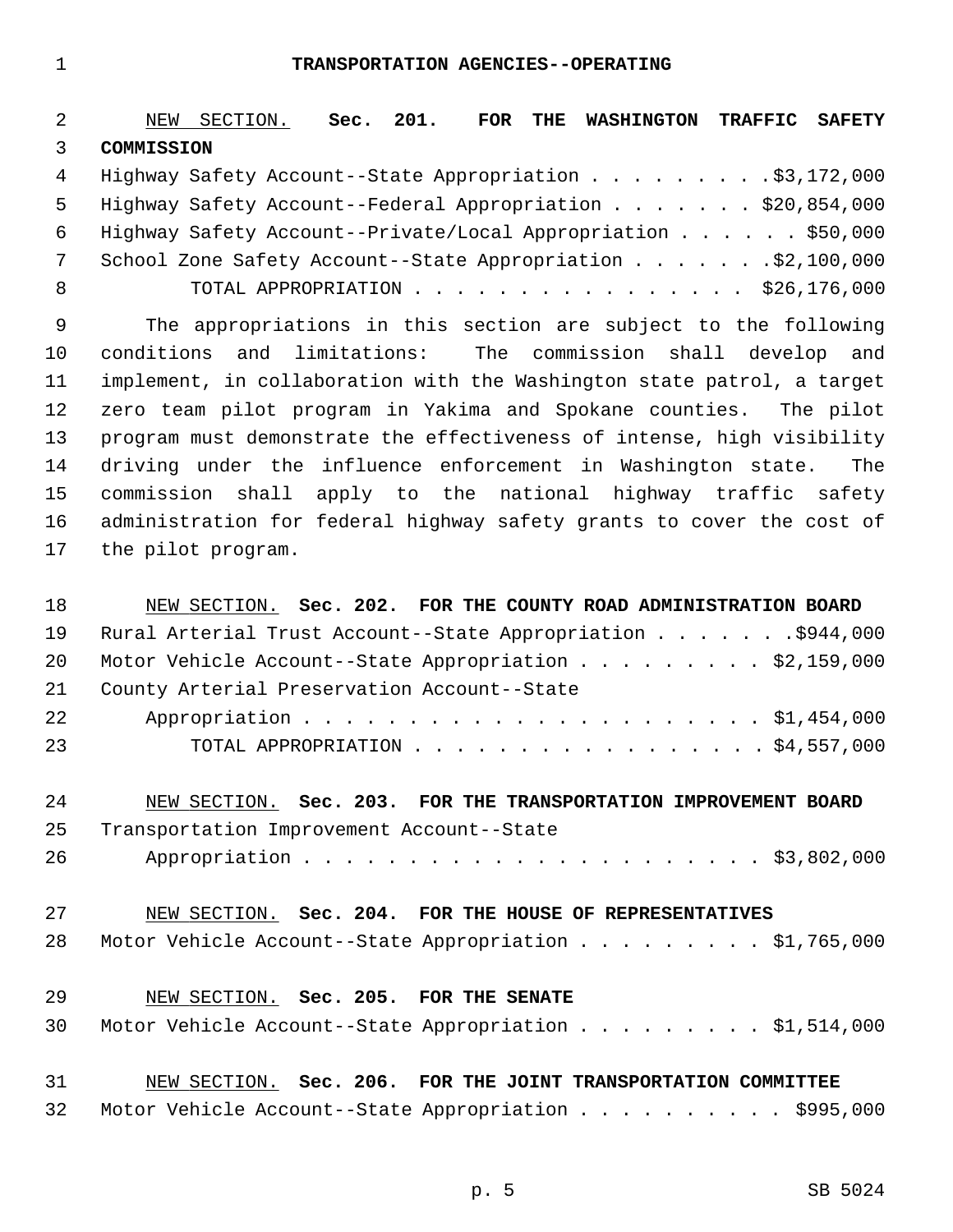# TRANSPORTATION AGENCIES--OPERATING

NEW SECTION. **Sec. 201. FOR THE WASHINGTON TRAFFIC SAFETY COMMISSION**

Highway Safety Account--State Appropriation . . . . . . . . . $3,172,000
Highway Safety Account--Federal Appropriation . . . . . . . $20,854,000
Highway Safety Account--Private/Local Appropriation . . . . . . $50,000
School Zone Safety Account--State Appropriation . . . . . . . $2,100,000
TOTAL APPROPRIATION . . . . . . . . . . . . . . . . $26,176,000

The appropriations in this section are subject to the following conditions and limitations: The commission shall develop and implement, in collaboration with the Washington state patrol, a target zero team pilot program in Yakima and Spokane counties. The pilot program must demonstrate the effectiveness of intense, high visibility driving under the influence enforcement in Washington state. The commission shall apply to the national highway traffic safety administration for federal highway safety grants to cover the cost of the pilot program.

NEW SECTION. **Sec. 202. FOR THE COUNTY ROAD ADMINISTRATION BOARD**

Rural Arterial Trust Account--State Appropriation . . . . . . . $944,000
Motor Vehicle Account--State Appropriation . . . . . . . . . $2,159,000
County Arterial Preservation Account--State
Appropriation . . . . . . . . . . . . . . . . . . . . . . $1,454,000
TOTAL APPROPRIATION . . . . . . . . . . . . . . . . . $4,557,000

NEW SECTION. **Sec. 203. FOR THE TRANSPORTATION IMPROVEMENT BOARD**

Transportation Improvement Account--State
Appropriation . . . . . . . . . . . . . . . . . . . . . . $3,802,000

NEW SECTION. **Sec. 204. FOR THE HOUSE OF REPRESENTATIVES**

Motor Vehicle Account--State Appropriation . . . . . . . . . $1,765,000

NEW SECTION. **Sec. 205. FOR THE SENATE**

Motor Vehicle Account--State Appropriation . . . . . . . . . $1,514,000

NEW SECTION. **Sec. 206. FOR THE JOINT TRANSPORTATION COMMITTEE**

Motor Vehicle Account--State Appropriation . . . . . . . . . . $995,000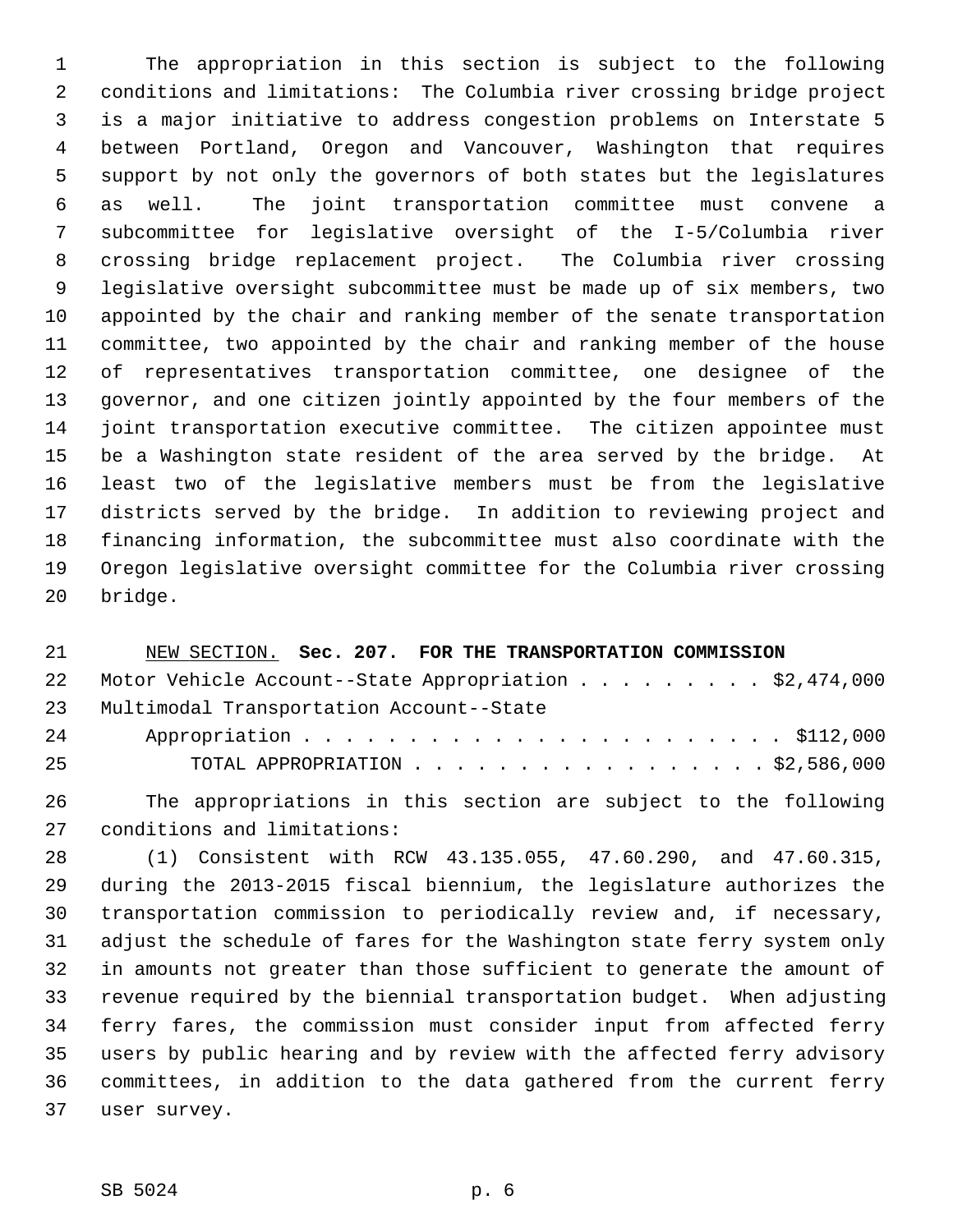The appropriation in this section is subject to the following conditions and limitations: The Columbia river crossing bridge project is a major initiative to address congestion problems on Interstate 5 between Portland, Oregon and Vancouver, Washington that requires support by not only the governors of both states but the legislatures as well. The joint transportation committee must convene a subcommittee for legislative oversight of the I-5/Columbia river crossing bridge replacement project. The Columbia river crossing legislative oversight subcommittee must be made up of six members, two appointed by the chair and ranking member of the senate transportation committee, two appointed by the chair and ranking member of the house of representatives transportation committee, one designee of the governor, and one citizen jointly appointed by the four members of the joint transportation executive committee. The citizen appointee must be a Washington state resident of the area served by the bridge. At least two of the legislative members must be from the legislative districts served by the bridge. In addition to reviewing project and financing information, the subcommittee must also coordinate with the Oregon legislative oversight committee for the Columbia river crossing bridge.

NEW SECTION. **Sec. 207. FOR THE TRANSPORTATION COMMISSION**

Motor Vehicle Account--State Appropriation . . . . . . . . . $2,474,000
Multimodal Transportation Account--State
Appropriation . . . . . . . . . . . . . . . . . . . . . . . $112,000
TOTAL APPROPRIATION . . . . . . . . . . . . . . . . . $2,586,000

The appropriations in this section are subject to the following conditions and limitations:

(1) Consistent with RCW 43.135.055, 47.60.290, and 47.60.315, during the 2013-2015 fiscal biennium, the legislature authorizes the transportation commission to periodically review and, if necessary, adjust the schedule of fares for the Washington state ferry system only in amounts not greater than those sufficient to generate the amount of revenue required by the biennial transportation budget. When adjusting ferry fares, the commission must consider input from affected ferry users by public hearing and by review with the affected ferry advisory committees, in addition to the data gathered from the current ferry user survey.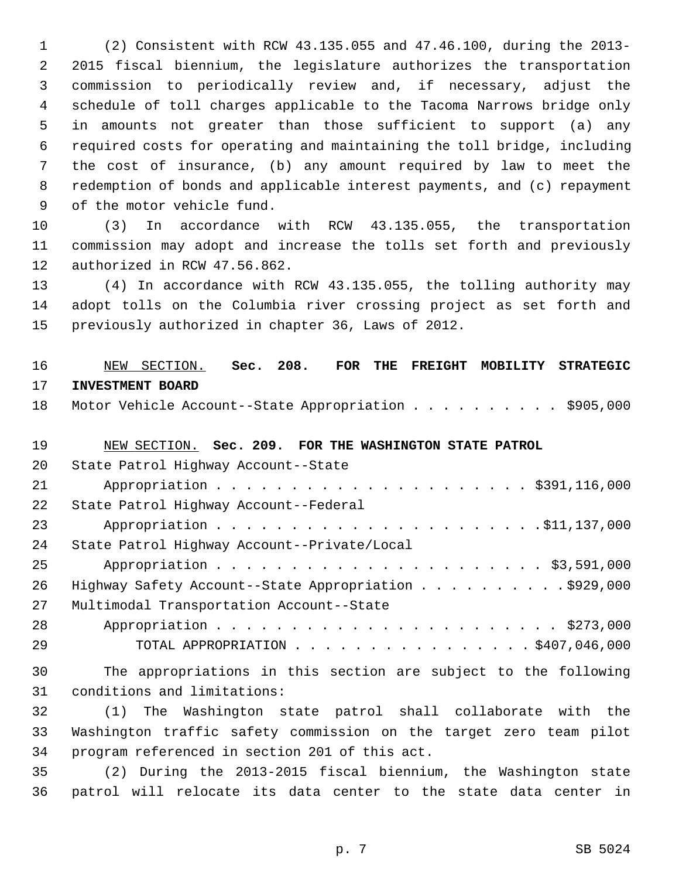(2) Consistent with RCW 43.135.055 and 47.46.100, during the 2013-2015 fiscal biennium, the legislature authorizes the transportation commission to periodically review and, if necessary, adjust the schedule of toll charges applicable to the Tacoma Narrows bridge only in amounts not greater than those sufficient to support (a) any required costs for operating and maintaining the toll bridge, including the cost of insurance, (b) any amount required by law to meet the redemption of bonds and applicable interest payments, and (c) repayment of the motor vehicle fund.

(3) In accordance with RCW 43.135.055, the transportation commission may adopt and increase the tolls set forth and previously authorized in RCW 47.56.862.

(4) In accordance with RCW 43.135.055, the tolling authority may adopt tolls on the Columbia river crossing project as set forth and previously authorized in chapter 36, Laws of 2012.

NEW SECTION. **Sec. 208. FOR THE FREIGHT MOBILITY STRATEGIC INVESTMENT BOARD**

Motor Vehicle Account--State Appropriation . . . . . . . . . . $905,000

NEW SECTION. **Sec. 209. FOR THE WASHINGTON STATE PATROL**

State Patrol Highway Account--State Appropriation . . . . . . . . . . . . . . . . . . . . . . $391,116,000

State Patrol Highway Account--Federal Appropriation . . . . . . . . . . . . . . . . . . . . . . .$11,137,000

State Patrol Highway Account--Private/Local Appropriation . . . . . . . . . . . . . . . . . . . . . . $3,591,000

Highway Safety Account--State Appropriation . . . . . . . . . .$929,000

Multimodal Transportation Account--State Appropriation . . . . . . . . . . . . . . . . . . . . . . . $273,000

TOTAL APPROPRIATION . . . . . . . . . . . . . . . . $407,046,000

The appropriations in this section are subject to the following conditions and limitations:

(1) The Washington state patrol shall collaborate with the Washington traffic safety commission on the target zero team pilot program referenced in section 201 of this act.

(2) During the 2013-2015 fiscal biennium, the Washington state patrol will relocate its data center to the state data center in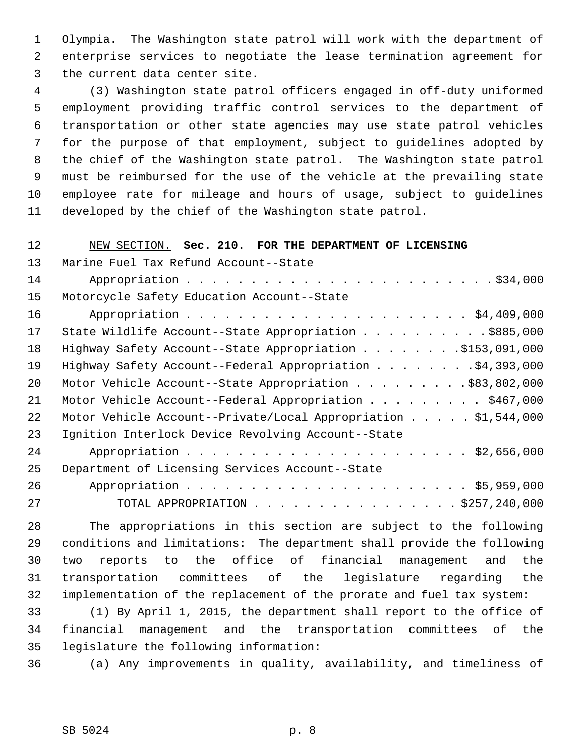Olympia. The Washington state patrol will work with the department of enterprise services to negotiate the lease termination agreement for the current data center site.

(3) Washington state patrol officers engaged in off-duty uniformed employment providing traffic control services to the department of transportation or other state agencies may use state patrol vehicles for the purpose of that employment, subject to guidelines adopted by the chief of the Washington state patrol. The Washington state patrol must be reimbursed for the use of the vehicle at the prevailing state employee rate for mileage and hours of usage, subject to guidelines developed by the chief of the Washington state patrol.

NEW SECTION. **Sec. 210. FOR THE DEPARTMENT OF LICENSING**

| | |
|---|---|
| Marine Fuel Tax Refund Account--State Appropriation | $34,000 |
| Motorcycle Safety Education Account--State Appropriation | $4,409,000 |
| State Wildlife Account--State Appropriation | $885,000 |
| Highway Safety Account--State Appropriation | $153,091,000 |
| Highway Safety Account--Federal Appropriation | $4,393,000 |
| Motor Vehicle Account--State Appropriation | $83,802,000 |
| Motor Vehicle Account--Federal Appropriation | $467,000 |
| Motor Vehicle Account--Private/Local Appropriation | $1,544,000 |
| Ignition Interlock Device Revolving Account--State Appropriation | $2,656,000 |
| Department of Licensing Services Account--State Appropriation | $5,959,000 |
| TOTAL APPROPRIATION | $257,240,000 |

The appropriations in this section are subject to the following conditions and limitations: The department shall provide the following two reports to the office of financial management and the transportation committees of the legislature regarding the implementation of the replacement of the prorate and fuel tax system:

(1) By April 1, 2015, the department shall report to the office of financial management and the transportation committees of the legislature the following information:

(a) Any improvements in quality, availability, and timeliness of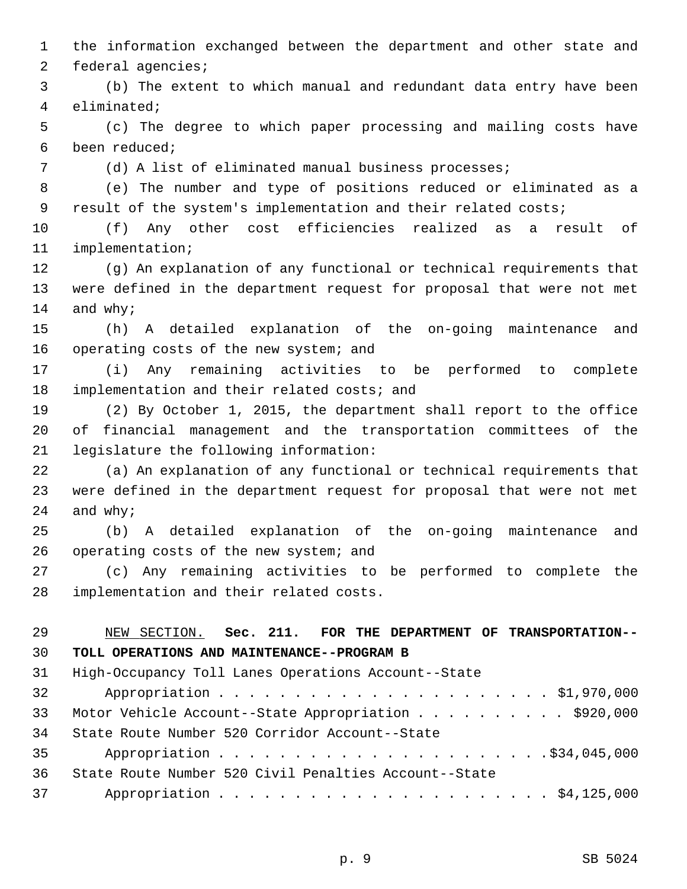the information exchanged between the department and other state and federal agencies;

(b) The extent to which manual and redundant data entry have been eliminated;

(c) The degree to which paper processing and mailing costs have been reduced;

(d) A list of eliminated manual business processes;

(e) The number and type of positions reduced or eliminated as a result of the system's implementation and their related costs;

(f) Any other cost efficiencies realized as a result of implementation;

(g) An explanation of any functional or technical requirements that were defined in the department request for proposal that were not met and why;

(h) A detailed explanation of the on-going maintenance and operating costs of the new system; and

(i) Any remaining activities to be performed to complete implementation and their related costs; and

(2) By October 1, 2015, the department shall report to the office of financial management and the transportation committees of the legislature the following information:

(a) An explanation of any functional or technical requirements that were defined in the department request for proposal that were not met and why;

(b) A detailed explanation of the on-going maintenance and operating costs of the new system; and

(c) Any remaining activities to be performed to complete the implementation and their related costs.

NEW SECTION. **Sec. 211. FOR THE DEPARTMENT OF TRANSPORTATION--TOLL OPERATIONS AND MAINTENANCE--PROGRAM B**

High-Occupancy Toll Lanes Operations Account--State Appropriation . . . . . . . . . . . . . . . . . . . . . . . $1,970,000

Motor Vehicle Account--State Appropriation . . . . . . . . . . $920,000

State Route Number 520 Corridor Account--State Appropriation . . . . . . . . . . . . . . . . . . . . . . .$34,045,000

State Route Number 520 Civil Penalties Account--State Appropriation . . . . . . . . . . . . . . . . . . . . . . . $4,125,000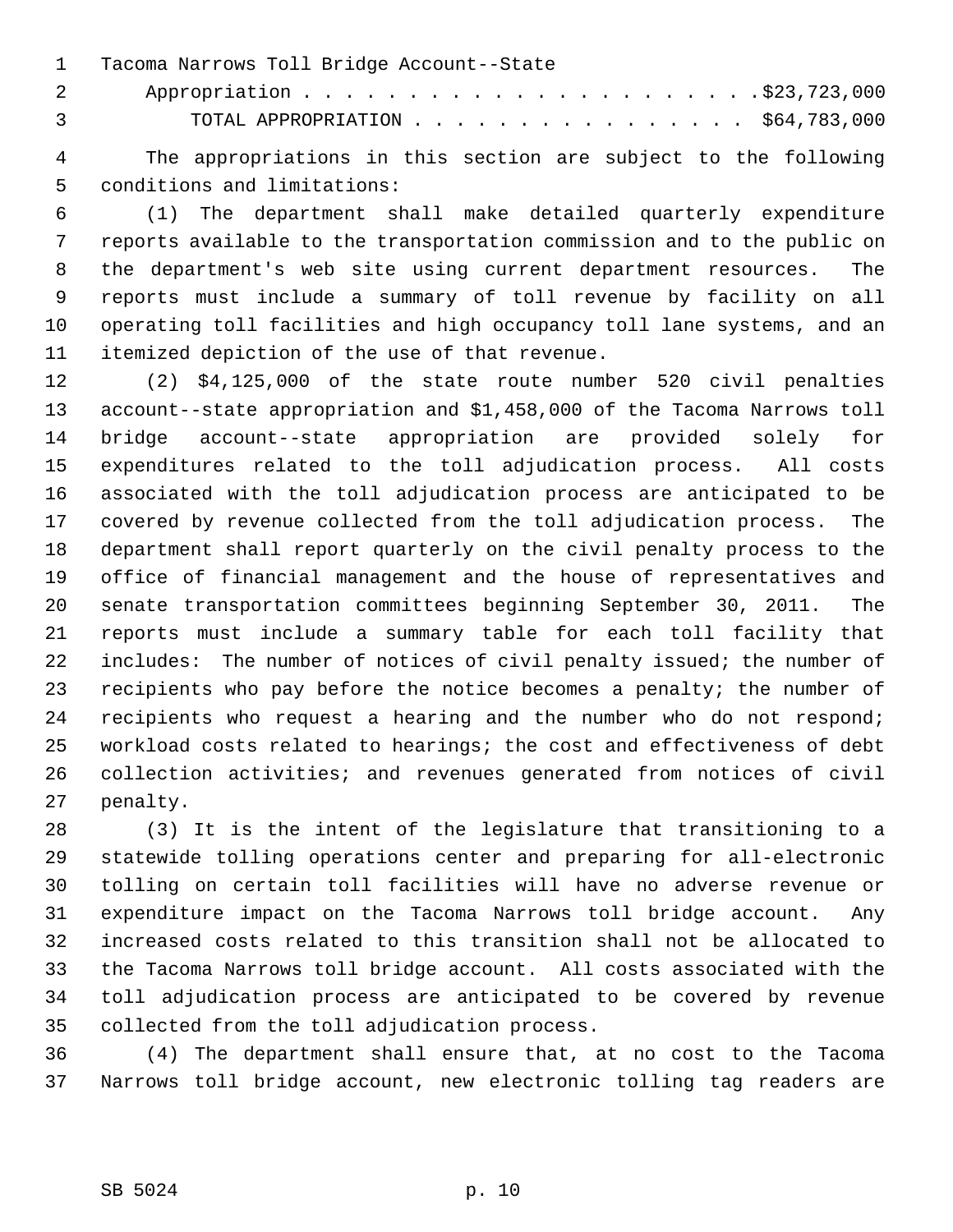Tacoma Narrows Toll Bridge Account--State Appropriation . . . . . . . . . . . . . . . . . . . . . .$23,723,000

TOTAL APPROPRIATION . . . . . . . . . . . . . . . . $64,783,000

The appropriations in this section are subject to the following conditions and limitations:

(1) The department shall make detailed quarterly expenditure reports available to the transportation commission and to the public on the department's web site using current department resources. The reports must include a summary of toll revenue by facility on all operating toll facilities and high occupancy toll lane systems, and an itemized depiction of the use of that revenue.

(2) $4,125,000 of the state route number 520 civil penalties account--state appropriation and $1,458,000 of the Tacoma Narrows toll bridge account--state appropriation are provided solely for expenditures related to the toll adjudication process. All costs associated with the toll adjudication process are anticipated to be covered by revenue collected from the toll adjudication process. The department shall report quarterly on the civil penalty process to the office of financial management and the house of representatives and senate transportation committees beginning September 30, 2011. The reports must include a summary table for each toll facility that includes: The number of notices of civil penalty issued; the number of recipients who pay before the notice becomes a penalty; the number of recipients who request a hearing and the number who do not respond; workload costs related to hearings; the cost and effectiveness of debt collection activities; and revenues generated from notices of civil penalty.

(3) It is the intent of the legislature that transitioning to a statewide tolling operations center and preparing for all-electronic tolling on certain toll facilities will have no adverse revenue or expenditure impact on the Tacoma Narrows toll bridge account. Any increased costs related to this transition shall not be allocated to the Tacoma Narrows toll bridge account. All costs associated with the toll adjudication process are anticipated to be covered by revenue collected from the toll adjudication process.

(4) The department shall ensure that, at no cost to the Tacoma Narrows toll bridge account, new electronic tolling tag readers are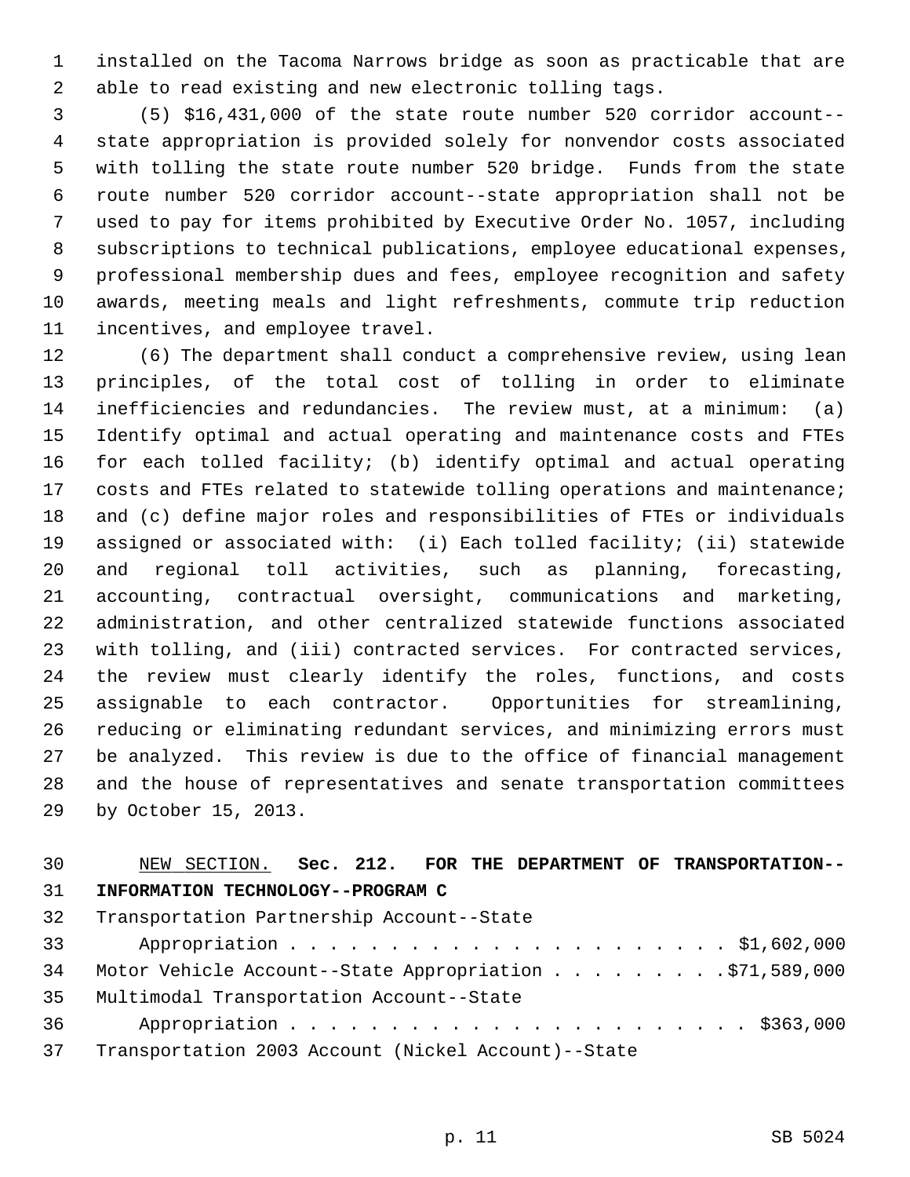installed on the Tacoma Narrows bridge as soon as practicable that are able to read existing and new electronic tolling tags.

(5) $16,431,000 of the state route number 520 corridor account--state appropriation is provided solely for nonvendor costs associated with tolling the state route number 520 bridge. Funds from the state route number 520 corridor account--state appropriation shall not be used to pay for items prohibited by Executive Order No. 1057, including subscriptions to technical publications, employee educational expenses, professional membership dues and fees, employee recognition and safety awards, meeting meals and light refreshments, commute trip reduction incentives, and employee travel.

(6) The department shall conduct a comprehensive review, using lean principles, of the total cost of tolling in order to eliminate inefficiencies and redundancies. The review must, at a minimum: (a) Identify optimal and actual operating and maintenance costs and FTEs for each tolled facility; (b) identify optimal and actual operating costs and FTEs related to statewide tolling operations and maintenance; and (c) define major roles and responsibilities of FTEs or individuals assigned or associated with: (i) Each tolled facility; (ii) statewide and regional toll activities, such as planning, forecasting, accounting, contractual oversight, communications and marketing, administration, and other centralized statewide functions associated with tolling, and (iii) contracted services. For contracted services, the review must clearly identify the roles, functions, and costs assignable to each contractor. Opportunities for streamlining, reducing or eliminating redundant services, and minimizing errors must be analyzed. This review is due to the office of financial management and the house of representatives and senate transportation committees by October 15, 2013.

NEW SECTION. **Sec. 212. FOR THE DEPARTMENT OF TRANSPORTATION--INFORMATION TECHNOLOGY--PROGRAM C**

Transportation Partnership Account--State Appropriation . . . . . . . . . . . . . . . . . . . . . . $1,602,000

Motor Vehicle Account--State Appropriation . . . . . . . . . $71,589,000

Multimodal Transportation Account--State Appropriation . . . . . . . . . . . . . . . . . . . . . . . $363,000

Transportation 2003 Account (Nickel Account)--State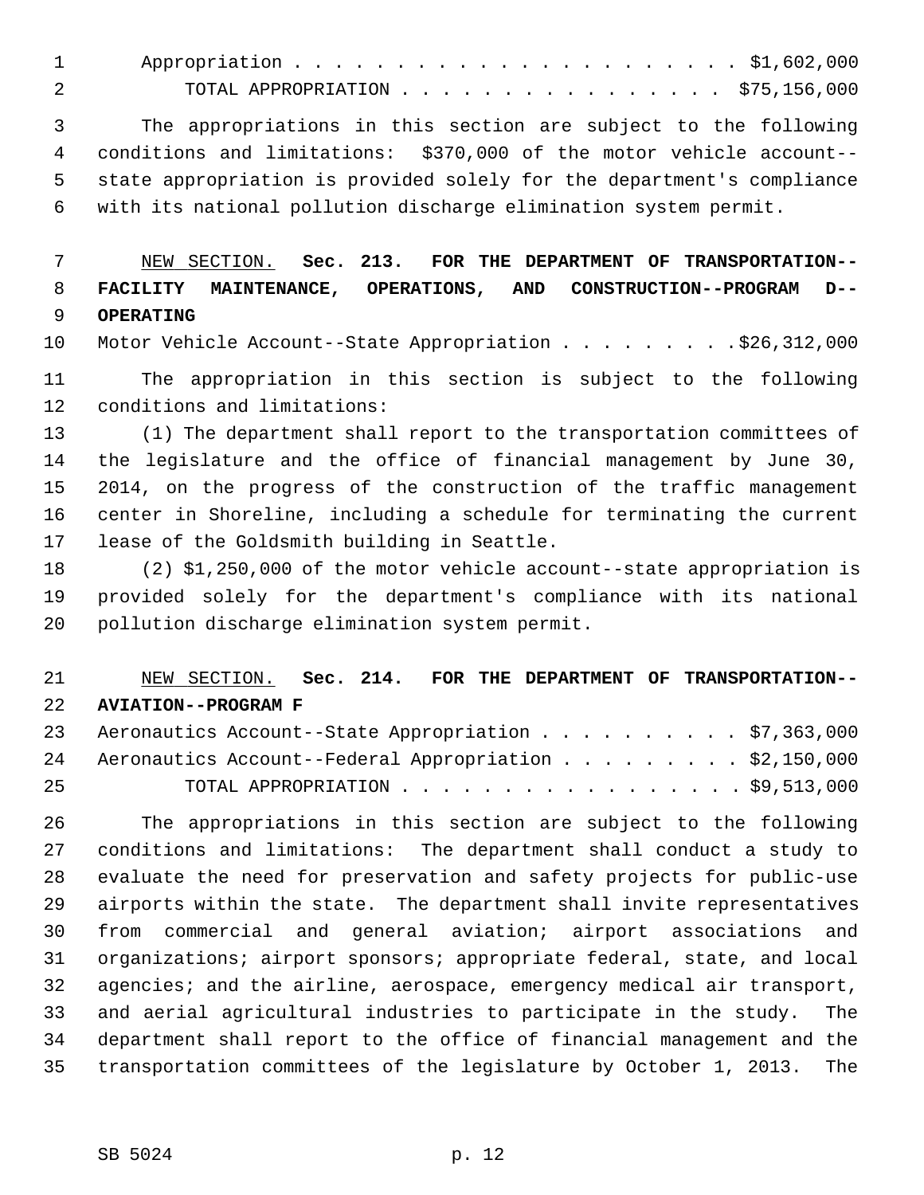Appropriation . . . . . . . . . . . . . . . . . . . . . . $1,602,000

TOTAL APPROPRIATION . . . . . . . . . . . . . . . . . $75,156,000

The appropriations in this section are subject to the following conditions and limitations: $370,000 of the motor vehicle account--state appropriation is provided solely for the department's compliance with its national pollution discharge elimination system permit.

NEW SECTION. **Sec. 213. FOR THE DEPARTMENT OF TRANSPORTATION--FACILITY MAINTENANCE, OPERATIONS, AND CONSTRUCTION--PROGRAM D--OPERATING**

Motor Vehicle Account--State Appropriation . . . . . . . . . $26,312,000

The appropriation in this section is subject to the following conditions and limitations:

(1) The department shall report to the transportation committees of the legislature and the office of financial management by June 30, 2014, on the progress of the construction of the traffic management center in Shoreline, including a schedule for terminating the current lease of the Goldsmith building in Seattle.

(2) $1,250,000 of the motor vehicle account--state appropriation is provided solely for the department's compliance with its national pollution discharge elimination system permit.

NEW SECTION. **Sec. 214. FOR THE DEPARTMENT OF TRANSPORTATION--AVIATION--PROGRAM F**

Aeronautics Account--State Appropriation . . . . . . . . . . $7,363,000

Aeronautics Account--Federal Appropriation . . . . . . . . . $2,150,000

TOTAL APPROPRIATION . . . . . . . . . . . . . . . . . $9,513,000

The appropriations in this section are subject to the following conditions and limitations: The department shall conduct a study to evaluate the need for preservation and safety projects for public-use airports within the state. The department shall invite representatives from commercial and general aviation; airport associations and organizations; airport sponsors; appropriate federal, state, and local agencies; and the airline, aerospace, emergency medical air transport, and aerial agricultural industries to participate in the study. The department shall report to the office of financial management and the transportation committees of the legislature by October 1, 2013. The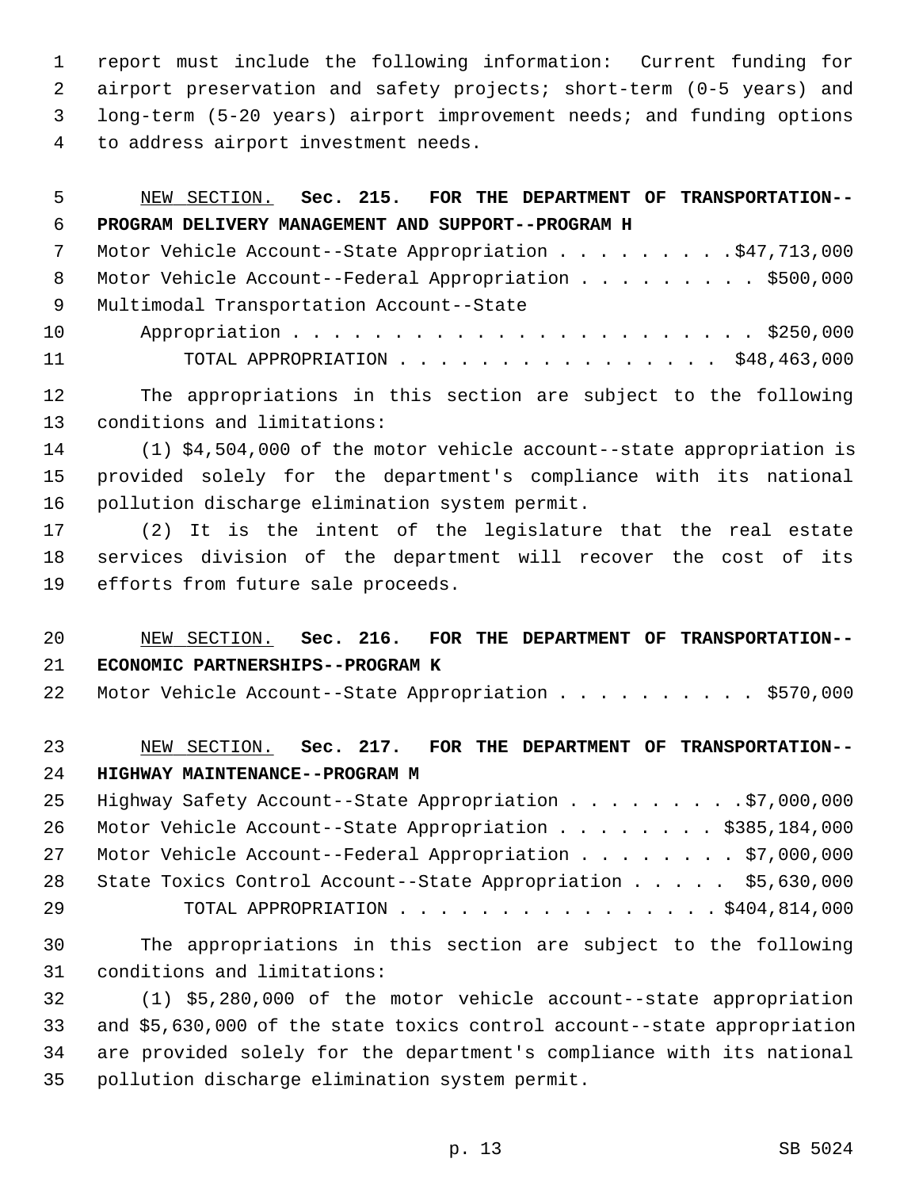report must include the following information: Current funding for airport preservation and safety projects; short-term (0-5 years) and long-term (5-20 years) airport improvement needs; and funding options to address airport investment needs.

NEW SECTION. **Sec. 215. FOR THE DEPARTMENT OF TRANSPORTATION--PROGRAM DELIVERY MANAGEMENT AND SUPPORT--PROGRAM H**

Motor Vehicle Account--State Appropriation . . . . . . . . . $47,713,000
Motor Vehicle Account--Federal Appropriation . . . . . . . . . $500,000
Multimodal Transportation Account--State Appropriation . . . . . . . . . . . . . . . . . . . . . . . $250,000
TOTAL APPROPRIATION . . . . . . . . . . . . . . . . $48,463,000

The appropriations in this section are subject to the following conditions and limitations:

(1) $4,504,000 of the motor vehicle account--state appropriation is provided solely for the department's compliance with its national pollution discharge elimination system permit.

(2) It is the intent of the legislature that the real estate services division of the department will recover the cost of its efforts from future sale proceeds.

NEW SECTION. **Sec. 216. FOR THE DEPARTMENT OF TRANSPORTATION--ECONOMIC PARTNERSHIPS--PROGRAM K**

Motor Vehicle Account--State Appropriation . . . . . . . . . . $570,000

NEW SECTION. **Sec. 217. FOR THE DEPARTMENT OF TRANSPORTATION--HIGHWAY MAINTENANCE--PROGRAM M**

Highway Safety Account--State Appropriation . . . . . . . . .$7,000,000
Motor Vehicle Account--State Appropriation . . . . . . . . $385,184,000
Motor Vehicle Account--Federal Appropriation . . . . . . . . $7,000,000
State Toxics Control Account--State Appropriation . . . . . $5,630,000
TOTAL APPROPRIATION . . . . . . . . . . . . . . . .$404,814,000

The appropriations in this section are subject to the following conditions and limitations:

(1) $5,280,000 of the motor vehicle account--state appropriation and $5,630,000 of the state toxics control account--state appropriation are provided solely for the department's compliance with its national pollution discharge elimination system permit.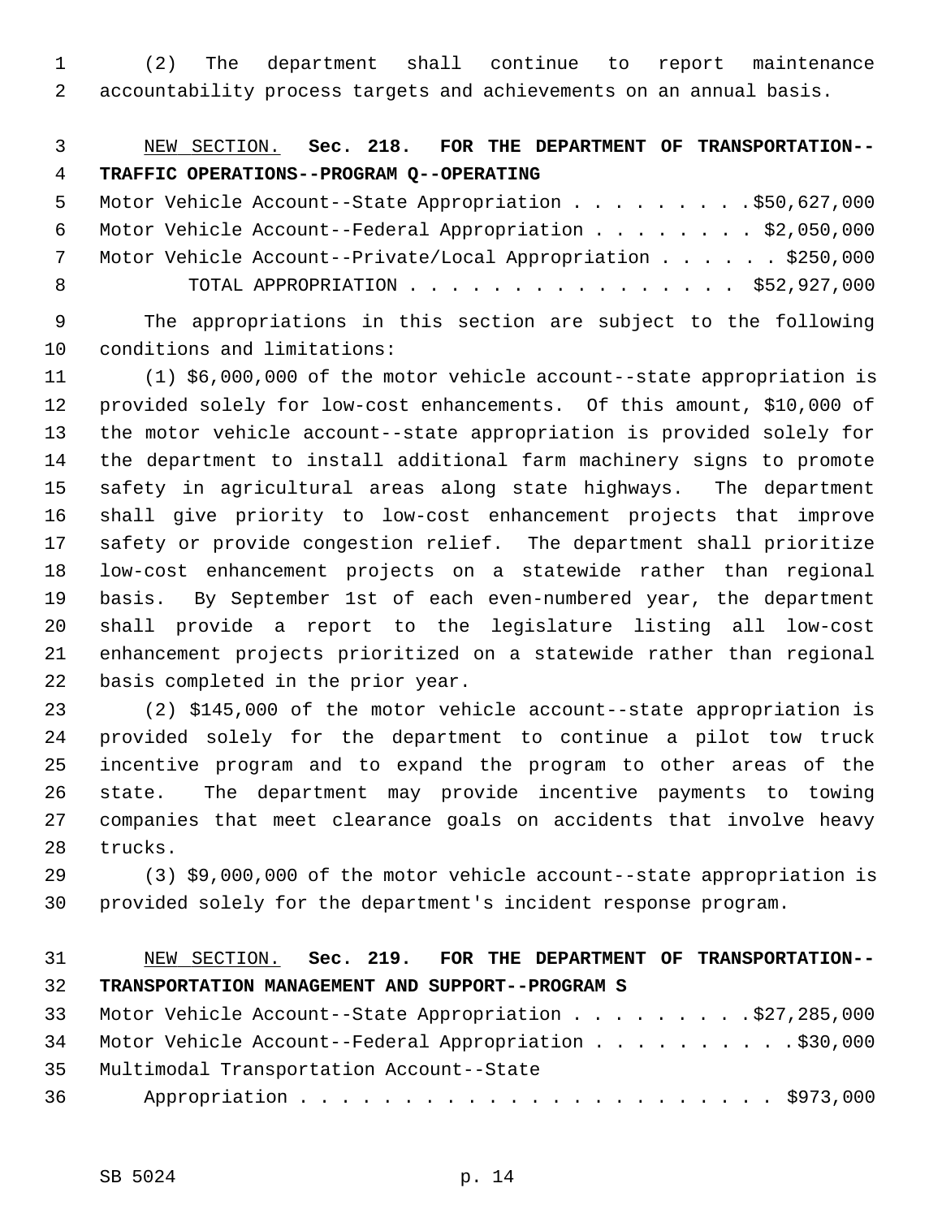(2) The department shall continue to report maintenance accountability process targets and achievements on an annual basis.

NEW SECTION. **Sec. 218. FOR THE DEPARTMENT OF TRANSPORTATION--TRAFFIC OPERATIONS--PROGRAM Q--OPERATING**

Motor Vehicle Account--State Appropriation . . . . . . . . . $50,627,000
Motor Vehicle Account--Federal Appropriation . . . . . . . . $2,050,000
Motor Vehicle Account--Private/Local Appropriation . . . . . . $250,000
TOTAL APPROPRIATION . . . . . . . . . . . . . . . . $52,927,000

The appropriations in this section are subject to the following conditions and limitations:

(1) $6,000,000 of the motor vehicle account--state appropriation is provided solely for low-cost enhancements. Of this amount, $10,000 of the motor vehicle account--state appropriation is provided solely for the department to install additional farm machinery signs to promote safety in agricultural areas along state highways. The department shall give priority to low-cost enhancement projects that improve safety or provide congestion relief. The department shall prioritize low-cost enhancement projects on a statewide rather than regional basis. By September 1st of each even-numbered year, the department shall provide a report to the legislature listing all low-cost enhancement projects prioritized on a statewide rather than regional basis completed in the prior year.

(2) $145,000 of the motor vehicle account--state appropriation is provided solely for the department to continue a pilot tow truck incentive program and to expand the program to other areas of the state. The department may provide incentive payments to towing companies that meet clearance goals on accidents that involve heavy trucks.

(3) $9,000,000 of the motor vehicle account--state appropriation is provided solely for the department's incident response program.

NEW SECTION. **Sec. 219. FOR THE DEPARTMENT OF TRANSPORTATION--TRANSPORTATION MANAGEMENT AND SUPPORT--PROGRAM S**

Motor Vehicle Account--State Appropriation . . . . . . . . . $27,285,000
Motor Vehicle Account--Federal Appropriation . . . . . . . . . . $30,000
Multimodal Transportation Account--State
Appropriation . . . . . . . . . . . . . . . . . . . . . . . $973,000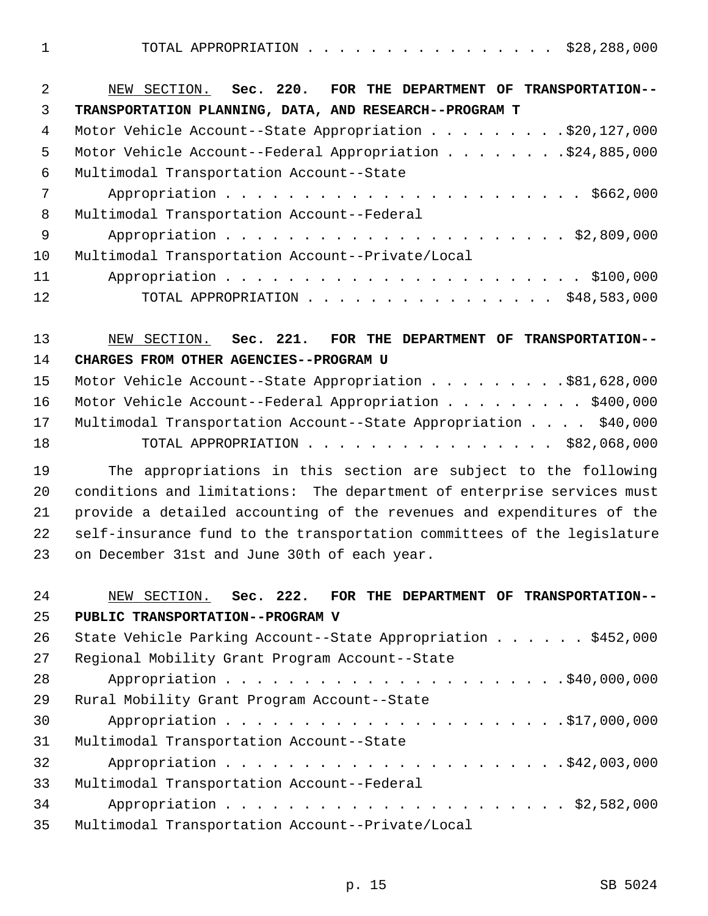TOTAL APPROPRIATION . . . . . . . . . . . . . . . . $28,288,000

NEW SECTION. **Sec. 220. FOR THE DEPARTMENT OF TRANSPORTATION--TRANSPORTATION PLANNING, DATA, AND RESEARCH--PROGRAM T**

Motor Vehicle Account--State Appropriation . . . . . . . . . $20,127,000
Motor Vehicle Account--Federal Appropriation . . . . . . . . $24,885,000
Multimodal Transportation Account--State
Appropriation . . . . . . . . . . . . . . . . . . . . . . $662,000
Multimodal Transportation Account--Federal
Appropriation . . . . . . . . . . . . . . . . . . . . . . $2,809,000
Multimodal Transportation Account--Private/Local
Appropriation . . . . . . . . . . . . . . . . . . . . . . $100,000
TOTAL APPROPRIATION . . . . . . . . . . . . . . . . $48,583,000

NEW SECTION. **Sec. 221. FOR THE DEPARTMENT OF TRANSPORTATION--CHARGES FROM OTHER AGENCIES--PROGRAM U**

Motor Vehicle Account--State Appropriation . . . . . . . . . $81,628,000
Motor Vehicle Account--Federal Appropriation . . . . . . . . . $400,000
Multimodal Transportation Account--State Appropriation . . . . $40,000
TOTAL APPROPRIATION . . . . . . . . . . . . . . . . $82,068,000

The appropriations in this section are subject to the following conditions and limitations: The department of enterprise services must provide a detailed accounting of the revenues and expenditures of the self-insurance fund to the transportation committees of the legislature on December 31st and June 30th of each year.

NEW SECTION. **Sec. 222. FOR THE DEPARTMENT OF TRANSPORTATION--PUBLIC TRANSPORTATION--PROGRAM V**

State Vehicle Parking Account--State Appropriation . . . . . . $452,000
Regional Mobility Grant Program Account--State
Appropriation . . . . . . . . . . . . . . . . . . . . . . $40,000,000
Rural Mobility Grant Program Account--State
Appropriation . . . . . . . . . . . . . . . . . . . . . . $17,000,000
Multimodal Transportation Account--State
Appropriation . . . . . . . . . . . . . . . . . . . . . . $42,003,000
Multimodal Transportation Account--Federal
Appropriation . . . . . . . . . . . . . . . . . . . . . . $2,582,000
Multimodal Transportation Account--Private/Local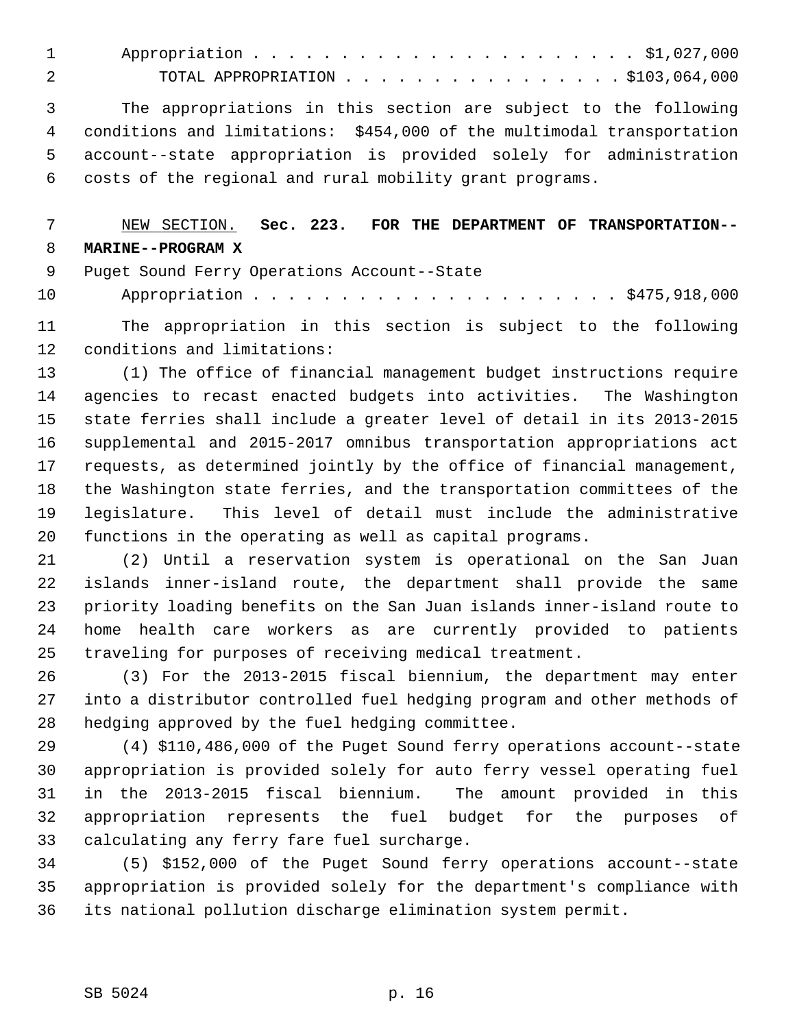Appropriation . . . . . . . . . . . . . . . . . . . . . . $1,027,000

TOTAL APPROPRIATION . . . . . . . . . . . . . . . . . $103,064,000

The appropriations in this section are subject to the following conditions and limitations: $454,000 of the multimodal transportation account--state appropriation is provided solely for administration costs of the regional and rural mobility grant programs.

NEW SECTION. **Sec. 223. FOR THE DEPARTMENT OF TRANSPORTATION--MARINE--PROGRAM X**

Puget Sound Ferry Operations Account--State

Appropriation . . . . . . . . . . . . . . . . . . . . . . $475,918,000

The appropriation in this section is subject to the following conditions and limitations:

(1) The office of financial management budget instructions require agencies to recast enacted budgets into activities. The Washington state ferries shall include a greater level of detail in its 2013-2015 supplemental and 2015-2017 omnibus transportation appropriations act requests, as determined jointly by the office of financial management, the Washington state ferries, and the transportation committees of the legislature. This level of detail must include the administrative functions in the operating as well as capital programs.

(2) Until a reservation system is operational on the San Juan islands inner-island route, the department shall provide the same priority loading benefits on the San Juan islands inner-island route to home health care workers as are currently provided to patients traveling for purposes of receiving medical treatment.

(3) For the 2013-2015 fiscal biennium, the department may enter into a distributor controlled fuel hedging program and other methods of hedging approved by the fuel hedging committee.

(4) $110,486,000 of the Puget Sound ferry operations account--state appropriation is provided solely for auto ferry vessel operating fuel in the 2013-2015 fiscal biennium. The amount provided in this appropriation represents the fuel budget for the purposes of calculating any ferry fare fuel surcharge.

(5) $152,000 of the Puget Sound ferry operations account--state appropriation is provided solely for the department's compliance with its national pollution discharge elimination system permit.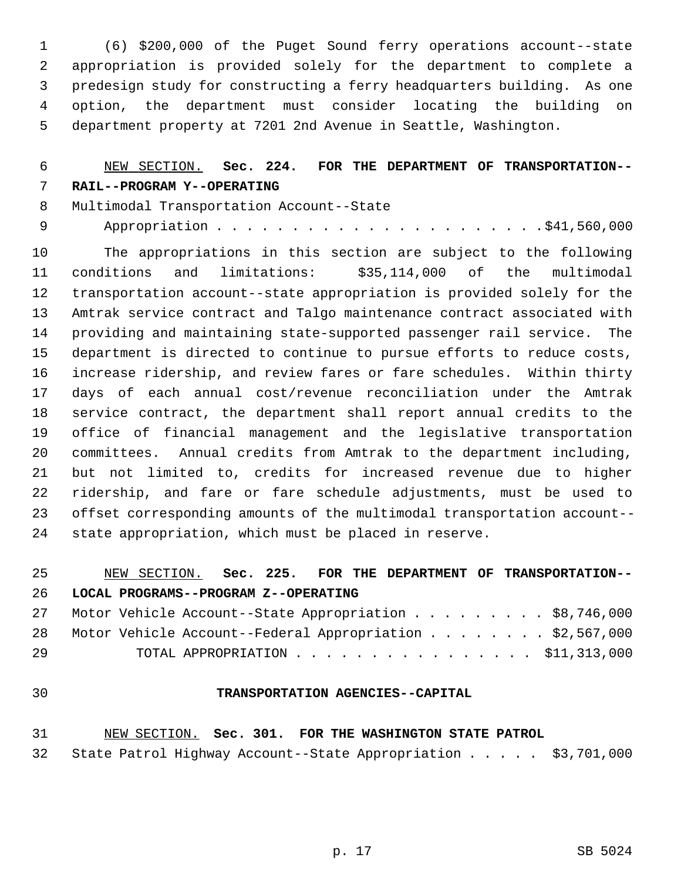(6) $200,000 of the Puget Sound ferry operations account--state appropriation is provided solely for the department to complete a predesign study for constructing a ferry headquarters building. As one option, the department must consider locating the building on department property at 7201 2nd Avenue in Seattle, Washington.

NEW SECTION. **Sec. 224. FOR THE DEPARTMENT OF TRANSPORTATION--RAIL--PROGRAM Y--OPERATING**

Multimodal Transportation Account--State Appropriation . . . . . . . . . . . . . . . . . . . . . .$41,560,000

The appropriations in this section are subject to the following conditions and limitations: $35,114,000 of the multimodal transportation account--state appropriation is provided solely for the Amtrak service contract and Talgo maintenance contract associated with providing and maintaining state-supported passenger rail service. The department is directed to continue to pursue efforts to reduce costs, increase ridership, and review fares or fare schedules. Within thirty days of each annual cost/revenue reconciliation under the Amtrak service contract, the department shall report annual credits to the office of financial management and the legislative transportation committees. Annual credits from Amtrak to the department including, but not limited to, credits for increased revenue due to higher ridership, and fare or fare schedule adjustments, must be used to offset corresponding amounts of the multimodal transportation account--state appropriation, which must be placed in reserve.

NEW SECTION. **Sec. 225. FOR THE DEPARTMENT OF TRANSPORTATION--LOCAL PROGRAMS--PROGRAM Z--OPERATING**

Motor Vehicle Account--State Appropriation . . . . . . . . . $8,746,000
Motor Vehicle Account--Federal Appropriation . . . . . . . . $2,567,000
TOTAL APPROPRIATION . . . . . . . . . . . . . . . . $11,313,000

**TRANSPORTATION AGENCIES--CAPITAL**

NEW SECTION. **Sec. 301. FOR THE WASHINGTON STATE PATROL**

State Patrol Highway Account--State Appropriation . . . . . $3,701,000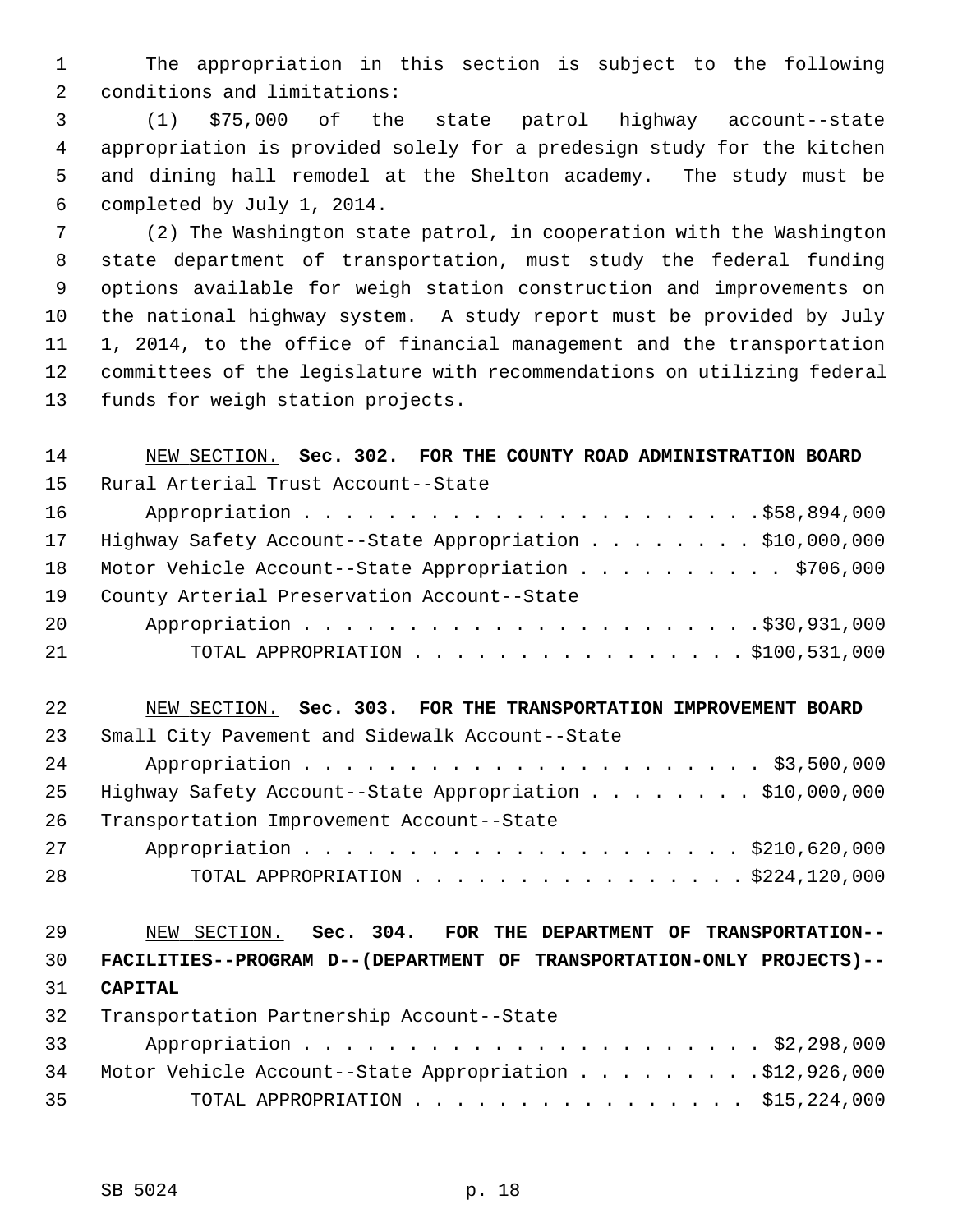The appropriation in this section is subject to the following conditions and limitations:

(1) $75,000 of the state patrol highway account--state appropriation is provided solely for a predesign study for the kitchen and dining hall remodel at the Shelton academy. The study must be completed by July 1, 2014.

(2) The Washington state patrol, in cooperation with the Washington state department of transportation, must study the federal funding options available for weigh station construction and improvements on the national highway system. A study report must be provided by July 1, 2014, to the office of financial management and the transportation committees of the legislature with recommendations on utilizing federal funds for weigh station projects.

NEW SECTION. **Sec. 302. FOR THE COUNTY ROAD ADMINISTRATION BOARD**

Rural Arterial Trust Account--State Appropriation . . . . . . . . . . . . . . . . . . . . . . $58,894,000
Highway Safety Account--State Appropriation . . . . . . . . $10,000,000
Motor Vehicle Account--State Appropriation . . . . . . . . . . $706,000
County Arterial Preservation Account--State Appropriation . . . . . . . . . . . . . . . . . . . . . . $30,931,000
TOTAL APPROPRIATION . . . . . . . . . . . . . . . . $100,531,000

NEW SECTION. **Sec. 303. FOR THE TRANSPORTATION IMPROVEMENT BOARD**

Small City Pavement and Sidewalk Account--State Appropriation . . . . . . . . . . . . . . . . . . . . . . $3,500,000
Highway Safety Account--State Appropriation . . . . . . . . $10,000,000
Transportation Improvement Account--State Appropriation . . . . . . . . . . . . . . . . . . . . . . $210,620,000
TOTAL APPROPRIATION . . . . . . . . . . . . . . . . $224,120,000

NEW SECTION. **Sec. 304. FOR THE DEPARTMENT OF TRANSPORTATION--FACILITIES--PROGRAM D--(DEPARTMENT OF TRANSPORTATION-ONLY PROJECTS)--CAPITAL**

Transportation Partnership Account--State Appropriation . . . . . . . . . . . . . . . . . . . . . . $2,298,000
Motor Vehicle Account--State Appropriation . . . . . . . . . $12,926,000
TOTAL APPROPRIATION . . . . . . . . . . . . . . . . $15,224,000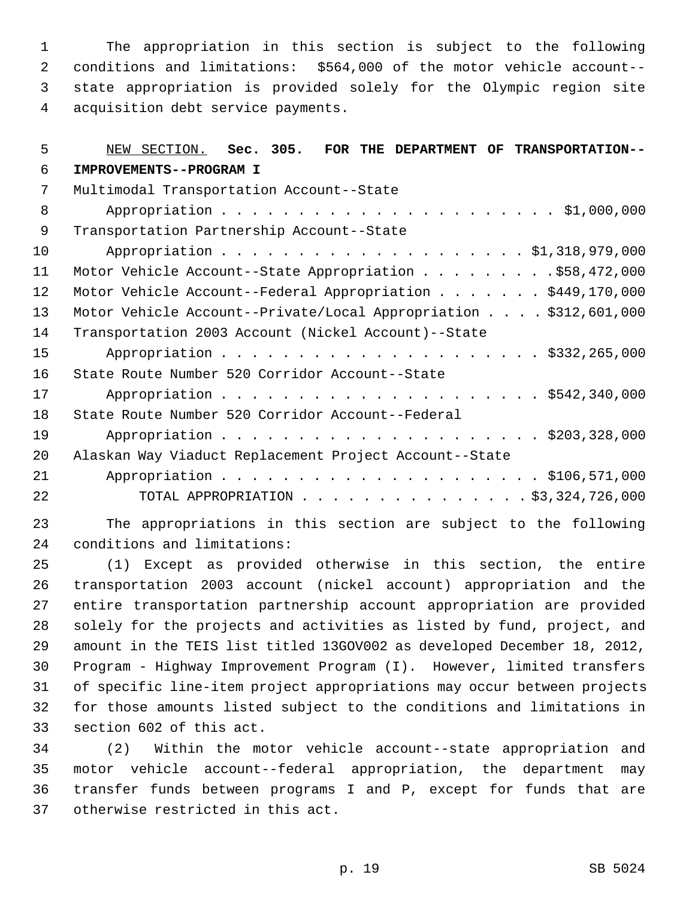The appropriation in this section is subject to the following conditions and limitations: $564,000 of the motor vehicle account--state appropriation is provided solely for the Olympic region site acquisition debt service payments.

NEW SECTION. **Sec. 305. FOR THE DEPARTMENT OF TRANSPORTATION--IMPROVEMENTS--PROGRAM I**

Multimodal Transportation Account--State Appropriation . . . . . . . . . . . . . . . . . . . . . . $1,000,000
Transportation Partnership Account--State Appropriation . . . . . . . . . . . . . . . . . . . . $1,318,979,000
Motor Vehicle Account--State Appropriation . . . . . . . . . $58,472,000
Motor Vehicle Account--Federal Appropriation . . . . . . . $449,170,000
Motor Vehicle Account--Private/Local Appropriation . . . . $312,601,000
Transportation 2003 Account (Nickel Account)--State Appropriation . . . . . . . . . . . . . . . . . . . . . $332,265,000
State Route Number 520 Corridor Account--State Appropriation . . . . . . . . . . . . . . . . . . . . . $542,340,000
State Route Number 520 Corridor Account--Federal Appropriation . . . . . . . . . . . . . . . . . . . . . $203,328,000
Alaskan Way Viaduct Replacement Project Account--State Appropriation . . . . . . . . . . . . . . . . . . . . . $106,571,000
TOTAL APPROPRIATION . . . . . . . . . . . . . . . $3,324,726,000

The appropriations in this section are subject to the following conditions and limitations:

(1) Except as provided otherwise in this section, the entire transportation 2003 account (nickel account) appropriation and the entire transportation partnership account appropriation are provided solely for the projects and activities as listed by fund, project, and amount in the TEIS list titled 13GOV002 as developed December 18, 2012, Program - Highway Improvement Program (I). However, limited transfers of specific line-item project appropriations may occur between projects for those amounts listed subject to the conditions and limitations in section 602 of this act.

(2) Within the motor vehicle account--state appropriation and motor vehicle account--federal appropriation, the department may transfer funds between programs I and P, except for funds that are otherwise restricted in this act.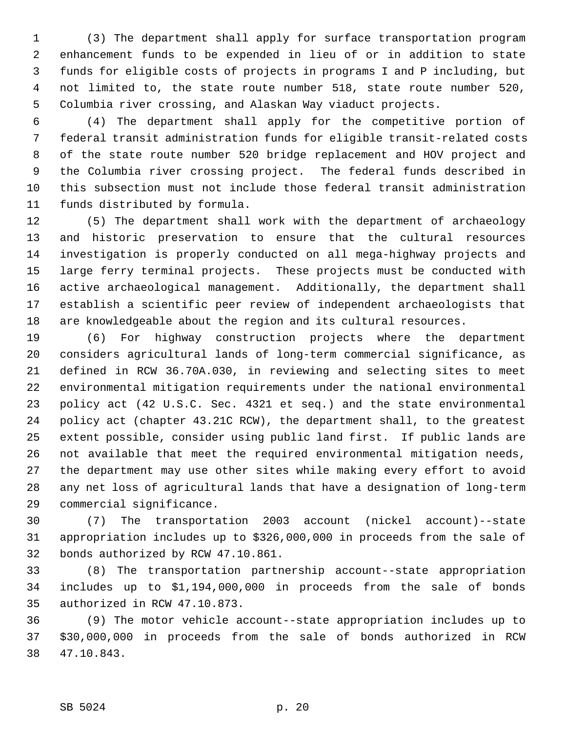(3) The department shall apply for surface transportation program enhancement funds to be expended in lieu of or in addition to state funds for eligible costs of projects in programs I and P including, but not limited to, the state route number 518, state route number 520, Columbia river crossing, and Alaskan Way viaduct projects.

(4) The department shall apply for the competitive portion of federal transit administration funds for eligible transit-related costs of the state route number 520 bridge replacement and HOV project and the Columbia river crossing project. The federal funds described in this subsection must not include those federal transit administration funds distributed by formula.

(5) The department shall work with the department of archaeology and historic preservation to ensure that the cultural resources investigation is properly conducted on all mega-highway projects and large ferry terminal projects. These projects must be conducted with active archaeological management. Additionally, the department shall establish a scientific peer review of independent archaeologists that are knowledgeable about the region and its cultural resources.

(6) For highway construction projects where the department considers agricultural lands of long-term commercial significance, as defined in RCW 36.70A.030, in reviewing and selecting sites to meet environmental mitigation requirements under the national environmental policy act (42 U.S.C. Sec. 4321 et seq.) and the state environmental policy act (chapter 43.21C RCW), the department shall, to the greatest extent possible, consider using public land first. If public lands are not available that meet the required environmental mitigation needs, the department may use other sites while making every effort to avoid any net loss of agricultural lands that have a designation of long-term commercial significance.

(7) The transportation 2003 account (nickel account)--state appropriation includes up to $326,000,000 in proceeds from the sale of bonds authorized by RCW 47.10.861.

(8) The transportation partnership account--state appropriation includes up to $1,194,000,000 in proceeds from the sale of bonds authorized in RCW 47.10.873.

(9) The motor vehicle account--state appropriation includes up to $30,000,000 in proceeds from the sale of bonds authorized in RCW 47.10.843.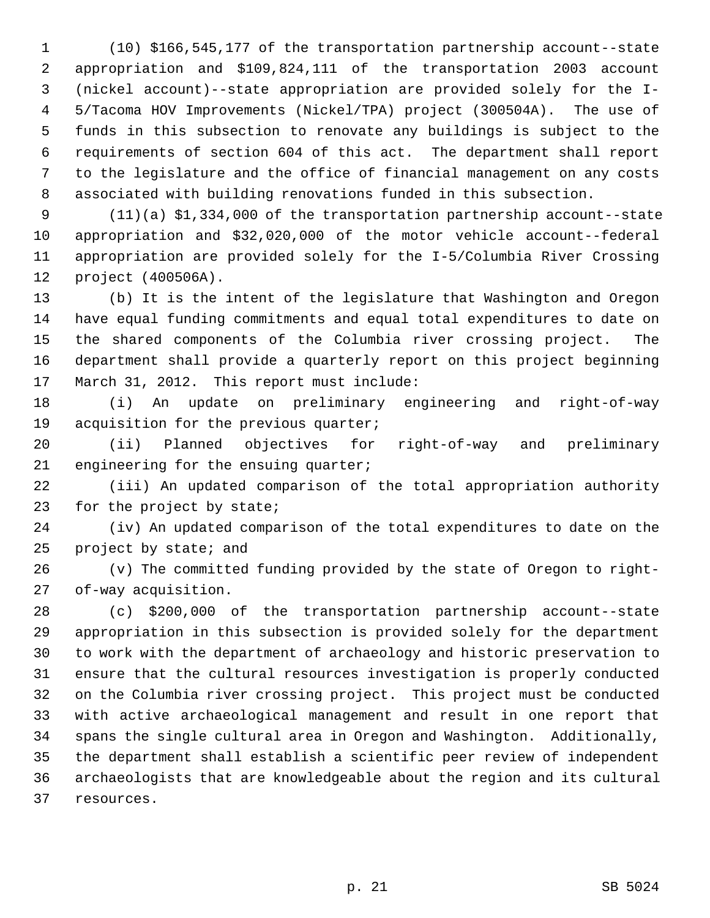(10) $166,545,177 of the transportation partnership account--state appropriation and $109,824,111 of the transportation 2003 account (nickel account)--state appropriation are provided solely for the I-5/Tacoma HOV Improvements (Nickel/TPA) project (300504A). The use of funds in this subsection to renovate any buildings is subject to the requirements of section 604 of this act. The department shall report to the legislature and the office of financial management on any costs associated with building renovations funded in this subsection.

(11)(a) $1,334,000 of the transportation partnership account--state appropriation and $32,020,000 of the motor vehicle account--federal appropriation are provided solely for the I-5/Columbia River Crossing project (400506A).

(b) It is the intent of the legislature that Washington and Oregon have equal funding commitments and equal total expenditures to date on the shared components of the Columbia river crossing project. The department shall provide a quarterly report on this project beginning March 31, 2012. This report must include:

(i) An update on preliminary engineering and right-of-way acquisition for the previous quarter;

(ii) Planned objectives for right-of-way and preliminary engineering for the ensuing quarter;

(iii) An updated comparison of the total appropriation authority for the project by state;

(iv) An updated comparison of the total expenditures to date on the project by state; and

(v) The committed funding provided by the state of Oregon to right-of-way acquisition.

(c) $200,000 of the transportation partnership account--state appropriation in this subsection is provided solely for the department to work with the department of archaeology and historic preservation to ensure that the cultural resources investigation is properly conducted on the Columbia river crossing project. This project must be conducted with active archaeological management and result in one report that spans the single cultural area in Oregon and Washington. Additionally, the department shall establish a scientific peer review of independent archaeologists that are knowledgeable about the region and its cultural resources.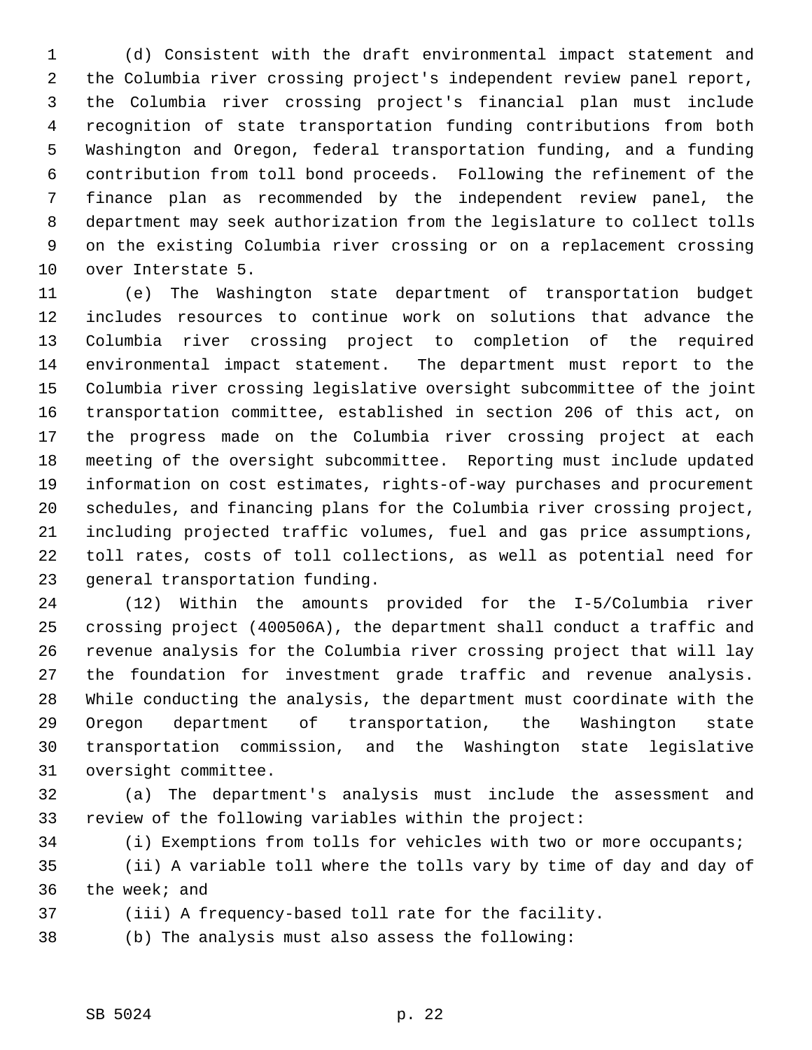(d) Consistent with the draft environmental impact statement and the Columbia river crossing project's independent review panel report, the Columbia river crossing project's financial plan must include recognition of state transportation funding contributions from both Washington and Oregon, federal transportation funding, and a funding contribution from toll bond proceeds. Following the refinement of the finance plan as recommended by the independent review panel, the department may seek authorization from the legislature to collect tolls on the existing Columbia river crossing or on a replacement crossing over Interstate 5.

(e) The Washington state department of transportation budget includes resources to continue work on solutions that advance the Columbia river crossing project to completion of the required environmental impact statement. The department must report to the Columbia river crossing legislative oversight subcommittee of the joint transportation committee, established in section 206 of this act, on the progress made on the Columbia river crossing project at each meeting of the oversight subcommittee. Reporting must include updated information on cost estimates, rights-of-way purchases and procurement schedules, and financing plans for the Columbia river crossing project, including projected traffic volumes, fuel and gas price assumptions, toll rates, costs of toll collections, as well as potential need for general transportation funding.

(12) Within the amounts provided for the I-5/Columbia river crossing project (400506A), the department shall conduct a traffic and revenue analysis for the Columbia river crossing project that will lay the foundation for investment grade traffic and revenue analysis. While conducting the analysis, the department must coordinate with the Oregon department of transportation, the Washington state transportation commission, and the Washington state legislative oversight committee.

(a) The department's analysis must include the assessment and review of the following variables within the project:

(i) Exemptions from tolls for vehicles with two or more occupants;

(ii) A variable toll where the tolls vary by time of day and day of the week; and

(iii) A frequency-based toll rate for the facility.

(b) The analysis must also assess the following: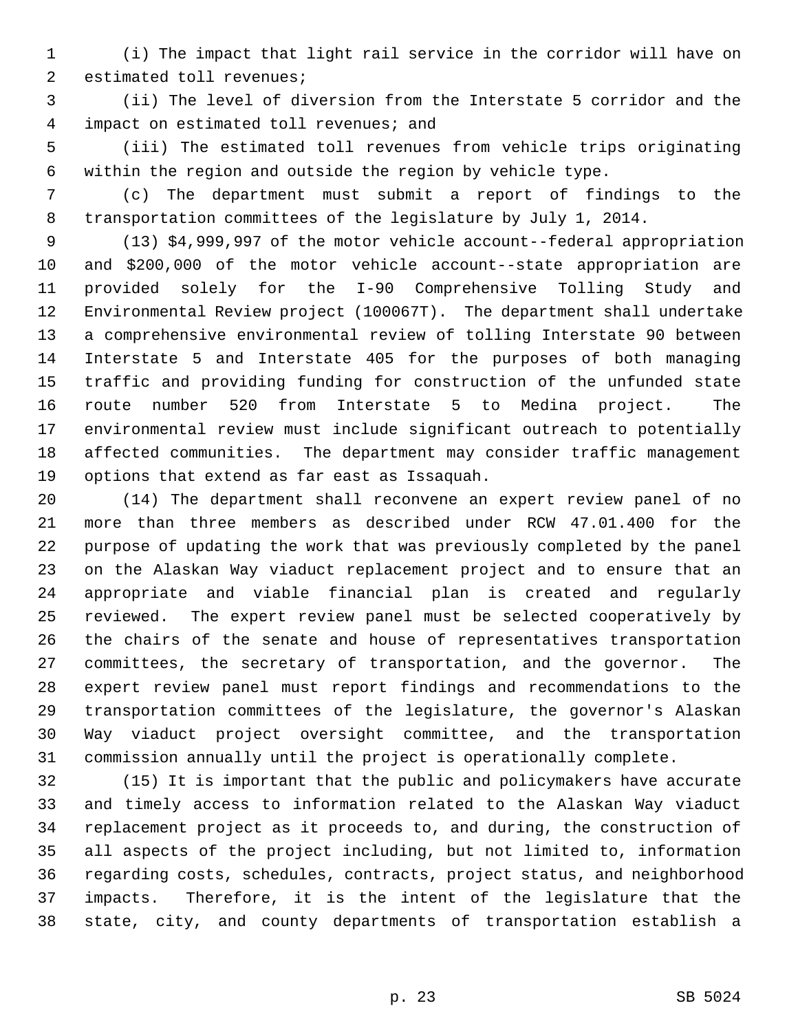(i) The impact that light rail service in the corridor will have on estimated toll revenues;

(ii) The level of diversion from the Interstate 5 corridor and the impact on estimated toll revenues; and

(iii) The estimated toll revenues from vehicle trips originating within the region and outside the region by vehicle type.

(c) The department must submit a report of findings to the transportation committees of the legislature by July 1, 2014.

(13) $4,999,997 of the motor vehicle account--federal appropriation and $200,000 of the motor vehicle account--state appropriation are provided solely for the I-90 Comprehensive Tolling Study and Environmental Review project (100067T). The department shall undertake a comprehensive environmental review of tolling Interstate 90 between Interstate 5 and Interstate 405 for the purposes of both managing traffic and providing funding for construction of the unfunded state route number 520 from Interstate 5 to Medina project. The environmental review must include significant outreach to potentially affected communities. The department may consider traffic management options that extend as far east as Issaquah.

(14) The department shall reconvene an expert review panel of no more than three members as described under RCW 47.01.400 for the purpose of updating the work that was previously completed by the panel on the Alaskan Way viaduct replacement project and to ensure that an appropriate and viable financial plan is created and regularly reviewed. The expert review panel must be selected cooperatively by the chairs of the senate and house of representatives transportation committees, the secretary of transportation, and the governor. The expert review panel must report findings and recommendations to the transportation committees of the legislature, the governor's Alaskan Way viaduct project oversight committee, and the transportation commission annually until the project is operationally complete.

(15) It is important that the public and policymakers have accurate and timely access to information related to the Alaskan Way viaduct replacement project as it proceeds to, and during, the construction of all aspects of the project including, but not limited to, information regarding costs, schedules, contracts, project status, and neighborhood impacts. Therefore, it is the intent of the legislature that the state, city, and county departments of transportation establish a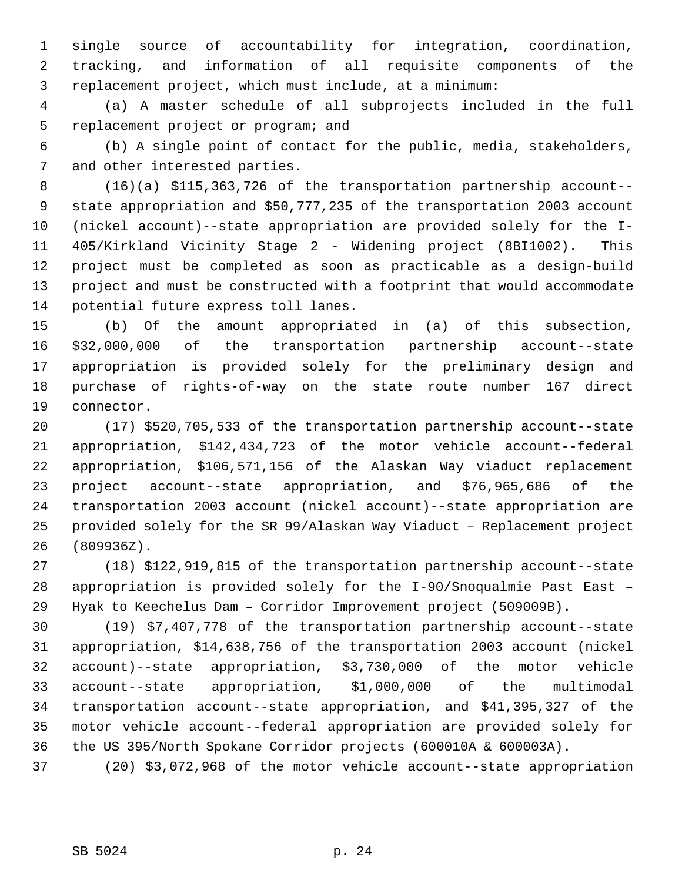single source of accountability for integration, coordination, tracking, and information of all requisite components of the replacement project, which must include, at a minimum:

(a) A master schedule of all subprojects included in the full replacement project or program; and

(b) A single point of contact for the public, media, stakeholders, and other interested parties.

(16)(a) $115,363,726 of the transportation partnership account--state appropriation and $50,777,235 of the transportation 2003 account (nickel account)--state appropriation are provided solely for the I-405/Kirkland Vicinity Stage 2 - Widening project (8BI1002). This project must be completed as soon as practicable as a design-build project and must be constructed with a footprint that would accommodate potential future express toll lanes.

(b) Of the amount appropriated in (a) of this subsection, $32,000,000 of the transportation partnership account--state appropriation is provided solely for the preliminary design and purchase of rights-of-way on the state route number 167 direct connector.

(17) $520,705,533 of the transportation partnership account--state appropriation, $142,434,723 of the motor vehicle account--federal appropriation, $106,571,156 of the Alaskan Way viaduct replacement project account--state appropriation, and $76,965,686 of the transportation 2003 account (nickel account)--state appropriation are provided solely for the SR 99/Alaskan Way Viaduct – Replacement project (809936Z).

(18) $122,919,815 of the transportation partnership account--state appropriation is provided solely for the I-90/Snoqualmie Past East – Hyak to Keechelus Dam – Corridor Improvement project (509009B).

(19) $7,407,778 of the transportation partnership account--state appropriation, $14,638,756 of the transportation 2003 account (nickel account)--state appropriation, $3,730,000 of the motor vehicle account--state appropriation, $1,000,000 of the multimodal transportation account--state appropriation, and $41,395,327 of the motor vehicle account--federal appropriation are provided solely for the US 395/North Spokane Corridor projects (600010A & 600003A).

(20) $3,072,968 of the motor vehicle account--state appropriation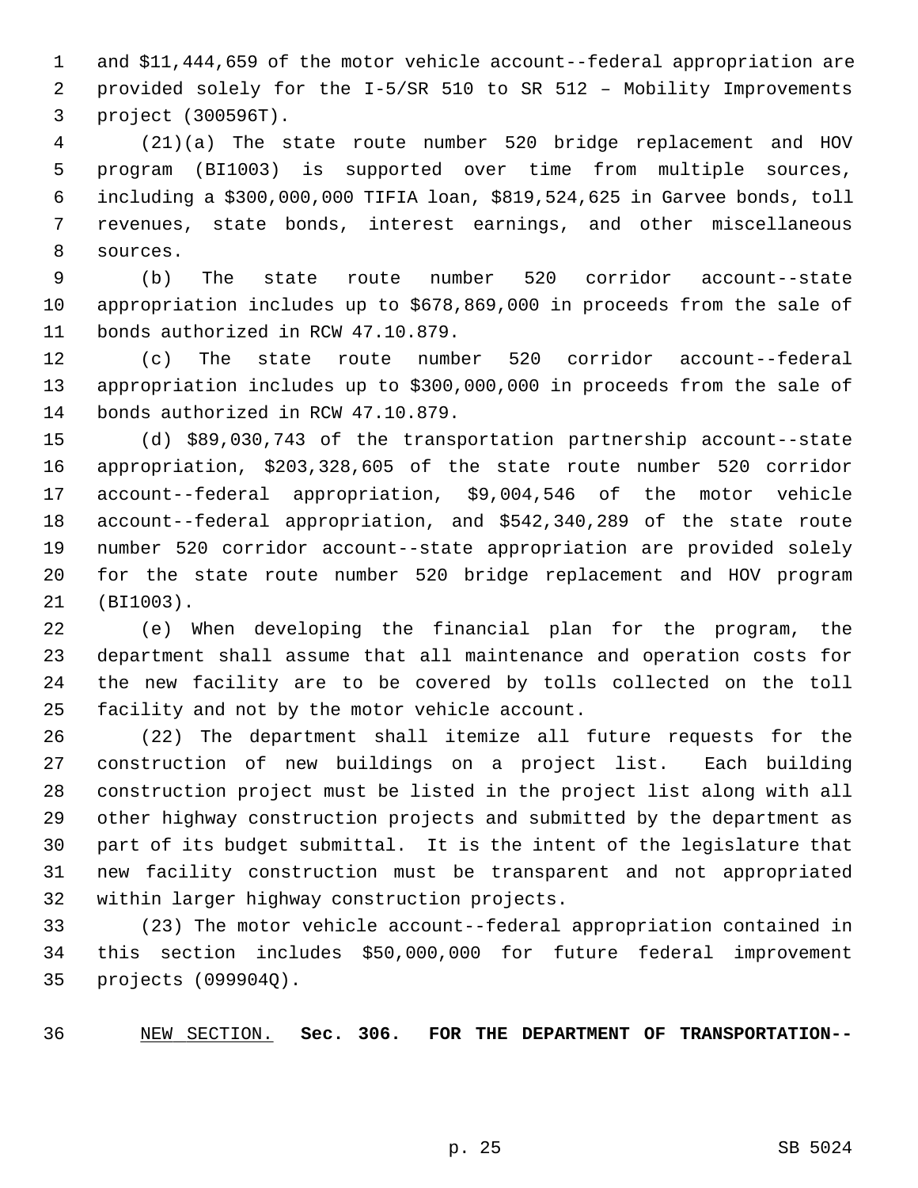and $11,444,659 of the motor vehicle account--federal appropriation are provided solely for the I-5/SR 510 to SR 512 – Mobility Improvements project (300596T).

(21)(a) The state route number 520 bridge replacement and HOV program (BI1003) is supported over time from multiple sources, including a $300,000,000 TIFIA loan, $819,524,625 in Garvee bonds, toll revenues, state bonds, interest earnings, and other miscellaneous sources.

(b) The state route number 520 corridor account--state appropriation includes up to $678,869,000 in proceeds from the sale of bonds authorized in RCW 47.10.879.

(c) The state route number 520 corridor account--federal appropriation includes up to $300,000,000 in proceeds from the sale of bonds authorized in RCW 47.10.879.

(d) $89,030,743 of the transportation partnership account--state appropriation, $203,328,605 of the state route number 520 corridor account--federal appropriation, $9,004,546 of the motor vehicle account--federal appropriation, and $542,340,289 of the state route number 520 corridor account--state appropriation are provided solely for the state route number 520 bridge replacement and HOV program (BI1003).

(e) When developing the financial plan for the program, the department shall assume that all maintenance and operation costs for the new facility are to be covered by tolls collected on the toll facility and not by the motor vehicle account.

(22) The department shall itemize all future requests for the construction of new buildings on a project list. Each building construction project must be listed in the project list along with all other highway construction projects and submitted by the department as part of its budget submittal. It is the intent of the legislature that new facility construction must be transparent and not appropriated within larger highway construction projects.

(23) The motor vehicle account--federal appropriation contained in this section includes $50,000,000 for future federal improvement projects (099904Q).

NEW SECTION. **Sec. 306. FOR THE DEPARTMENT OF TRANSPORTATION--**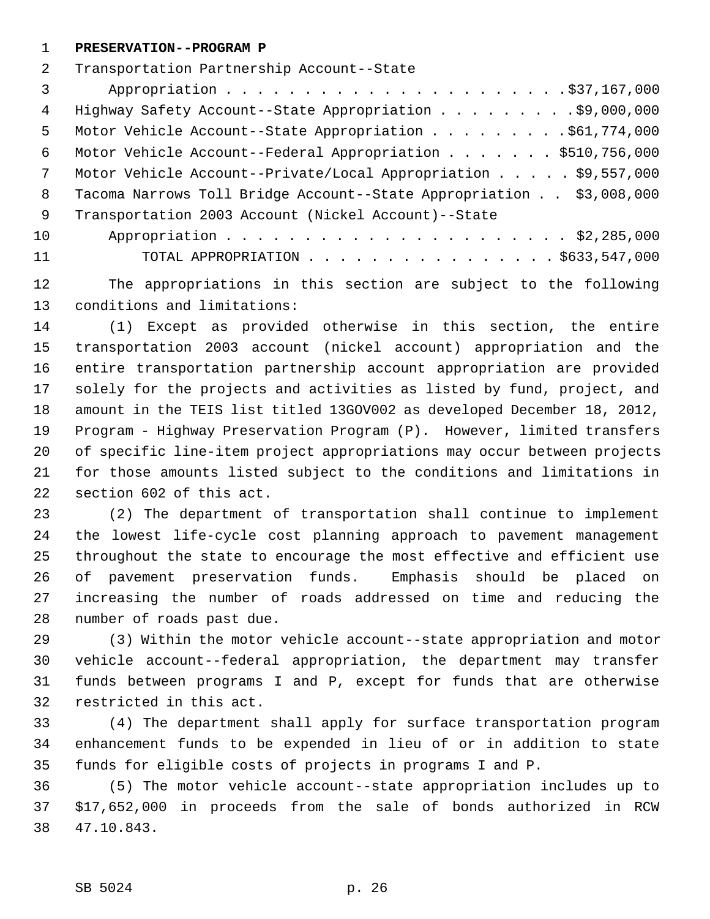**PRESERVATION--PROGRAM P**

| | |
|---|---|
| Transportation Partnership Account--State Appropriation | $37,167,000 |
| Highway Safety Account--State Appropriation | $9,000,000 |
| Motor Vehicle Account--State Appropriation | $61,774,000 |
| Motor Vehicle Account--Federal Appropriation | $510,756,000 |
| Motor Vehicle Account--Private/Local Appropriation | $9,557,000 |
| Tacoma Narrows Toll Bridge Account--State Appropriation | $3,008,000 |
| Transportation 2003 Account (Nickel Account)--State Appropriation | $2,285,000 |
| TOTAL APPROPRIATION | $633,547,000 |

The appropriations in this section are subject to the following conditions and limitations:

(1) Except as provided otherwise in this section, the entire transportation 2003 account (nickel account) appropriation and the entire transportation partnership account appropriation are provided solely for the projects and activities as listed by fund, project, and amount in the TEIS list titled 13GOV002 as developed December 18, 2012, Program - Highway Preservation Program (P). However, limited transfers of specific line-item project appropriations may occur between projects for those amounts listed subject to the conditions and limitations in section 602 of this act.

(2) The department of transportation shall continue to implement the lowest life-cycle cost planning approach to pavement management throughout the state to encourage the most effective and efficient use of pavement preservation funds. Emphasis should be placed on increasing the number of roads addressed on time and reducing the number of roads past due.

(3) Within the motor vehicle account--state appropriation and motor vehicle account--federal appropriation, the department may transfer funds between programs I and P, except for funds that are otherwise restricted in this act.

(4) The department shall apply for surface transportation program enhancement funds to be expended in lieu of or in addition to state funds for eligible costs of projects in programs I and P.

(5) The motor vehicle account--state appropriation includes up to $17,652,000 in proceeds from the sale of bonds authorized in RCW 47.10.843.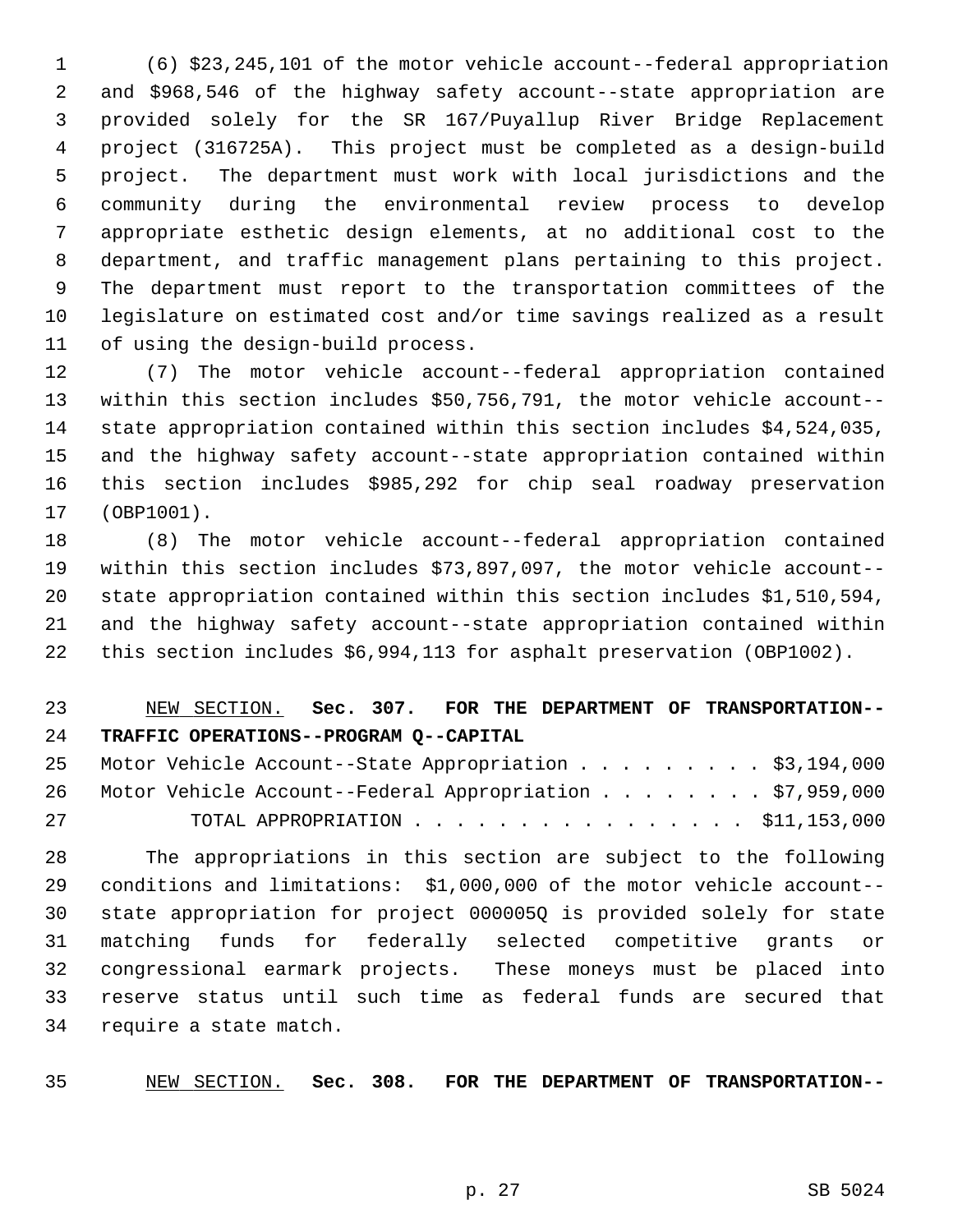(6) $23,245,101 of the motor vehicle account--federal appropriation and $968,546 of the highway safety account--state appropriation are provided solely for the SR 167/Puyallup River Bridge Replacement project (316725A). This project must be completed as a design-build project. The department must work with local jurisdictions and the community during the environmental review process to develop appropriate esthetic design elements, at no additional cost to the department, and traffic management plans pertaining to this project. The department must report to the transportation committees of the legislature on estimated cost and/or time savings realized as a result of using the design-build process.

(7) The motor vehicle account--federal appropriation contained within this section includes $50,756,791, the motor vehicle account--state appropriation contained within this section includes $4,524,035, and the highway safety account--state appropriation contained within this section includes $985,292 for chip seal roadway preservation (OBP1001).

(8) The motor vehicle account--federal appropriation contained within this section includes $73,897,097, the motor vehicle account--state appropriation contained within this section includes $1,510,594, and the highway safety account--state appropriation contained within this section includes $6,994,113 for asphalt preservation (OBP1002).

NEW SECTION. **Sec. 307. FOR THE DEPARTMENT OF TRANSPORTATION--TRAFFIC OPERATIONS--PROGRAM Q--CAPITAL**

Motor Vehicle Account--State Appropriation . . . . . . . . . $3,194,000
Motor Vehicle Account--Federal Appropriation . . . . . . . . $7,959,000
TOTAL APPROPRIATION . . . . . . . . . . . . . . . . $11,153,000

The appropriations in this section are subject to the following conditions and limitations: $1,000,000 of the motor vehicle account--state appropriation for project 000005Q is provided solely for state matching funds for federally selected competitive grants or congressional earmark projects. These moneys must be placed into reserve status until such time as federal funds are secured that require a state match.

NEW SECTION. **Sec. 308. FOR THE DEPARTMENT OF TRANSPORTATION--**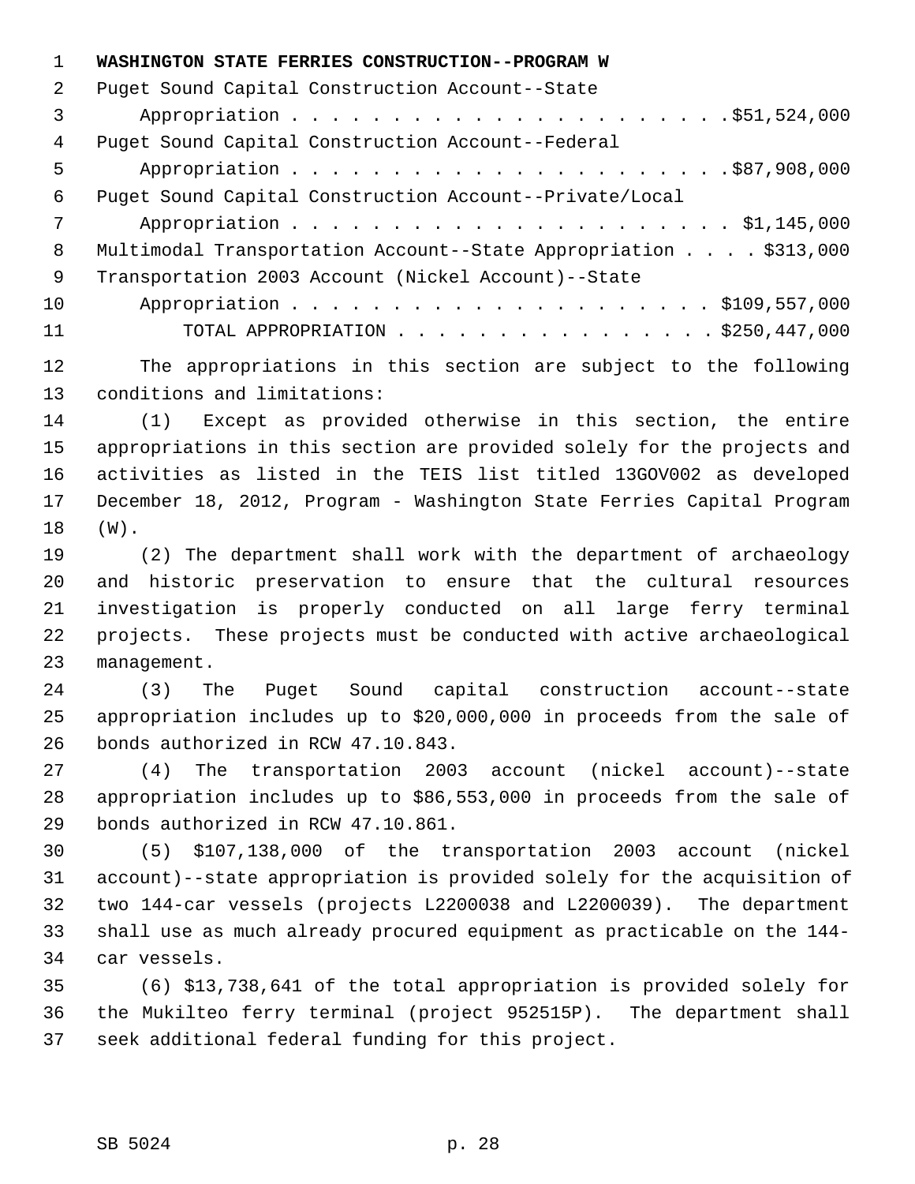**WASHINGTON STATE FERRIES CONSTRUCTION--PROGRAM W**

Puget Sound Capital Construction Account--State Appropriation . . . . . . . . . . . . . . . . . . . . . . $51,524,000

Puget Sound Capital Construction Account--Federal Appropriation . . . . . . . . . . . . . . . . . . . . . . $87,908,000

Puget Sound Capital Construction Account--Private/Local Appropriation . . . . . . . . . . . . . . . . . . . . . . $1,145,000

Multimodal Transportation Account--State Appropriation . . . . $313,000

Transportation 2003 Account (Nickel Account)--State Appropriation . . . . . . . . . . . . . . . . . . . . . . $109,557,000

TOTAL APPROPRIATION . . . . . . . . . . . . . . . . $250,447,000

The appropriations in this section are subject to the following conditions and limitations:

(1) Except as provided otherwise in this section, the entire appropriations in this section are provided solely for the projects and activities as listed in the TEIS list titled 13GOV002 as developed December 18, 2012, Program - Washington State Ferries Capital Program (W).

(2) The department shall work with the department of archaeology and historic preservation to ensure that the cultural resources investigation is properly conducted on all large ferry terminal projects. These projects must be conducted with active archaeological management.

(3) The Puget Sound capital construction account--state appropriation includes up to $20,000,000 in proceeds from the sale of bonds authorized in RCW 47.10.843.

(4) The transportation 2003 account (nickel account)--state appropriation includes up to $86,553,000 in proceeds from the sale of bonds authorized in RCW 47.10.861.

(5) $107,138,000 of the transportation 2003 account (nickel account)--state appropriation is provided solely for the acquisition of two 144-car vessels (projects L2200038 and L2200039). The department shall use as much already procured equipment as practicable on the 144-car vessels.

(6) $13,738,641 of the total appropriation is provided solely for the Mukilteo ferry terminal (project 952515P). The department shall seek additional federal funding for this project.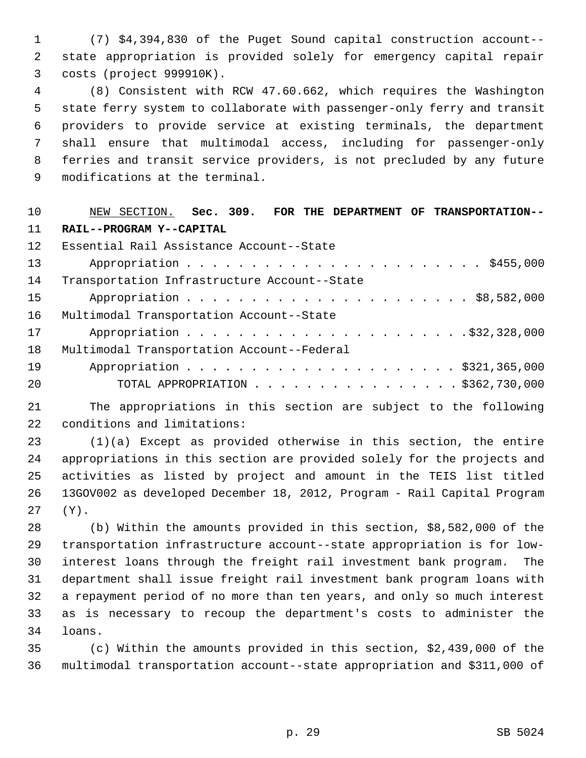(7) $4,394,830 of the Puget Sound capital construction account--state appropriation is provided solely for emergency capital repair costs (project 999910K).

(8) Consistent with RCW 47.60.662, which requires the Washington state ferry system to collaborate with passenger-only ferry and transit providers to provide service at existing terminals, the department shall ensure that multimodal access, including for passenger-only ferries and transit service providers, is not precluded by any future modifications at the terminal.

NEW SECTION. **Sec. 309. FOR THE DEPARTMENT OF TRANSPORTATION--RAIL--PROGRAM Y--CAPITAL**

| | |
|---|---|
| Essential Rail Assistance Account--State Appropriation | $455,000 |
| Transportation Infrastructure Account--State Appropriation | $8,582,000 |
| Multimodal Transportation Account--State Appropriation | $32,328,000 |
| Multimodal Transportation Account--Federal Appropriation | $321,365,000 |
| TOTAL APPROPRIATION | $362,730,000 |

The appropriations in this section are subject to the following conditions and limitations:

(1)(a) Except as provided otherwise in this section, the entire appropriations in this section are provided solely for the projects and activities as listed by project and amount in the TEIS list titled 13GOV002 as developed December 18, 2012, Program - Rail Capital Program (Y).

(b) Within the amounts provided in this section, $8,582,000 of the transportation infrastructure account--state appropriation is for low-interest loans through the freight rail investment bank program. The department shall issue freight rail investment bank program loans with a repayment period of no more than ten years, and only so much interest as is necessary to recoup the department's costs to administer the loans.

(c) Within the amounts provided in this section, $2,439,000 of the multimodal transportation account--state appropriation and $311,000 of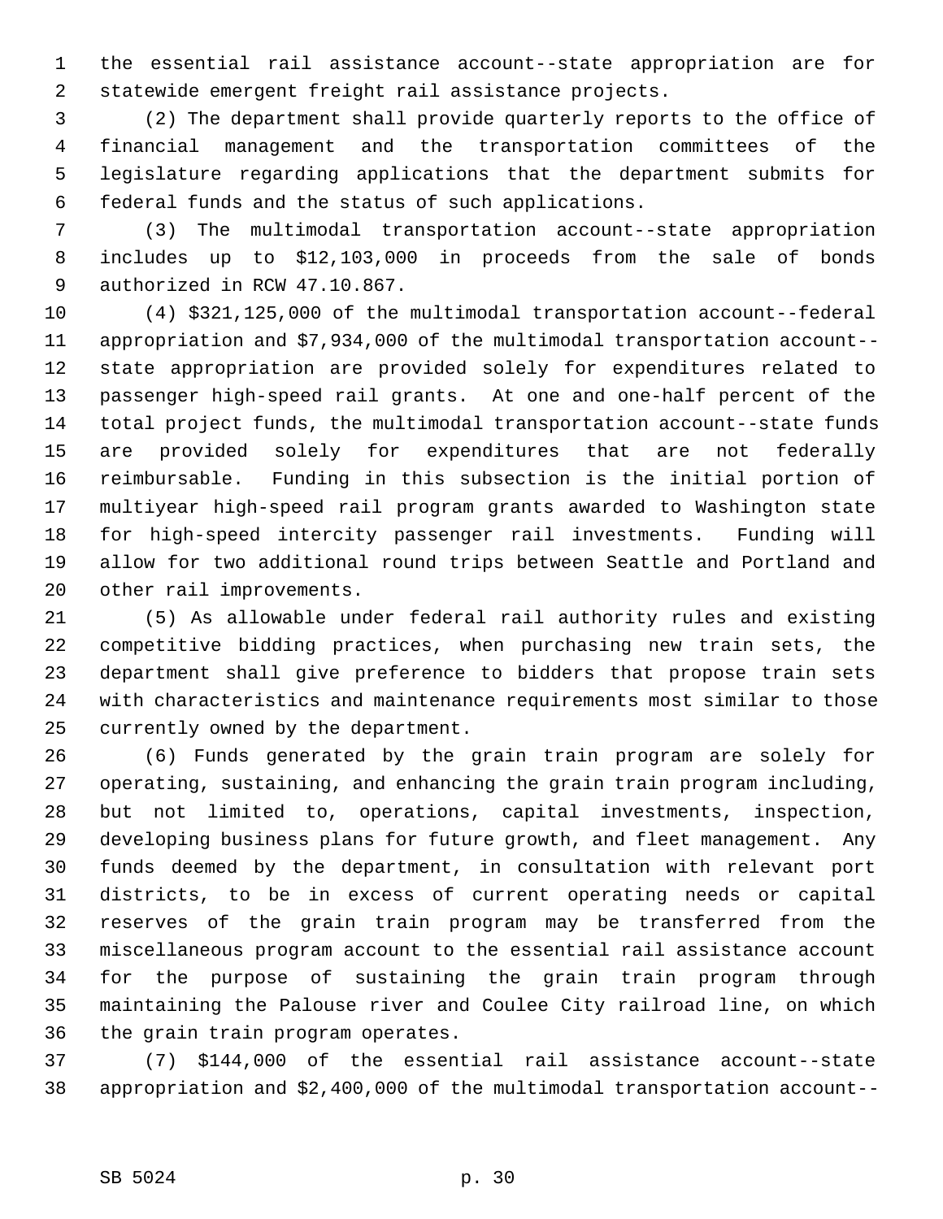the essential rail assistance account--state appropriation are for statewide emergent freight rail assistance projects.

(2) The department shall provide quarterly reports to the office of financial management and the transportation committees of the legislature regarding applications that the department submits for federal funds and the status of such applications.

(3) The multimodal transportation account--state appropriation includes up to $12,103,000 in proceeds from the sale of bonds authorized in RCW 47.10.867.

(4) $321,125,000 of the multimodal transportation account--federal appropriation and $7,934,000 of the multimodal transportation account--state appropriation are provided solely for expenditures related to passenger high-speed rail grants. At one and one-half percent of the total project funds, the multimodal transportation account--state funds are provided solely for expenditures that are not federally reimbursable. Funding in this subsection is the initial portion of multiyear high-speed rail program grants awarded to Washington state for high-speed intercity passenger rail investments. Funding will allow for two additional round trips between Seattle and Portland and other rail improvements.

(5) As allowable under federal rail authority rules and existing competitive bidding practices, when purchasing new train sets, the department shall give preference to bidders that propose train sets with characteristics and maintenance requirements most similar to those currently owned by the department.

(6) Funds generated by the grain train program are solely for operating, sustaining, and enhancing the grain train program including, but not limited to, operations, capital investments, inspection, developing business plans for future growth, and fleet management. Any funds deemed by the department, in consultation with relevant port districts, to be in excess of current operating needs or capital reserves of the grain train program may be transferred from the miscellaneous program account to the essential rail assistance account for the purpose of sustaining the grain train program through maintaining the Palouse river and Coulee City railroad line, on which the grain train program operates.

(7) $144,000 of the essential rail assistance account--state appropriation and $2,400,000 of the multimodal transportation account--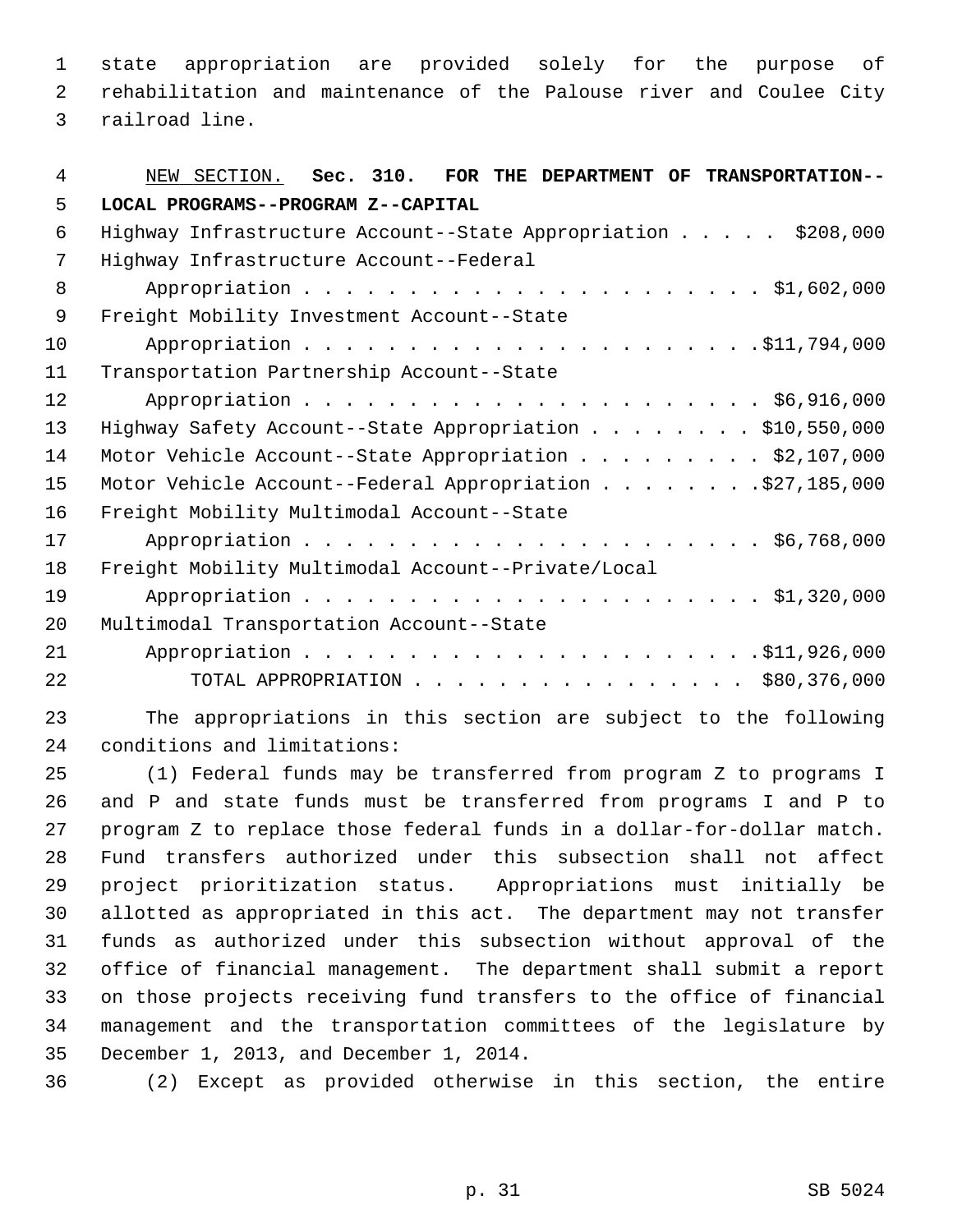state appropriation are provided solely for the purpose of rehabilitation and maintenance of the Palouse river and Coulee City railroad line.

NEW SECTION. **Sec. 310. FOR THE DEPARTMENT OF TRANSPORTATION--LOCAL PROGRAMS--PROGRAM Z--CAPITAL**

| | |
|---|---|
| Highway Infrastructure Account--State Appropriation | $208,000 |
| Highway Infrastructure Account--Federal Appropriation | $1,602,000 |
| Freight Mobility Investment Account--State Appropriation | $11,794,000 |
| Transportation Partnership Account--State Appropriation | $6,916,000 |
| Highway Safety Account--State Appropriation | $10,550,000 |
| Motor Vehicle Account--State Appropriation | $2,107,000 |
| Motor Vehicle Account--Federal Appropriation | $27,185,000 |
| Freight Mobility Multimodal Account--State Appropriation | $6,768,000 |
| Freight Mobility Multimodal Account--Private/Local Appropriation | $1,320,000 |
| Multimodal Transportation Account--State Appropriation | $11,926,000 |
| TOTAL APPROPRIATION | $80,376,000 |

The appropriations in this section are subject to the following conditions and limitations:

(1) Federal funds may be transferred from program Z to programs I and P and state funds must be transferred from programs I and P to program Z to replace those federal funds in a dollar-for-dollar match. Fund transfers authorized under this subsection shall not affect project prioritization status. Appropriations must initially be allotted as appropriated in this act. The department may not transfer funds as authorized under this subsection without approval of the office of financial management. The department shall submit a report on those projects receiving fund transfers to the office of financial management and the transportation committees of the legislature by December 1, 2013, and December 1, 2014.

(2) Except as provided otherwise in this section, the entire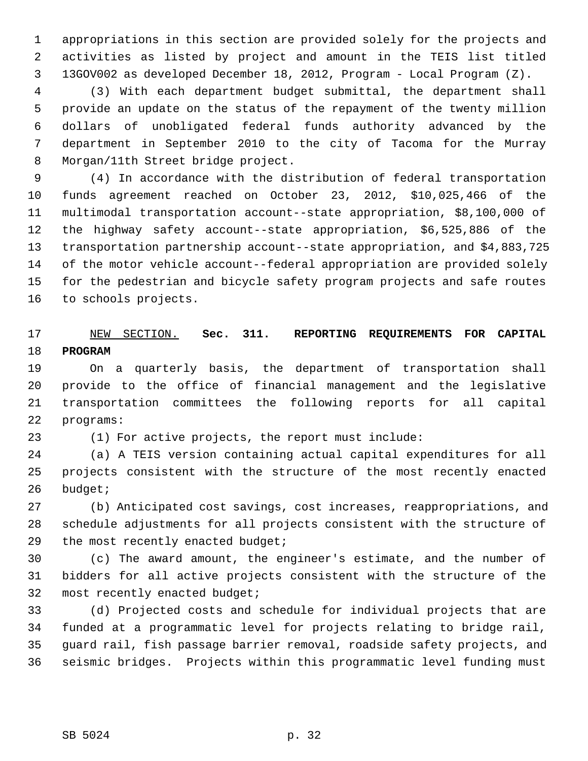appropriations in this section are provided solely for the projects and activities as listed by project and amount in the TEIS list titled 13GOV002 as developed December 18, 2012, Program - Local Program (Z).

(3) With each department budget submittal, the department shall provide an update on the status of the repayment of the twenty million dollars of unobligated federal funds authority advanced by the department in September 2010 to the city of Tacoma for the Murray Morgan/11th Street bridge project.

(4) In accordance with the distribution of federal transportation funds agreement reached on October 23, 2012, $10,025,466 of the multimodal transportation account--state appropriation, $8,100,000 of the highway safety account--state appropriation, $6,525,886 of the transportation partnership account--state appropriation, and $4,883,725 of the motor vehicle account--federal appropriation are provided solely for the pedestrian and bicycle safety program projects and safe routes to schools projects.

NEW SECTION. **Sec. 311. REPORTING REQUIREMENTS FOR CAPITAL PROGRAM**

On a quarterly basis, the department of transportation shall provide to the office of financial management and the legislative transportation committees the following reports for all capital programs:

(1) For active projects, the report must include:

(a) A TEIS version containing actual capital expenditures for all projects consistent with the structure of the most recently enacted budget;

(b) Anticipated cost savings, cost increases, reappropriations, and schedule adjustments for all projects consistent with the structure of the most recently enacted budget;

(c) The award amount, the engineer's estimate, and the number of bidders for all active projects consistent with the structure of the most recently enacted budget;

(d) Projected costs and schedule for individual projects that are funded at a programmatic level for projects relating to bridge rail, guard rail, fish passage barrier removal, roadside safety projects, and seismic bridges. Projects within this programmatic level funding must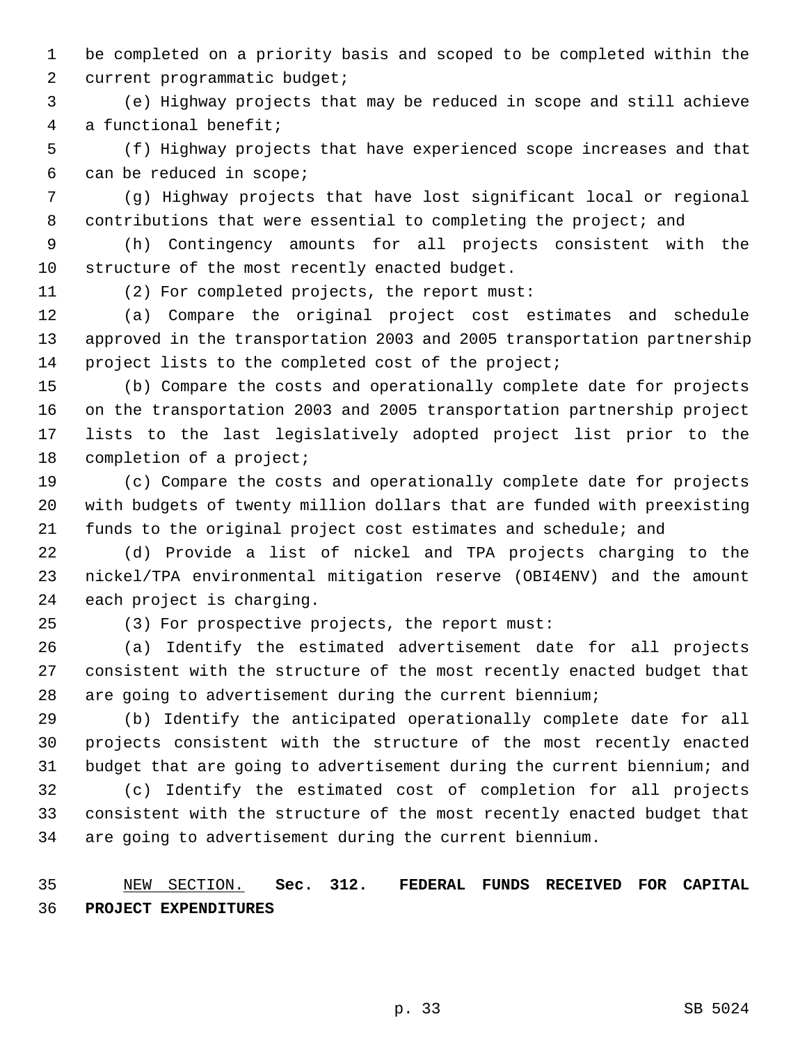be completed on a priority basis and scoped to be completed within the current programmatic budget;

(e) Highway projects that may be reduced in scope and still achieve a functional benefit;

(f) Highway projects that have experienced scope increases and that can be reduced in scope;

(g) Highway projects that have lost significant local or regional contributions that were essential to completing the project; and

(h) Contingency amounts for all projects consistent with the structure of the most recently enacted budget.

(2) For completed projects, the report must:

(a) Compare the original project cost estimates and schedule approved in the transportation 2003 and 2005 transportation partnership project lists to the completed cost of the project;

(b) Compare the costs and operationally complete date for projects on the transportation 2003 and 2005 transportation partnership project lists to the last legislatively adopted project list prior to the completion of a project;

(c) Compare the costs and operationally complete date for projects with budgets of twenty million dollars that are funded with preexisting funds to the original project cost estimates and schedule; and

(d) Provide a list of nickel and TPA projects charging to the nickel/TPA environmental mitigation reserve (OBI4ENV) and the amount each project is charging.

(3) For prospective projects, the report must:

(a) Identify the estimated advertisement date for all projects consistent with the structure of the most recently enacted budget that are going to advertisement during the current biennium;

(b) Identify the anticipated operationally complete date for all projects consistent with the structure of the most recently enacted budget that are going to advertisement during the current biennium; and

(c) Identify the estimated cost of completion for all projects consistent with the structure of the most recently enacted budget that are going to advertisement during the current biennium.

NEW SECTION. **Sec. 312. FEDERAL FUNDS RECEIVED FOR CAPITAL PROJECT EXPENDITURES**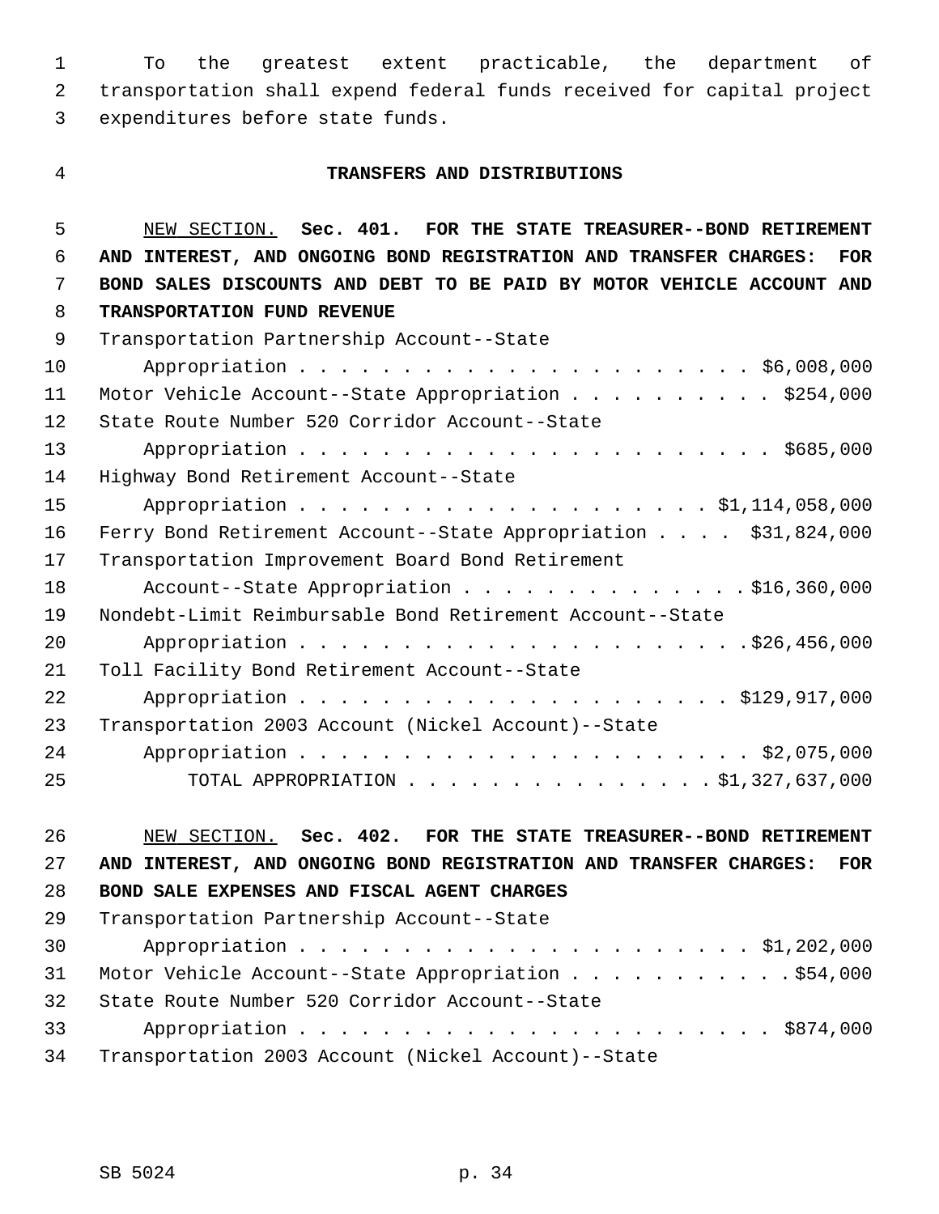To the greatest extent practicable, the department of transportation shall expend federal funds received for capital project expenditures before state funds.

## TRANSFERS AND DISTRIBUTIONS

NEW SECTION. **Sec. 401. FOR THE STATE TREASURER--BOND RETIREMENT AND INTEREST, AND ONGOING BOND REGISTRATION AND TRANSFER CHARGES: FOR BOND SALES DISCOUNTS AND DEBT TO BE PAID BY MOTOR VEHICLE ACCOUNT AND TRANSPORTATION FUND REVENUE**

Transportation Partnership Account--State Appropriation . . . . . . . . . . . . . . . . . . . . . . $6,008,000
Motor Vehicle Account--State Appropriation . . . . . . . . . . $254,000
State Route Number 520 Corridor Account--State Appropriation . . . . . . . . . . . . . . . . . . . . . . $685,000
Highway Bond Retirement Account--State Appropriation . . . . . . . . . . . . . . . . . . . . $1,114,058,000
Ferry Bond Retirement Account--State Appropriation . . . . $31,824,000
Transportation Improvement Board Bond Retirement Account--State Appropriation . . . . . . . . . . . . . . $16,360,000
Nondebt-Limit Reimbursable Bond Retirement Account--State Appropriation . . . . . . . . . . . . . . . . . . . . . . $26,456,000
Toll Facility Bond Retirement Account--State Appropriation . . . . . . . . . . . . . . . . . . . . . . $129,917,000
Transportation 2003 Account (Nickel Account)--State Appropriation . . . . . . . . . . . . . . . . . . . . . . $2,075,000
TOTAL APPROPRIATION . . . . . . . . . . . . . . . $1,327,637,000

NEW SECTION. **Sec. 402. FOR THE STATE TREASURER--BOND RETIREMENT AND INTEREST, AND ONGOING BOND REGISTRATION AND TRANSFER CHARGES: FOR BOND SALE EXPENSES AND FISCAL AGENT CHARGES**

Transportation Partnership Account--State Appropriation . . . . . . . . . . . . . . . . . . . . . . $1,202,000
Motor Vehicle Account--State Appropriation . . . . . . . . . . . $54,000
State Route Number 520 Corridor Account--State Appropriation . . . . . . . . . . . . . . . . . . . . . . $874,000
Transportation 2003 Account (Nickel Account)--State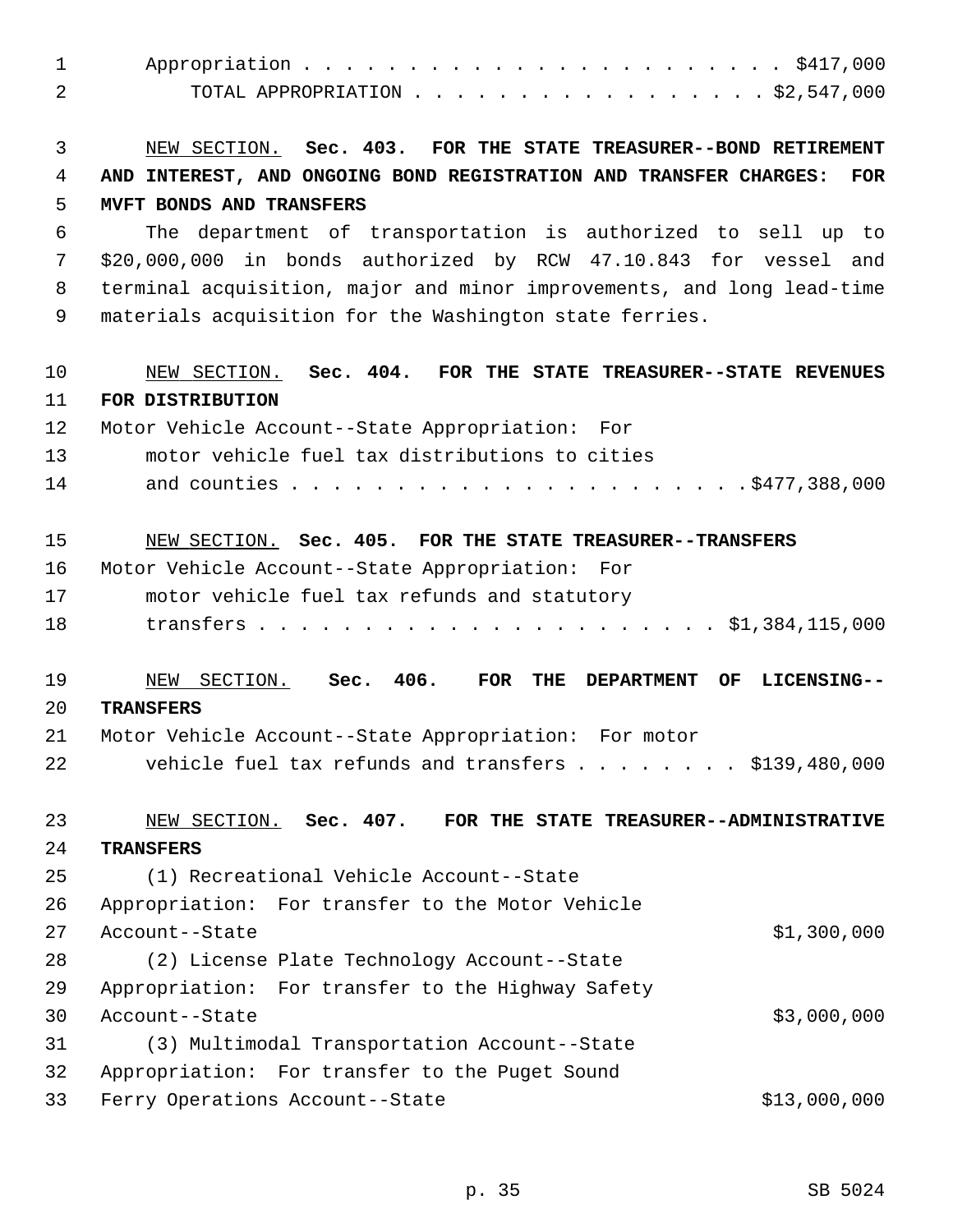Appropriation . . . . . . . . . . . . . . . . . . . . . . . $417,000

TOTAL APPROPRIATION . . . . . . . . . . . . . . . . . . $2,547,000

NEW SECTION. **Sec. 403. FOR THE STATE TREASURER--BOND RETIREMENT AND INTEREST, AND ONGOING BOND REGISTRATION AND TRANSFER CHARGES: FOR MVFT BONDS AND TRANSFERS**

The department of transportation is authorized to sell up to $20,000,000 in bonds authorized by RCW 47.10.843 for vessel and terminal acquisition, major and minor improvements, and long lead-time materials acquisition for the Washington state ferries.

NEW SECTION. **Sec. 404. FOR THE STATE TREASURER--STATE REVENUES FOR DISTRIBUTION**

Motor Vehicle Account--State Appropriation: For motor vehicle fuel tax distributions to cities and counties . . . . . . . . . . . . . . . . . . . . . .$477,388,000

NEW SECTION. **Sec. 405. FOR THE STATE TREASURER--TRANSFERS**

Motor Vehicle Account--State Appropriation: For motor vehicle fuel tax refunds and statutory transfers . . . . . . . . . . . . . . . . . . . . . . $1,384,115,000

NEW SECTION. **Sec. 406. FOR THE DEPARTMENT OF LICENSING--TRANSFERS**

Motor Vehicle Account--State Appropriation: For motor vehicle fuel tax refunds and transfers . . . . . . . . $139,480,000

NEW SECTION. **Sec. 407. FOR THE STATE TREASURER--ADMINISTRATIVE TRANSFERS**

(1) Recreational Vehicle Account--State Appropriation: For transfer to the Motor Vehicle Account--State $1,300,000

(2) License Plate Technology Account--State Appropriation: For transfer to the Highway Safety Account--State $3,000,000

(3) Multimodal Transportation Account--State Appropriation: For transfer to the Puget Sound Ferry Operations Account--State $13,000,000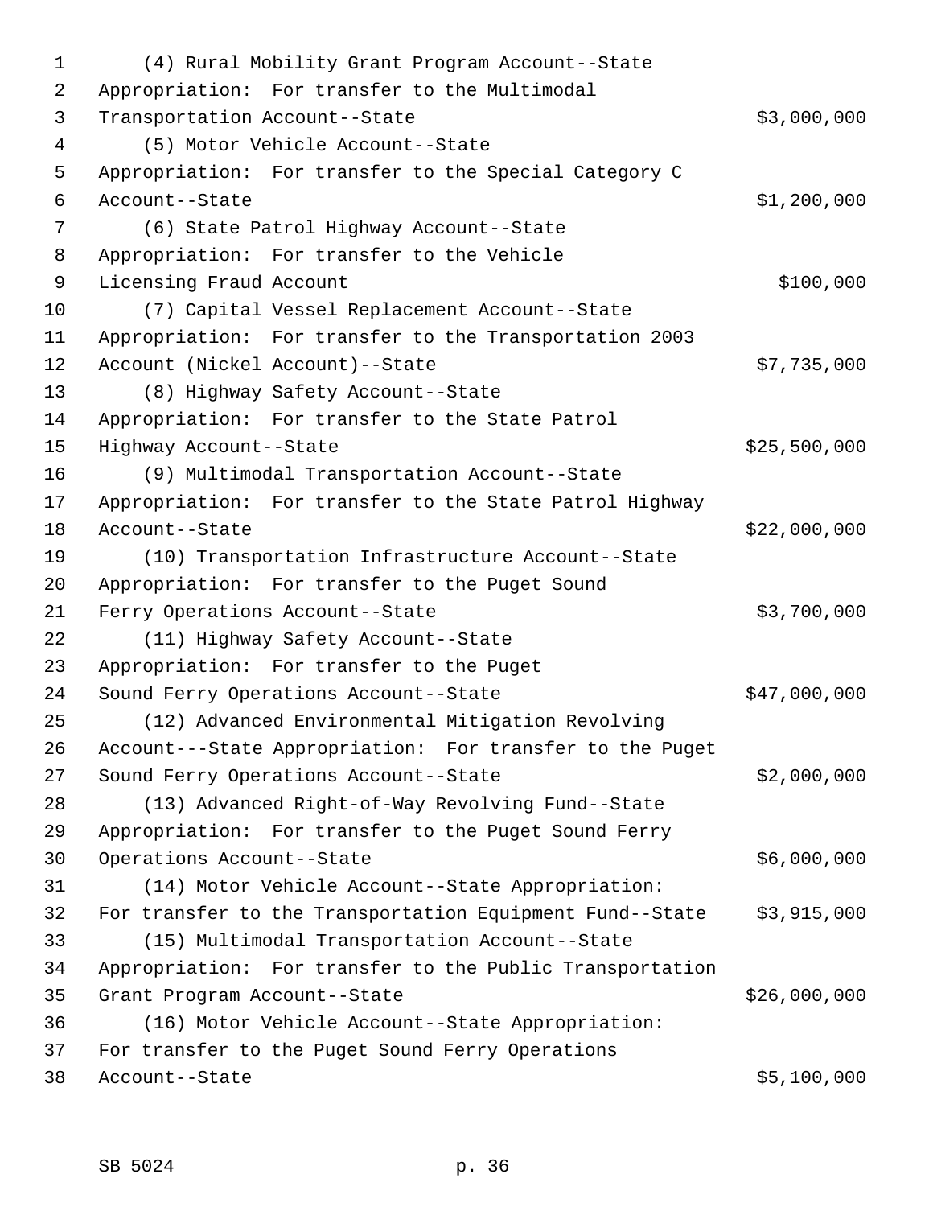(4) Rural Mobility Grant Program Account--State Appropriation: For transfer to the Multimodal Transportation Account--State $3,000,000

(5) Motor Vehicle Account--State Appropriation: For transfer to the Special Category C Account--State $1,200,000

(6) State Patrol Highway Account--State Appropriation: For transfer to the Vehicle Licensing Fraud Account $100,000

(7) Capital Vessel Replacement Account--State Appropriation: For transfer to the Transportation 2003 Account (Nickel Account)--State $7,735,000

(8) Highway Safety Account--State Appropriation: For transfer to the State Patrol Highway Account--State $25,500,000

(9) Multimodal Transportation Account--State Appropriation: For transfer to the State Patrol Highway Account--State $22,000,000

(10) Transportation Infrastructure Account--State Appropriation: For transfer to the Puget Sound Ferry Operations Account--State $3,700,000

(11) Highway Safety Account--State Appropriation: For transfer to the Puget Sound Ferry Operations Account--State $47,000,000

(12) Advanced Environmental Mitigation Revolving Account---State Appropriation: For transfer to the Puget Sound Ferry Operations Account--State $2,000,000

(13) Advanced Right-of-Way Revolving Fund--State Appropriation: For transfer to the Puget Sound Ferry Operations Account--State $6,000,000

(14) Motor Vehicle Account--State Appropriation: For transfer to the Transportation Equipment Fund--State $3,915,000

(15) Multimodal Transportation Account--State Appropriation: For transfer to the Public Transportation Grant Program Account--State $26,000,000

(16) Motor Vehicle Account--State Appropriation: For transfer to the Puget Sound Ferry Operations Account--State $5,100,000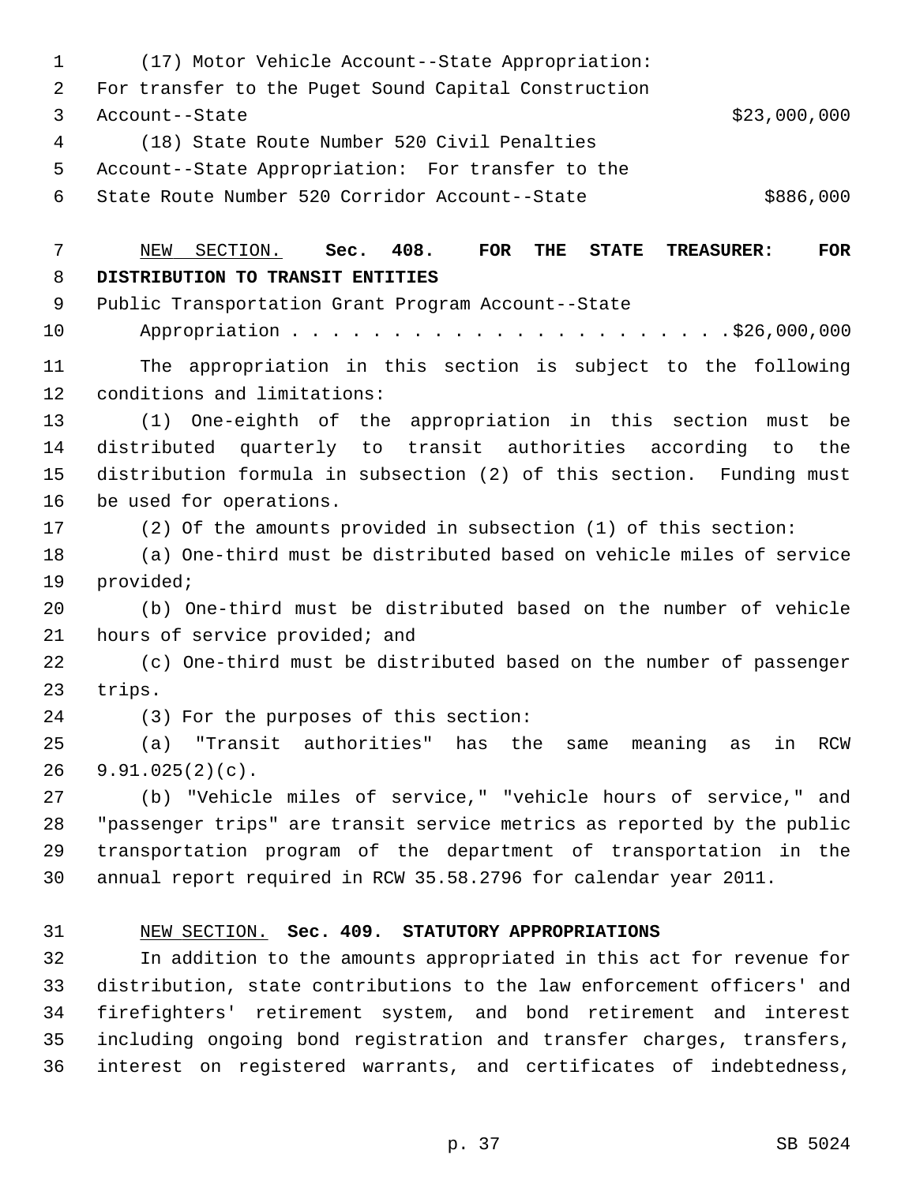(17) Motor Vehicle Account--State Appropriation: For transfer to the Puget Sound Capital Construction Account--State $23,000,000

(18) State Route Number 520 Civil Penalties Account--State Appropriation: For transfer to the State Route Number 520 Corridor Account--State $886,000

NEW SECTION. **Sec. 408. FOR THE STATE TREASURER: FOR DISTRIBUTION TO TRANSIT ENTITIES**

Public Transportation Grant Program Account--State Appropriation . . . . . . . . . . . . . . . . . . . . . .$26,000,000

The appropriation in this section is subject to the following conditions and limitations:

(1) One-eighth of the appropriation in this section must be distributed quarterly to transit authorities according to the distribution formula in subsection (2) of this section. Funding must be used for operations.

(2) Of the amounts provided in subsection (1) of this section:

(a) One-third must be distributed based on vehicle miles of service provided;

(b) One-third must be distributed based on the number of vehicle hours of service provided; and

(c) One-third must be distributed based on the number of passenger trips.

(3) For the purposes of this section:

(a) "Transit authorities" has the same meaning as in RCW 9.91.025(2)(c).

(b) "Vehicle miles of service," "vehicle hours of service," and "passenger trips" are transit service metrics as reported by the public transportation program of the department of transportation in the annual report required in RCW 35.58.2796 for calendar year 2011.

NEW SECTION. **Sec. 409. STATUTORY APPROPRIATIONS**

In addition to the amounts appropriated in this act for revenue for distribution, state contributions to the law enforcement officers' and firefighters' retirement system, and bond retirement and interest including ongoing bond registration and transfer charges, transfers, interest on registered warrants, and certificates of indebtedness,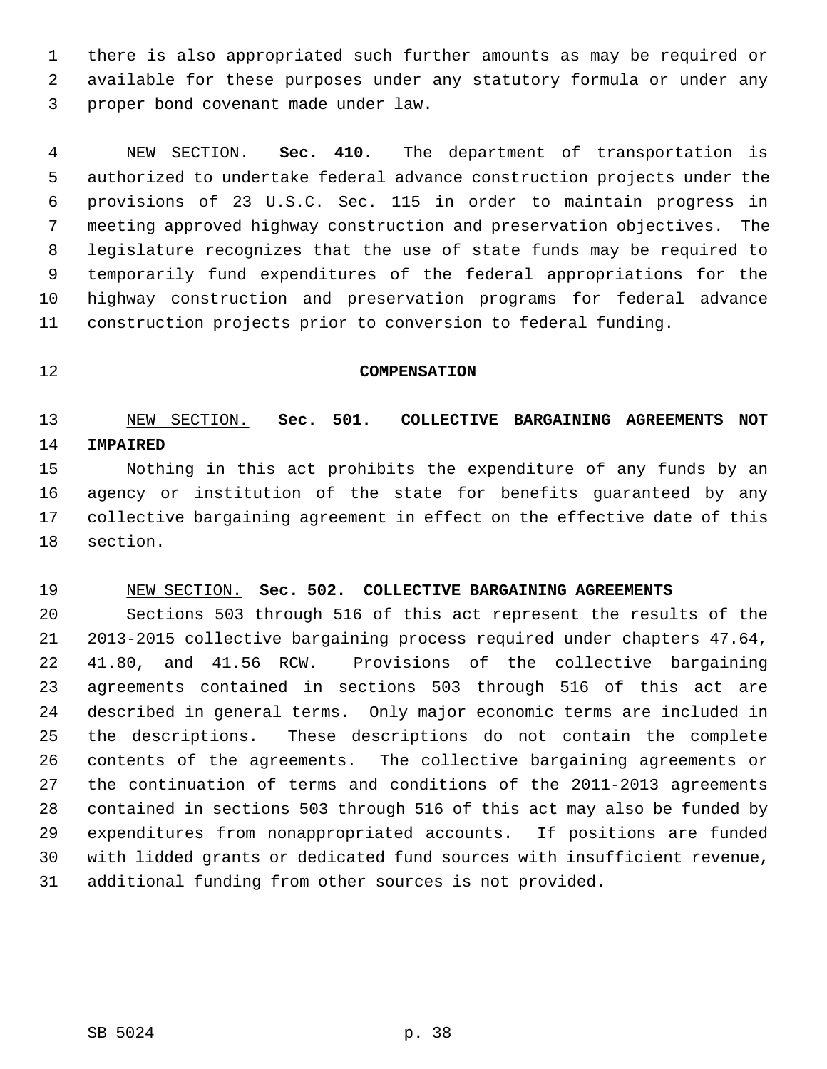there is also appropriated such further amounts as may be required or available for these purposes under any statutory formula or under any proper bond covenant made under law.

NEW SECTION. **Sec. 410.** The department of transportation is authorized to undertake federal advance construction projects under the provisions of 23 U.S.C. Sec. 115 in order to maintain progress in meeting approved highway construction and preservation objectives. The legislature recognizes that the use of state funds may be required to temporarily fund expenditures of the federal appropriations for the highway construction and preservation programs for federal advance construction projects prior to conversion to federal funding.

## COMPENSATION

NEW SECTION. **Sec. 501. COLLECTIVE BARGAINING AGREEMENTS NOT IMPAIRED**

Nothing in this act prohibits the expenditure of any funds by an agency or institution of the state for benefits guaranteed by any collective bargaining agreement in effect on the effective date of this section.

NEW SECTION. **Sec. 502. COLLECTIVE BARGAINING AGREEMENTS**

Sections 503 through 516 of this act represent the results of the 2013-2015 collective bargaining process required under chapters 47.64, 41.80, and 41.56 RCW. Provisions of the collective bargaining agreements contained in sections 503 through 516 of this act are described in general terms. Only major economic terms are included in the descriptions. These descriptions do not contain the complete contents of the agreements. The collective bargaining agreements or the continuation of terms and conditions of the 2011-2013 agreements contained in sections 503 through 516 of this act may also be funded by expenditures from nonappropriated accounts. If positions are funded with lidded grants or dedicated fund sources with insufficient revenue, additional funding from other sources is not provided.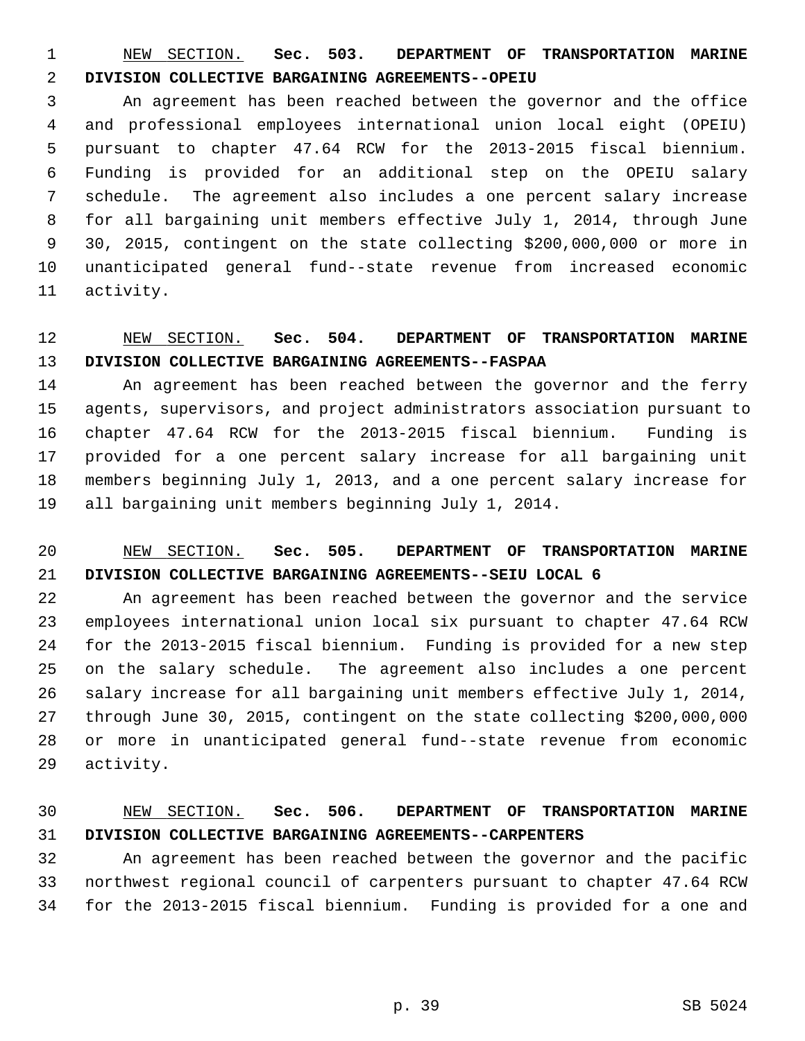NEW SECTION. **Sec. 503. DEPARTMENT OF TRANSPORTATION MARINE DIVISION COLLECTIVE BARGAINING AGREEMENTS--OPEIU**

An agreement has been reached between the governor and the office and professional employees international union local eight (OPEIU) pursuant to chapter 47.64 RCW for the 2013-2015 fiscal biennium. Funding is provided for an additional step on the OPEIU salary schedule. The agreement also includes a one percent salary increase for all bargaining unit members effective July 1, 2014, through June 30, 2015, contingent on the state collecting $200,000,000 or more in unanticipated general fund--state revenue from increased economic activity.

NEW SECTION. **Sec. 504. DEPARTMENT OF TRANSPORTATION MARINE DIVISION COLLECTIVE BARGAINING AGREEMENTS--FASPAA**

An agreement has been reached between the governor and the ferry agents, supervisors, and project administrators association pursuant to chapter 47.64 RCW for the 2013-2015 fiscal biennium. Funding is provided for a one percent salary increase for all bargaining unit members beginning July 1, 2013, and a one percent salary increase for all bargaining unit members beginning July 1, 2014.

NEW SECTION. **Sec. 505. DEPARTMENT OF TRANSPORTATION MARINE DIVISION COLLECTIVE BARGAINING AGREEMENTS--SEIU LOCAL 6**

An agreement has been reached between the governor and the service employees international union local six pursuant to chapter 47.64 RCW for the 2013-2015 fiscal biennium. Funding is provided for a new step on the salary schedule. The agreement also includes a one percent salary increase for all bargaining unit members effective July 1, 2014, through June 30, 2015, contingent on the state collecting $200,000,000 or more in unanticipated general fund--state revenue from economic activity.

NEW SECTION. **Sec. 506. DEPARTMENT OF TRANSPORTATION MARINE DIVISION COLLECTIVE BARGAINING AGREEMENTS--CARPENTERS**

An agreement has been reached between the governor and the pacific northwest regional council of carpenters pursuant to chapter 47.64 RCW for the 2013-2015 fiscal biennium. Funding is provided for a one and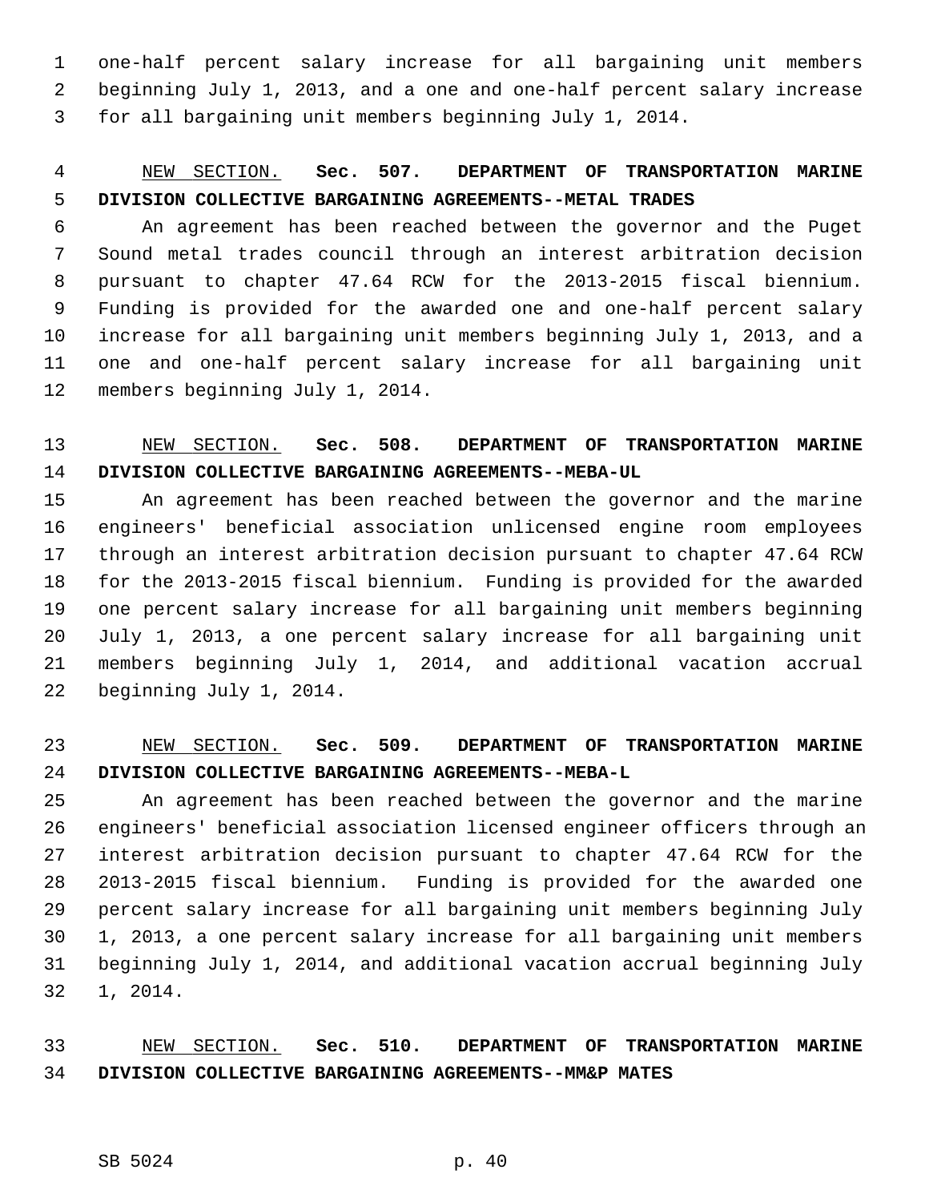one-half percent salary increase for all bargaining unit members beginning July 1, 2013, and a one and one-half percent salary increase for all bargaining unit members beginning July 1, 2014.

NEW SECTION. **Sec. 507. DEPARTMENT OF TRANSPORTATION MARINE DIVISION COLLECTIVE BARGAINING AGREEMENTS--METAL TRADES**

An agreement has been reached between the governor and the Puget Sound metal trades council through an interest arbitration decision pursuant to chapter 47.64 RCW for the 2013-2015 fiscal biennium. Funding is provided for the awarded one and one-half percent salary increase for all bargaining unit members beginning July 1, 2013, and a one and one-half percent salary increase for all bargaining unit members beginning July 1, 2014.

NEW SECTION. **Sec. 508. DEPARTMENT OF TRANSPORTATION MARINE DIVISION COLLECTIVE BARGAINING AGREEMENTS--MEBA-UL**

An agreement has been reached between the governor and the marine engineers' beneficial association unlicensed engine room employees through an interest arbitration decision pursuant to chapter 47.64 RCW for the 2013-2015 fiscal biennium. Funding is provided for the awarded one percent salary increase for all bargaining unit members beginning July 1, 2013, a one percent salary increase for all bargaining unit members beginning July 1, 2014, and additional vacation accrual beginning July 1, 2014.

NEW SECTION. **Sec. 509. DEPARTMENT OF TRANSPORTATION MARINE DIVISION COLLECTIVE BARGAINING AGREEMENTS--MEBA-L**

An agreement has been reached between the governor and the marine engineers' beneficial association licensed engineer officers through an interest arbitration decision pursuant to chapter 47.64 RCW for the 2013-2015 fiscal biennium. Funding is provided for the awarded one percent salary increase for all bargaining unit members beginning July 1, 2013, a one percent salary increase for all bargaining unit members beginning July 1, 2014, and additional vacation accrual beginning July 1, 2014.

NEW SECTION. **Sec. 510. DEPARTMENT OF TRANSPORTATION MARINE DIVISION COLLECTIVE BARGAINING AGREEMENTS--MM&P MATES**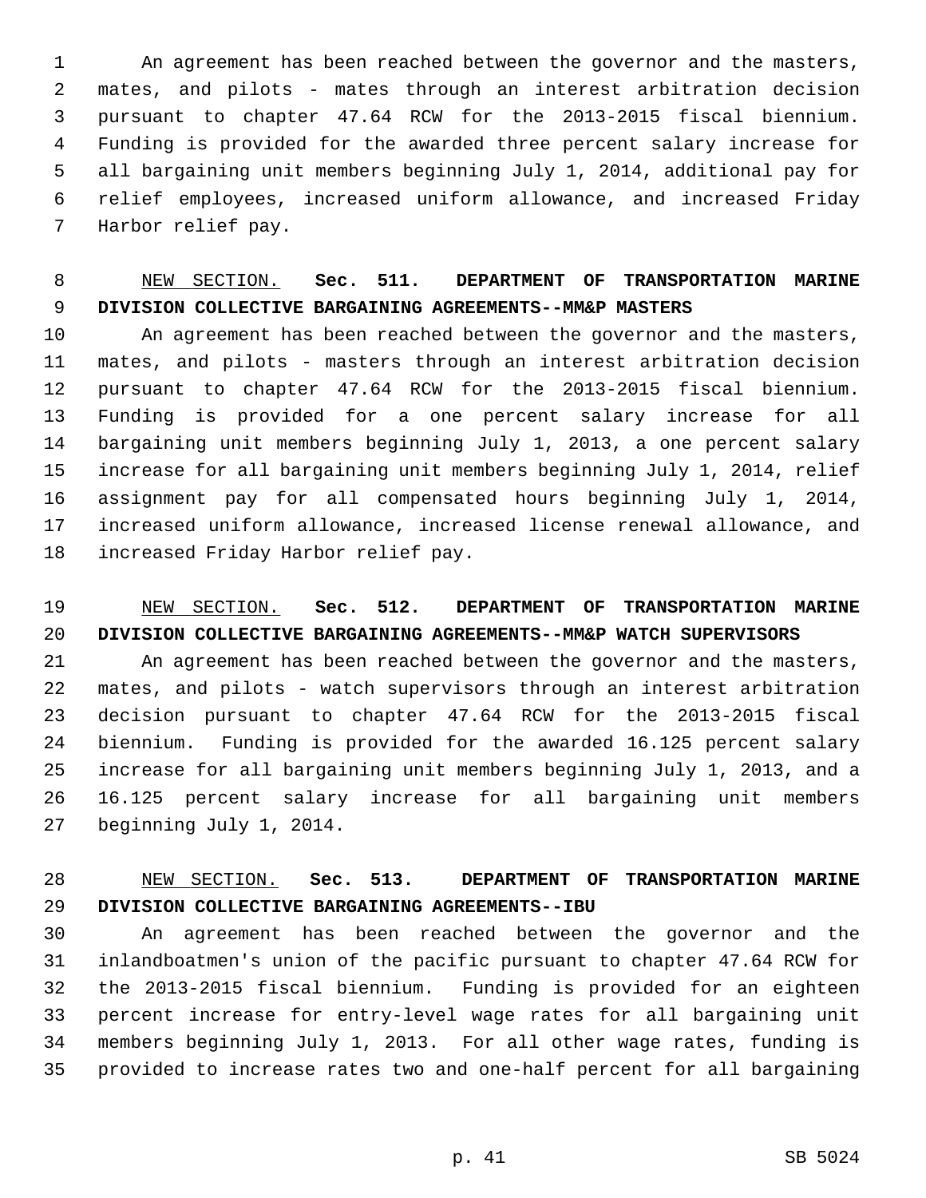An agreement has been reached between the governor and the masters, mates, and pilots - mates through an interest arbitration decision pursuant to chapter 47.64 RCW for the 2013-2015 fiscal biennium. Funding is provided for the awarded three percent salary increase for all bargaining unit members beginning July 1, 2014, additional pay for relief employees, increased uniform allowance, and increased Friday Harbor relief pay.

NEW SECTION. **Sec. 511. DEPARTMENT OF TRANSPORTATION MARINE DIVISION COLLECTIVE BARGAINING AGREEMENTS--MM&P MASTERS**

An agreement has been reached between the governor and the masters, mates, and pilots - masters through an interest arbitration decision pursuant to chapter 47.64 RCW for the 2013-2015 fiscal biennium. Funding is provided for a one percent salary increase for all bargaining unit members beginning July 1, 2013, a one percent salary increase for all bargaining unit members beginning July 1, 2014, relief assignment pay for all compensated hours beginning July 1, 2014, increased uniform allowance, increased license renewal allowance, and increased Friday Harbor relief pay.

NEW SECTION. **Sec. 512. DEPARTMENT OF TRANSPORTATION MARINE DIVISION COLLECTIVE BARGAINING AGREEMENTS--MM&P WATCH SUPERVISORS**

An agreement has been reached between the governor and the masters, mates, and pilots - watch supervisors through an interest arbitration decision pursuant to chapter 47.64 RCW for the 2013-2015 fiscal biennium. Funding is provided for the awarded 16.125 percent salary increase for all bargaining unit members beginning July 1, 2013, and a 16.125 percent salary increase for all bargaining unit members beginning July 1, 2014.

NEW SECTION. **Sec. 513. DEPARTMENT OF TRANSPORTATION MARINE DIVISION COLLECTIVE BARGAINING AGREEMENTS--IBU**

An agreement has been reached between the governor and the inlandboatmen's union of the pacific pursuant to chapter 47.64 RCW for the 2013-2015 fiscal biennium. Funding is provided for an eighteen percent increase for entry-level wage rates for all bargaining unit members beginning July 1, 2013. For all other wage rates, funding is provided to increase rates two and one-half percent for all bargaining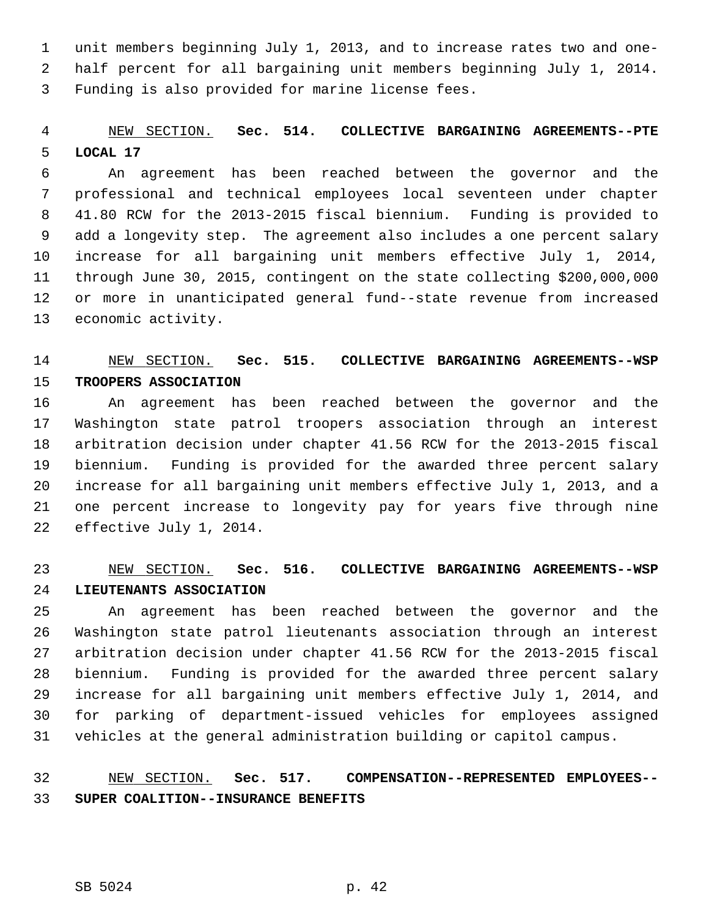unit members beginning July 1, 2013, and to increase rates two and one-half percent for all bargaining unit members beginning July 1, 2014. Funding is also provided for marine license fees.

NEW SECTION. **Sec. 514. COLLECTIVE BARGAINING AGREEMENTS--PTE LOCAL 17**

An agreement has been reached between the governor and the professional and technical employees local seventeen under chapter 41.80 RCW for the 2013-2015 fiscal biennium. Funding is provided to add a longevity step. The agreement also includes a one percent salary increase for all bargaining unit members effective July 1, 2014, through June 30, 2015, contingent on the state collecting $200,000,000 or more in unanticipated general fund--state revenue from increased economic activity.

NEW SECTION. **Sec. 515. COLLECTIVE BARGAINING AGREEMENTS--WSP TROOPERS ASSOCIATION**

An agreement has been reached between the governor and the Washington state patrol troopers association through an interest arbitration decision under chapter 41.56 RCW for the 2013-2015 fiscal biennium. Funding is provided for the awarded three percent salary increase for all bargaining unit members effective July 1, 2013, and a one percent increase to longevity pay for years five through nine effective July 1, 2014.

NEW SECTION. **Sec. 516. COLLECTIVE BARGAINING AGREEMENTS--WSP LIEUTENANTS ASSOCIATION**

An agreement has been reached between the governor and the Washington state patrol lieutenants association through an interest arbitration decision under chapter 41.56 RCW for the 2013-2015 fiscal biennium. Funding is provided for the awarded three percent salary increase for all bargaining unit members effective July 1, 2014, and for parking of department-issued vehicles for employees assigned vehicles at the general administration building or capitol campus.

NEW SECTION. **Sec. 517. COMPENSATION--REPRESENTED EMPLOYEES--SUPER COALITION--INSURANCE BENEFITS**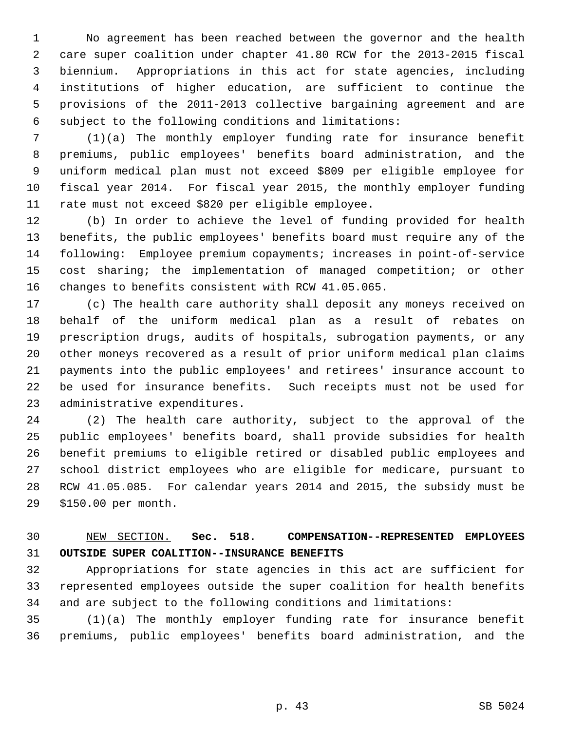No agreement has been reached between the governor and the health care super coalition under chapter 41.80 RCW for the 2013-2015 fiscal biennium. Appropriations in this act for state agencies, including institutions of higher education, are sufficient to continue the provisions of the 2011-2013 collective bargaining agreement and are subject to the following conditions and limitations:

(1)(a) The monthly employer funding rate for insurance benefit premiums, public employees' benefits board administration, and the uniform medical plan must not exceed $809 per eligible employee for fiscal year 2014. For fiscal year 2015, the monthly employer funding rate must not exceed $820 per eligible employee.

(b) In order to achieve the level of funding provided for health benefits, the public employees' benefits board must require any of the following: Employee premium copayments; increases in point-of-service cost sharing; the implementation of managed competition; or other changes to benefits consistent with RCW 41.05.065.

(c) The health care authority shall deposit any moneys received on behalf of the uniform medical plan as a result of rebates on prescription drugs, audits of hospitals, subrogation payments, or any other moneys recovered as a result of prior uniform medical plan claims payments into the public employees' and retirees' insurance account to be used for insurance benefits. Such receipts must not be used for administrative expenditures.

(2) The health care authority, subject to the approval of the public employees' benefits board, shall provide subsidies for health benefit premiums to eligible retired or disabled public employees and school district employees who are eligible for medicare, pursuant to RCW 41.05.085. For calendar years 2014 and 2015, the subsidy must be $150.00 per month.

NEW SECTION. **Sec. 518. COMPENSATION--REPRESENTED EMPLOYEES OUTSIDE SUPER COALITION--INSURANCE BENEFITS**

Appropriations for state agencies in this act are sufficient for represented employees outside the super coalition for health benefits and are subject to the following conditions and limitations:

(1)(a) The monthly employer funding rate for insurance benefit premiums, public employees' benefits board administration, and the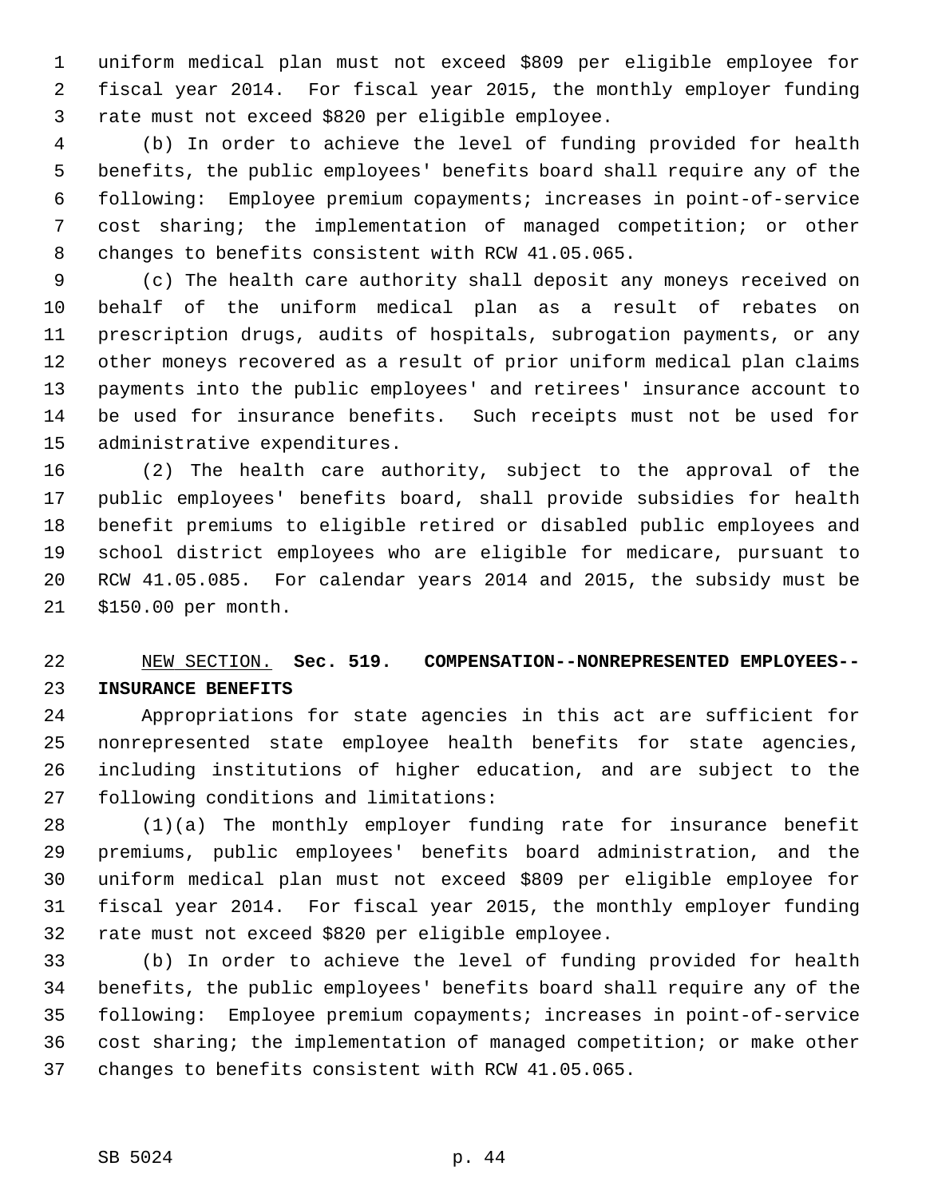uniform medical plan must not exceed $809 per eligible employee for fiscal year 2014. For fiscal year 2015, the monthly employer funding rate must not exceed $820 per eligible employee.

(b) In order to achieve the level of funding provided for health benefits, the public employees' benefits board shall require any of the following: Employee premium copayments; increases in point-of-service cost sharing; the implementation of managed competition; or other changes to benefits consistent with RCW 41.05.065.

(c) The health care authority shall deposit any moneys received on behalf of the uniform medical plan as a result of rebates on prescription drugs, audits of hospitals, subrogation payments, or any other moneys recovered as a result of prior uniform medical plan claims payments into the public employees' and retirees' insurance account to be used for insurance benefits. Such receipts must not be used for administrative expenditures.

(2) The health care authority, subject to the approval of the public employees' benefits board, shall provide subsidies for health benefit premiums to eligible retired or disabled public employees and school district employees who are eligible for medicare, pursuant to RCW 41.05.085. For calendar years 2014 and 2015, the subsidy must be $150.00 per month.

NEW SECTION. **Sec. 519. COMPENSATION--NONREPRESENTED EMPLOYEES--INSURANCE BENEFITS**

Appropriations for state agencies in this act are sufficient for nonrepresented state employee health benefits for state agencies, including institutions of higher education, and are subject to the following conditions and limitations:

(1)(a) The monthly employer funding rate for insurance benefit premiums, public employees' benefits board administration, and the uniform medical plan must not exceed $809 per eligible employee for fiscal year 2014. For fiscal year 2015, the monthly employer funding rate must not exceed $820 per eligible employee.

(b) In order to achieve the level of funding provided for health benefits, the public employees' benefits board shall require any of the following: Employee premium copayments; increases in point-of-service cost sharing; the implementation of managed competition; or make other changes to benefits consistent with RCW 41.05.065.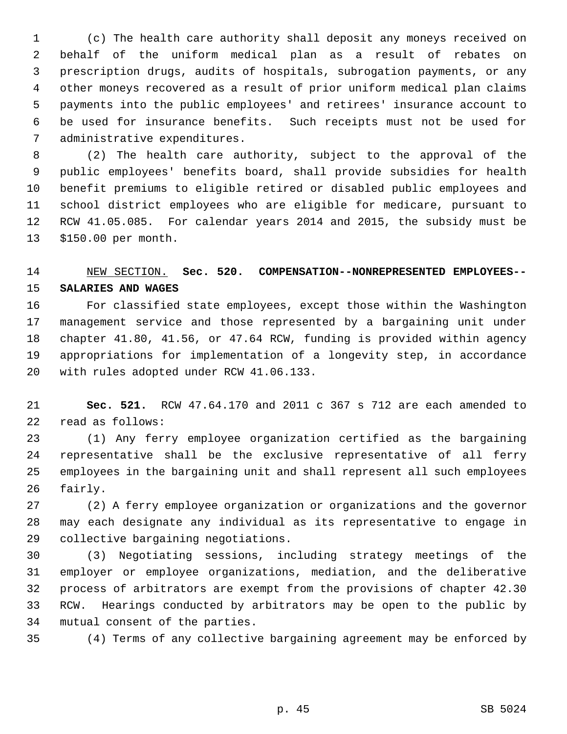(c) The health care authority shall deposit any moneys received on behalf of the uniform medical plan as a result of rebates on prescription drugs, audits of hospitals, subrogation payments, or any other moneys recovered as a result of prior uniform medical plan claims payments into the public employees' and retirees' insurance account to be used for insurance benefits. Such receipts must not be used for administrative expenditures.

(2) The health care authority, subject to the approval of the public employees' benefits board, shall provide subsidies for health benefit premiums to eligible retired or disabled public employees and school district employees who are eligible for medicare, pursuant to RCW 41.05.085. For calendar years 2014 and 2015, the subsidy must be $150.00 per month.

NEW SECTION. **Sec. 520. COMPENSATION--NONREPRESENTED EMPLOYEES--SALARIES AND WAGES**

For classified state employees, except those within the Washington management service and those represented by a bargaining unit under chapter 41.80, 41.56, or 47.64 RCW, funding is provided within agency appropriations for implementation of a longevity step, in accordance with rules adopted under RCW 41.06.133.

**Sec. 521.** RCW 47.64.170 and 2011 c 367 s 712 are each amended to read as follows:

(1) Any ferry employee organization certified as the bargaining representative shall be the exclusive representative of all ferry employees in the bargaining unit and shall represent all such employees fairly.

(2) A ferry employee organization or organizations and the governor may each designate any individual as its representative to engage in collective bargaining negotiations.

(3) Negotiating sessions, including strategy meetings of the employer or employee organizations, mediation, and the deliberative process of arbitrators are exempt from the provisions of chapter 42.30 RCW. Hearings conducted by arbitrators may be open to the public by mutual consent of the parties.

(4) Terms of any collective bargaining agreement may be enforced by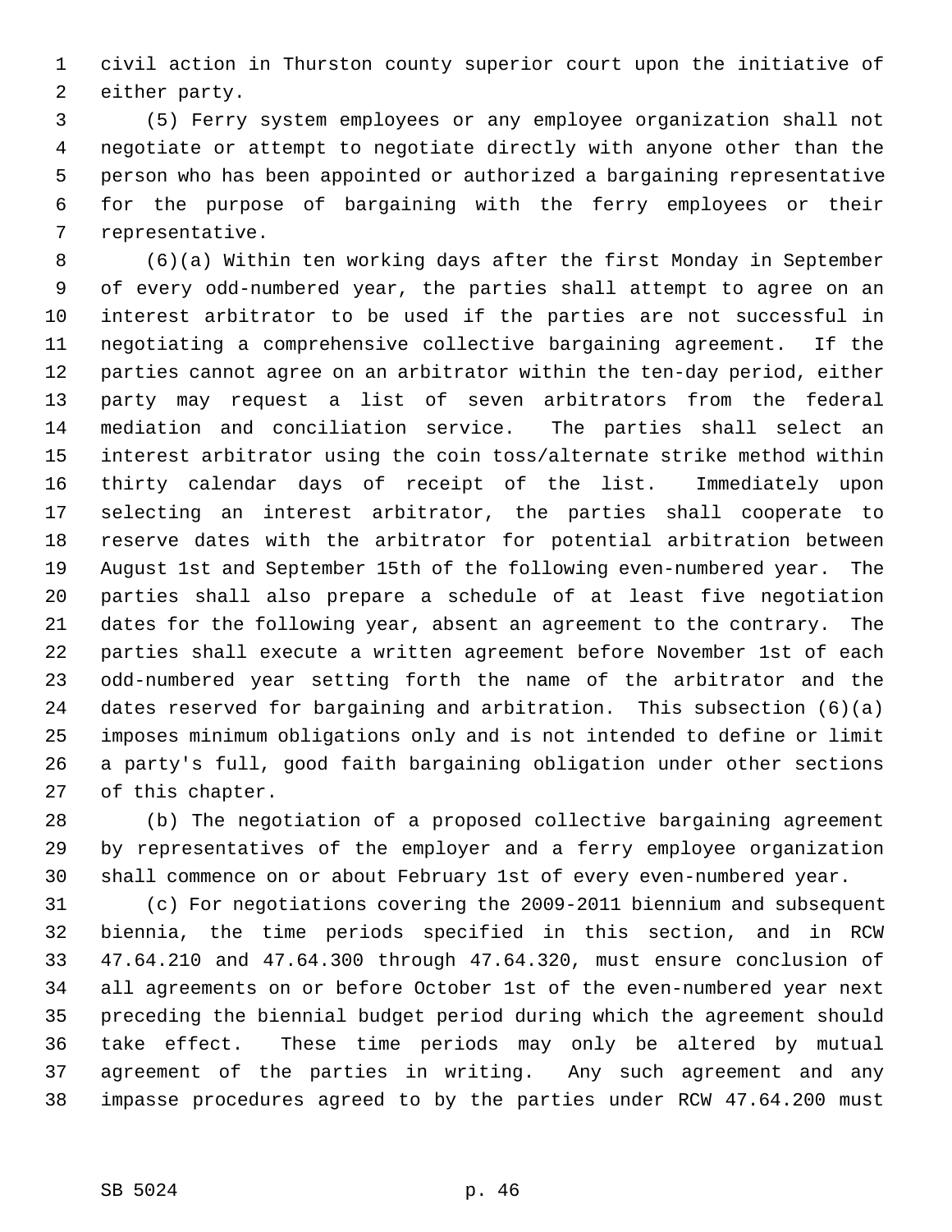civil action in Thurston county superior court upon the initiative of either party.

(5) Ferry system employees or any employee organization shall not negotiate or attempt to negotiate directly with anyone other than the person who has been appointed or authorized a bargaining representative for the purpose of bargaining with the ferry employees or their representative.

(6)(a) Within ten working days after the first Monday in September of every odd-numbered year, the parties shall attempt to agree on an interest arbitrator to be used if the parties are not successful in negotiating a comprehensive collective bargaining agreement. If the parties cannot agree on an arbitrator within the ten-day period, either party may request a list of seven arbitrators from the federal mediation and conciliation service. The parties shall select an interest arbitrator using the coin toss/alternate strike method within thirty calendar days of receipt of the list. Immediately upon selecting an interest arbitrator, the parties shall cooperate to reserve dates with the arbitrator for potential arbitration between August 1st and September 15th of the following even-numbered year. The parties shall also prepare a schedule of at least five negotiation dates for the following year, absent an agreement to the contrary. The parties shall execute a written agreement before November 1st of each odd-numbered year setting forth the name of the arbitrator and the dates reserved for bargaining and arbitration. This subsection (6)(a) imposes minimum obligations only and is not intended to define or limit a party's full, good faith bargaining obligation under other sections of this chapter.

(b) The negotiation of a proposed collective bargaining agreement by representatives of the employer and a ferry employee organization shall commence on or about February 1st of every even-numbered year.

(c) For negotiations covering the 2009-2011 biennium and subsequent biennia, the time periods specified in this section, and in RCW 47.64.210 and 47.64.300 through 47.64.320, must ensure conclusion of all agreements on or before October 1st of the even-numbered year next preceding the biennial budget period during which the agreement should take effect. These time periods may only be altered by mutual agreement of the parties in writing. Any such agreement and any impasse procedures agreed to by the parties under RCW 47.64.200 must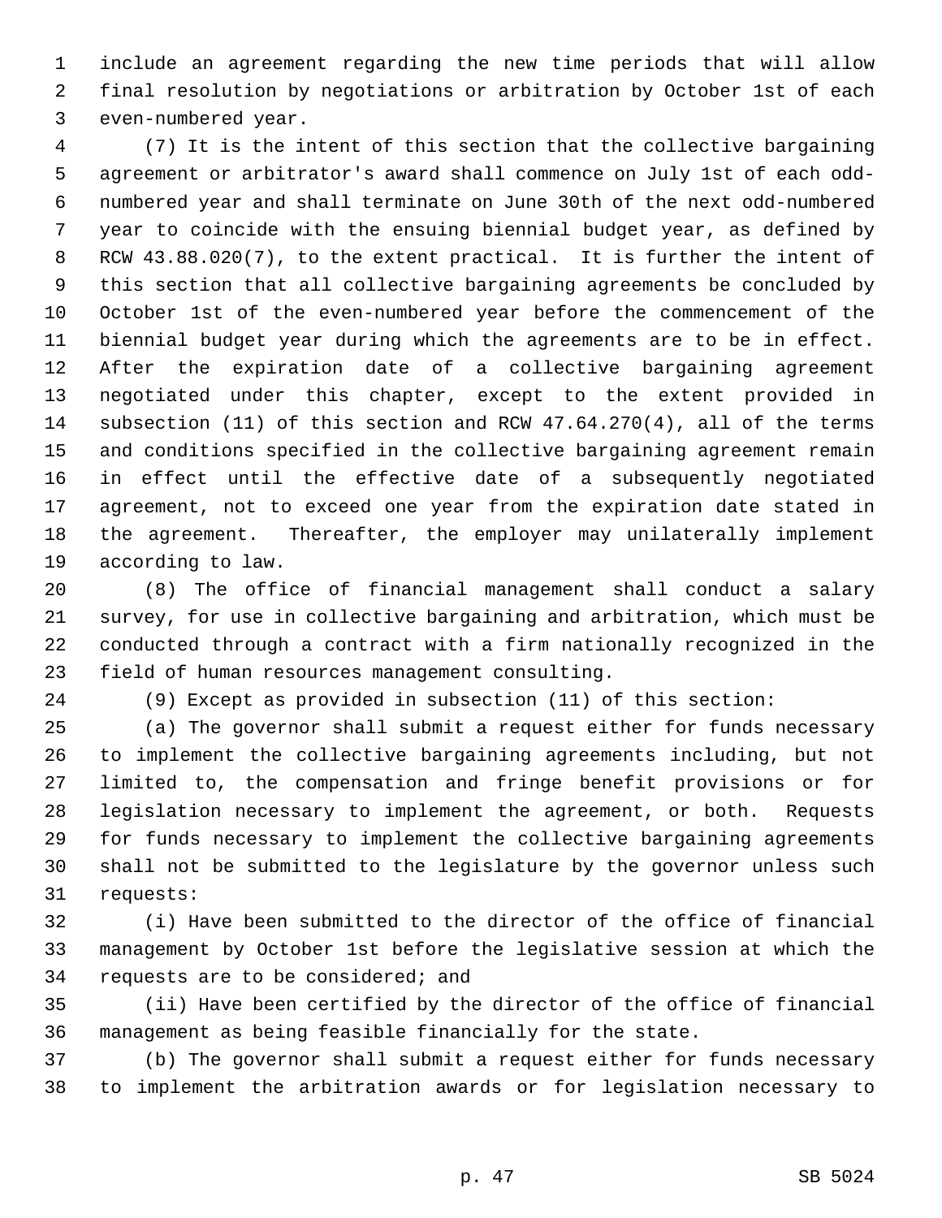include an agreement regarding the new time periods that will allow final resolution by negotiations or arbitration by October 1st of each even-numbered year.

(7) It is the intent of this section that the collective bargaining agreement or arbitrator's award shall commence on July 1st of each odd-numbered year and shall terminate on June 30th of the next odd-numbered year to coincide with the ensuing biennial budget year, as defined by RCW 43.88.020(7), to the extent practical. It is further the intent of this section that all collective bargaining agreements be concluded by October 1st of the even-numbered year before the commencement of the biennial budget year during which the agreements are to be in effect. After the expiration date of a collective bargaining agreement negotiated under this chapter, except to the extent provided in subsection (11) of this section and RCW 47.64.270(4), all of the terms and conditions specified in the collective bargaining agreement remain in effect until the effective date of a subsequently negotiated agreement, not to exceed one year from the expiration date stated in the agreement. Thereafter, the employer may unilaterally implement according to law.

(8) The office of financial management shall conduct a salary survey, for use in collective bargaining and arbitration, which must be conducted through a contract with a firm nationally recognized in the field of human resources management consulting.

(9) Except as provided in subsection (11) of this section:

(a) The governor shall submit a request either for funds necessary to implement the collective bargaining agreements including, but not limited to, the compensation and fringe benefit provisions or for legislation necessary to implement the agreement, or both. Requests for funds necessary to implement the collective bargaining agreements shall not be submitted to the legislature by the governor unless such requests:

(i) Have been submitted to the director of the office of financial management by October 1st before the legislative session at which the requests are to be considered; and

(ii) Have been certified by the director of the office of financial management as being feasible financially for the state.

(b) The governor shall submit a request either for funds necessary to implement the arbitration awards or for legislation necessary to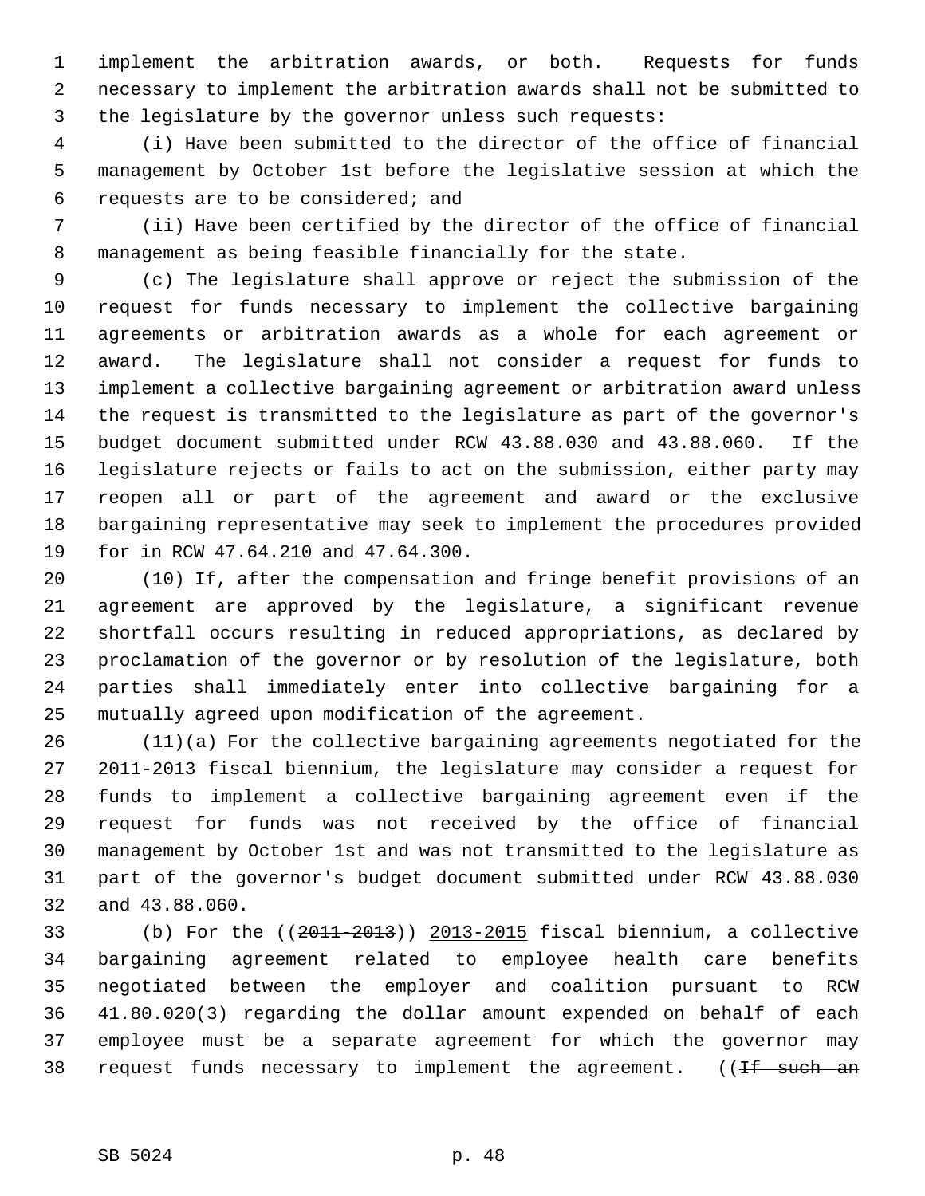implement the arbitration awards, or both. Requests for funds necessary to implement the arbitration awards shall not be submitted to the legislature by the governor unless such requests:

(i) Have been submitted to the director of the office of financial management by October 1st before the legislative session at which the requests are to be considered; and

(ii) Have been certified by the director of the office of financial management as being feasible financially for the state.

(c) The legislature shall approve or reject the submission of the request for funds necessary to implement the collective bargaining agreements or arbitration awards as a whole for each agreement or award. The legislature shall not consider a request for funds to implement a collective bargaining agreement or arbitration award unless the request is transmitted to the legislature as part of the governor's budget document submitted under RCW 43.88.030 and 43.88.060. If the legislature rejects or fails to act on the submission, either party may reopen all or part of the agreement and award or the exclusive bargaining representative may seek to implement the procedures provided for in RCW 47.64.210 and 47.64.300.

(10) If, after the compensation and fringe benefit provisions of an agreement are approved by the legislature, a significant revenue shortfall occurs resulting in reduced appropriations, as declared by proclamation of the governor or by resolution of the legislature, both parties shall immediately enter into collective bargaining for a mutually agreed upon modification of the agreement.

(11)(a) For the collective bargaining agreements negotiated for the 2011-2013 fiscal biennium, the legislature may consider a request for funds to implement a collective bargaining agreement even if the request for funds was not received by the office of financial management by October 1st and was not transmitted to the legislature as part of the governor's budget document submitted under RCW 43.88.030 and 43.88.060.

(b) For the ((~~2011-2013~~)) <u>2013-2015</u> fiscal biennium, a collective bargaining agreement related to employee health care benefits negotiated between the employer and coalition pursuant to RCW 41.80.020(3) regarding the dollar amount expended on behalf of each employee must be a separate agreement for which the governor may request funds necessary to implement the agreement. ((~~If such an~~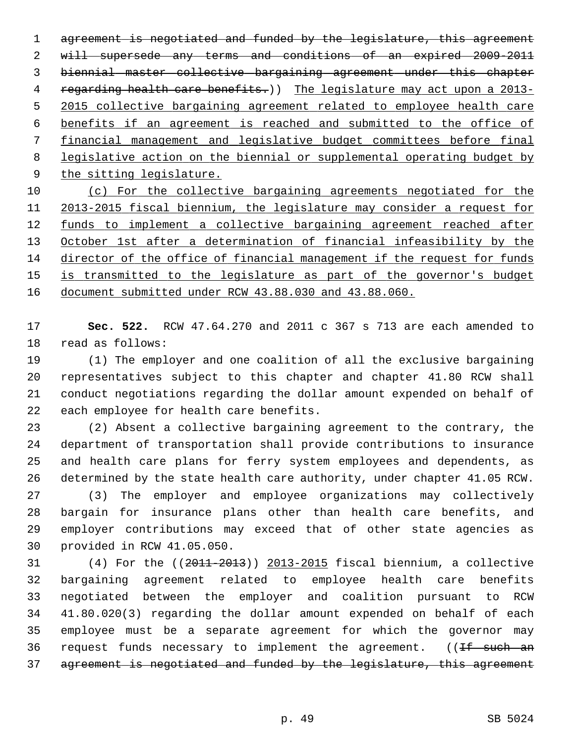~~agreement is negotiated and funded by the legislature, this agreement will supersede any terms and conditions of an expired 2009-2011 biennial master collective bargaining agreement under this chapter regarding health care benefits.~~)) <u>The legislature may act upon a 2013-2015 collective bargaining agreement related to employee health care benefits if an agreement is reached and submitted to the office of financial management and legislative budget committees before final legislative action on the biennial or supplemental operating budget by the sitting legislature.</u>

<u>(c) For the collective bargaining agreements negotiated for the 2013-2015 fiscal biennium, the legislature may consider a request for funds to implement a collective bargaining agreement reached after October 1st after a determination of financial infeasibility by the director of the office of financial management if the request for funds is transmitted to the legislature as part of the governor's budget document submitted under RCW 43.88.030 and 43.88.060.</u>

**Sec. 522.** RCW 47.64.270 and 2011 c 367 s 713 are each amended to read as follows:

(1) The employer and one coalition of all the exclusive bargaining representatives subject to this chapter and chapter 41.80 RCW shall conduct negotiations regarding the dollar amount expended on behalf of each employee for health care benefits.

(2) Absent a collective bargaining agreement to the contrary, the department of transportation shall provide contributions to insurance and health care plans for ferry system employees and dependents, as determined by the state health care authority, under chapter 41.05 RCW.

(3) The employer and employee organizations may collectively bargain for insurance plans other than health care benefits, and employer contributions may exceed that of other state agencies as provided in RCW 41.05.050.

(4) For the ((~~2011-2013~~)) <u>2013-2015</u> fiscal biennium, a collective bargaining agreement related to employee health care benefits negotiated between the employer and coalition pursuant to RCW 41.80.020(3) regarding the dollar amount expended on behalf of each employee must be a separate agreement for which the governor may request funds necessary to implement the agreement. ((~~If such an agreement is negotiated and funded by the legislature, this agreement~~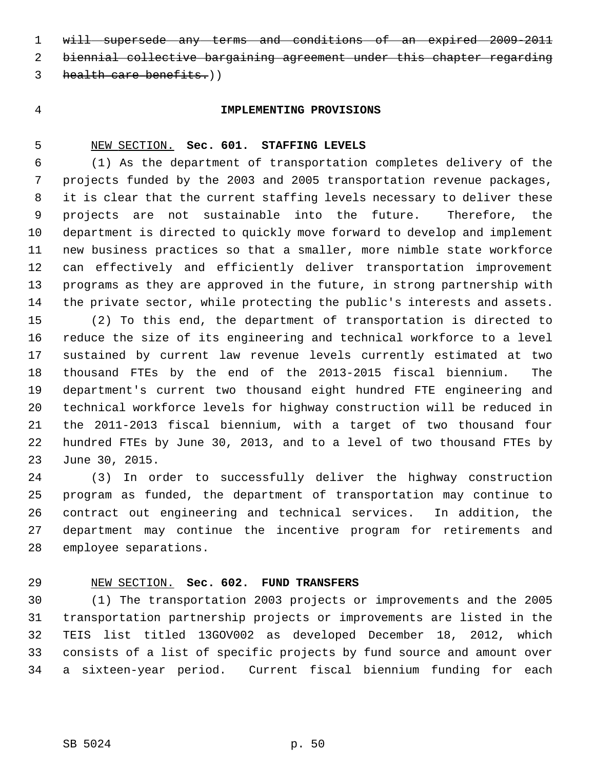~~will supersede any terms and conditions of an expired 2009-2011 biennial collective bargaining agreement under this chapter regarding health care benefits.~~))

**IMPLEMENTING PROVISIONS**

NEW SECTION. **Sec. 601. STAFFING LEVELS**

(1) As the department of transportation completes delivery of the projects funded by the 2003 and 2005 transportation revenue packages, it is clear that the current staffing levels necessary to deliver these projects are not sustainable into the future. Therefore, the department is directed to quickly move forward to develop and implement new business practices so that a smaller, more nimble state workforce can effectively and efficiently deliver transportation improvement programs as they are approved in the future, in strong partnership with the private sector, while protecting the public's interests and assets.

(2) To this end, the department of transportation is directed to reduce the size of its engineering and technical workforce to a level sustained by current law revenue levels currently estimated at two thousand FTEs by the end of the 2013-2015 fiscal biennium. The department's current two thousand eight hundred FTE engineering and technical workforce levels for highway construction will be reduced in the 2011-2013 fiscal biennium, with a target of two thousand four hundred FTEs by June 30, 2013, and to a level of two thousand FTEs by June 30, 2015.

(3) In order to successfully deliver the highway construction program as funded, the department of transportation may continue to contract out engineering and technical services. In addition, the department may continue the incentive program for retirements and employee separations.

NEW SECTION. **Sec. 602. FUND TRANSFERS**

(1) The transportation 2003 projects or improvements and the 2005 transportation partnership projects or improvements are listed in the TEIS list titled 13GOV002 as developed December 18, 2012, which consists of a list of specific projects by fund source and amount over a sixteen-year period. Current fiscal biennium funding for each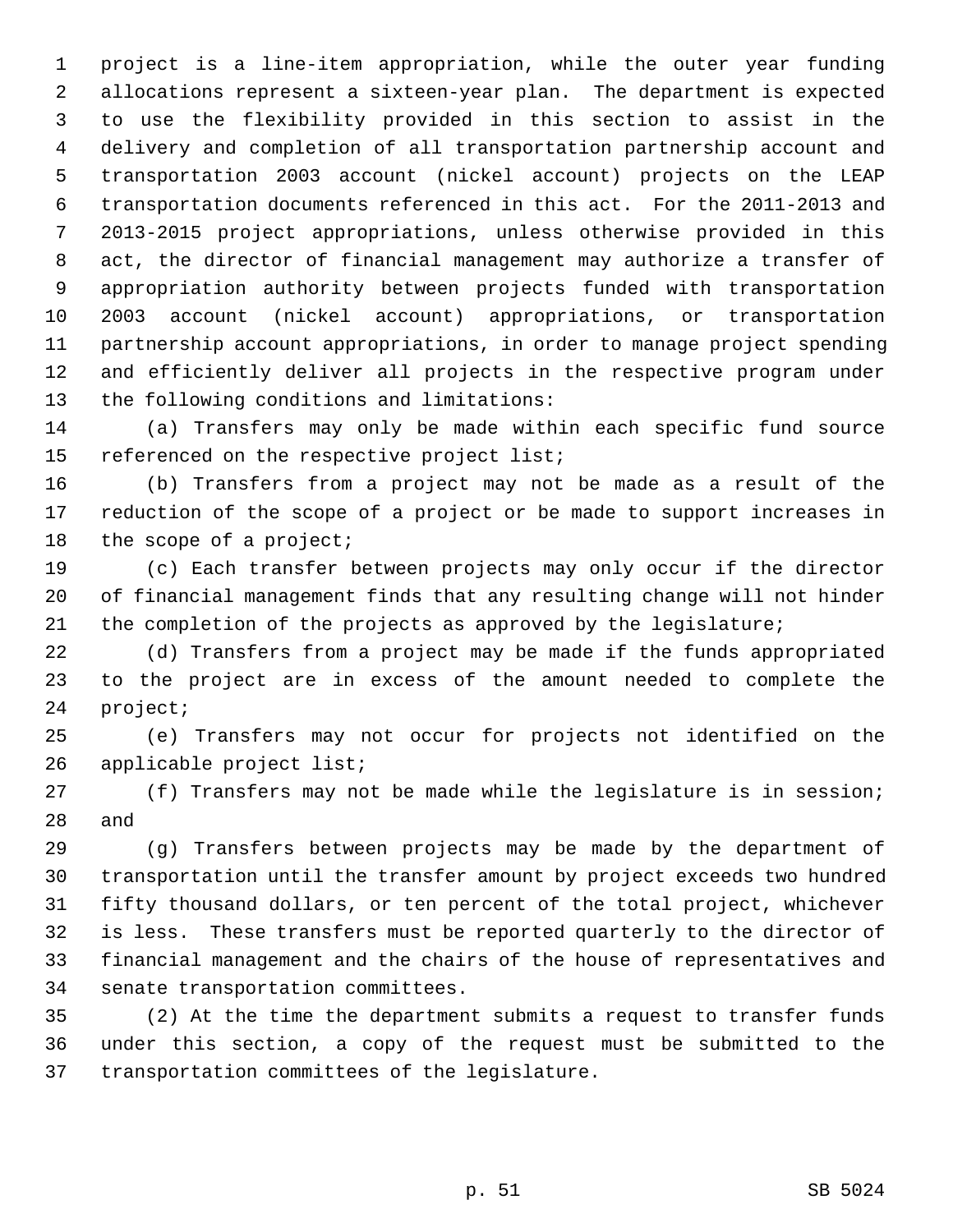project is a line-item appropriation, while the outer year funding allocations represent a sixteen-year plan. The department is expected to use the flexibility provided in this section to assist in the delivery and completion of all transportation partnership account and transportation 2003 account (nickel account) projects on the LEAP transportation documents referenced in this act. For the 2011-2013 and 2013-2015 project appropriations, unless otherwise provided in this act, the director of financial management may authorize a transfer of appropriation authority between projects funded with transportation 2003 account (nickel account) appropriations, or transportation partnership account appropriations, in order to manage project spending and efficiently deliver all projects in the respective program under the following conditions and limitations:

(a) Transfers may only be made within each specific fund source referenced on the respective project list;

(b) Transfers from a project may not be made as a result of the reduction of the scope of a project or be made to support increases in the scope of a project;

(c) Each transfer between projects may only occur if the director of financial management finds that any resulting change will not hinder the completion of the projects as approved by the legislature;

(d) Transfers from a project may be made if the funds appropriated to the project are in excess of the amount needed to complete the project;

(e) Transfers may not occur for projects not identified on the applicable project list;

(f) Transfers may not be made while the legislature is in session; and

(g) Transfers between projects may be made by the department of transportation until the transfer amount by project exceeds two hundred fifty thousand dollars, or ten percent of the total project, whichever is less. These transfers must be reported quarterly to the director of financial management and the chairs of the house of representatives and senate transportation committees.

(2) At the time the department submits a request to transfer funds under this section, a copy of the request must be submitted to the transportation committees of the legislature.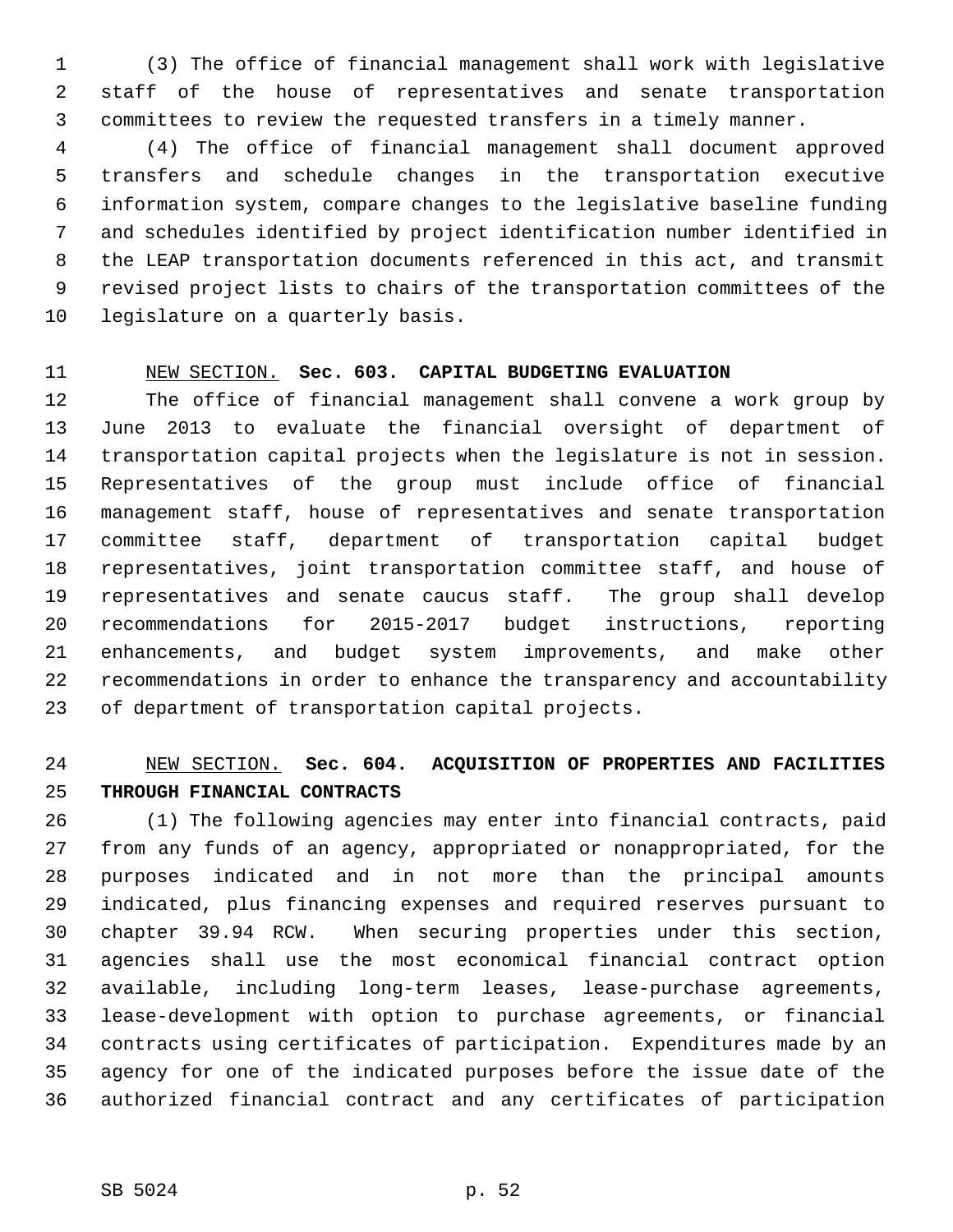(3) The office of financial management shall work with legislative staff of the house of representatives and senate transportation committees to review the requested transfers in a timely manner.

(4) The office of financial management shall document approved transfers and schedule changes in the transportation executive information system, compare changes to the legislative baseline funding and schedules identified by project identification number identified in the LEAP transportation documents referenced in this act, and transmit revised project lists to chairs of the transportation committees of the legislature on a quarterly basis.

NEW SECTION. **Sec. 603. CAPITAL BUDGETING EVALUATION**

The office of financial management shall convene a work group by June 2013 to evaluate the financial oversight of department of transportation capital projects when the legislature is not in session. Representatives of the group must include office of financial management staff, house of representatives and senate transportation committee staff, department of transportation capital budget representatives, joint transportation committee staff, and house of representatives and senate caucus staff. The group shall develop recommendations for 2015-2017 budget instructions, reporting enhancements, and budget system improvements, and make other recommendations in order to enhance the transparency and accountability of department of transportation capital projects.

NEW SECTION. **Sec. 604. ACQUISITION OF PROPERTIES AND FACILITIES THROUGH FINANCIAL CONTRACTS**

(1) The following agencies may enter into financial contracts, paid from any funds of an agency, appropriated or nonappropriated, for the purposes indicated and in not more than the principal amounts indicated, plus financing expenses and required reserves pursuant to chapter 39.94 RCW. When securing properties under this section, agencies shall use the most economical financial contract option available, including long-term leases, lease-purchase agreements, lease-development with option to purchase agreements, or financial contracts using certificates of participation. Expenditures made by an agency for one of the indicated purposes before the issue date of the authorized financial contract and any certificates of participation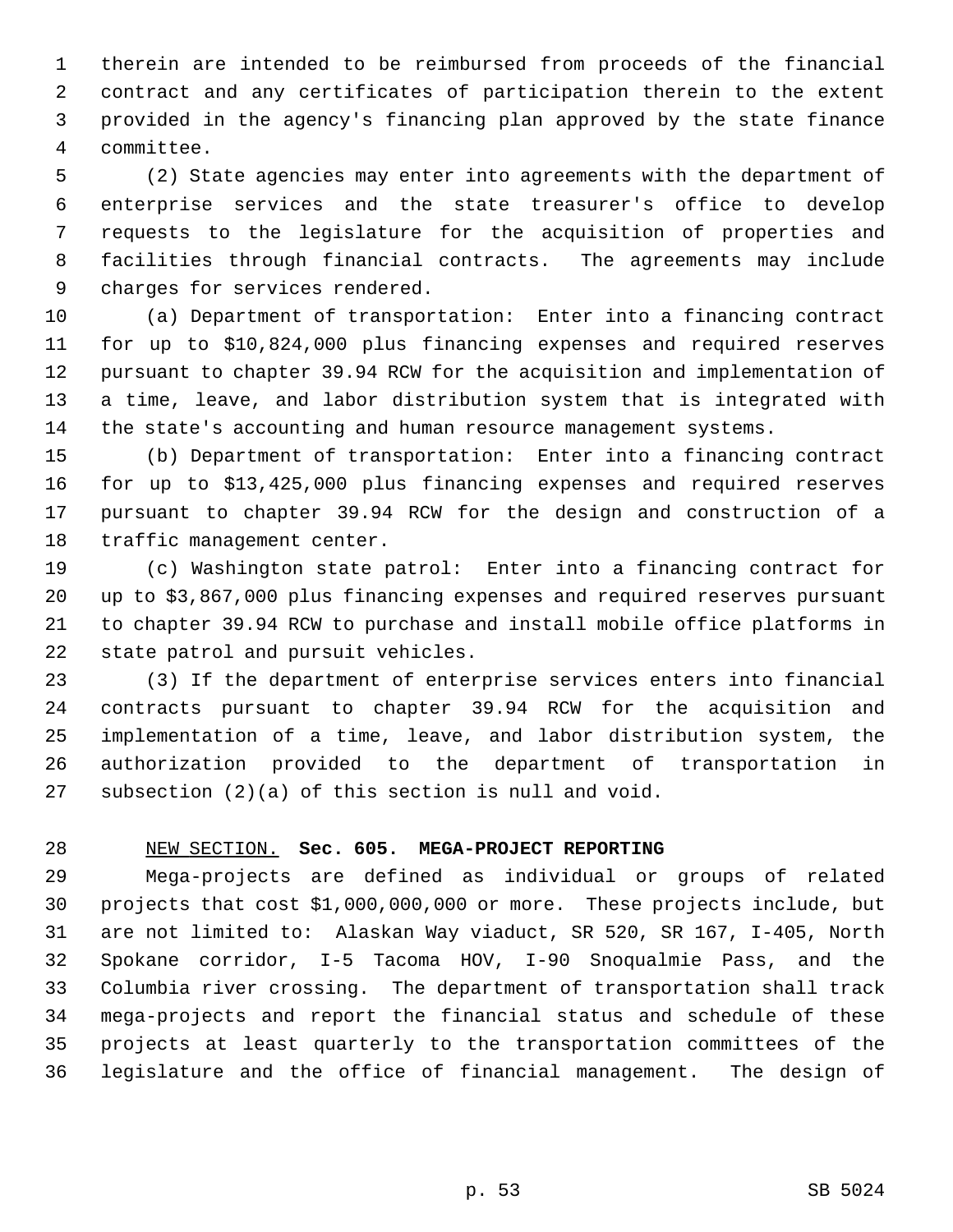therein are intended to be reimbursed from proceeds of the financial contract and any certificates of participation therein to the extent provided in the agency's financing plan approved by the state finance committee.

(2) State agencies may enter into agreements with the department of enterprise services and the state treasurer's office to develop requests to the legislature for the acquisition of properties and facilities through financial contracts. The agreements may include charges for services rendered.

(a) Department of transportation: Enter into a financing contract for up to $10,824,000 plus financing expenses and required reserves pursuant to chapter 39.94 RCW for the acquisition and implementation of a time, leave, and labor distribution system that is integrated with the state's accounting and human resource management systems.

(b) Department of transportation: Enter into a financing contract for up to $13,425,000 plus financing expenses and required reserves pursuant to chapter 39.94 RCW for the design and construction of a traffic management center.

(c) Washington state patrol: Enter into a financing contract for up to $3,867,000 plus financing expenses and required reserves pursuant to chapter 39.94 RCW to purchase and install mobile office platforms in state patrol and pursuit vehicles.

(3) If the department of enterprise services enters into financial contracts pursuant to chapter 39.94 RCW for the acquisition and implementation of a time, leave, and labor distribution system, the authorization provided to the department of transportation in subsection (2)(a) of this section is null and void.

NEW SECTION. **Sec. 605. MEGA-PROJECT REPORTING**

Mega-projects are defined as individual or groups of related projects that cost $1,000,000,000 or more. These projects include, but are not limited to: Alaskan Way viaduct, SR 520, SR 167, I-405, North Spokane corridor, I-5 Tacoma HOV, I-90 Snoqualmie Pass, and the Columbia river crossing. The department of transportation shall track mega-projects and report the financial status and schedule of these projects at least quarterly to the transportation committees of the legislature and the office of financial management. The design of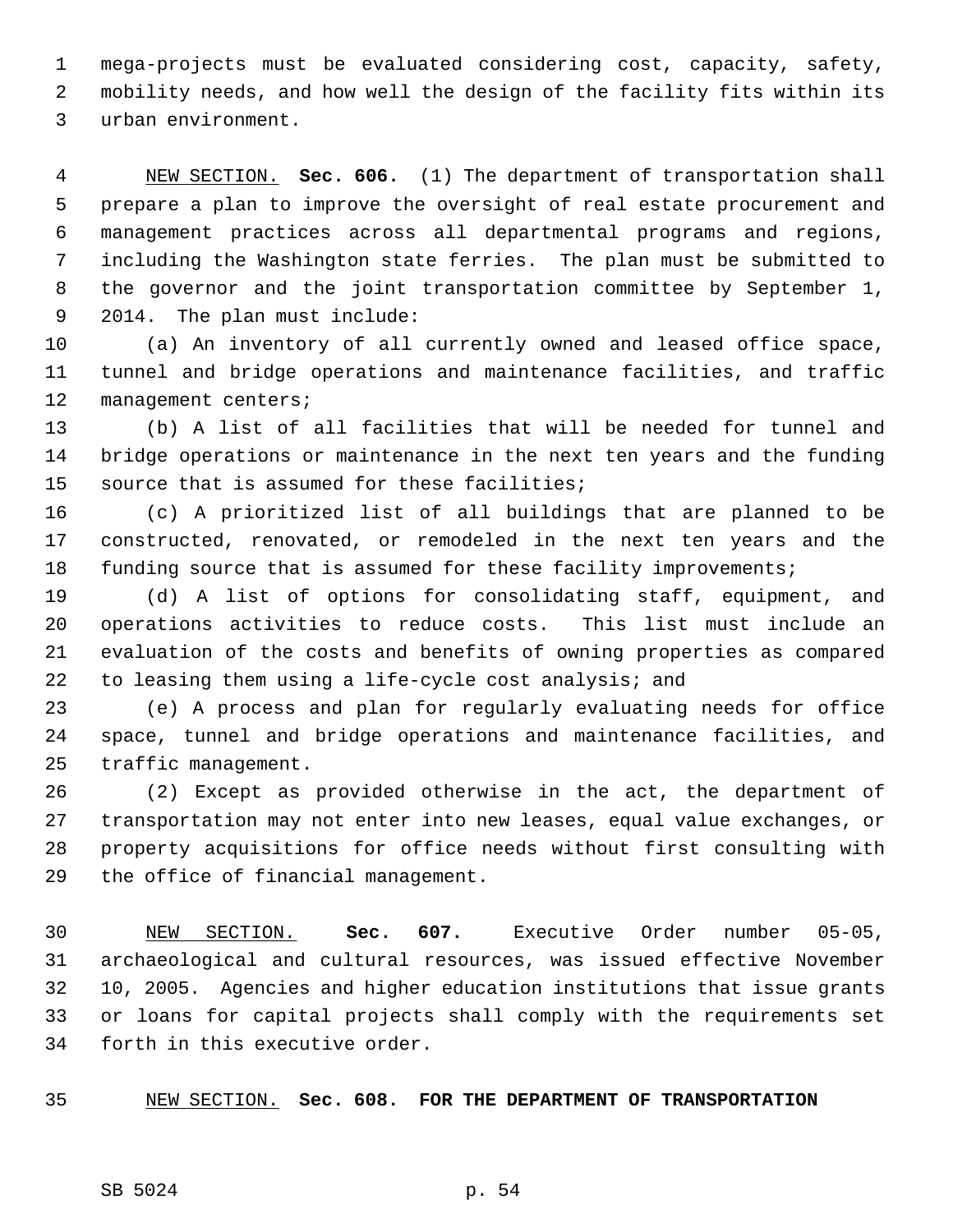mega-projects must be evaluated considering cost, capacity, safety, mobility needs, and how well the design of the facility fits within its urban environment.

NEW SECTION. **Sec. 606.** (1) The department of transportation shall prepare a plan to improve the oversight of real estate procurement and management practices across all departmental programs and regions, including the Washington state ferries. The plan must be submitted to the governor and the joint transportation committee by September 1, 2014. The plan must include:

(a) An inventory of all currently owned and leased office space, tunnel and bridge operations and maintenance facilities, and traffic management centers;

(b) A list of all facilities that will be needed for tunnel and bridge operations or maintenance in the next ten years and the funding source that is assumed for these facilities;

(c) A prioritized list of all buildings that are planned to be constructed, renovated, or remodeled in the next ten years and the funding source that is assumed for these facility improvements;

(d) A list of options for consolidating staff, equipment, and operations activities to reduce costs. This list must include an evaluation of the costs and benefits of owning properties as compared to leasing them using a life-cycle cost analysis; and

(e) A process and plan for regularly evaluating needs for office space, tunnel and bridge operations and maintenance facilities, and traffic management.

(2) Except as provided otherwise in the act, the department of transportation may not enter into new leases, equal value exchanges, or property acquisitions for office needs without first consulting with the office of financial management.

NEW SECTION. **Sec. 607.** Executive Order number 05-05, archaeological and cultural resources, was issued effective November 10, 2005. Agencies and higher education institutions that issue grants or loans for capital projects shall comply with the requirements set forth in this executive order.

NEW SECTION. **Sec. 608. FOR THE DEPARTMENT OF TRANSPORTATION**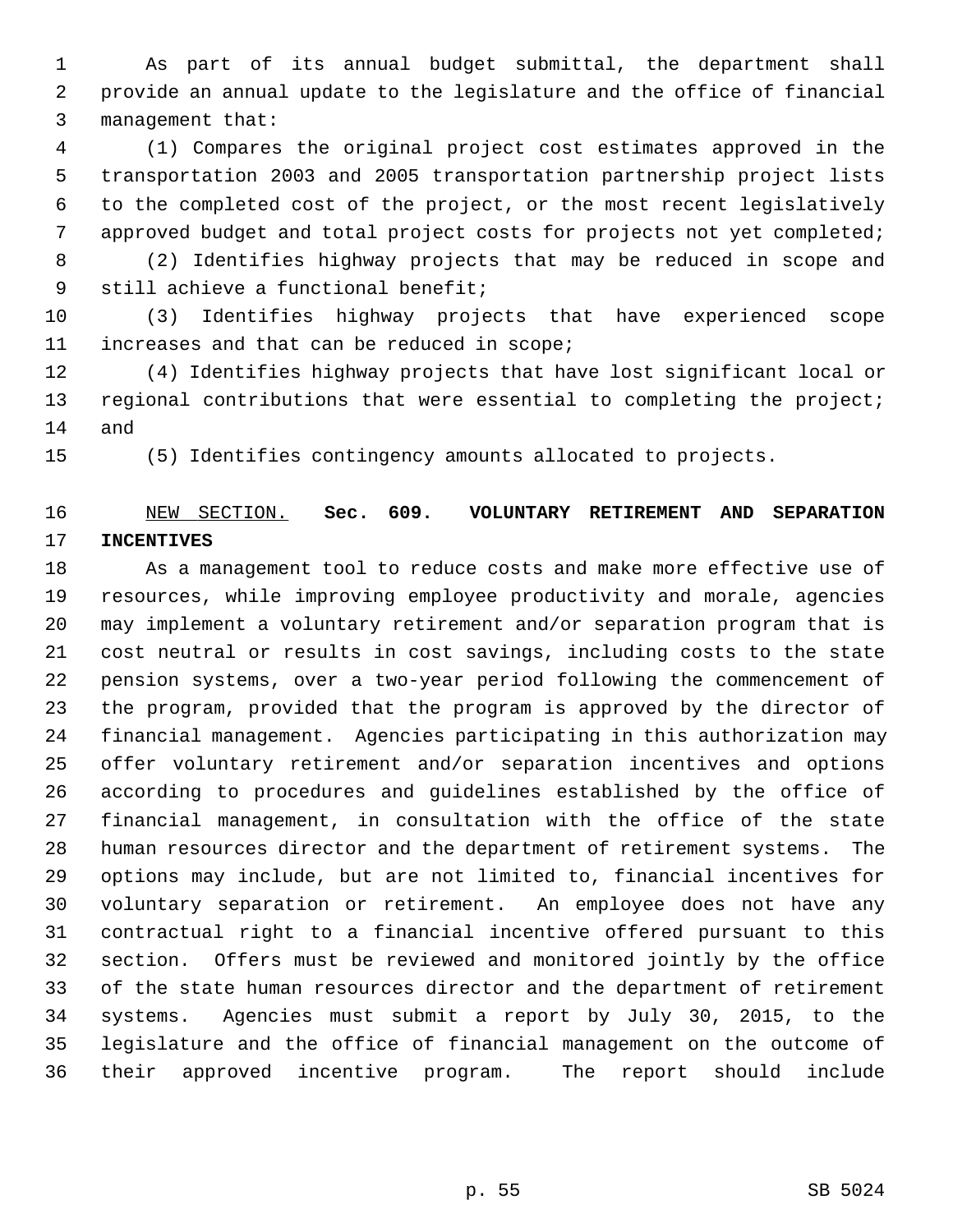As part of its annual budget submittal, the department shall provide an annual update to the legislature and the office of financial management that:

(1) Compares the original project cost estimates approved in the transportation 2003 and 2005 transportation partnership project lists to the completed cost of the project, or the most recent legislatively approved budget and total project costs for projects not yet completed;

(2) Identifies highway projects that may be reduced in scope and still achieve a functional benefit;

(3) Identifies highway projects that have experienced scope increases and that can be reduced in scope;

(4) Identifies highway projects that have lost significant local or regional contributions that were essential to completing the project; and

(5) Identifies contingency amounts allocated to projects.

NEW SECTION. **Sec. 609. VOLUNTARY RETIREMENT AND SEPARATION INCENTIVES**

As a management tool to reduce costs and make more effective use of resources, while improving employee productivity and morale, agencies may implement a voluntary retirement and/or separation program that is cost neutral or results in cost savings, including costs to the state pension systems, over a two-year period following the commencement of the program, provided that the program is approved by the director of financial management. Agencies participating in this authorization may offer voluntary retirement and/or separation incentives and options according to procedures and guidelines established by the office of financial management, in consultation with the office of the state human resources director and the department of retirement systems. The options may include, but are not limited to, financial incentives for voluntary separation or retirement. An employee does not have any contractual right to a financial incentive offered pursuant to this section. Offers must be reviewed and monitored jointly by the office of the state human resources director and the department of retirement systems. Agencies must submit a report by July 30, 2015, to the legislature and the office of financial management on the outcome of their approved incentive program. The report should include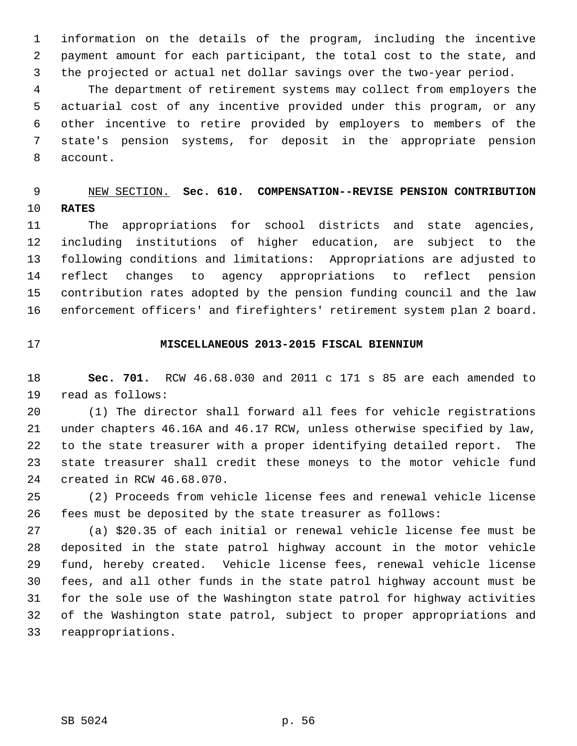information on the details of the program, including the incentive payment amount for each participant, the total cost to the state, and the projected or actual net dollar savings over the two-year period.

The department of retirement systems may collect from employers the actuarial cost of any incentive provided under this program, or any other incentive to retire provided by employers to members of the state's pension systems, for deposit in the appropriate pension account.

NEW SECTION. **Sec. 610. COMPENSATION--REVISE PENSION CONTRIBUTION RATES**

The appropriations for school districts and state agencies, including institutions of higher education, are subject to the following conditions and limitations: Appropriations are adjusted to reflect changes to agency appropriations to reflect pension contribution rates adopted by the pension funding council and the law enforcement officers' and firefighters' retirement system plan 2 board.

## MISCELLANEOUS 2013-2015 FISCAL BIENNIUM

**Sec. 701.** RCW 46.68.030 and 2011 c 171 s 85 are each amended to read as follows:

(1) The director shall forward all fees for vehicle registrations under chapters 46.16A and 46.17 RCW, unless otherwise specified by law, to the state treasurer with a proper identifying detailed report. The state treasurer shall credit these moneys to the motor vehicle fund created in RCW 46.68.070.

(2) Proceeds from vehicle license fees and renewal vehicle license fees must be deposited by the state treasurer as follows:

(a) $20.35 of each initial or renewal vehicle license fee must be deposited in the state patrol highway account in the motor vehicle fund, hereby created. Vehicle license fees, renewal vehicle license fees, and all other funds in the state patrol highway account must be for the sole use of the Washington state patrol for highway activities of the Washington state patrol, subject to proper appropriations and reappropriations.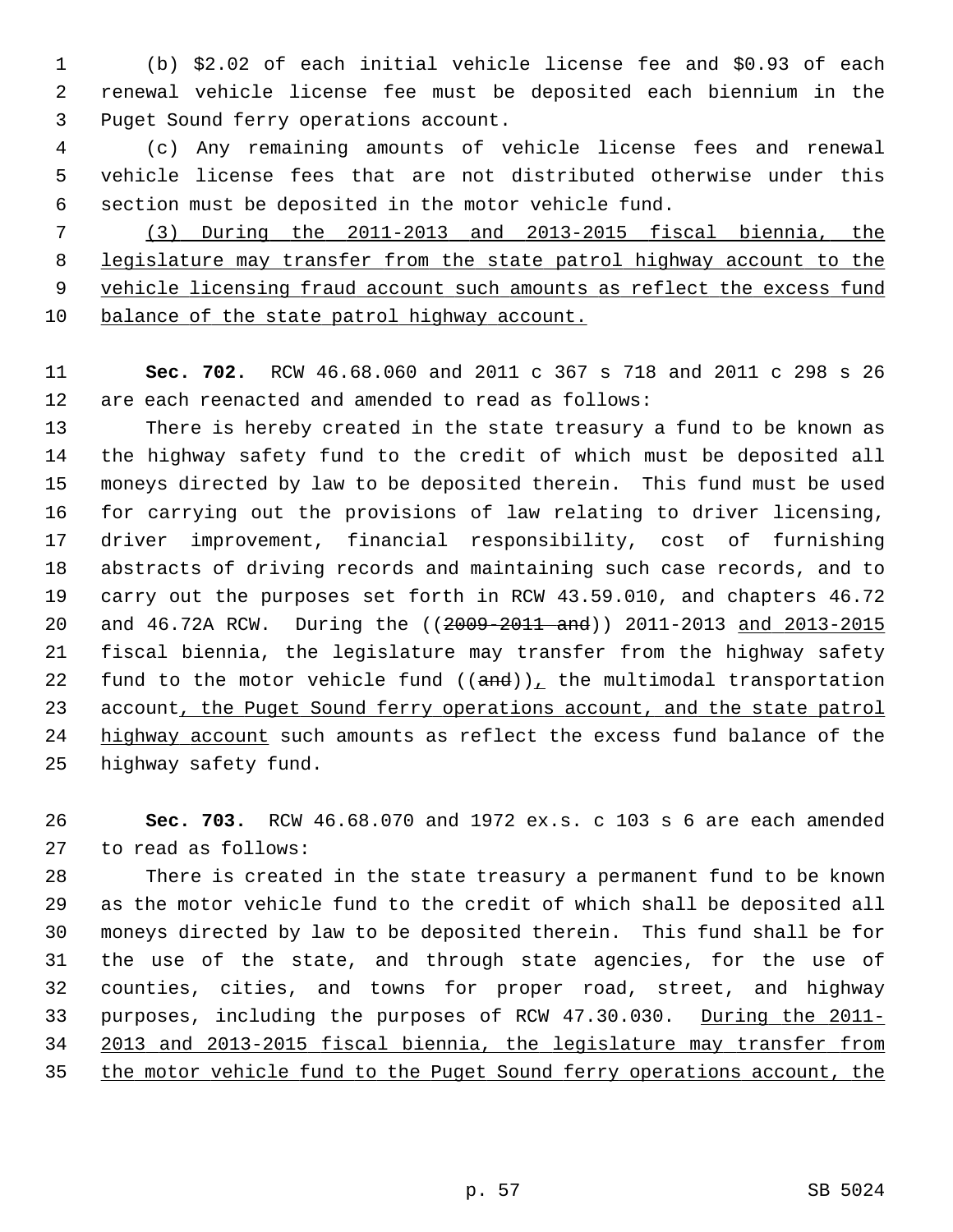(b) $2.02 of each initial vehicle license fee and $0.93 of each renewal vehicle license fee must be deposited each biennium in the Puget Sound ferry operations account.

(c) Any remaining amounts of vehicle license fees and renewal vehicle license fees that are not distributed otherwise under this section must be deposited in the motor vehicle fund.

<u>(3) During the 2011-2013 and 2013-2015 fiscal biennia, the legislature may transfer from the state patrol highway account to the vehicle licensing fraud account such amounts as reflect the excess fund balance of the state patrol highway account.</u>

**Sec. 702.** RCW 46.68.060 and 2011 c 367 s 718 and 2011 c 298 s 26 are each reenacted and amended to read as follows:

There is hereby created in the state treasury a fund to be known as the highway safety fund to the credit of which must be deposited all moneys directed by law to be deposited therein. This fund must be used for carrying out the provisions of law relating to driver licensing, driver improvement, financial responsibility, cost of furnishing abstracts of driving records and maintaining such case records, and to carry out the purposes set forth in RCW 43.59.010, and chapters 46.72 and 46.72A RCW. During the ((~~2009-2011 and~~)) 2011-2013 <u>and 2013-2015</u> fiscal biennia, the legislature may transfer from the highway safety fund to the motor vehicle fund ((~~and~~))<u>,</u> the multimodal transportation account<u>, the Puget Sound ferry operations account, and the state patrol highway account</u> such amounts as reflect the excess fund balance of the highway safety fund.

**Sec. 703.** RCW 46.68.070 and 1972 ex.s. c 103 s 6 are each amended to read as follows:

There is created in the state treasury a permanent fund to be known as the motor vehicle fund to the credit of which shall be deposited all moneys directed by law to be deposited therein. This fund shall be for the use of the state, and through state agencies, for the use of counties, cities, and towns for proper road, street, and highway purposes, including the purposes of RCW 47.30.030. <u>During the 2011-2013 and 2013-2015 fiscal biennia, the legislature may transfer from the motor vehicle fund to the Puget Sound ferry operations account, the</u>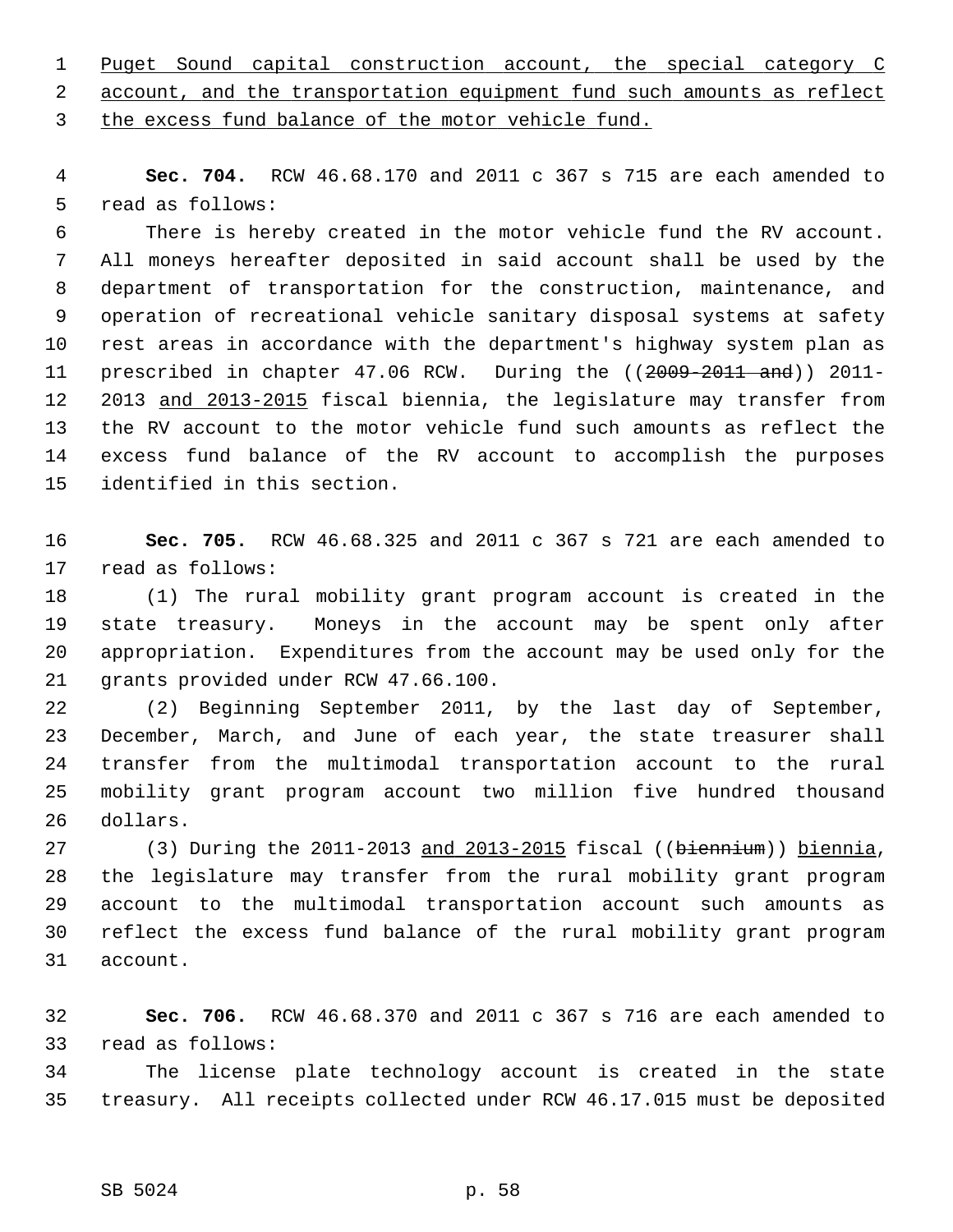<u>Puget Sound capital construction account, the special category C account, and the transportation equipment fund such amounts as reflect the excess fund balance of the motor vehicle fund.</u>

**Sec. 704.** RCW 46.68.170 and 2011 c 367 s 715 are each amended to read as follows:

There is hereby created in the motor vehicle fund the RV account. All moneys hereafter deposited in said account shall be used by the department of transportation for the construction, maintenance, and operation of recreational vehicle sanitary disposal systems at safety rest areas in accordance with the department's highway system plan as prescribed in chapter 47.06 RCW. During the ((~~2009-2011 and~~)) 2011-2013 <u>and 2013-2015</u> fiscal biennia, the legislature may transfer from the RV account to the motor vehicle fund such amounts as reflect the excess fund balance of the RV account to accomplish the purposes identified in this section.

**Sec. 705.** RCW 46.68.325 and 2011 c 367 s 721 are each amended to read as follows:

(1) The rural mobility grant program account is created in the state treasury. Moneys in the account may be spent only after appropriation. Expenditures from the account may be used only for the grants provided under RCW 47.66.100.

(2) Beginning September 2011, by the last day of September, December, March, and June of each year, the state treasurer shall transfer from the multimodal transportation account to the rural mobility grant program account two million five hundred thousand dollars.

(3) During the 2011-2013 <u>and 2013-2015</u> fiscal ((~~biennium~~)) <u>biennia</u>, the legislature may transfer from the rural mobility grant program account to the multimodal transportation account such amounts as reflect the excess fund balance of the rural mobility grant program account.

**Sec. 706.** RCW 46.68.370 and 2011 c 367 s 716 are each amended to read as follows:

The license plate technology account is created in the state treasury. All receipts collected under RCW 46.17.015 must be deposited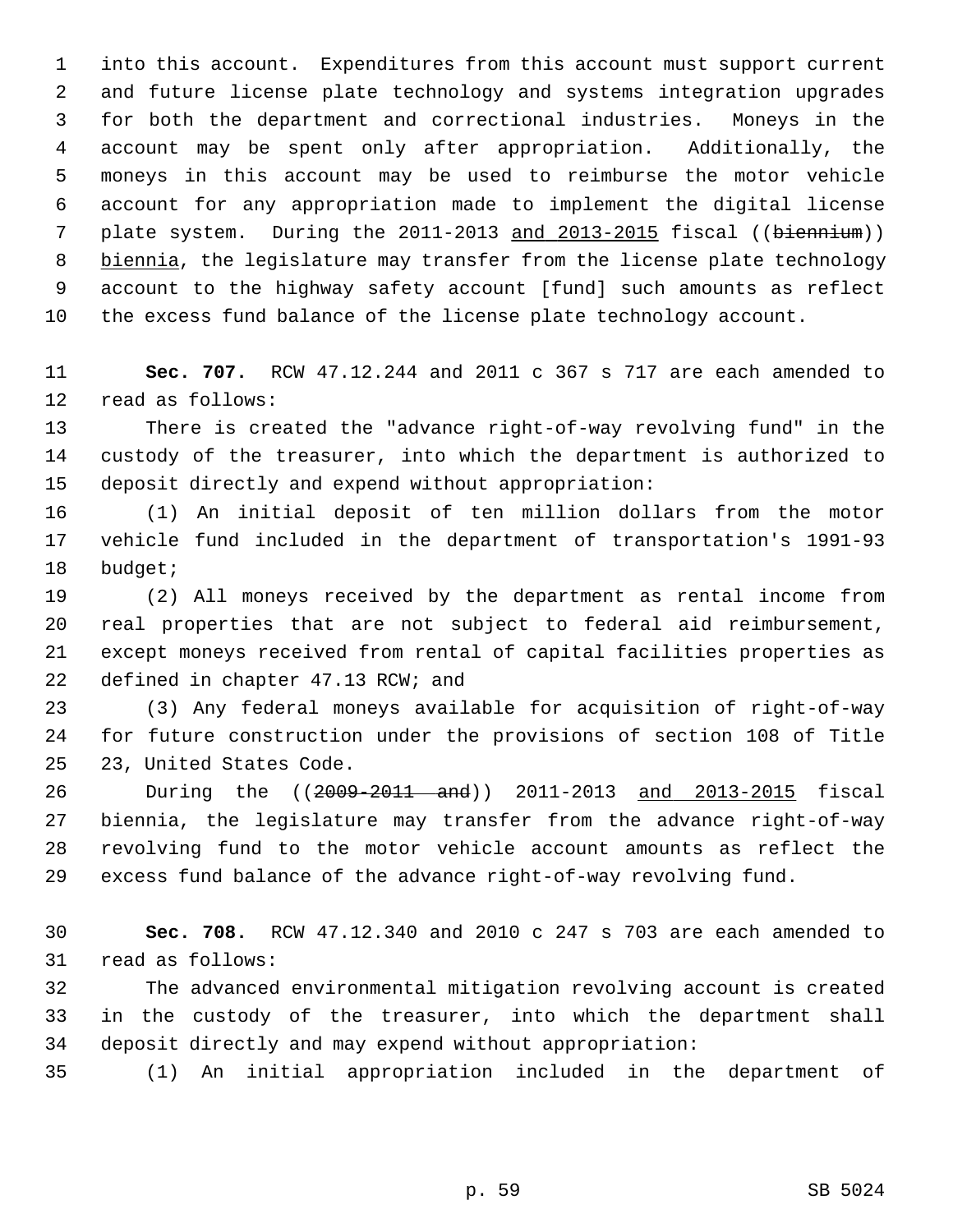into this account. Expenditures from this account must support current and future license plate technology and systems integration upgrades for both the department and correctional industries. Moneys in the account may be spent only after appropriation. Additionally, the moneys in this account may be used to reimburse the motor vehicle account for any appropriation made to implement the digital license plate system. During the 2011-2013 and 2013-2015 fiscal ((~~biennium~~)) biennia, the legislature may transfer from the license plate technology account to the highway safety account [fund] such amounts as reflect the excess fund balance of the license plate technology account.

**Sec. 707.** RCW 47.12.244 and 2011 c 367 s 717 are each amended to read as follows:

There is created the "advance right-of-way revolving fund" in the custody of the treasurer, into which the department is authorized to deposit directly and expend without appropriation:

(1) An initial deposit of ten million dollars from the motor vehicle fund included in the department of transportation's 1991-93 budget;

(2) All moneys received by the department as rental income from real properties that are not subject to federal aid reimbursement, except moneys received from rental of capital facilities properties as defined in chapter 47.13 RCW; and

(3) Any federal moneys available for acquisition of right-of-way for future construction under the provisions of section 108 of Title 23, United States Code.

During the ((~~2009-2011 and~~)) 2011-2013 and 2013-2015 fiscal biennia, the legislature may transfer from the advance right-of-way revolving fund to the motor vehicle account amounts as reflect the excess fund balance of the advance right-of-way revolving fund.

**Sec. 708.** RCW 47.12.340 and 2010 c 247 s 703 are each amended to read as follows:

The advanced environmental mitigation revolving account is created in the custody of the treasurer, into which the department shall deposit directly and may expend without appropriation:

(1) An initial appropriation included in the department of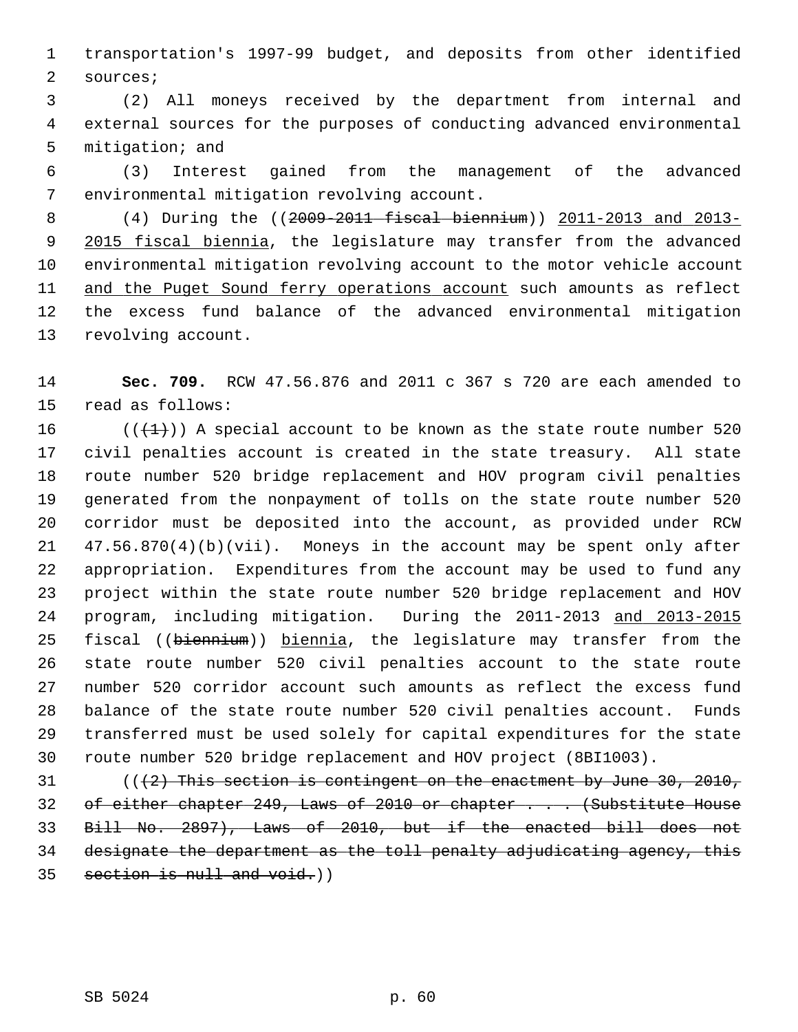transportation's 1997-99 budget, and deposits from other identified sources;

(2) All moneys received by the department from internal and external sources for the purposes of conducting advanced environmental mitigation; and

(3) Interest gained from the management of the advanced environmental mitigation revolving account.

(4) During the ((~~2009-2011 fiscal biennium~~)) 2011-2013 and 2013-2015 fiscal biennia, the legislature may transfer from the advanced environmental mitigation revolving account to the motor vehicle account and the Puget Sound ferry operations account such amounts as reflect the excess fund balance of the advanced environmental mitigation revolving account.

**Sec. 709.** RCW 47.56.876 and 2011 c 367 s 720 are each amended to read as follows:

((~~(1)~~)) A special account to be known as the state route number 520 civil penalties account is created in the state treasury. All state route number 520 bridge replacement and HOV program civil penalties generated from the nonpayment of tolls on the state route number 520 corridor must be deposited into the account, as provided under RCW 47.56.870(4)(b)(vii). Moneys in the account may be spent only after appropriation. Expenditures from the account may be used to fund any project within the state route number 520 bridge replacement and HOV program, including mitigation. During the 2011-2013 and 2013-2015 fiscal ((~~biennium~~)) biennia, the legislature may transfer from the state route number 520 civil penalties account to the state route number 520 corridor account such amounts as reflect the excess fund balance of the state route number 520 civil penalties account. Funds transferred must be used solely for capital expenditures for the state route number 520 bridge replacement and HOV project (8BI1003).

((~~(2) This section is contingent on the enactment by June 30, 2010, of either chapter 249, Laws of 2010 or chapter . . . (Substitute House Bill No. 2897), Laws of 2010, but if the enacted bill does not designate the department as the toll penalty adjudicating agency, this section is null and void.~~))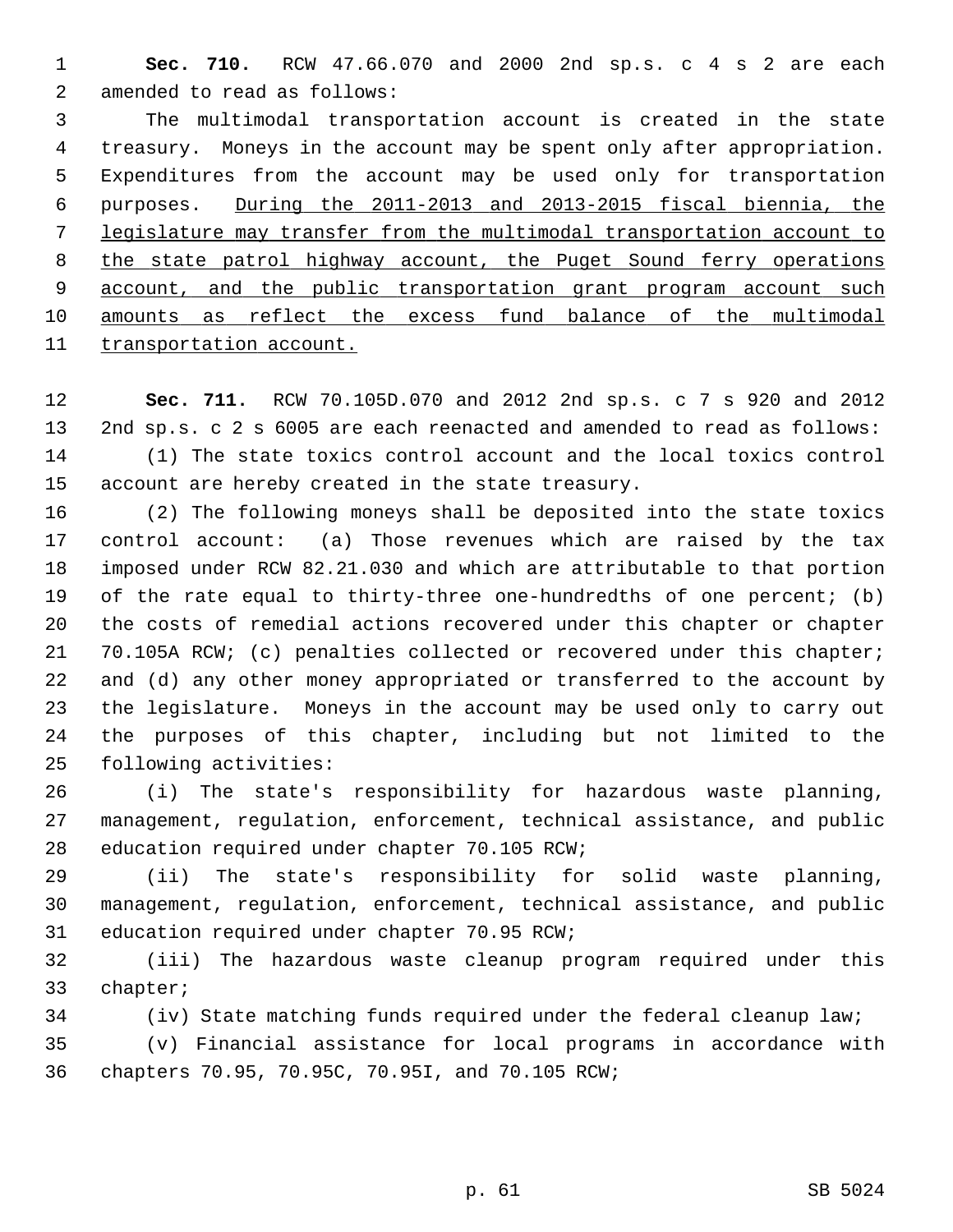**Sec. 710.** RCW 47.66.070 and 2000 2nd sp.s. c 4 s 2 are each amended to read as follows:

The multimodal transportation account is created in the state treasury. Moneys in the account may be spent only after appropriation. Expenditures from the account may be used only for transportation purposes. <u>During the 2011-2013 and 2013-2015 fiscal biennia, the legislature may transfer from the multimodal transportation account to the state patrol highway account, the Puget Sound ferry operations account, and the public transportation grant program account such amounts as reflect the excess fund balance of the multimodal transportation account.</u>

**Sec. 711.** RCW 70.105D.070 and 2012 2nd sp.s. c 7 s 920 and 2012 2nd sp.s. c 2 s 6005 are each reenacted and amended to read as follows:

(1) The state toxics control account and the local toxics control account are hereby created in the state treasury.

(2) The following moneys shall be deposited into the state toxics control account: (a) Those revenues which are raised by the tax imposed under RCW 82.21.030 and which are attributable to that portion of the rate equal to thirty-three one-hundredths of one percent; (b) the costs of remedial actions recovered under this chapter or chapter 70.105A RCW; (c) penalties collected or recovered under this chapter; and (d) any other money appropriated or transferred to the account by the legislature. Moneys in the account may be used only to carry out the purposes of this chapter, including but not limited to the following activities:

(i) The state's responsibility for hazardous waste planning, management, regulation, enforcement, technical assistance, and public education required under chapter 70.105 RCW;

(ii) The state's responsibility for solid waste planning, management, regulation, enforcement, technical assistance, and public education required under chapter 70.95 RCW;

(iii) The hazardous waste cleanup program required under this chapter;

(iv) State matching funds required under the federal cleanup law;

(v) Financial assistance for local programs in accordance with chapters 70.95, 70.95C, 70.95I, and 70.105 RCW;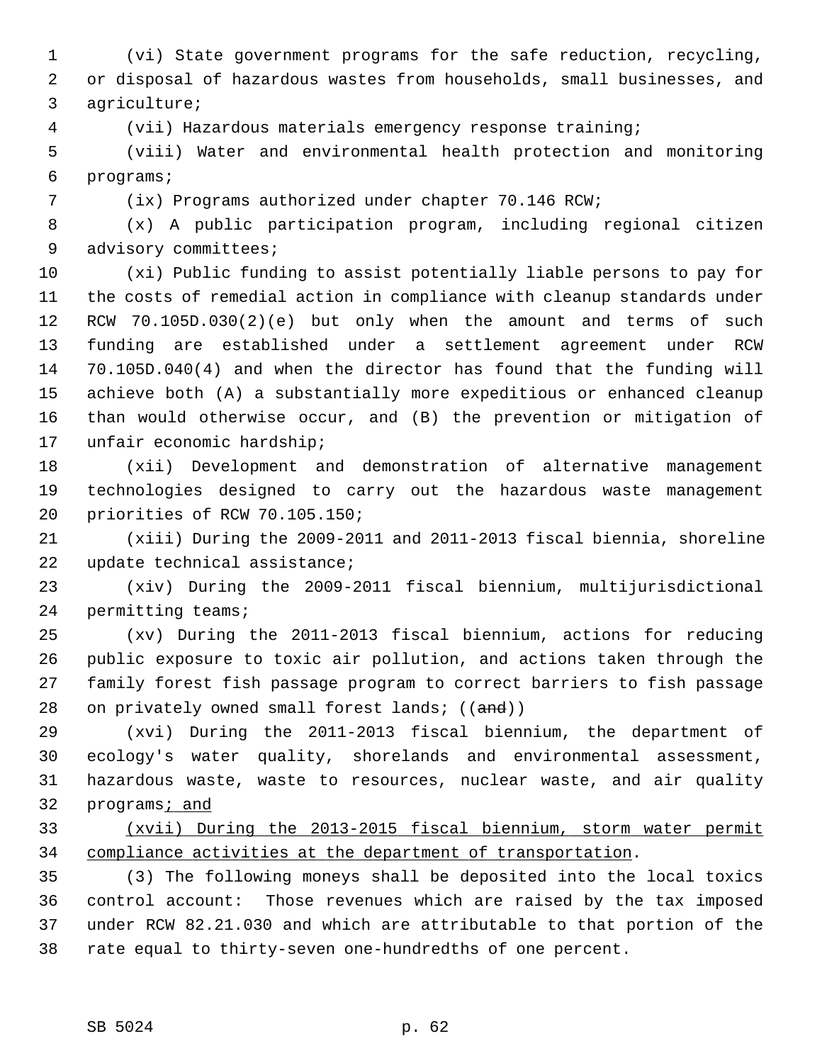(vi) State government programs for the safe reduction, recycling, or disposal of hazardous wastes from households, small businesses, and agriculture;

(vii) Hazardous materials emergency response training;

(viii) Water and environmental health protection and monitoring programs;

(ix) Programs authorized under chapter 70.146 RCW;

(x) A public participation program, including regional citizen advisory committees;

(xi) Public funding to assist potentially liable persons to pay for the costs of remedial action in compliance with cleanup standards under RCW 70.105D.030(2)(e) but only when the amount and terms of such funding are established under a settlement agreement under RCW 70.105D.040(4) and when the director has found that the funding will achieve both (A) a substantially more expeditious or enhanced cleanup than would otherwise occur, and (B) the prevention or mitigation of unfair economic hardship;

(xii) Development and demonstration of alternative management technologies designed to carry out the hazardous waste management priorities of RCW 70.105.150;

(xiii) During the 2009-2011 and 2011-2013 fiscal biennia, shoreline update technical assistance;

(xiv) During the 2009-2011 fiscal biennium, multijurisdictional permitting teams;

(xv) During the 2011-2013 fiscal biennium, actions for reducing public exposure to toxic air pollution, and actions taken through the family forest fish passage program to correct barriers to fish passage on privately owned small forest lands; ((~~and~~))

(xvi) During the 2011-2013 fiscal biennium, the department of ecology's water quality, shorelands and environmental assessment, hazardous waste, waste to resources, nuclear waste, and air quality programs<u>; and</u>

<u>(xvii) During the 2013-2015 fiscal biennium, storm water permit compliance activities at the department of transportation</u>.

(3) The following moneys shall be deposited into the local toxics control account: Those revenues which are raised by the tax imposed under RCW 82.21.030 and which are attributable to that portion of the rate equal to thirty-seven one-hundredths of one percent.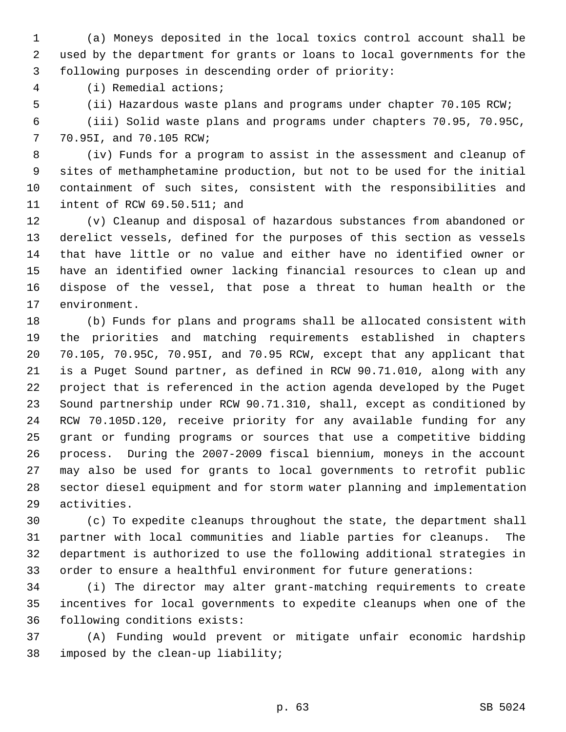(a) Moneys deposited in the local toxics control account shall be used by the department for grants or loans to local governments for the following purposes in descending order of priority:

(i) Remedial actions;

(ii) Hazardous waste plans and programs under chapter 70.105 RCW;

(iii) Solid waste plans and programs under chapters 70.95, 70.95C, 70.95I, and 70.105 RCW;

(iv) Funds for a program to assist in the assessment and cleanup of sites of methamphetamine production, but not to be used for the initial containment of such sites, consistent with the responsibilities and intent of RCW 69.50.511; and

(v) Cleanup and disposal of hazardous substances from abandoned or derelict vessels, defined for the purposes of this section as vessels that have little or no value and either have no identified owner or have an identified owner lacking financial resources to clean up and dispose of the vessel, that pose a threat to human health or the environment.

(b) Funds for plans and programs shall be allocated consistent with the priorities and matching requirements established in chapters 70.105, 70.95C, 70.95I, and 70.95 RCW, except that any applicant that is a Puget Sound partner, as defined in RCW 90.71.010, along with any project that is referenced in the action agenda developed by the Puget Sound partnership under RCW 90.71.310, shall, except as conditioned by RCW 70.105D.120, receive priority for any available funding for any grant or funding programs or sources that use a competitive bidding process. During the 2007-2009 fiscal biennium, moneys in the account may also be used for grants to local governments to retrofit public sector diesel equipment and for storm water planning and implementation activities.

(c) To expedite cleanups throughout the state, the department shall partner with local communities and liable parties for cleanups. The department is authorized to use the following additional strategies in order to ensure a healthful environment for future generations:

(i) The director may alter grant-matching requirements to create incentives for local governments to expedite cleanups when one of the following conditions exists:

(A) Funding would prevent or mitigate unfair economic hardship imposed by the clean-up liability;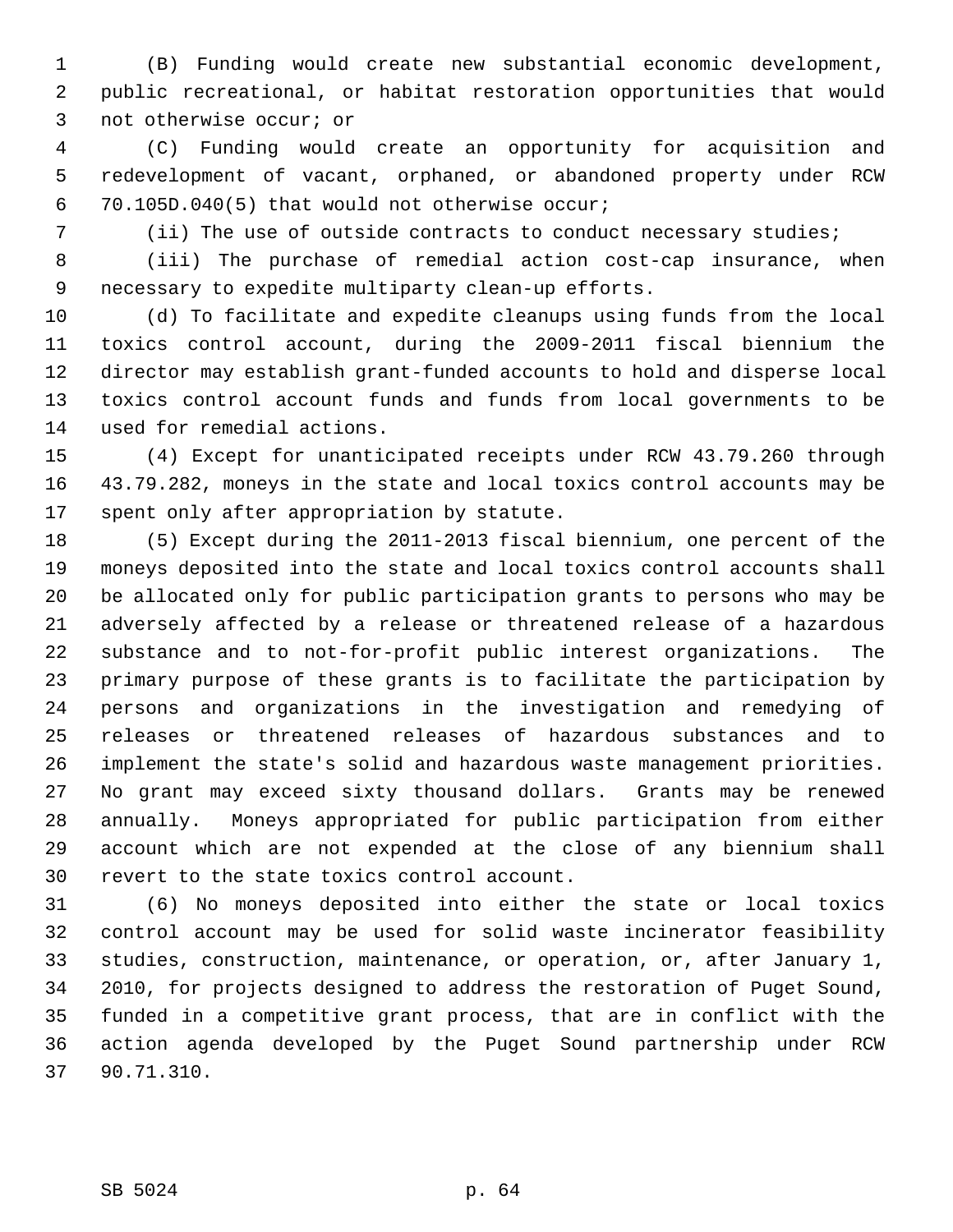(B) Funding would create new substantial economic development, public recreational, or habitat restoration opportunities that would not otherwise occur; or

(C) Funding would create an opportunity for acquisition and redevelopment of vacant, orphaned, or abandoned property under RCW 70.105D.040(5) that would not otherwise occur;

(ii) The use of outside contracts to conduct necessary studies;

(iii) The purchase of remedial action cost-cap insurance, when necessary to expedite multiparty clean-up efforts.

(d) To facilitate and expedite cleanups using funds from the local toxics control account, during the 2009-2011 fiscal biennium the director may establish grant-funded accounts to hold and disperse local toxics control account funds and funds from local governments to be used for remedial actions.

(4) Except for unanticipated receipts under RCW 43.79.260 through 43.79.282, moneys in the state and local toxics control accounts may be spent only after appropriation by statute.

(5) Except during the 2011-2013 fiscal biennium, one percent of the moneys deposited into the state and local toxics control accounts shall be allocated only for public participation grants to persons who may be adversely affected by a release or threatened release of a hazardous substance and to not-for-profit public interest organizations. The primary purpose of these grants is to facilitate the participation by persons and organizations in the investigation and remedying of releases or threatened releases of hazardous substances and to implement the state's solid and hazardous waste management priorities. No grant may exceed sixty thousand dollars. Grants may be renewed annually. Moneys appropriated for public participation from either account which are not expended at the close of any biennium shall revert to the state toxics control account.

(6) No moneys deposited into either the state or local toxics control account may be used for solid waste incinerator feasibility studies, construction, maintenance, or operation, or, after January 1, 2010, for projects designed to address the restoration of Puget Sound, funded in a competitive grant process, that are in conflict with the action agenda developed by the Puget Sound partnership under RCW 90.71.310.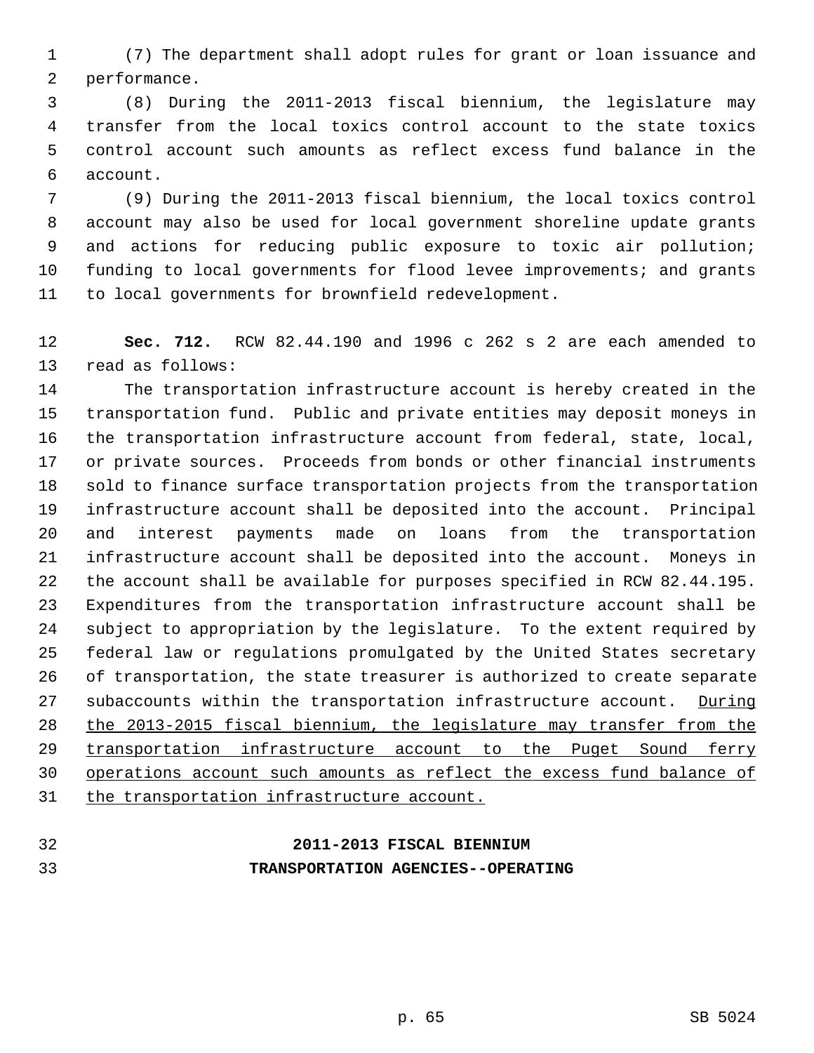(7) The department shall adopt rules for grant or loan issuance and performance.

(8) During the 2011-2013 fiscal biennium, the legislature may transfer from the local toxics control account to the state toxics control account such amounts as reflect excess fund balance in the account.

(9) During the 2011-2013 fiscal biennium, the local toxics control account may also be used for local government shoreline update grants and actions for reducing public exposure to toxic air pollution; funding to local governments for flood levee improvements; and grants to local governments for brownfield redevelopment.

**Sec. 712.** RCW 82.44.190 and 1996 c 262 s 2 are each amended to read as follows:

The transportation infrastructure account is hereby created in the transportation fund. Public and private entities may deposit moneys in the transportation infrastructure account from federal, state, local, or private sources. Proceeds from bonds or other financial instruments sold to finance surface transportation projects from the transportation infrastructure account shall be deposited into the account. Principal and interest payments made on loans from the transportation infrastructure account shall be deposited into the account. Moneys in the account shall be available for purposes specified in RCW 82.44.195. Expenditures from the transportation infrastructure account shall be subject to appropriation by the legislature. To the extent required by federal law or regulations promulgated by the United States secretary of transportation, the state treasurer is authorized to create separate subaccounts within the transportation infrastructure account. <u>During the 2013-2015 fiscal biennium, the legislature may transfer from the transportation infrastructure account to the Puget Sound ferry operations account such amounts as reflect the excess fund balance of the transportation infrastructure account.</u>

## 2011-2013 FISCAL BIENNIUM
## TRANSPORTATION AGENCIES--OPERATING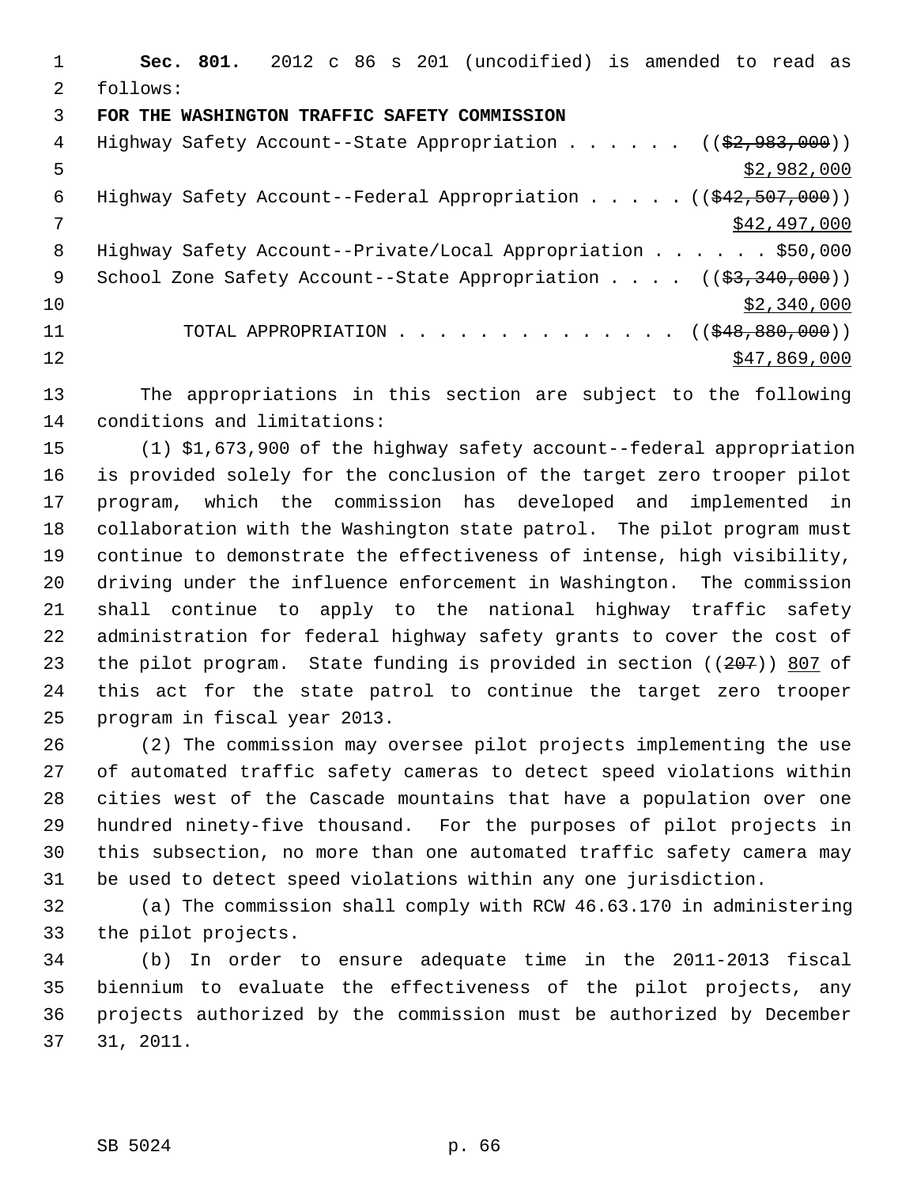**Sec. 801.** 2012 c 86 s 201 (uncodified) is amended to read as follows:

**FOR THE WASHINGTON TRAFFIC SAFETY COMMISSION**

Highway Safety Account--State Appropriation . . . . . . (($2,983,000)) $2,982,000

Highway Safety Account--Federal Appropriation . . . . . (($42,507,000)) $42,497,000

Highway Safety Account--Private/Local Appropriation . . . . . . $50,000

School Zone Safety Account--State Appropriation . . . . (($3,340,000)) $2,340,000

TOTAL APPROPRIATION . . . . . . . . . . . . . . (($48,880,000)) $47,869,000

The appropriations in this section are subject to the following conditions and limitations:

(1) $1,673,900 of the highway safety account--federal appropriation is provided solely for the conclusion of the target zero trooper pilot program, which the commission has developed and implemented in collaboration with the Washington state patrol. The pilot program must continue to demonstrate the effectiveness of intense, high visibility, driving under the influence enforcement in Washington. The commission shall continue to apply to the national highway traffic safety administration for federal highway safety grants to cover the cost of the pilot program. State funding is provided in section ((207)) 807 of this act for the state patrol to continue the target zero trooper program in fiscal year 2013.

(2) The commission may oversee pilot projects implementing the use of automated traffic safety cameras to detect speed violations within cities west of the Cascade mountains that have a population over one hundred ninety-five thousand. For the purposes of pilot projects in this subsection, no more than one automated traffic safety camera may be used to detect speed violations within any one jurisdiction.

(a) The commission shall comply with RCW 46.63.170 in administering the pilot projects.

(b) In order to ensure adequate time in the 2011-2013 fiscal biennium to evaluate the effectiveness of the pilot projects, any projects authorized by the commission must be authorized by December 31, 2011.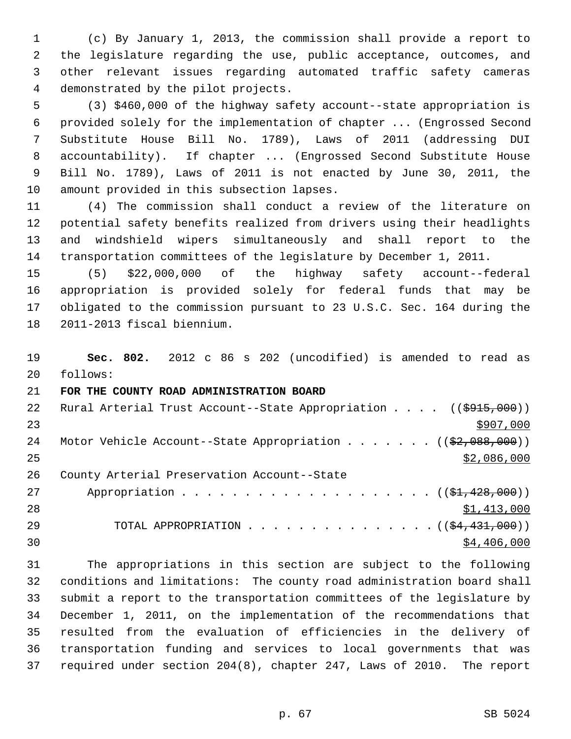(c) By January 1, 2013, the commission shall provide a report to the legislature regarding the use, public acceptance, outcomes, and other relevant issues regarding automated traffic safety cameras demonstrated by the pilot projects.

(3) $460,000 of the highway safety account--state appropriation is provided solely for the implementation of chapter ... (Engrossed Second Substitute House Bill No. 1789), Laws of 2011 (addressing DUI accountability). If chapter ... (Engrossed Second Substitute House Bill No. 1789), Laws of 2011 is not enacted by June 30, 2011, the amount provided in this subsection lapses.

(4) The commission shall conduct a review of the literature on potential safety benefits realized from drivers using their headlights and windshield wipers simultaneously and shall report to the transportation committees of the legislature by December 1, 2011.

(5) $22,000,000 of the highway safety account--federal appropriation is provided solely for federal funds that may be obligated to the commission pursuant to 23 U.S.C. Sec. 164 during the 2011-2013 fiscal biennium.

**Sec. 802.** 2012 c 86 s 202 (uncodified) is amended to read as follows:

**FOR THE COUNTY ROAD ADMINISTRATION BOARD**

Rural Arterial Trust Account--State Appropriation . . . . ((~~$915,000~~)) <u>$907,000</u>

Motor Vehicle Account--State Appropriation . . . . . . . ((~~$2,088,000~~)) <u>$2,086,000</u>

County Arterial Preservation Account--State Appropriation . . . . . . . . . . . . . . . . . . . . ((~~$1,428,000~~)) <u>$1,413,000</u>

TOTAL APPROPRIATION . . . . . . . . . . . . . . . ((~~$4,431,000~~)) <u>$4,406,000</u>

The appropriations in this section are subject to the following conditions and limitations: The county road administration board shall submit a report to the transportation committees of the legislature by December 1, 2011, on the implementation of the recommendations that resulted from the evaluation of efficiencies in the delivery of transportation funding and services to local governments that was required under section 204(8), chapter 247, Laws of 2010. The report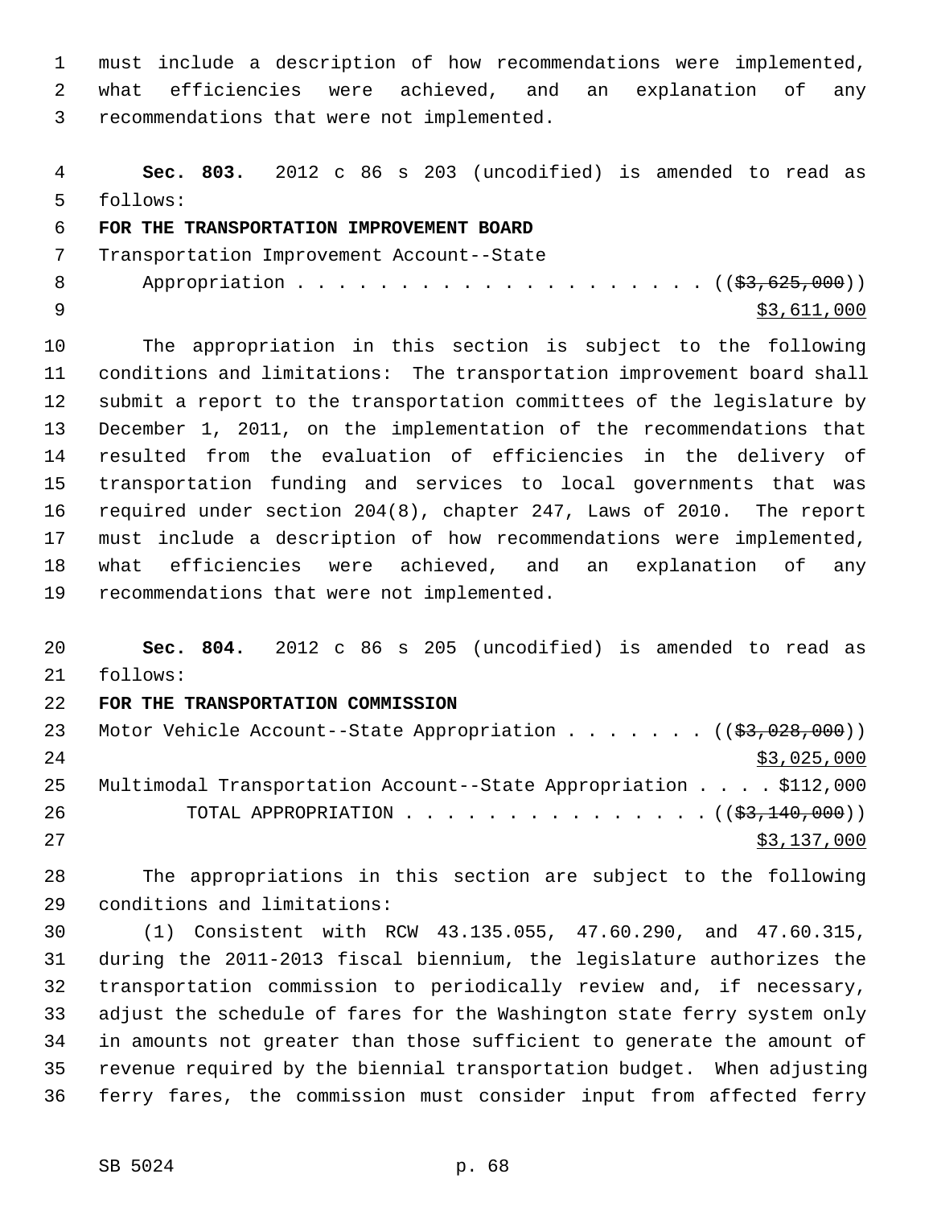must include a description of how recommendations were implemented, what efficiencies were achieved, and an explanation of any recommendations that were not implemented.

**Sec. 803.** 2012 c 86 s 203 (uncodified) is amended to read as follows:

**FOR THE TRANSPORTATION IMPROVEMENT BOARD**

Transportation Improvement Account--State Appropriation . . . . . . . . . . . . . . . . . . . . ((~~$3,625,000~~)) $3,611,000

The appropriation in this section is subject to the following conditions and limitations: The transportation improvement board shall submit a report to the transportation committees of the legislature by December 1, 2011, on the implementation of the recommendations that resulted from the evaluation of efficiencies in the delivery of transportation funding and services to local governments that was required under section 204(8), chapter 247, Laws of 2010. The report must include a description of how recommendations were implemented, what efficiencies were achieved, and an explanation of any recommendations that were not implemented.

**Sec. 804.** 2012 c 86 s 205 (uncodified) is amended to read as follows:

**FOR THE TRANSPORTATION COMMISSION**

Motor Vehicle Account--State Appropriation . . . . . . . ((~~$3,028,000~~)) $3,025,000

Multimodal Transportation Account--State Appropriation . . . . $112,000

TOTAL APPROPRIATION . . . . . . . . . . . . . . . ((~~$3,140,000~~)) $3,137,000

The appropriations in this section are subject to the following conditions and limitations:

(1) Consistent with RCW 43.135.055, 47.60.290, and 47.60.315, during the 2011-2013 fiscal biennium, the legislature authorizes the transportation commission to periodically review and, if necessary, adjust the schedule of fares for the Washington state ferry system only in amounts not greater than those sufficient to generate the amount of revenue required by the biennial transportation budget. When adjusting ferry fares, the commission must consider input from affected ferry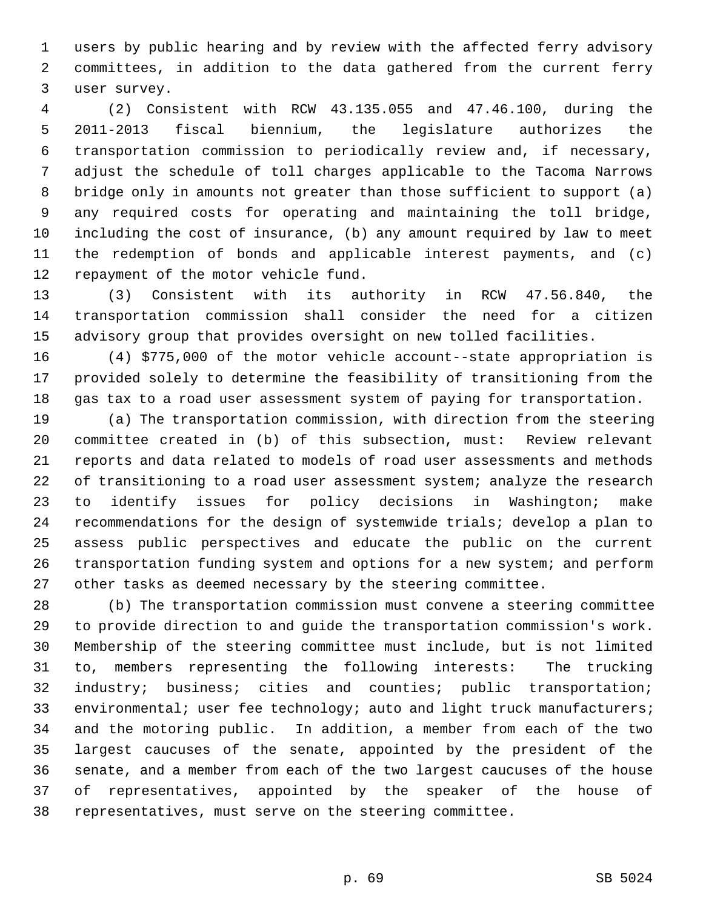users by public hearing and by review with the affected ferry advisory committees, in addition to the data gathered from the current ferry user survey.

(2) Consistent with RCW 43.135.055 and 47.46.100, during the 2011-2013 fiscal biennium, the legislature authorizes the transportation commission to periodically review and, if necessary, adjust the schedule of toll charges applicable to the Tacoma Narrows bridge only in amounts not greater than those sufficient to support (a) any required costs for operating and maintaining the toll bridge, including the cost of insurance, (b) any amount required by law to meet the redemption of bonds and applicable interest payments, and (c) repayment of the motor vehicle fund.

(3) Consistent with its authority in RCW 47.56.840, the transportation commission shall consider the need for a citizen advisory group that provides oversight on new tolled facilities.

(4) $775,000 of the motor vehicle account--state appropriation is provided solely to determine the feasibility of transitioning from the gas tax to a road user assessment system of paying for transportation.

(a) The transportation commission, with direction from the steering committee created in (b) of this subsection, must: Review relevant reports and data related to models of road user assessments and methods of transitioning to a road user assessment system; analyze the research to identify issues for policy decisions in Washington; make recommendations for the design of systemwide trials; develop a plan to assess public perspectives and educate the public on the current transportation funding system and options for a new system; and perform other tasks as deemed necessary by the steering committee.

(b) The transportation commission must convene a steering committee to provide direction to and guide the transportation commission's work. Membership of the steering committee must include, but is not limited to, members representing the following interests: The trucking industry; business; cities and counties; public transportation; environmental; user fee technology; auto and light truck manufacturers; and the motoring public. In addition, a member from each of the two largest caucuses of the senate, appointed by the president of the senate, and a member from each of the two largest caucuses of the house of representatives, appointed by the speaker of the house of representatives, must serve on the steering committee.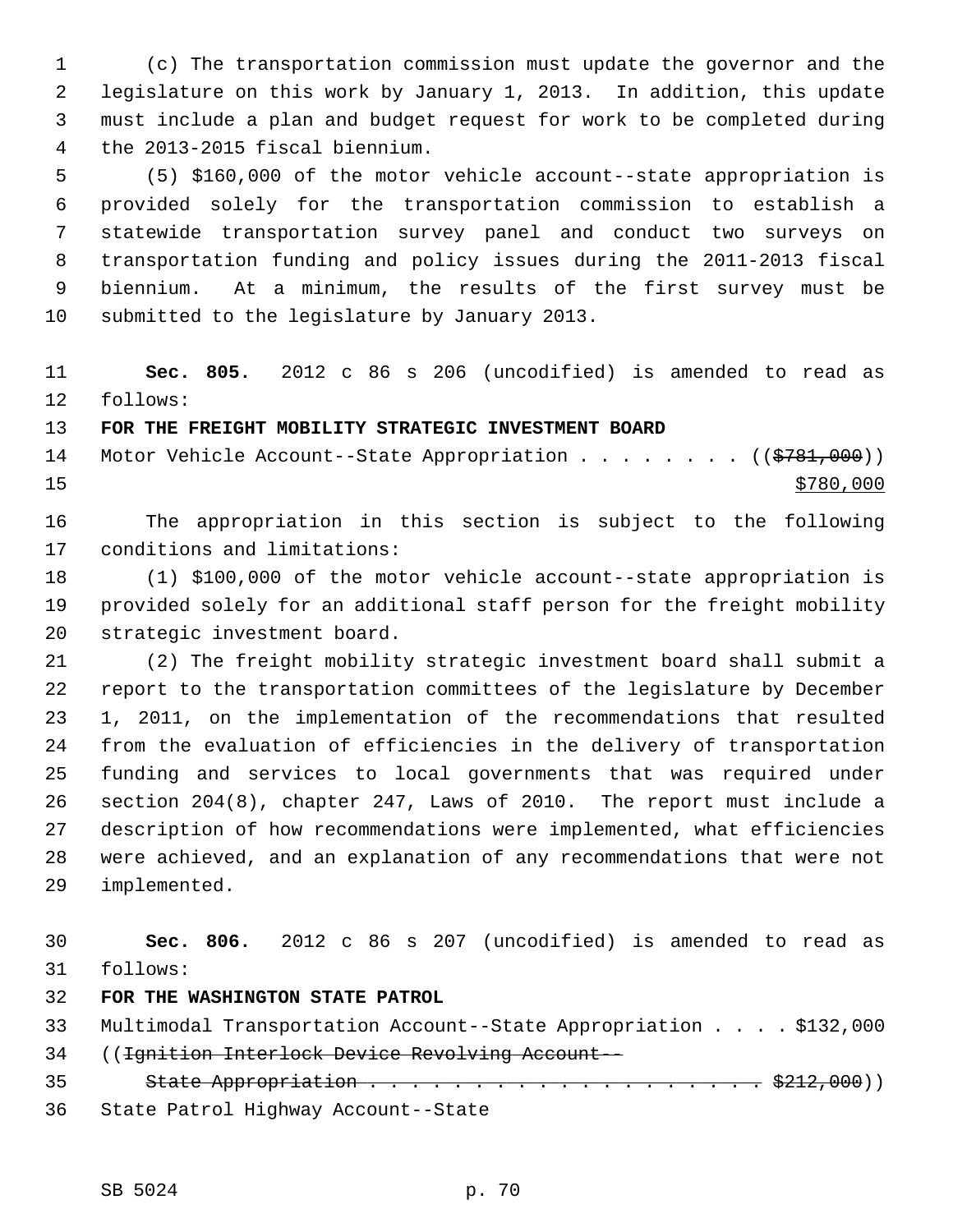(c) The transportation commission must update the governor and the legislature on this work by January 1, 2013. In addition, this update must include a plan and budget request for work to be completed during the 2013-2015 fiscal biennium.

(5) $160,000 of the motor vehicle account--state appropriation is provided solely for the transportation commission to establish a statewide transportation survey panel and conduct two surveys on transportation funding and policy issues during the 2011-2013 fiscal biennium. At a minimum, the results of the first survey must be submitted to the legislature by January 2013.

**Sec. 805.** 2012 c 86 s 206 (uncodified) is amended to read as follows:

**FOR THE FREIGHT MOBILITY STRATEGIC INVESTMENT BOARD**

Motor Vehicle Account--State Appropriation . . . . . . . . (( ~~$781,000~~ ))
<u>$780,000</u>

The appropriation in this section is subject to the following conditions and limitations:

(1) $100,000 of the motor vehicle account--state appropriation is provided solely for an additional staff person for the freight mobility strategic investment board.

(2) The freight mobility strategic investment board shall submit a report to the transportation committees of the legislature by December 1, 2011, on the implementation of the recommendations that resulted from the evaluation of efficiencies in the delivery of transportation funding and services to local governments that was required under section 204(8), chapter 247, Laws of 2010. The report must include a description of how recommendations were implemented, what efficiencies were achieved, and an explanation of any recommendations that were not implemented.

**Sec. 806.** 2012 c 86 s 207 (uncodified) is amended to read as follows:

**FOR THE WASHINGTON STATE PATROL**

Multimodal Transportation Account--State Appropriation . . . . $132,000
(( ~~Ignition Interlock Device Revolving Account--~~
~~State Appropriation . . . . . . . . . . . . . . . . . . . . $212,000~~ ))
State Patrol Highway Account--State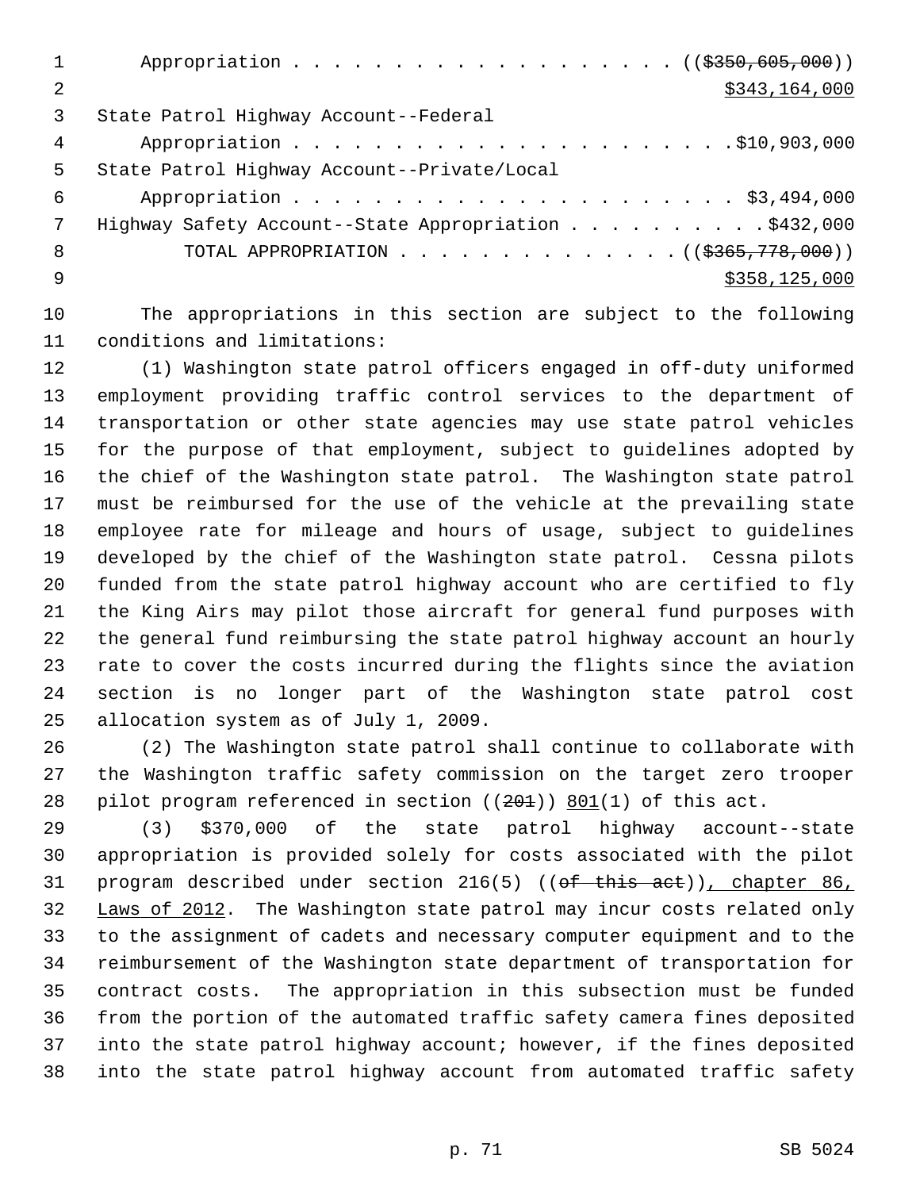Appropriation . . . . . . . . . . . . . . . . . . . ((~~$350,605,000~~))
<u>$343,164,000</u>

State Patrol Highway Account--Federal
Appropriation . . . . . . . . . . . . . . . . . . . . . .$10,903,000

State Patrol Highway Account--Private/Local
Appropriation . . . . . . . . . . . . . . . . . . . . . . $3,494,000

Highway Safety Account--State Appropriation . . . . . . . . . .$432,000

TOTAL APPROPRIATION . . . . . . . . . . . . . . ((~~$365,778,000~~))
<u>$358,125,000</u>

The appropriations in this section are subject to the following conditions and limitations:

(1) Washington state patrol officers engaged in off-duty uniformed employment providing traffic control services to the department of transportation or other state agencies may use state patrol vehicles for the purpose of that employment, subject to guidelines adopted by the chief of the Washington state patrol. The Washington state patrol must be reimbursed for the use of the vehicle at the prevailing state employee rate for mileage and hours of usage, subject to guidelines developed by the chief of the Washington state patrol. Cessna pilots funded from the state patrol highway account who are certified to fly the King Airs may pilot those aircraft for general fund purposes with the general fund reimbursing the state patrol highway account an hourly rate to cover the costs incurred during the flights since the aviation section is no longer part of the Washington state patrol cost allocation system as of July 1, 2009.

(2) The Washington state patrol shall continue to collaborate with the Washington traffic safety commission on the target zero trooper pilot program referenced in section ((~~201~~)) <u>801</u>(1) of this act.

(3) $370,000 of the state patrol highway account--state appropriation is provided solely for costs associated with the pilot program described under section 216(5) ((~~of this act~~))<u>, chapter 86, Laws of 2012</u>. The Washington state patrol may incur costs related only to the assignment of cadets and necessary computer equipment and to the reimbursement of the Washington state department of transportation for contract costs. The appropriation in this subsection must be funded from the portion of the automated traffic safety camera fines deposited into the state patrol highway account; however, if the fines deposited into the state patrol highway account from automated traffic safety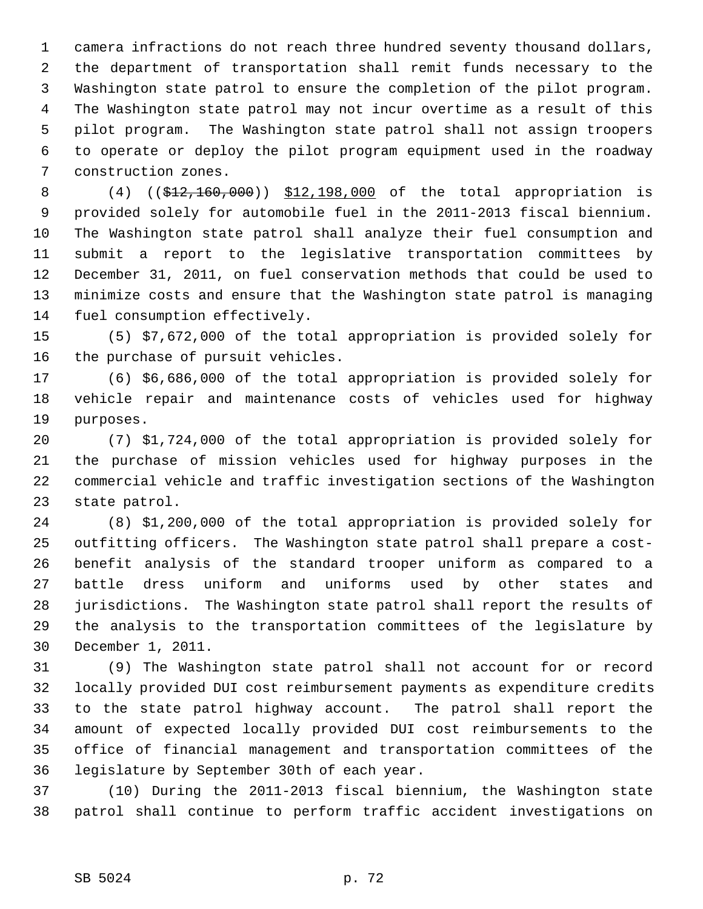camera infractions do not reach three hundred seventy thousand dollars, the department of transportation shall remit funds necessary to the Washington state patrol to ensure the completion of the pilot program. The Washington state patrol may not incur overtime as a result of this pilot program. The Washington state patrol shall not assign troopers to operate or deploy the pilot program equipment used in the roadway construction zones.

(4) ((~~$12,160,000~~)) $12,198,000 of the total appropriation is provided solely for automobile fuel in the 2011-2013 fiscal biennium. The Washington state patrol shall analyze their fuel consumption and submit a report to the legislative transportation committees by December 31, 2011, on fuel conservation methods that could be used to minimize costs and ensure that the Washington state patrol is managing fuel consumption effectively.

(5) $7,672,000 of the total appropriation is provided solely for the purchase of pursuit vehicles.

(6) $6,686,000 of the total appropriation is provided solely for vehicle repair and maintenance costs of vehicles used for highway purposes.

(7) $1,724,000 of the total appropriation is provided solely for the purchase of mission vehicles used for highway purposes in the commercial vehicle and traffic investigation sections of the Washington state patrol.

(8) $1,200,000 of the total appropriation is provided solely for outfitting officers. The Washington state patrol shall prepare a cost-benefit analysis of the standard trooper uniform as compared to a battle dress uniform and uniforms used by other states and jurisdictions. The Washington state patrol shall report the results of the analysis to the transportation committees of the legislature by December 1, 2011.

(9) The Washington state patrol shall not account for or record locally provided DUI cost reimbursement payments as expenditure credits to the state patrol highway account. The patrol shall report the amount of expected locally provided DUI cost reimbursements to the office of financial management and transportation committees of the legislature by September 30th of each year.

(10) During the 2011-2013 fiscal biennium, the Washington state patrol shall continue to perform traffic accident investigations on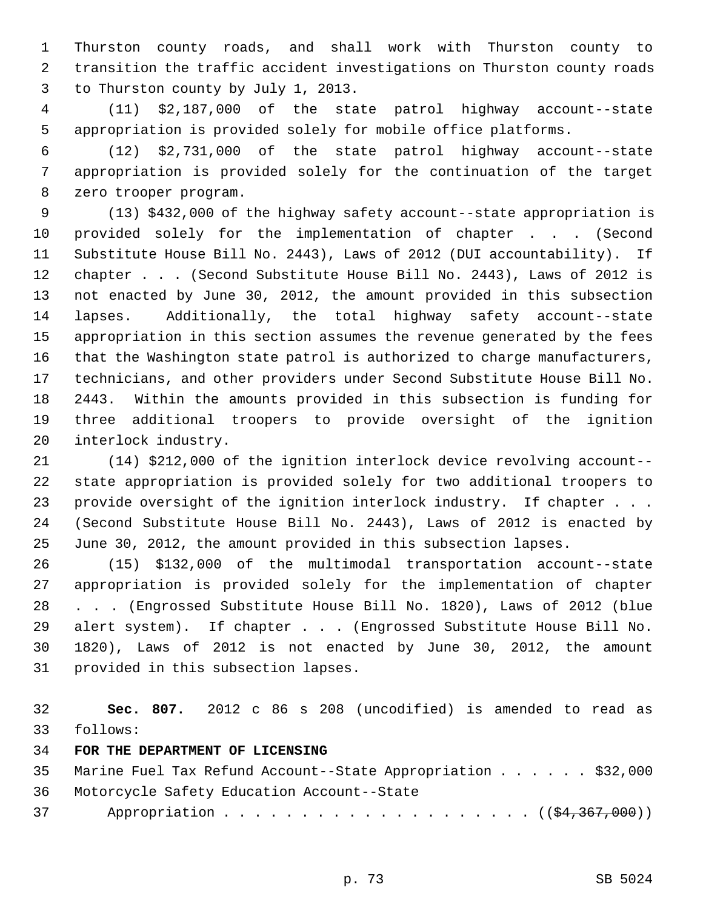Thurston county roads, and shall work with Thurston county to transition the traffic accident investigations on Thurston county roads to Thurston county by July 1, 2013.

(11) $2,187,000 of the state patrol highway account--state appropriation is provided solely for mobile office platforms.

(12) $2,731,000 of the state patrol highway account--state appropriation is provided solely for the continuation of the target zero trooper program.

(13) $432,000 of the highway safety account--state appropriation is provided solely for the implementation of chapter . . . (Second Substitute House Bill No. 2443), Laws of 2012 (DUI accountability). If chapter . . . (Second Substitute House Bill No. 2443), Laws of 2012 is not enacted by June 30, 2012, the amount provided in this subsection lapses. Additionally, the total highway safety account--state appropriation in this section assumes the revenue generated by the fees that the Washington state patrol is authorized to charge manufacturers, technicians, and other providers under Second Substitute House Bill No. 2443. Within the amounts provided in this subsection is funding for three additional troopers to provide oversight of the ignition interlock industry.

(14) $212,000 of the ignition interlock device revolving account--state appropriation is provided solely for two additional troopers to provide oversight of the ignition interlock industry. If chapter . . . (Second Substitute House Bill No. 2443), Laws of 2012 is enacted by June 30, 2012, the amount provided in this subsection lapses.

(15) $132,000 of the multimodal transportation account--state appropriation is provided solely for the implementation of chapter . . . (Engrossed Substitute House Bill No. 1820), Laws of 2012 (blue alert system). If chapter . . . (Engrossed Substitute House Bill No. 1820), Laws of 2012 is not enacted by June 30, 2012, the amount provided in this subsection lapses.

**Sec. 807.** 2012 c 86 s 208 (uncodified) is amended to read as follows:

**FOR THE DEPARTMENT OF LICENSING**

Marine Fuel Tax Refund Account--State Appropriation . . . . . . $32,000

Motorcycle Safety Education Account--State
Appropriation . . . . . . . . . . . . . . . . . . . . . ((~~$4,367,000~~))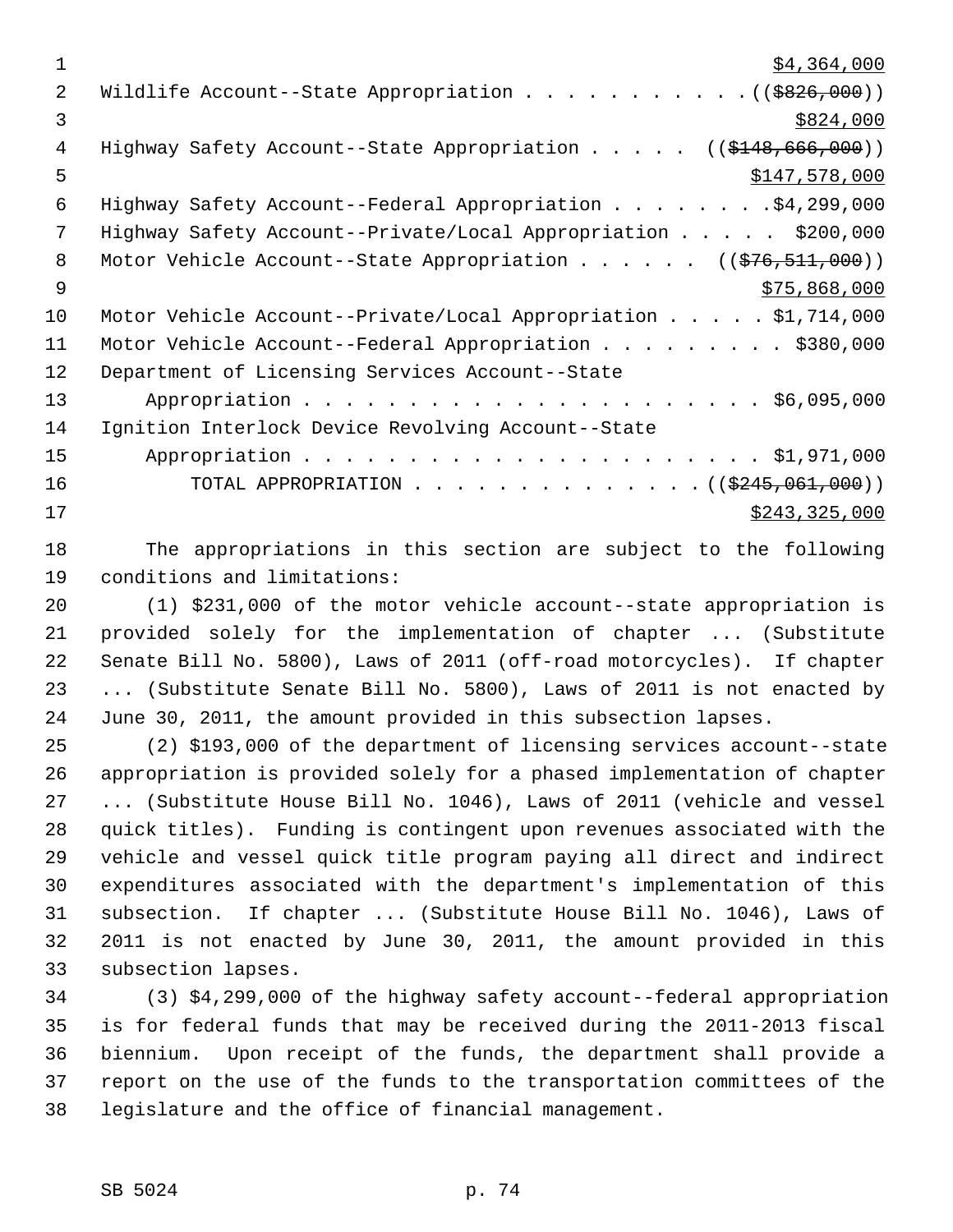$4,364,000

Wildlife Account--State Appropriation . . . . . . . . . . . ((~~$826,000~~))

$824,000

Highway Safety Account--State Appropriation . . . . . ((~~$148,666,000~~))

$147,578,000

Highway Safety Account--Federal Appropriation . . . . . . . . $4,299,000

Highway Safety Account--Private/Local Appropriation . . . . . $200,000

Motor Vehicle Account--State Appropriation . . . . . . ((~~$76,511,000~~))

$75,868,000

Motor Vehicle Account--Private/Local Appropriation . . . . . $1,714,000

Motor Vehicle Account--Federal Appropriation . . . . . . . . . $380,000

Department of Licensing Services Account--State Appropriation . . . . . . . . . . . . . . . . . . . . . . $6,095,000

Ignition Interlock Device Revolving Account--State Appropriation . . . . . . . . . . . . . . . . . . . . . . $1,971,000

TOTAL APPROPRIATION . . . . . . . . . . . . . . ((~~$245,061,000~~))

$243,325,000

The appropriations in this section are subject to the following conditions and limitations:

(1) $231,000 of the motor vehicle account--state appropriation is provided solely for the implementation of chapter ... (Substitute Senate Bill No. 5800), Laws of 2011 (off-road motorcycles). If chapter ... (Substitute Senate Bill No. 5800), Laws of 2011 is not enacted by June 30, 2011, the amount provided in this subsection lapses.

(2) $193,000 of the department of licensing services account--state appropriation is provided solely for a phased implementation of chapter ... (Substitute House Bill No. 1046), Laws of 2011 (vehicle and vessel quick titles). Funding is contingent upon revenues associated with the vehicle and vessel quick title program paying all direct and indirect expenditures associated with the department's implementation of this subsection. If chapter ... (Substitute House Bill No. 1046), Laws of 2011 is not enacted by June 30, 2011, the amount provided in this subsection lapses.

(3) $4,299,000 of the highway safety account--federal appropriation is for federal funds that may be received during the 2011-2013 fiscal biennium. Upon receipt of the funds, the department shall provide a report on the use of the funds to the transportation committees of the legislature and the office of financial management.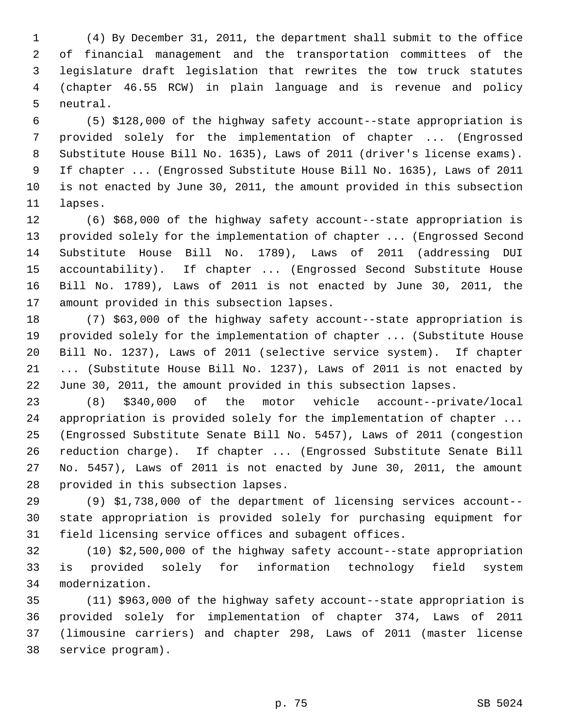(4) By December 31, 2011, the department shall submit to the office of financial management and the transportation committees of the legislature draft legislation that rewrites the tow truck statutes (chapter 46.55 RCW) in plain language and is revenue and policy neutral.

(5) $128,000 of the highway safety account--state appropriation is provided solely for the implementation of chapter ... (Engrossed Substitute House Bill No. 1635), Laws of 2011 (driver's license exams). If chapter ... (Engrossed Substitute House Bill No. 1635), Laws of 2011 is not enacted by June 30, 2011, the amount provided in this subsection lapses.

(6) $68,000 of the highway safety account--state appropriation is provided solely for the implementation of chapter ... (Engrossed Second Substitute House Bill No. 1789), Laws of 2011 (addressing DUI accountability). If chapter ... (Engrossed Second Substitute House Bill No. 1789), Laws of 2011 is not enacted by June 30, 2011, the amount provided in this subsection lapses.

(7) $63,000 of the highway safety account--state appropriation is provided solely for the implementation of chapter ... (Substitute House Bill No. 1237), Laws of 2011 (selective service system). If chapter ... (Substitute House Bill No. 1237), Laws of 2011 is not enacted by June 30, 2011, the amount provided in this subsection lapses.

(8) $340,000 of the motor vehicle account--private/local appropriation is provided solely for the implementation of chapter ... (Engrossed Substitute Senate Bill No. 5457), Laws of 2011 (congestion reduction charge). If chapter ... (Engrossed Substitute Senate Bill No. 5457), Laws of 2011 is not enacted by June 30, 2011, the amount provided in this subsection lapses.

(9) $1,738,000 of the department of licensing services account--state appropriation is provided solely for purchasing equipment for field licensing service offices and subagent offices.

(10) $2,500,000 of the highway safety account--state appropriation is provided solely for information technology field system modernization.

(11) $963,000 of the highway safety account--state appropriation is provided solely for implementation of chapter 374, Laws of 2011 (limousine carriers) and chapter 298, Laws of 2011 (master license service program).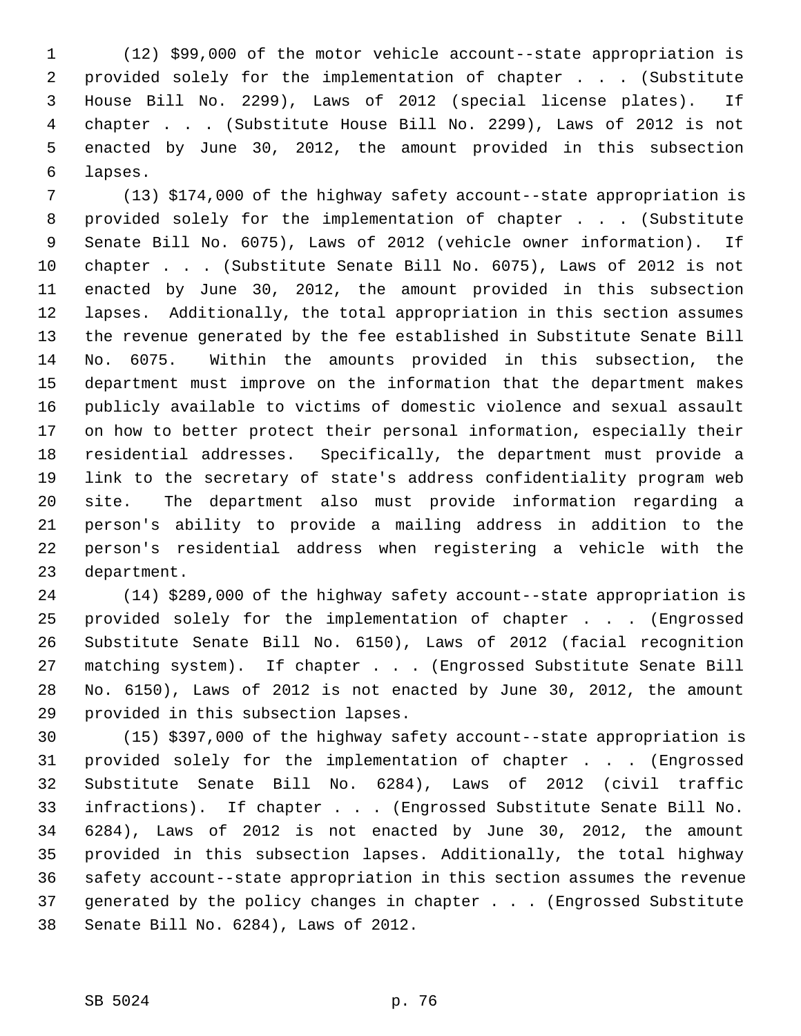(12) $99,000 of the motor vehicle account--state appropriation is provided solely for the implementation of chapter . . . (Substitute House Bill No. 2299), Laws of 2012 (special license plates). If chapter . . . (Substitute House Bill No. 2299), Laws of 2012 is not enacted by June 30, 2012, the amount provided in this subsection lapses.

(13) $174,000 of the highway safety account--state appropriation is provided solely for the implementation of chapter . . . (Substitute Senate Bill No. 6075), Laws of 2012 (vehicle owner information). If chapter . . . (Substitute Senate Bill No. 6075), Laws of 2012 is not enacted by June 30, 2012, the amount provided in this subsection lapses. Additionally, the total appropriation in this section assumes the revenue generated by the fee established in Substitute Senate Bill No. 6075. Within the amounts provided in this subsection, the department must improve on the information that the department makes publicly available to victims of domestic violence and sexual assault on how to better protect their personal information, especially their residential addresses. Specifically, the department must provide a link to the secretary of state's address confidentiality program web site. The department also must provide information regarding a person's ability to provide a mailing address in addition to the person's residential address when registering a vehicle with the department.

(14) $289,000 of the highway safety account--state appropriation is provided solely for the implementation of chapter . . . (Engrossed Substitute Senate Bill No. 6150), Laws of 2012 (facial recognition matching system). If chapter . . . (Engrossed Substitute Senate Bill No. 6150), Laws of 2012 is not enacted by June 30, 2012, the amount provided in this subsection lapses.

(15) $397,000 of the highway safety account--state appropriation is provided solely for the implementation of chapter . . . (Engrossed Substitute Senate Bill No. 6284), Laws of 2012 (civil traffic infractions). If chapter . . . (Engrossed Substitute Senate Bill No. 6284), Laws of 2012 is not enacted by June 30, 2012, the amount provided in this subsection lapses. Additionally, the total highway safety account--state appropriation in this section assumes the revenue generated by the policy changes in chapter . . . (Engrossed Substitute Senate Bill No. 6284), Laws of 2012.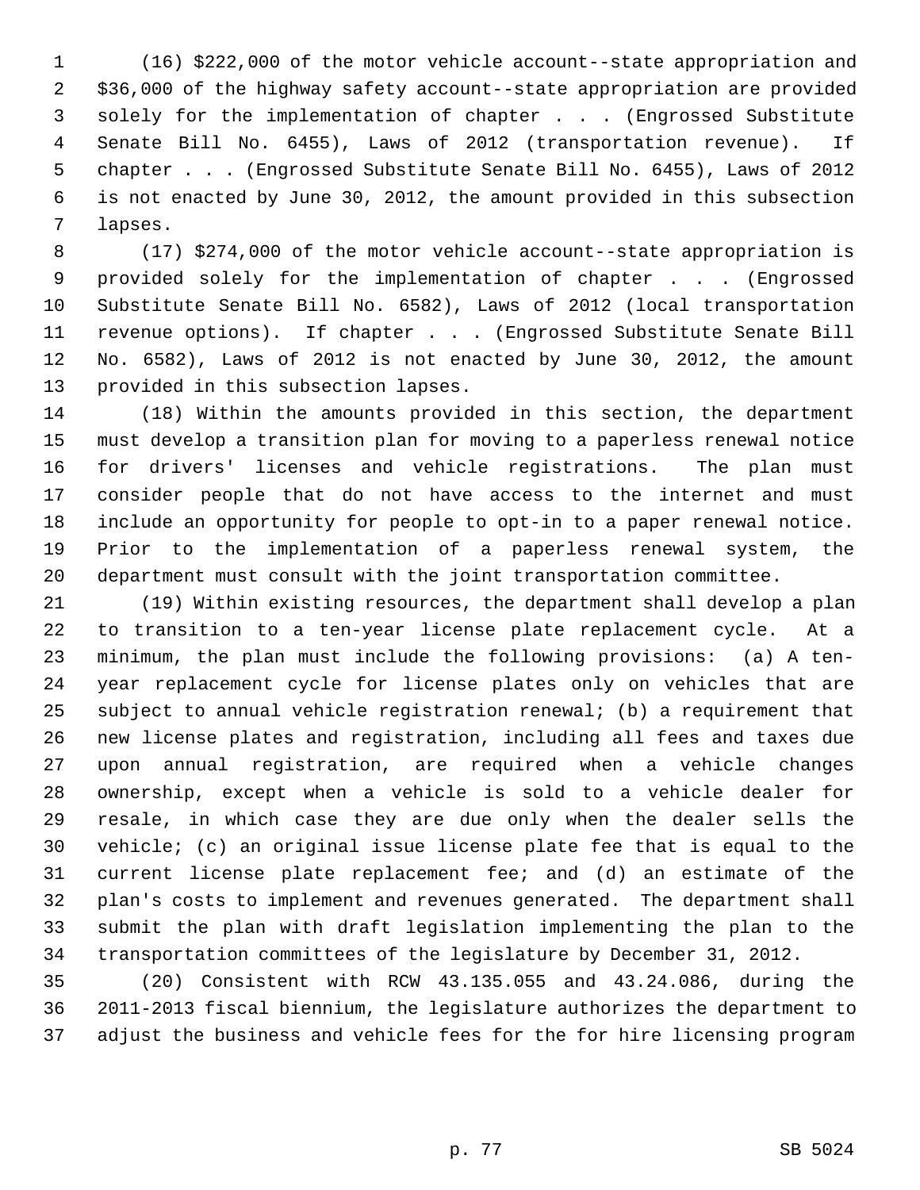(16) $222,000 of the motor vehicle account--state appropriation and $36,000 of the highway safety account--state appropriation are provided solely for the implementation of chapter . . . (Engrossed Substitute Senate Bill No. 6455), Laws of 2012 (transportation revenue). If chapter . . . (Engrossed Substitute Senate Bill No. 6455), Laws of 2012 is not enacted by June 30, 2012, the amount provided in this subsection lapses.

(17) $274,000 of the motor vehicle account--state appropriation is provided solely for the implementation of chapter . . . (Engrossed Substitute Senate Bill No. 6582), Laws of 2012 (local transportation revenue options). If chapter . . . (Engrossed Substitute Senate Bill No. 6582), Laws of 2012 is not enacted by June 30, 2012, the amount provided in this subsection lapses.

(18) Within the amounts provided in this section, the department must develop a transition plan for moving to a paperless renewal notice for drivers' licenses and vehicle registrations. The plan must consider people that do not have access to the internet and must include an opportunity for people to opt-in to a paper renewal notice. Prior to the implementation of a paperless renewal system, the department must consult with the joint transportation committee.

(19) Within existing resources, the department shall develop a plan to transition to a ten-year license plate replacement cycle. At a minimum, the plan must include the following provisions: (a) A ten-year replacement cycle for license plates only on vehicles that are subject to annual vehicle registration renewal; (b) a requirement that new license plates and registration, including all fees and taxes due upon annual registration, are required when a vehicle changes ownership, except when a vehicle is sold to a vehicle dealer for resale, in which case they are due only when the dealer sells the vehicle; (c) an original issue license plate fee that is equal to the current license plate replacement fee; and (d) an estimate of the plan's costs to implement and revenues generated. The department shall submit the plan with draft legislation implementing the plan to the transportation committees of the legislature by December 31, 2012.

(20) Consistent with RCW 43.135.055 and 43.24.086, during the 2011-2013 fiscal biennium, the legislature authorizes the department to adjust the business and vehicle fees for the for hire licensing program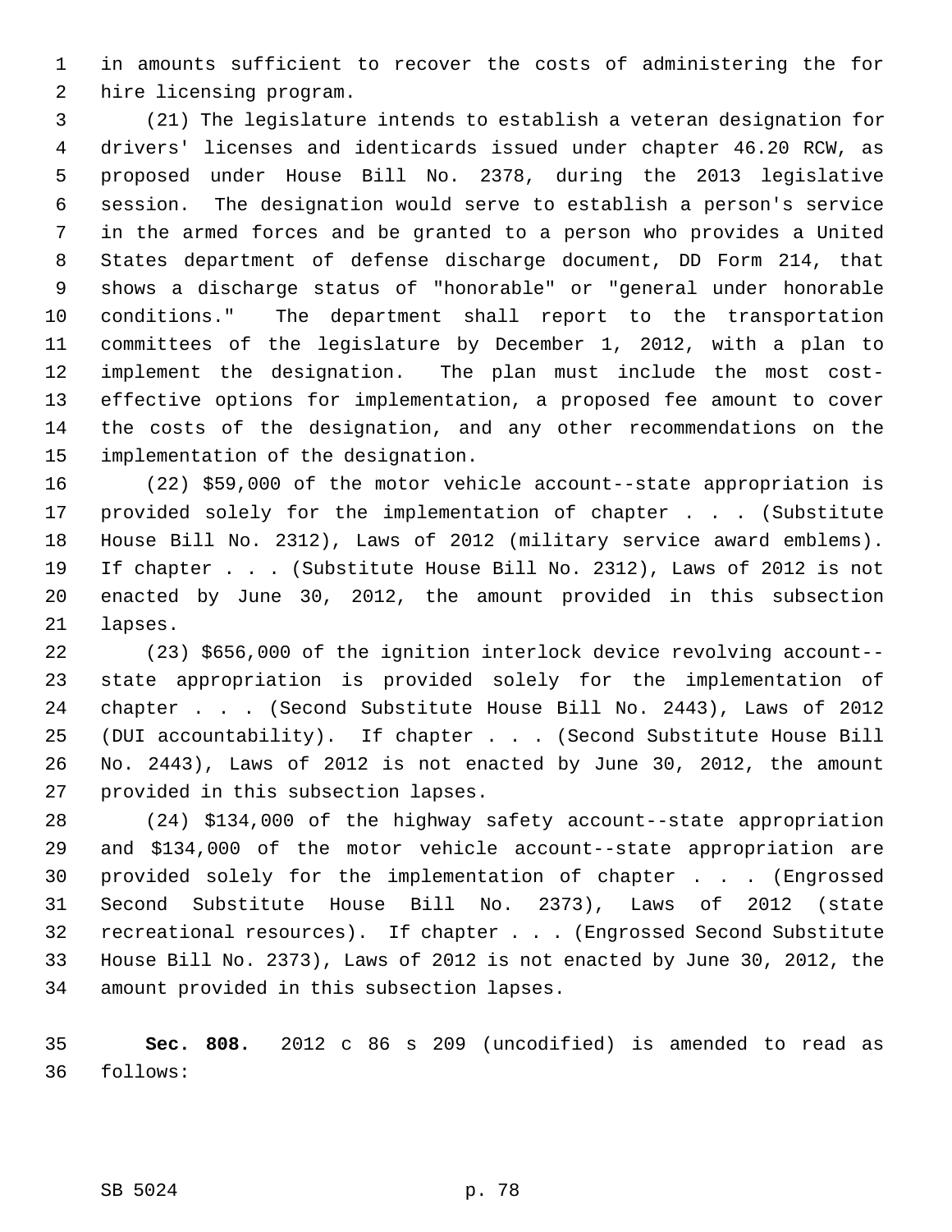in amounts sufficient to recover the costs of administering the for hire licensing program.

(21) The legislature intends to establish a veteran designation for drivers' licenses and identicards issued under chapter 46.20 RCW, as proposed under House Bill No. 2378, during the 2013 legislative session. The designation would serve to establish a person's service in the armed forces and be granted to a person who provides a United States department of defense discharge document, DD Form 214, that shows a discharge status of "honorable" or "general under honorable conditions." The department shall report to the transportation committees of the legislature by December 1, 2012, with a plan to implement the designation. The plan must include the most cost-effective options for implementation, a proposed fee amount to cover the costs of the designation, and any other recommendations on the implementation of the designation.

(22) $59,000 of the motor vehicle account--state appropriation is provided solely for the implementation of chapter . . . (Substitute House Bill No. 2312), Laws of 2012 (military service award emblems). If chapter . . . (Substitute House Bill No. 2312), Laws of 2012 is not enacted by June 30, 2012, the amount provided in this subsection lapses.

(23) $656,000 of the ignition interlock device revolving account--state appropriation is provided solely for the implementation of chapter . . . (Second Substitute House Bill No. 2443), Laws of 2012 (DUI accountability). If chapter . . . (Second Substitute House Bill No. 2443), Laws of 2012 is not enacted by June 30, 2012, the amount provided in this subsection lapses.

(24) $134,000 of the highway safety account--state appropriation and $134,000 of the motor vehicle account--state appropriation are provided solely for the implementation of chapter . . . (Engrossed Second Substitute House Bill No. 2373), Laws of 2012 (state recreational resources). If chapter . . . (Engrossed Second Substitute House Bill No. 2373), Laws of 2012 is not enacted by June 30, 2012, the amount provided in this subsection lapses.

**Sec. 808.** 2012 c 86 s 209 (uncodified) is amended to read as follows: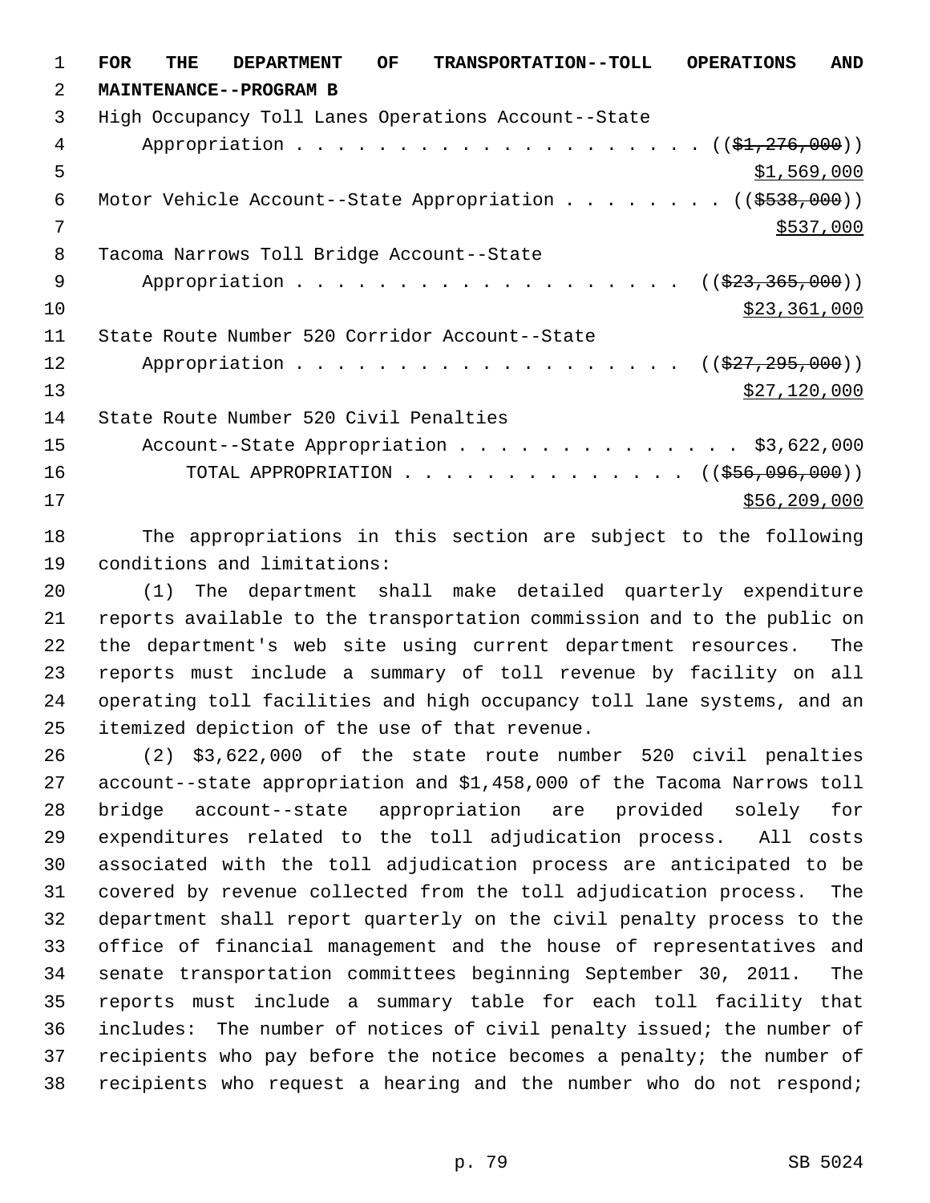**FOR THE DEPARTMENT OF TRANSPORTATION--TOLL OPERATIONS AND MAINTENANCE--PROGRAM B**

High Occupancy Toll Lanes Operations Account--State Appropriation . . . . . . . . . . . . . . . . . . . . ((~~$1,276,000~~))
<u>$1,569,000</u>

Motor Vehicle Account--State Appropriation . . . . . . . . ((~~$538,000~~))
<u>$537,000</u>

Tacoma Narrows Toll Bridge Account--State Appropriation . . . . . . . . . . . . . . . . . . . . ((~~$23,365,000~~))
<u>$23,361,000</u>

State Route Number 520 Corridor Account--State Appropriation . . . . . . . . . . . . . . . . . . . . ((~~$27,295,000~~))
<u>$27,120,000</u>

State Route Number 520 Civil Penalties Account--State Appropriation . . . . . . . . . . . . . . . $3,622,000

TOTAL APPROPRIATION . . . . . . . . . . . . . . . ((~~$56,096,000~~))
<u>$56,209,000</u>

The appropriations in this section are subject to the following conditions and limitations:

(1) The department shall make detailed quarterly expenditure reports available to the transportation commission and to the public on the department's web site using current department resources. The reports must include a summary of toll revenue by facility on all operating toll facilities and high occupancy toll lane systems, and an itemized depiction of the use of that revenue.

(2) $3,622,000 of the state route number 520 civil penalties account--state appropriation and $1,458,000 of the Tacoma Narrows toll bridge account--state appropriation are provided solely for expenditures related to the toll adjudication process. All costs associated with the toll adjudication process are anticipated to be covered by revenue collected from the toll adjudication process. The department shall report quarterly on the civil penalty process to the office of financial management and the house of representatives and senate transportation committees beginning September 30, 2011. The reports must include a summary table for each toll facility that includes: The number of notices of civil penalty issued; the number of recipients who pay before the notice becomes a penalty; the number of recipients who request a hearing and the number who do not respond;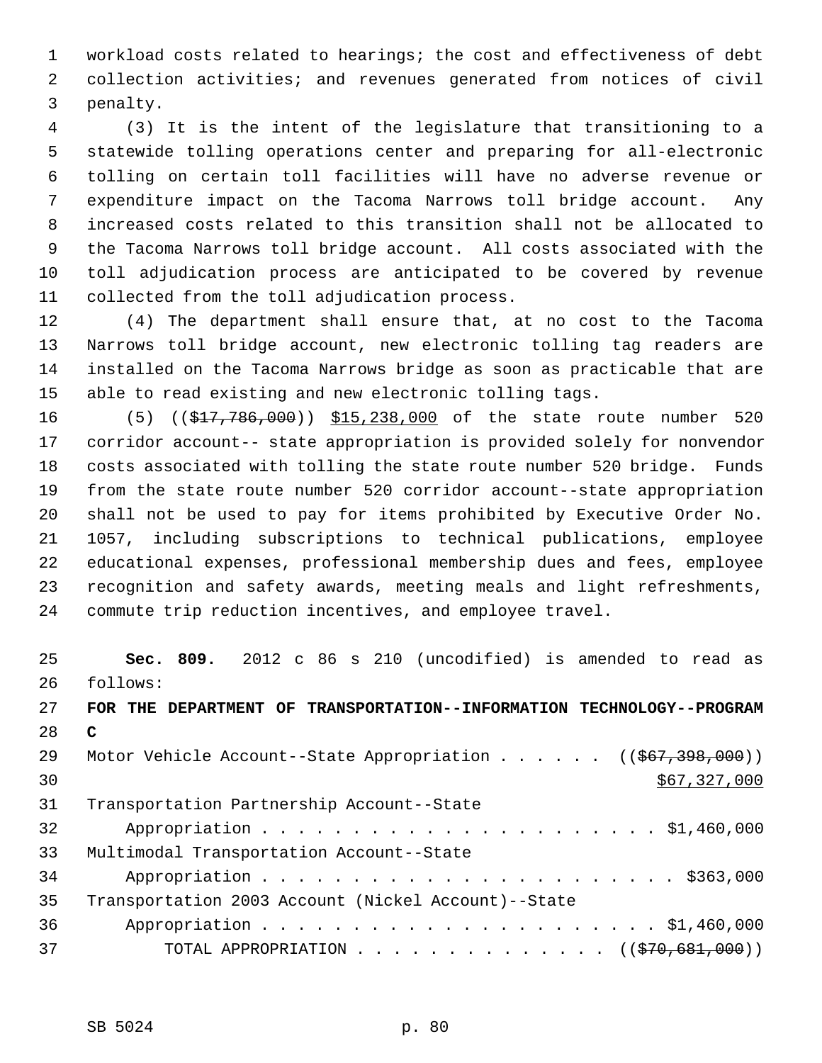workload costs related to hearings; the cost and effectiveness of debt collection activities; and revenues generated from notices of civil penalty.

(3) It is the intent of the legislature that transitioning to a statewide tolling operations center and preparing for all-electronic tolling on certain toll facilities will have no adverse revenue or expenditure impact on the Tacoma Narrows toll bridge account. Any increased costs related to this transition shall not be allocated to the Tacoma Narrows toll bridge account. All costs associated with the toll adjudication process are anticipated to be covered by revenue collected from the toll adjudication process.

(4) The department shall ensure that, at no cost to the Tacoma Narrows toll bridge account, new electronic tolling tag readers are installed on the Tacoma Narrows bridge as soon as practicable that are able to read existing and new electronic tolling tags.

(5) ((~~$17,786,000~~)) $15,238,000 of the state route number 520 corridor account-- state appropriation is provided solely for nonvendor costs associated with tolling the state route number 520 bridge. Funds from the state route number 520 corridor account--state appropriation shall not be used to pay for items prohibited by Executive Order No. 1057, including subscriptions to technical publications, employee educational expenses, professional membership dues and fees, employee recognition and safety awards, meeting meals and light refreshments, commute trip reduction incentives, and employee travel.

**Sec. 809.** 2012 c 86 s 210 (uncodified) is amended to read as follows:

**FOR THE DEPARTMENT OF TRANSPORTATION--INFORMATION TECHNOLOGY--PROGRAM C**

Motor Vehicle Account--State Appropriation . . . . . . ((~~$67,398,000~~)) $67,327,000

Transportation Partnership Account--State Appropriation . . . . . . . . . . . . . . . . . . . . . . . $1,460,000

Multimodal Transportation Account--State Appropriation . . . . . . . . . . . . . . . . . . . . . . . $363,000

Transportation 2003 Account (Nickel Account)--State Appropriation . . . . . . . . . . . . . . . . . . . . . . . $1,460,000

TOTAL APPROPRIATION . . . . . . . . . . . . . . ((~~$70,681,000~~))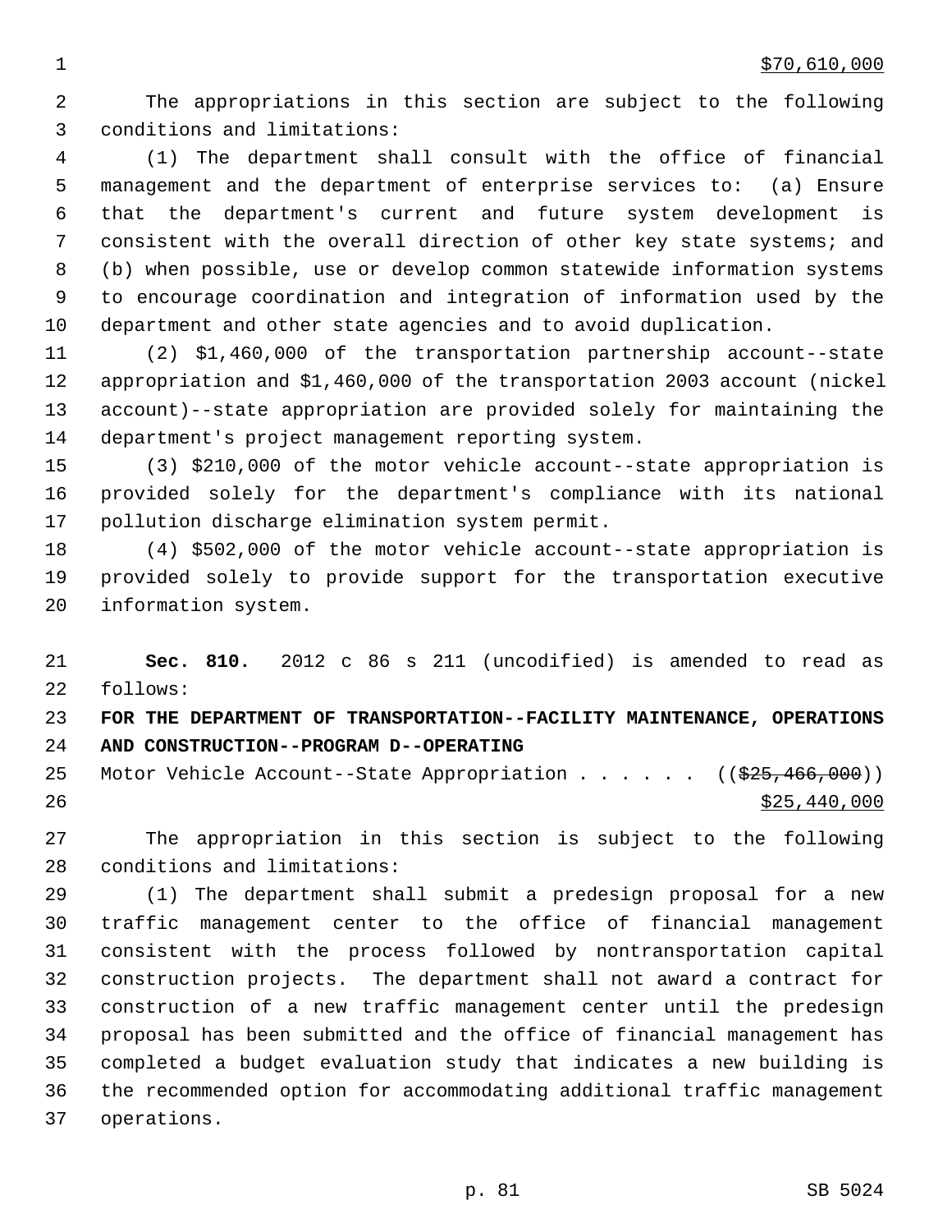$70,610,000

The appropriations in this section are subject to the following conditions and limitations:

(1) The department shall consult with the office of financial management and the department of enterprise services to: (a) Ensure that the department's current and future system development is consistent with the overall direction of other key state systems; and (b) when possible, use or develop common statewide information systems to encourage coordination and integration of information used by the department and other state agencies and to avoid duplication.

(2) $1,460,000 of the transportation partnership account--state appropriation and $1,460,000 of the transportation 2003 account (nickel account)--state appropriation are provided solely for maintaining the department's project management reporting system.

(3) $210,000 of the motor vehicle account--state appropriation is provided solely for the department's compliance with its national pollution discharge elimination system permit.

(4) $502,000 of the motor vehicle account--state appropriation is provided solely to provide support for the transportation executive information system.

**Sec. 810.** 2012 c 86 s 211 (uncodified) is amended to read as follows:

**FOR THE DEPARTMENT OF TRANSPORTATION--FACILITY MAINTENANCE, OPERATIONS AND CONSTRUCTION--PROGRAM D--OPERATING**

Motor Vehicle Account--State Appropriation . . . . . . ((~~$25,466,000~~))
$25,440,000

The appropriation in this section is subject to the following conditions and limitations:

(1) The department shall submit a predesign proposal for a new traffic management center to the office of financial management consistent with the process followed by nontransportation capital construction projects. The department shall not award a contract for construction of a new traffic management center until the predesign proposal has been submitted and the office of financial management has completed a budget evaluation study that indicates a new building is the recommended option for accommodating additional traffic management operations.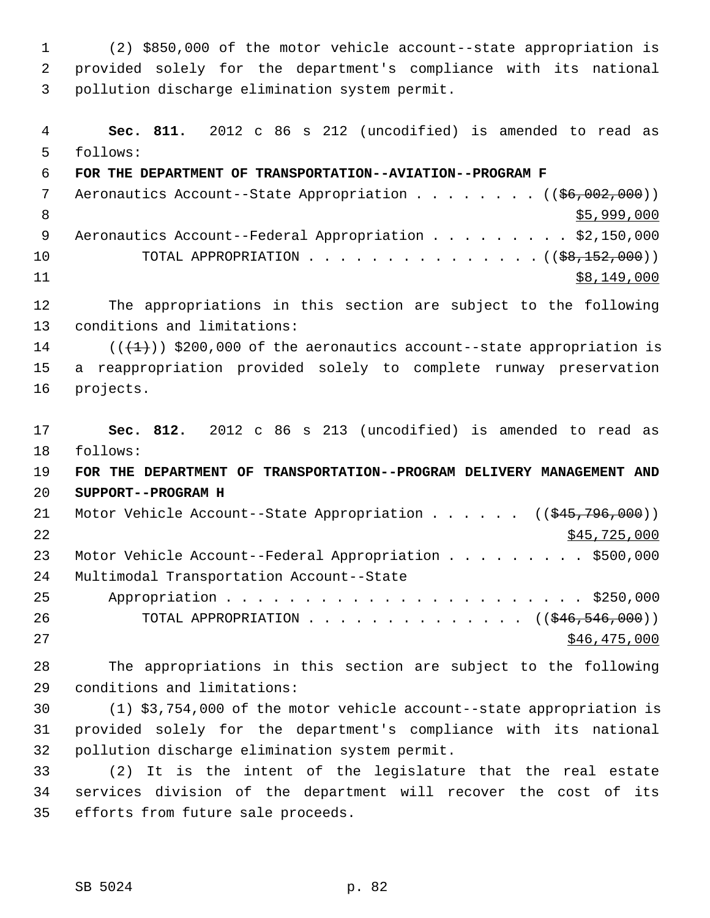(2) $850,000 of the motor vehicle account--state appropriation is provided solely for the department's compliance with its national pollution discharge elimination system permit.

**Sec. 811.** 2012 c 86 s 212 (uncodified) is amended to read as follows:

**FOR THE DEPARTMENT OF TRANSPORTATION--AVIATION--PROGRAM F**

Aeronautics Account--State Appropriation . . . . . . . . (( ~~$6,002,000~~ ))
$5,999,000

Aeronautics Account--Federal Appropriation . . . . . . . . . $2,150,000

TOTAL APPROPRIATION . . . . . . . . . . . . . . . (( ~~$8,152,000~~ ))
$8,149,000

The appropriations in this section are subject to the following conditions and limitations:

(( ~~(1)~~ )) $200,000 of the aeronautics account--state appropriation is a reappropriation provided solely to complete runway preservation projects.

**Sec. 812.** 2012 c 86 s 213 (uncodified) is amended to read as follows:

**FOR THE DEPARTMENT OF TRANSPORTATION--PROGRAM DELIVERY MANAGEMENT AND SUPPORT--PROGRAM H**

Motor Vehicle Account--State Appropriation . . . . . . (( ~~$45,796,000~~ ))
$45,725,000

Motor Vehicle Account--Federal Appropriation . . . . . . . . . $500,000

Multimodal Transportation Account--State Appropriation . . . . . . . . . . . . . . . . . . . . . . . . $250,000

TOTAL APPROPRIATION . . . . . . . . . . . . . . (( ~~$46,546,000~~ ))
$46,475,000

The appropriations in this section are subject to the following conditions and limitations:

(1) $3,754,000 of the motor vehicle account--state appropriation is provided solely for the department's compliance with its national pollution discharge elimination system permit.

(2) It is the intent of the legislature that the real estate services division of the department will recover the cost of its efforts from future sale proceeds.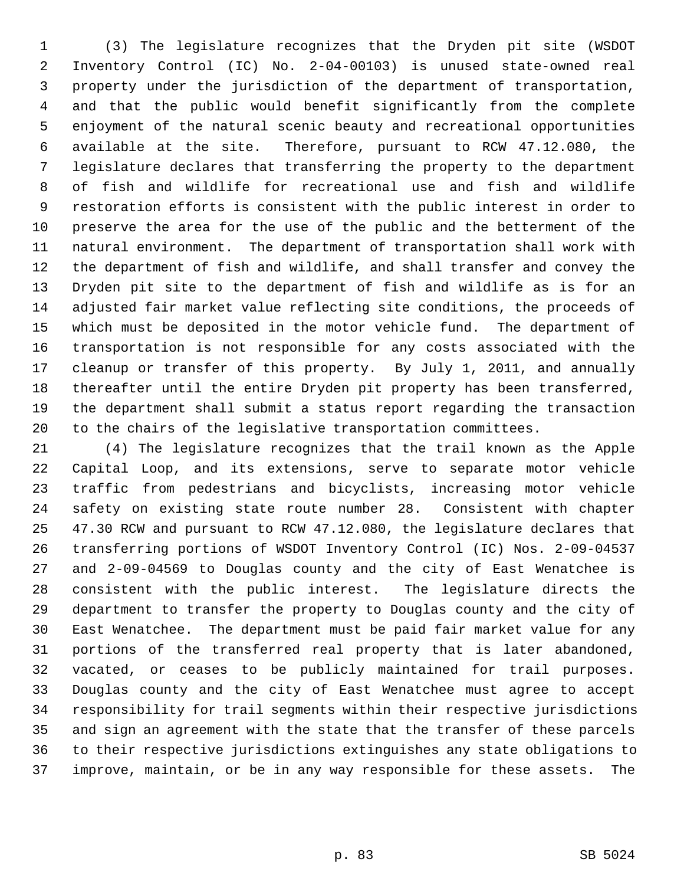(3) The legislature recognizes that the Dryden pit site (WSDOT Inventory Control (IC) No. 2-04-00103) is unused state-owned real property under the jurisdiction of the department of transportation, and that the public would benefit significantly from the complete enjoyment of the natural scenic beauty and recreational opportunities available at the site. Therefore, pursuant to RCW 47.12.080, the legislature declares that transferring the property to the department of fish and wildlife for recreational use and fish and wildlife restoration efforts is consistent with the public interest in order to preserve the area for the use of the public and the betterment of the natural environment. The department of transportation shall work with the department of fish and wildlife, and shall transfer and convey the Dryden pit site to the department of fish and wildlife as is for an adjusted fair market value reflecting site conditions, the proceeds of which must be deposited in the motor vehicle fund. The department of transportation is not responsible for any costs associated with the cleanup or transfer of this property. By July 1, 2011, and annually thereafter until the entire Dryden pit property has been transferred, the department shall submit a status report regarding the transaction to the chairs of the legislative transportation committees.

(4) The legislature recognizes that the trail known as the Apple Capital Loop, and its extensions, serve to separate motor vehicle traffic from pedestrians and bicyclists, increasing motor vehicle safety on existing state route number 28. Consistent with chapter 47.30 RCW and pursuant to RCW 47.12.080, the legislature declares that transferring portions of WSDOT Inventory Control (IC) Nos. 2-09-04537 and 2-09-04569 to Douglas county and the city of East Wenatchee is consistent with the public interest. The legislature directs the department to transfer the property to Douglas county and the city of East Wenatchee. The department must be paid fair market value for any portions of the transferred real property that is later abandoned, vacated, or ceases to be publicly maintained for trail purposes. Douglas county and the city of East Wenatchee must agree to accept responsibility for trail segments within their respective jurisdictions and sign an agreement with the state that the transfer of these parcels to their respective jurisdictions extinguishes any state obligations to improve, maintain, or be in any way responsible for these assets. The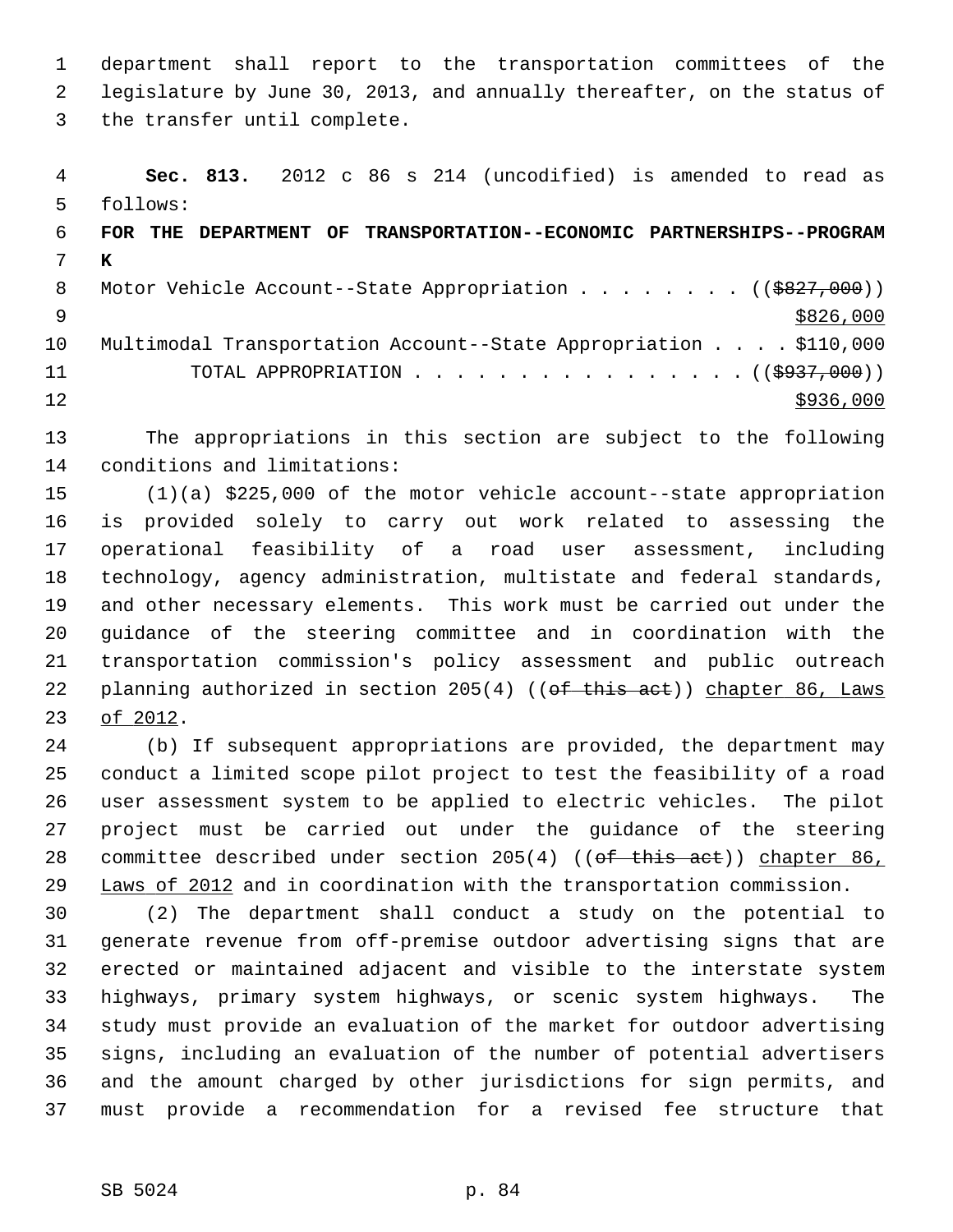department shall report to the transportation committees of the legislature by June 30, 2013, and annually thereafter, on the status of the transfer until complete.

**Sec. 813.** 2012 c 86 s 214 (uncodified) is amended to read as follows:

**FOR THE DEPARTMENT OF TRANSPORTATION--ECONOMIC PARTNERSHIPS--PROGRAM K**

Motor Vehicle Account--State Appropriation . . . . . . . . ((~~$827,000~~)) <u>$826,000</u>

Multimodal Transportation Account--State Appropriation . . . . $110,000

TOTAL APPROPRIATION . . . . . . . . . . . . . . . . ((~~$937,000~~)) <u>$936,000</u>

The appropriations in this section are subject to the following conditions and limitations:

(1)(a) $225,000 of the motor vehicle account--state appropriation is provided solely to carry out work related to assessing the operational feasibility of a road user assessment, including technology, agency administration, multistate and federal standards, and other necessary elements. This work must be carried out under the guidance of the steering committee and in coordination with the transportation commission's policy assessment and public outreach planning authorized in section 205(4) ((~~of this act~~)) <u>chapter 86, Laws of 2012</u>.

(b) If subsequent appropriations are provided, the department may conduct a limited scope pilot project to test the feasibility of a road user assessment system to be applied to electric vehicles. The pilot project must be carried out under the guidance of the steering committee described under section 205(4) ((~~of this act~~)) <u>chapter 86, Laws of 2012</u> and in coordination with the transportation commission.

(2) The department shall conduct a study on the potential to generate revenue from off-premise outdoor advertising signs that are erected or maintained adjacent and visible to the interstate system highways, primary system highways, or scenic system highways. The study must provide an evaluation of the market for outdoor advertising signs, including an evaluation of the number of potential advertisers and the amount charged by other jurisdictions for sign permits, and must provide a recommendation for a revised fee structure that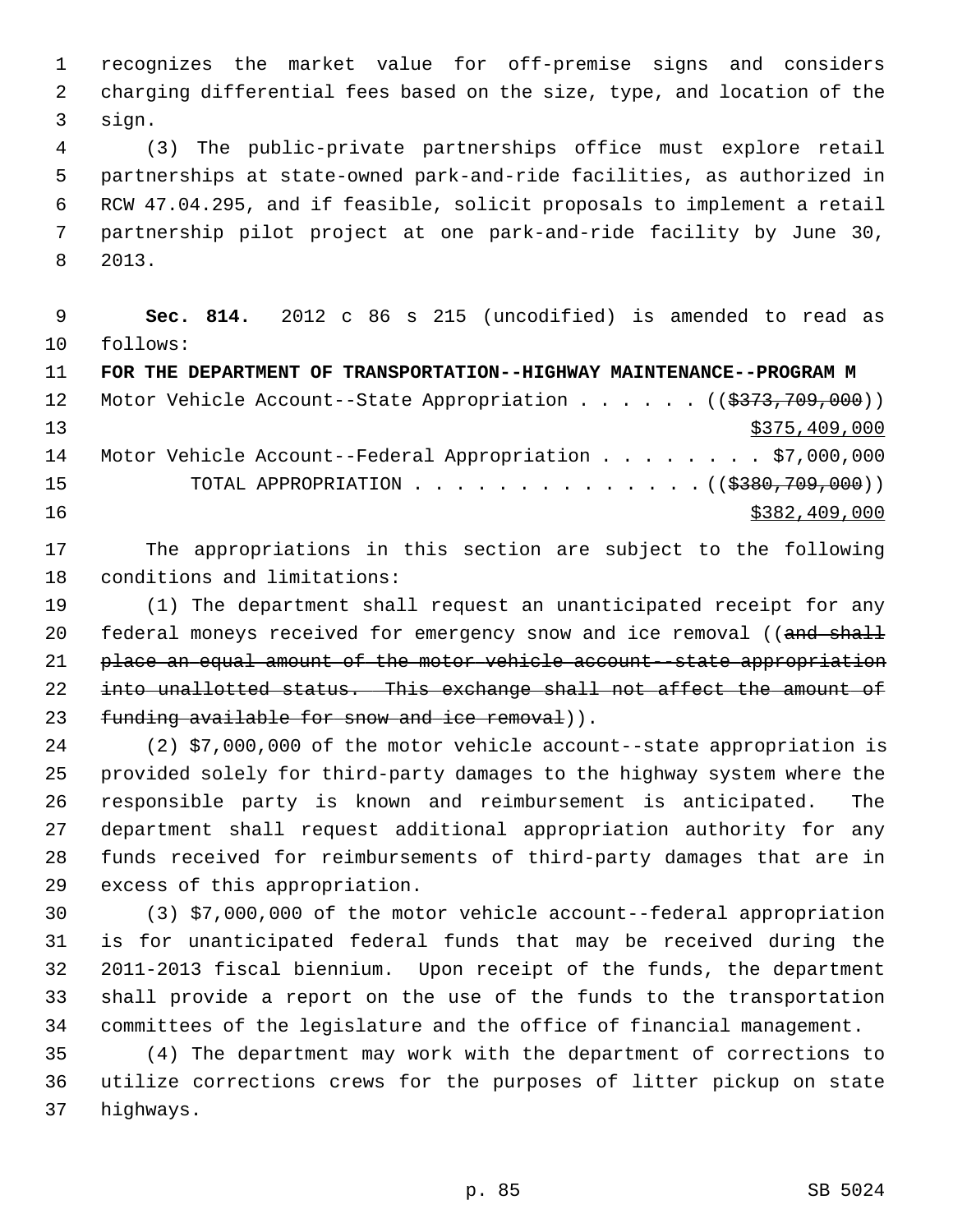recognizes the market value for off-premise signs and considers charging differential fees based on the size, type, and location of the sign.

(3) The public-private partnerships office must explore retail partnerships at state-owned park-and-ride facilities, as authorized in RCW 47.04.295, and if feasible, solicit proposals to implement a retail partnership pilot project at one park-and-ride facility by June 30, 2013.

**Sec. 814.** 2012 c 86 s 215 (uncodified) is amended to read as follows:

**FOR THE DEPARTMENT OF TRANSPORTATION--HIGHWAY MAINTENANCE--PROGRAM M**

Motor Vehicle Account--State Appropriation . . . . . . ((~~$373,709,000~~))
$375,409,000

Motor Vehicle Account--Federal Appropriation . . . . . . . . $7,000,000

TOTAL APPROPRIATION . . . . . . . . . . . . . . ((~~$380,709,000~~))
$382,409,000

The appropriations in this section are subject to the following conditions and limitations:

(1) The department shall request an unanticipated receipt for any federal moneys received for emergency snow and ice removal ((~~and shall place an equal amount of the motor vehicle account--state appropriation into unallotted status. This exchange shall not affect the amount of funding available for snow and ice removal~~)).

(2) $7,000,000 of the motor vehicle account--state appropriation is provided solely for third-party damages to the highway system where the responsible party is known and reimbursement is anticipated. The department shall request additional appropriation authority for any funds received for reimbursements of third-party damages that are in excess of this appropriation.

(3) $7,000,000 of the motor vehicle account--federal appropriation is for unanticipated federal funds that may be received during the 2011-2013 fiscal biennium. Upon receipt of the funds, the department shall provide a report on the use of the funds to the transportation committees of the legislature and the office of financial management.

(4) The department may work with the department of corrections to utilize corrections crews for the purposes of litter pickup on state highways.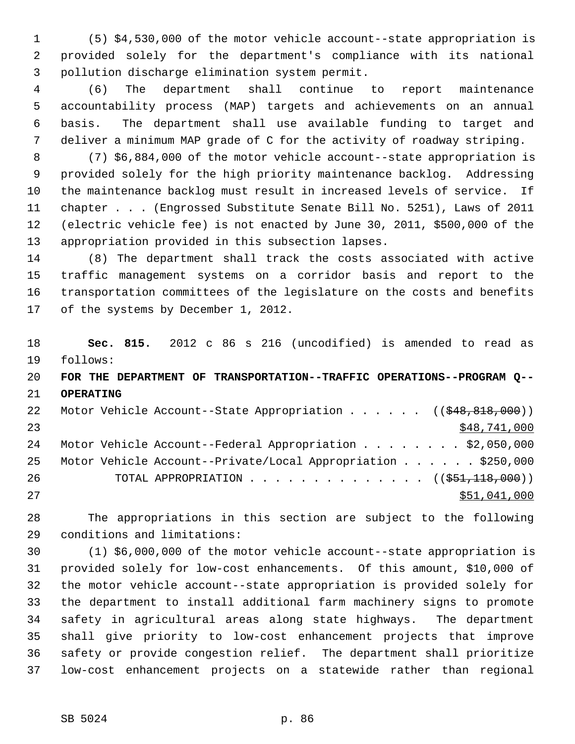(5) $4,530,000 of the motor vehicle account--state appropriation is provided solely for the department's compliance with its national pollution discharge elimination system permit.

(6) The department shall continue to report maintenance accountability process (MAP) targets and achievements on an annual basis. The department shall use available funding to target and deliver a minimum MAP grade of C for the activity of roadway striping.

(7) $6,884,000 of the motor vehicle account--state appropriation is provided solely for the high priority maintenance backlog. Addressing the maintenance backlog must result in increased levels of service. If chapter . . . (Engrossed Substitute Senate Bill No. 5251), Laws of 2011 (electric vehicle fee) is not enacted by June 30, 2011, $500,000 of the appropriation provided in this subsection lapses.

(8) The department shall track the costs associated with active traffic management systems on a corridor basis and report to the transportation committees of the legislature on the costs and benefits of the systems by December 1, 2012.

**Sec. 815.** 2012 c 86 s 216 (uncodified) is amended to read as follows:

**FOR THE DEPARTMENT OF TRANSPORTATION--TRAFFIC OPERATIONS--PROGRAM Q--OPERATING**

Motor Vehicle Account--State Appropriation . . . . . . ((~~$48,818,000~~))
<u>$48,741,000</u>

Motor Vehicle Account--Federal Appropriation . . . . . . . . $2,050,000

Motor Vehicle Account--Private/Local Appropriation . . . . . . $250,000

TOTAL APPROPRIATION . . . . . . . . . . . . . . ((~~$51,118,000~~))
<u>$51,041,000</u>

The appropriations in this section are subject to the following conditions and limitations:

(1) $6,000,000 of the motor vehicle account--state appropriation is provided solely for low-cost enhancements. Of this amount, $10,000 of the motor vehicle account--state appropriation is provided solely for the department to install additional farm machinery signs to promote safety in agricultural areas along state highways. The department shall give priority to low-cost enhancement projects that improve safety or provide congestion relief. The department shall prioritize low-cost enhancement projects on a statewide rather than regional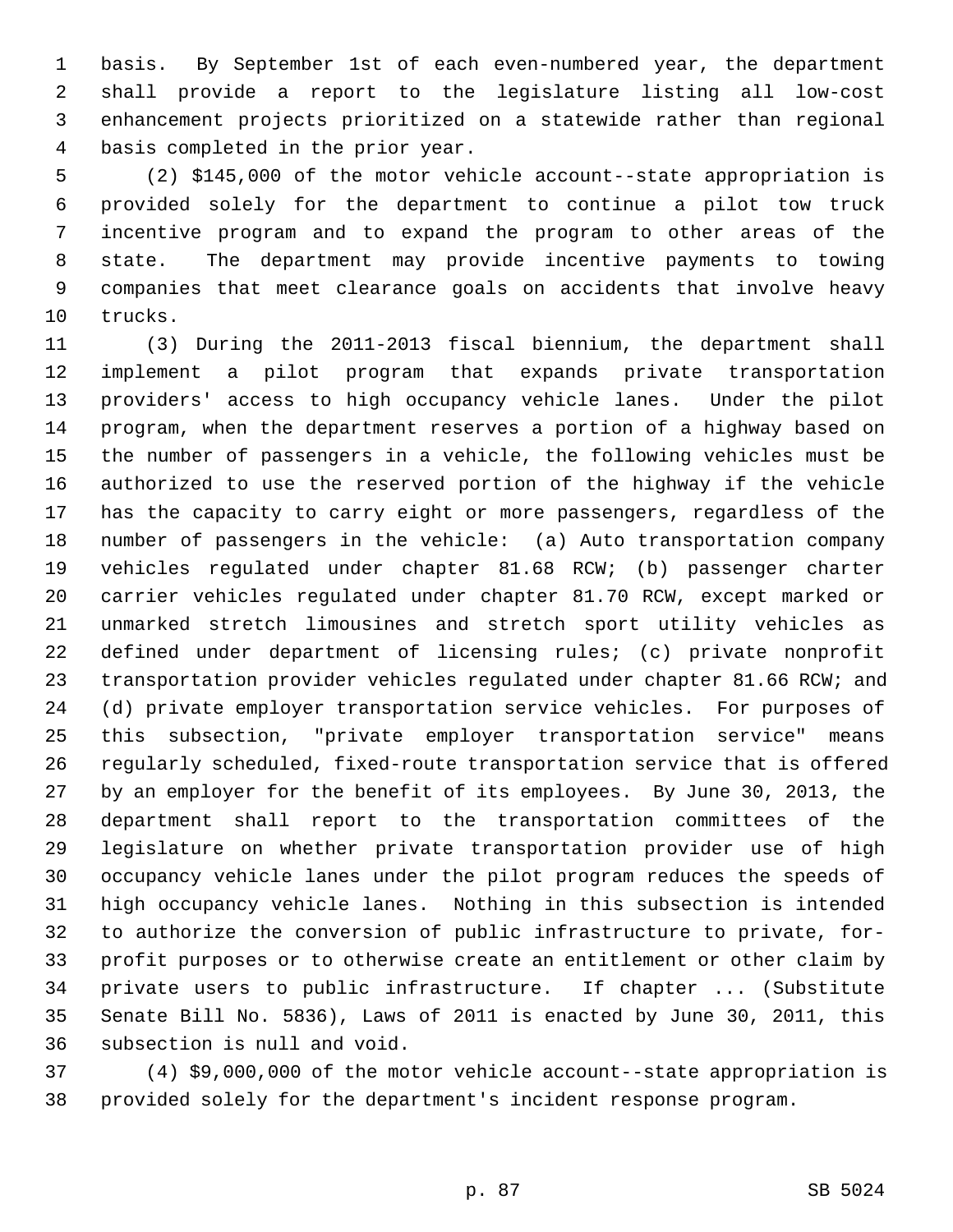basis. By September 1st of each even-numbered year, the department shall provide a report to the legislature listing all low-cost enhancement projects prioritized on a statewide rather than regional basis completed in the prior year.

(2) $145,000 of the motor vehicle account--state appropriation is provided solely for the department to continue a pilot tow truck incentive program and to expand the program to other areas of the state. The department may provide incentive payments to towing companies that meet clearance goals on accidents that involve heavy trucks.

(3) During the 2011-2013 fiscal biennium, the department shall implement a pilot program that expands private transportation providers' access to high occupancy vehicle lanes. Under the pilot program, when the department reserves a portion of a highway based on the number of passengers in a vehicle, the following vehicles must be authorized to use the reserved portion of the highway if the vehicle has the capacity to carry eight or more passengers, regardless of the number of passengers in the vehicle: (a) Auto transportation company vehicles regulated under chapter 81.68 RCW; (b) passenger charter carrier vehicles regulated under chapter 81.70 RCW, except marked or unmarked stretch limousines and stretch sport utility vehicles as defined under department of licensing rules; (c) private nonprofit transportation provider vehicles regulated under chapter 81.66 RCW; and (d) private employer transportation service vehicles. For purposes of this subsection, "private employer transportation service" means regularly scheduled, fixed-route transportation service that is offered by an employer for the benefit of its employees. By June 30, 2013, the department shall report to the transportation committees of the legislature on whether private transportation provider use of high occupancy vehicle lanes under the pilot program reduces the speeds of high occupancy vehicle lanes. Nothing in this subsection is intended to authorize the conversion of public infrastructure to private, for-profit purposes or to otherwise create an entitlement or other claim by private users to public infrastructure. If chapter ... (Substitute Senate Bill No. 5836), Laws of 2011 is enacted by June 30, 2011, this subsection is null and void.

(4) $9,000,000 of the motor vehicle account--state appropriation is provided solely for the department's incident response program.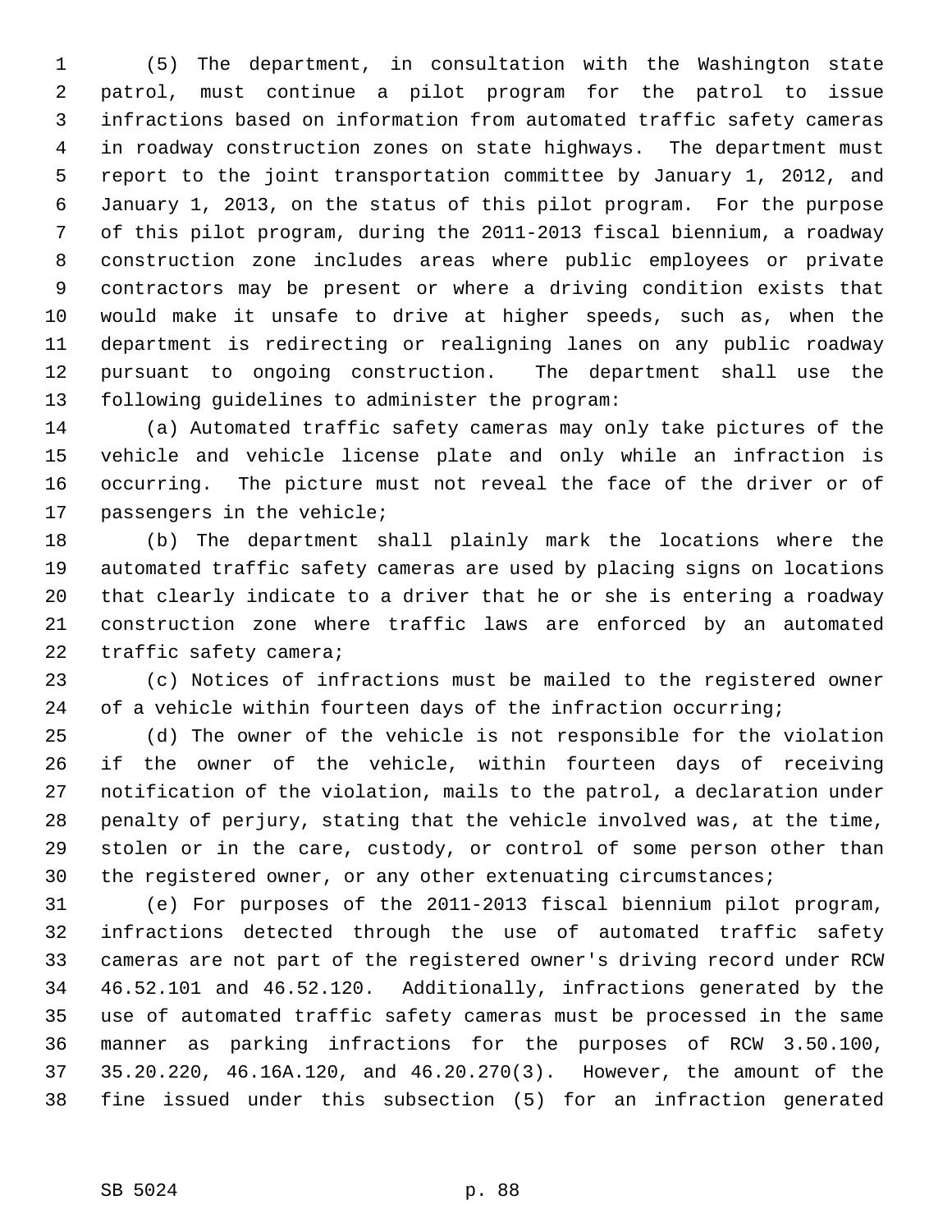(5) The department, in consultation with the Washington state patrol, must continue a pilot program for the patrol to issue infractions based on information from automated traffic safety cameras in roadway construction zones on state highways. The department must report to the joint transportation committee by January 1, 2012, and January 1, 2013, on the status of this pilot program. For the purpose of this pilot program, during the 2011-2013 fiscal biennium, a roadway construction zone includes areas where public employees or private contractors may be present or where a driving condition exists that would make it unsafe to drive at higher speeds, such as, when the department is redirecting or realigning lanes on any public roadway pursuant to ongoing construction. The department shall use the following guidelines to administer the program:

(a) Automated traffic safety cameras may only take pictures of the vehicle and vehicle license plate and only while an infraction is occurring. The picture must not reveal the face of the driver or of passengers in the vehicle;

(b) The department shall plainly mark the locations where the automated traffic safety cameras are used by placing signs on locations that clearly indicate to a driver that he or she is entering a roadway construction zone where traffic laws are enforced by an automated traffic safety camera;

(c) Notices of infractions must be mailed to the registered owner of a vehicle within fourteen days of the infraction occurring;

(d) The owner of the vehicle is not responsible for the violation if the owner of the vehicle, within fourteen days of receiving notification of the violation, mails to the patrol, a declaration under penalty of perjury, stating that the vehicle involved was, at the time, stolen or in the care, custody, or control of some person other than the registered owner, or any other extenuating circumstances;

(e) For purposes of the 2011-2013 fiscal biennium pilot program, infractions detected through the use of automated traffic safety cameras are not part of the registered owner's driving record under RCW 46.52.101 and 46.52.120. Additionally, infractions generated by the use of automated traffic safety cameras must be processed in the same manner as parking infractions for the purposes of RCW 3.50.100, 35.20.220, 46.16A.120, and 46.20.270(3). However, the amount of the fine issued under this subsection (5) for an infraction generated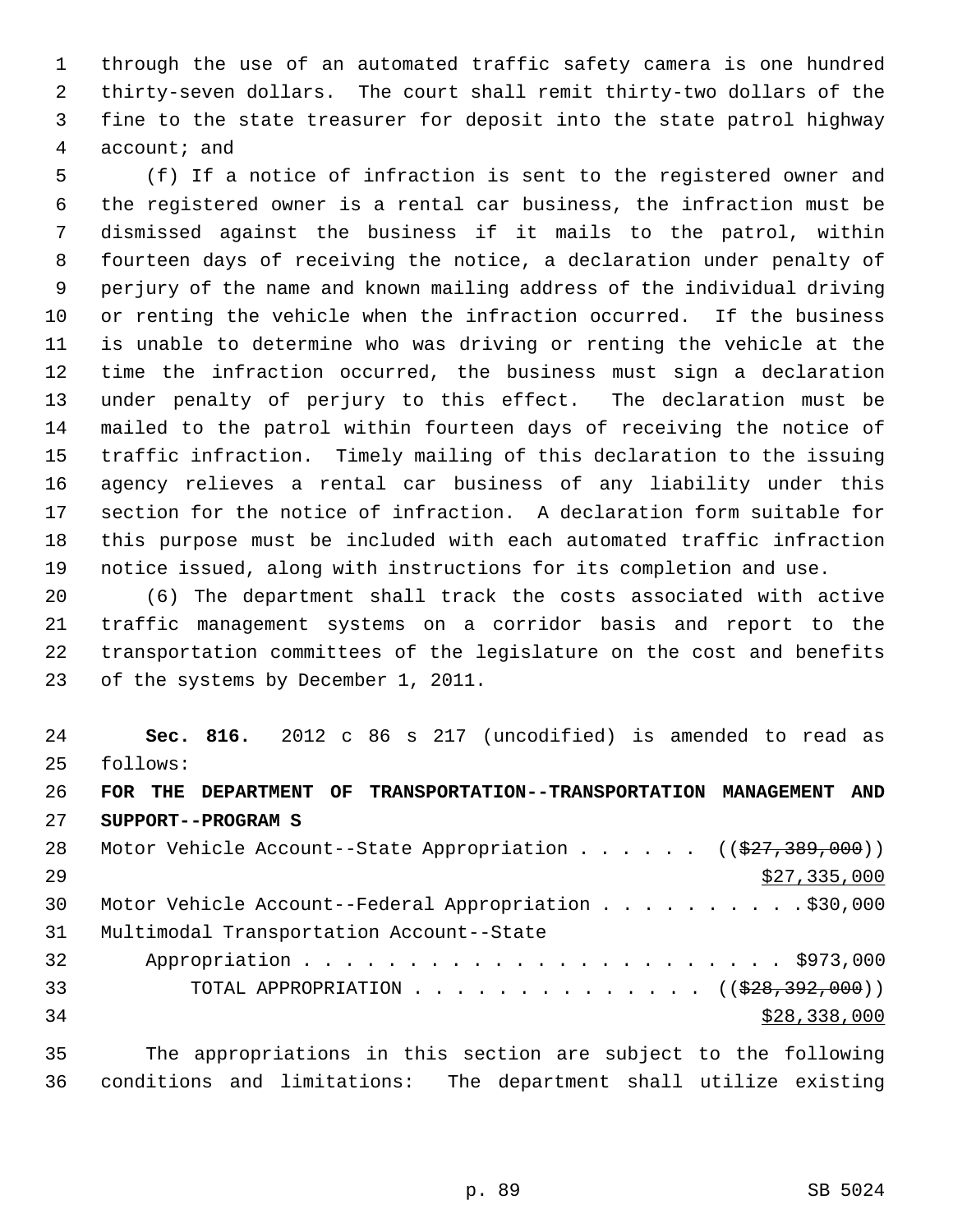through the use of an automated traffic safety camera is one hundred thirty-seven dollars. The court shall remit thirty-two dollars of the fine to the state treasurer for deposit into the state patrol highway account; and

(f) If a notice of infraction is sent to the registered owner and the registered owner is a rental car business, the infraction must be dismissed against the business if it mails to the patrol, within fourteen days of receiving the notice, a declaration under penalty of perjury of the name and known mailing address of the individual driving or renting the vehicle when the infraction occurred. If the business is unable to determine who was driving or renting the vehicle at the time the infraction occurred, the business must sign a declaration under penalty of perjury to this effect. The declaration must be mailed to the patrol within fourteen days of receiving the notice of traffic infraction. Timely mailing of this declaration to the issuing agency relieves a rental car business of any liability under this section for the notice of infraction. A declaration form suitable for this purpose must be included with each automated traffic infraction notice issued, along with instructions for its completion and use.

(6) The department shall track the costs associated with active traffic management systems on a corridor basis and report to the transportation committees of the legislature on the cost and benefits of the systems by December 1, 2011.

**Sec. 816.** 2012 c 86 s 217 (uncodified) is amended to read as follows:

**FOR THE DEPARTMENT OF TRANSPORTATION--TRANSPORTATION MANAGEMENT AND SUPPORT--PROGRAM S**

Motor Vehicle Account--State Appropriation . . . . . . ((~~$27,389,000~~)) $27,335,000

Motor Vehicle Account--Federal Appropriation . . . . . . . . . . $30,000

Multimodal Transportation Account--State Appropriation . . . . . . . . . . . . . . . . . . . . . . . . $973,000

TOTAL APPROPRIATION . . . . . . . . . . . . . . ((~~$28,392,000~~)) $28,338,000

The appropriations in this section are subject to the following conditions and limitations: The department shall utilize existing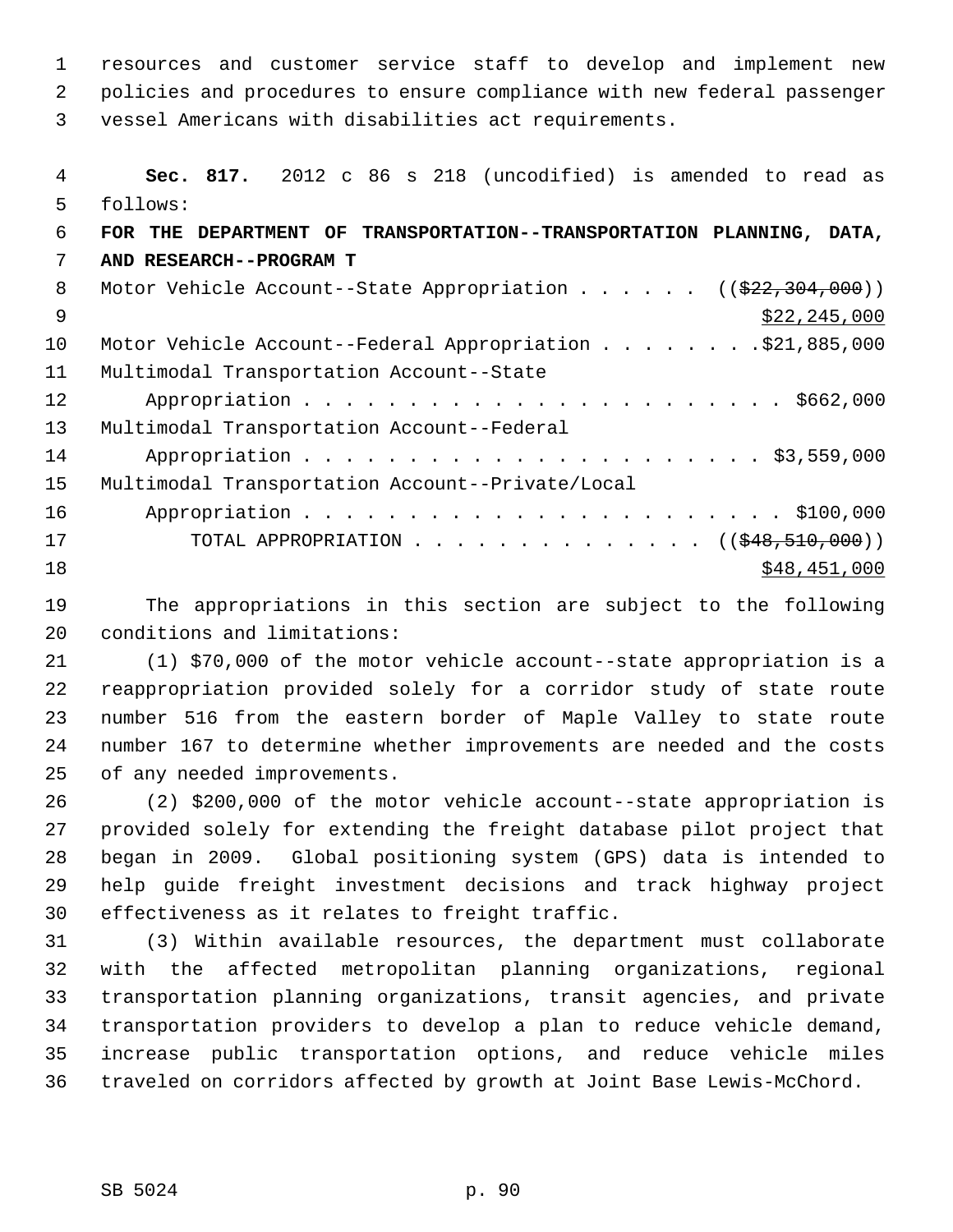resources and customer service staff to develop and implement new policies and procedures to ensure compliance with new federal passenger vessel Americans with disabilities act requirements.

**Sec. 817.** 2012 c 86 s 218 (uncodified) is amended to read as follows:

**FOR THE DEPARTMENT OF TRANSPORTATION--TRANSPORTATION PLANNING, DATA, AND RESEARCH--PROGRAM T**

Motor Vehicle Account--State Appropriation . . . . . . ((~~$22,304,000~~)) <u>$22,245,000</u>

Motor Vehicle Account--Federal Appropriation . . . . . . . .$21,885,000

Multimodal Transportation Account--State Appropriation . . . . . . . . . . . . . . . . . . . . . . . $662,000

Multimodal Transportation Account--Federal Appropriation . . . . . . . . . . . . . . . . . . . . . . $3,559,000

Multimodal Transportation Account--Private/Local Appropriation . . . . . . . . . . . . . . . . . . . . . . . $100,000

TOTAL APPROPRIATION . . . . . . . . . . . . . . ((~~$48,510,000~~)) <u>$48,451,000</u>

The appropriations in this section are subject to the following conditions and limitations:

(1) $70,000 of the motor vehicle account--state appropriation is a reappropriation provided solely for a corridor study of state route number 516 from the eastern border of Maple Valley to state route number 167 to determine whether improvements are needed and the costs of any needed improvements.

(2) $200,000 of the motor vehicle account--state appropriation is provided solely for extending the freight database pilot project that began in 2009. Global positioning system (GPS) data is intended to help guide freight investment decisions and track highway project effectiveness as it relates to freight traffic.

(3) Within available resources, the department must collaborate with the affected metropolitan planning organizations, regional transportation planning organizations, transit agencies, and private transportation providers to develop a plan to reduce vehicle demand, increase public transportation options, and reduce vehicle miles traveled on corridors affected by growth at Joint Base Lewis-McChord.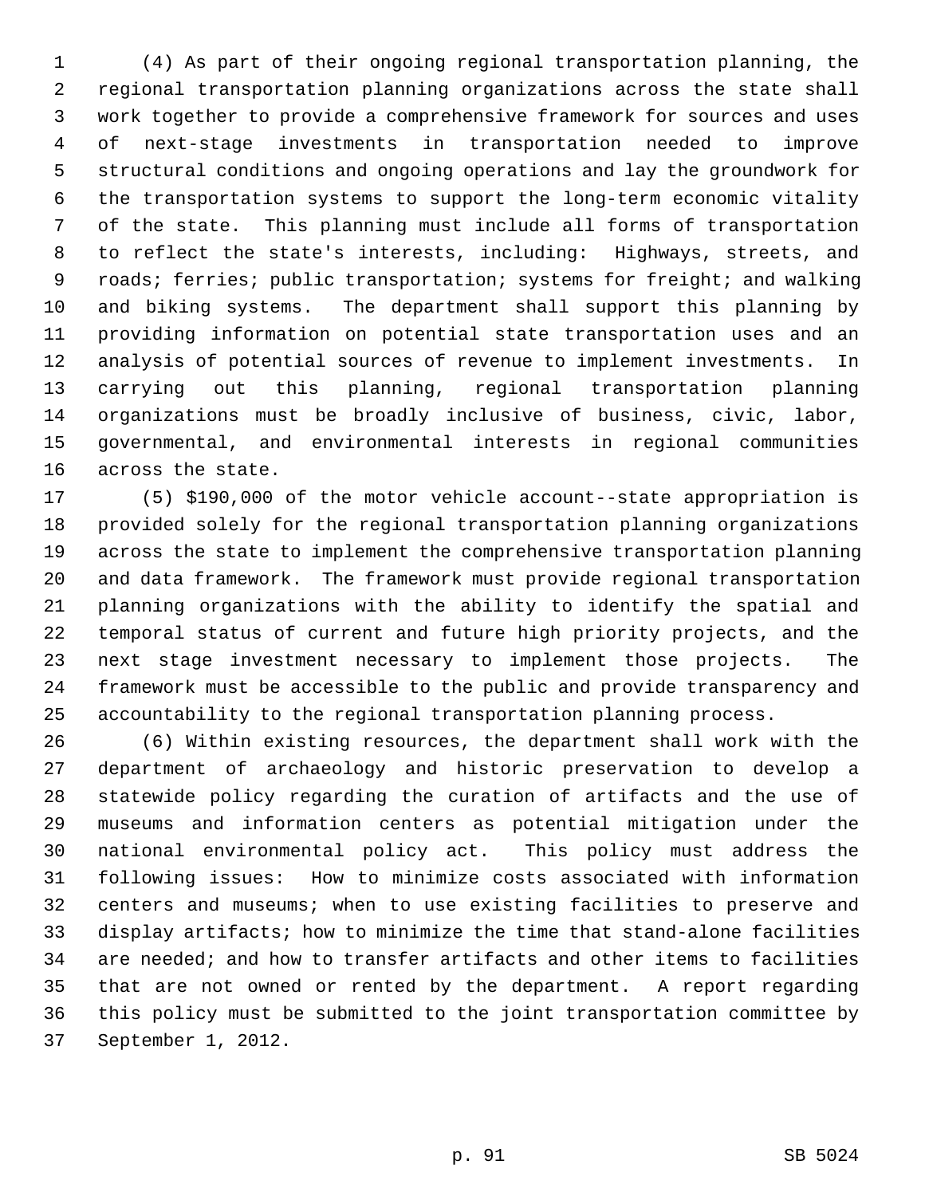(4) As part of their ongoing regional transportation planning, the regional transportation planning organizations across the state shall work together to provide a comprehensive framework for sources and uses of next-stage investments in transportation needed to improve structural conditions and ongoing operations and lay the groundwork for the transportation systems to support the long-term economic vitality of the state. This planning must include all forms of transportation to reflect the state's interests, including: Highways, streets, and roads; ferries; public transportation; systems for freight; and walking and biking systems. The department shall support this planning by providing information on potential state transportation uses and an analysis of potential sources of revenue to implement investments. In carrying out this planning, regional transportation planning organizations must be broadly inclusive of business, civic, labor, governmental, and environmental interests in regional communities across the state.

(5) $190,000 of the motor vehicle account--state appropriation is provided solely for the regional transportation planning organizations across the state to implement the comprehensive transportation planning and data framework. The framework must provide regional transportation planning organizations with the ability to identify the spatial and temporal status of current and future high priority projects, and the next stage investment necessary to implement those projects. The framework must be accessible to the public and provide transparency and accountability to the regional transportation planning process.

(6) Within existing resources, the department shall work with the department of archaeology and historic preservation to develop a statewide policy regarding the curation of artifacts and the use of museums and information centers as potential mitigation under the national environmental policy act. This policy must address the following issues: How to minimize costs associated with information centers and museums; when to use existing facilities to preserve and display artifacts; how to minimize the time that stand-alone facilities are needed; and how to transfer artifacts and other items to facilities that are not owned or rented by the department. A report regarding this policy must be submitted to the joint transportation committee by September 1, 2012.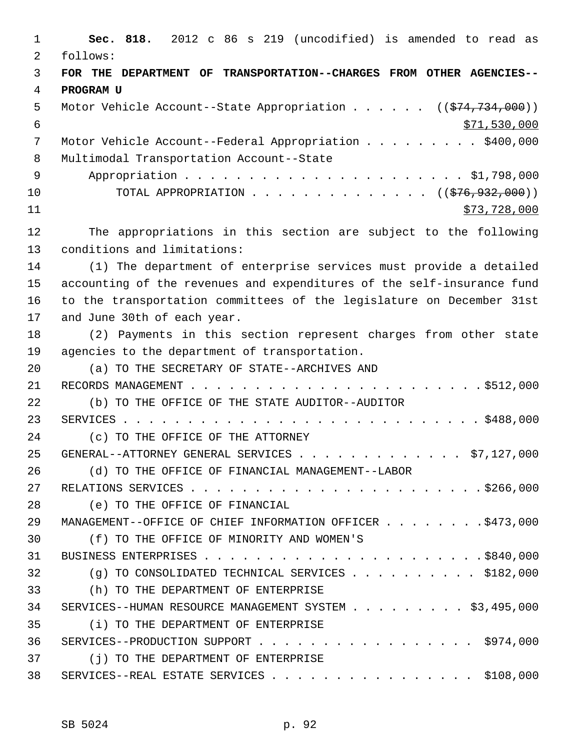**Sec. 818.** 2012 c 86 s 219 (uncodified) is amended to read as follows:

**FOR THE DEPARTMENT OF TRANSPORTATION--CHARGES FROM OTHER AGENCIES--PROGRAM U**

Motor Vehicle Account--State Appropriation . . . . . . (( ~~$74,734,000~~ ))
<u>$71,530,000</u>

Motor Vehicle Account--Federal Appropriation . . . . . . . . . $400,000

Multimodal Transportation Account--State Appropriation . . . . . . . . . . . . . . . . . . . . . . $1,798,000

TOTAL APPROPRIATION . . . . . . . . . . . . . . (( ~~$76,932,000~~ ))
<u>$73,728,000</u>

The appropriations in this section are subject to the following conditions and limitations:

(1) The department of enterprise services must provide a detailed accounting of the revenues and expenditures of the self-insurance fund to the transportation committees of the legislature on December 31st and June 30th of each year.

(2) Payments in this section represent charges from other state agencies to the department of transportation.

(a) TO THE SECRETARY OF STATE--ARCHIVES AND RECORDS MANAGEMENT . . . . . . . . . . . . . . . . . . . . . . . $512,000

(b) TO THE OFFICE OF THE STATE AUDITOR--AUDITOR SERVICES . . . . . . . . . . . . . . . . . . . . . . . . . . . $488,000

(c) TO THE OFFICE OF THE ATTORNEY GENERAL--ATTORNEY GENERAL SERVICES . . . . . . . . . . . . . $7,127,000

(d) TO THE OFFICE OF FINANCIAL MANAGEMENT--LABOR RELATIONS SERVICES . . . . . . . . . . . . . . . . . . . . . . . $266,000

(e) TO THE OFFICE OF FINANCIAL MANAGEMENT--OFFICE OF CHIEF INFORMATION OFFICER . . . . . . . . $473,000

(f) TO THE OFFICE OF MINORITY AND WOMEN'S BUSINESS ENTERPRISES . . . . . . . . . . . . . . . . . . . . . . . $840,000

(g) TO CONSOLIDATED TECHNICAL SERVICES . . . . . . . . . . $182,000

(h) TO THE DEPARTMENT OF ENTERPRISE SERVICES--HUMAN RESOURCE MANAGEMENT SYSTEM . . . . . . . . . $3,495,000

(i) TO THE DEPARTMENT OF ENTERPRISE SERVICES--PRODUCTION SUPPORT . . . . . . . . . . . . . . . . . . $974,000

(j) TO THE DEPARTMENT OF ENTERPRISE SERVICES--REAL ESTATE SERVICES . . . . . . . . . . . . . . . . $108,000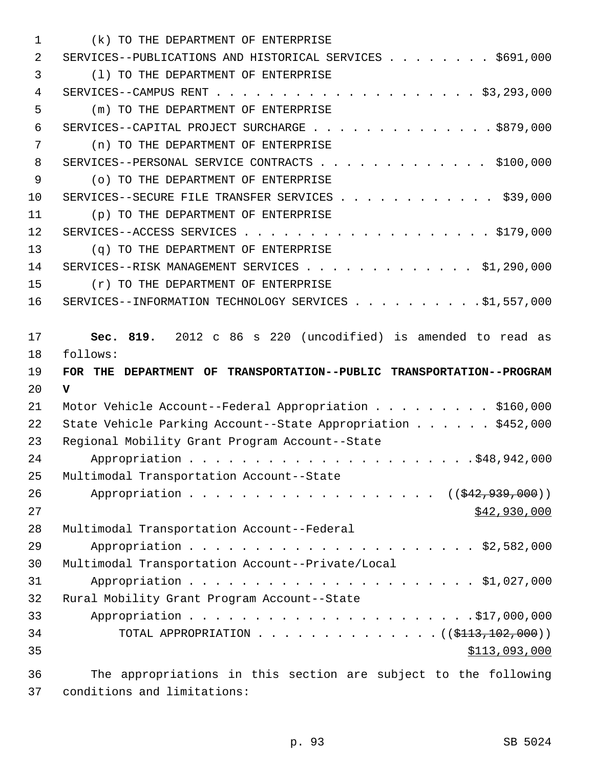(k) TO THE DEPARTMENT OF ENTERPRISE SERVICES--PUBLICATIONS AND HISTORICAL SERVICES . . . . . . . . $691,000

(l) TO THE DEPARTMENT OF ENTERPRISE SERVICES--CAMPUS RENT . . . . . . . . . . . . . . . . . . . . $3,293,000

(m) TO THE DEPARTMENT OF ENTERPRISE SERVICES--CAPITAL PROJECT SURCHARGE . . . . . . . . . . . . . . $879,000

(n) TO THE DEPARTMENT OF ENTERPRISE SERVICES--PERSONAL SERVICE CONTRACTS . . . . . . . . . . . . . $100,000

(o) TO THE DEPARTMENT OF ENTERPRISE SERVICES--SECURE FILE TRANSFER SERVICES . . . . . . . . . . . . $39,000

(p) TO THE DEPARTMENT OF ENTERPRISE SERVICES--ACCESS SERVICES . . . . . . . . . . . . . . . . . . . $179,000

(q) TO THE DEPARTMENT OF ENTERPRISE SERVICES--RISK MANAGEMENT SERVICES . . . . . . . . . . . . . $1,290,000

(r) TO THE DEPARTMENT OF ENTERPRISE SERVICES--INFORMATION TECHNOLOGY SERVICES . . . . . . . . . . $1,557,000

**Sec. 819.** 2012 c 86 s 220 (uncodified) is amended to read as follows:

**FOR THE DEPARTMENT OF TRANSPORTATION--PUBLIC TRANSPORTATION--PROGRAM V**

Motor Vehicle Account--Federal Appropriation . . . . . . . . . $160,000
State Vehicle Parking Account--State Appropriation . . . . . . $452,000
Regional Mobility Grant Program Account--State Appropriation . . . . . . . . . . . . . . . . . . . . . $48,942,000
Multimodal Transportation Account--State Appropriation . . . . . . . . . . . . . . . . . . . ((~~$42,939,000~~)) $42,930,000
Multimodal Transportation Account--Federal Appropriation . . . . . . . . . . . . . . . . . . . . . . $2,582,000
Multimodal Transportation Account--Private/Local Appropriation . . . . . . . . . . . . . . . . . . . . . . $1,027,000
Rural Mobility Grant Program Account--State Appropriation . . . . . . . . . . . . . . . . . . . . . $17,000,000
TOTAL APPROPRIATION . . . . . . . . . . . . . . ((~~$113,102,000~~)) $113,093,000

The appropriations in this section are subject to the following conditions and limitations: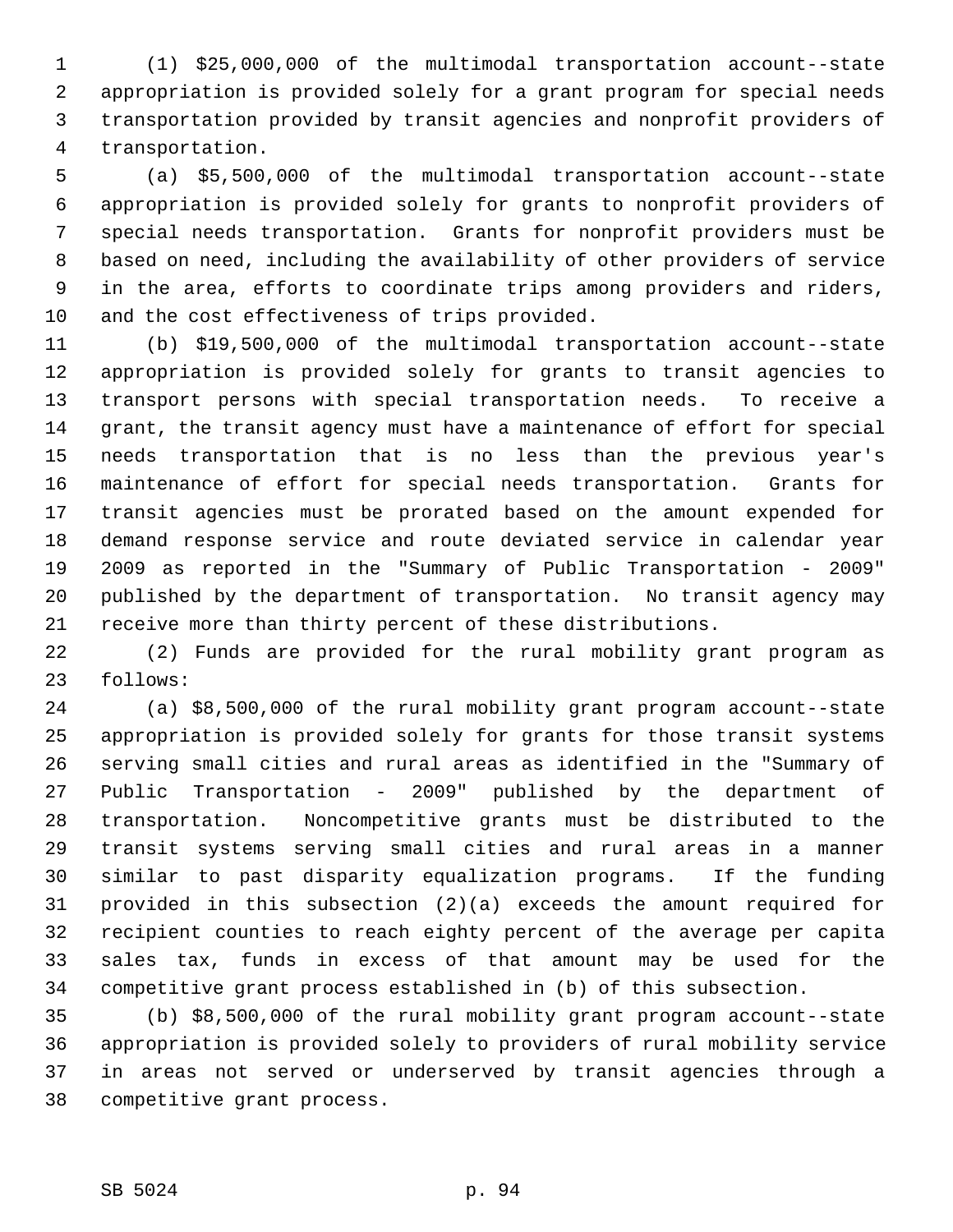(1) $25,000,000 of the multimodal transportation account--state appropriation is provided solely for a grant program for special needs transportation provided by transit agencies and nonprofit providers of transportation.

(a) $5,500,000 of the multimodal transportation account--state appropriation is provided solely for grants to nonprofit providers of special needs transportation. Grants for nonprofit providers must be based on need, including the availability of other providers of service in the area, efforts to coordinate trips among providers and riders, and the cost effectiveness of trips provided.

(b) $19,500,000 of the multimodal transportation account--state appropriation is provided solely for grants to transit agencies to transport persons with special transportation needs. To receive a grant, the transit agency must have a maintenance of effort for special needs transportation that is no less than the previous year's maintenance of effort for special needs transportation. Grants for transit agencies must be prorated based on the amount expended for demand response service and route deviated service in calendar year 2009 as reported in the "Summary of Public Transportation - 2009" published by the department of transportation. No transit agency may receive more than thirty percent of these distributions.

(2) Funds are provided for the rural mobility grant program as follows:

(a) $8,500,000 of the rural mobility grant program account--state appropriation is provided solely for grants for those transit systems serving small cities and rural areas as identified in the "Summary of Public Transportation - 2009" published by the department of transportation. Noncompetitive grants must be distributed to the transit systems serving small cities and rural areas in a manner similar to past disparity equalization programs. If the funding provided in this subsection (2)(a) exceeds the amount required for recipient counties to reach eighty percent of the average per capita sales tax, funds in excess of that amount may be used for the competitive grant process established in (b) of this subsection.

(b) $8,500,000 of the rural mobility grant program account--state appropriation is provided solely to providers of rural mobility service in areas not served or underserved by transit agencies through a competitive grant process.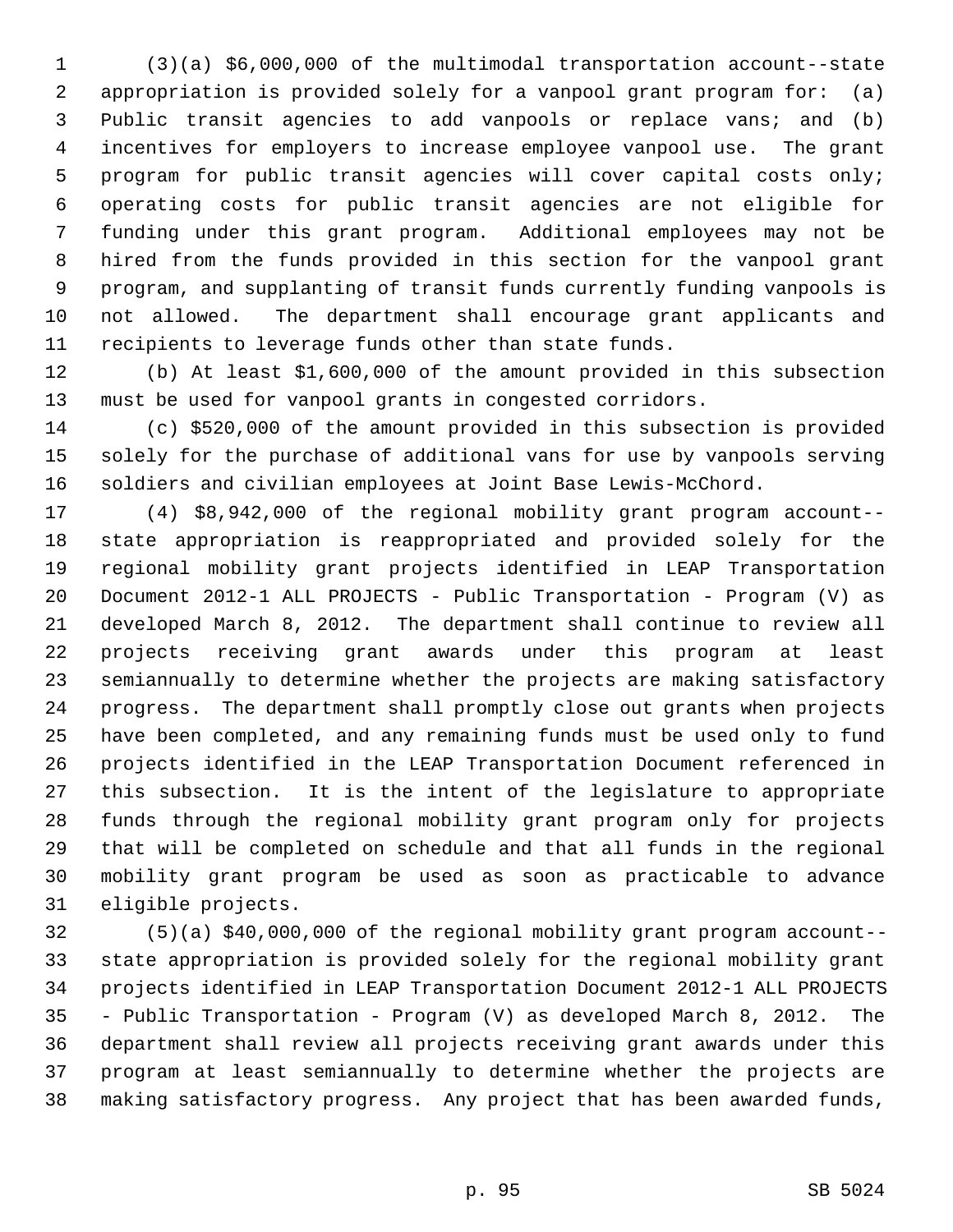(3)(a) $6,000,000 of the multimodal transportation account--state appropriation is provided solely for a vanpool grant program for: (a) Public transit agencies to add vanpools or replace vans; and (b) incentives for employers to increase employee vanpool use. The grant program for public transit agencies will cover capital costs only; operating costs for public transit agencies are not eligible for funding under this grant program. Additional employees may not be hired from the funds provided in this section for the vanpool grant program, and supplanting of transit funds currently funding vanpools is not allowed. The department shall encourage grant applicants and recipients to leverage funds other than state funds.

(b) At least $1,600,000 of the amount provided in this subsection must be used for vanpool grants in congested corridors.

(c) $520,000 of the amount provided in this subsection is provided solely for the purchase of additional vans for use by vanpools serving soldiers and civilian employees at Joint Base Lewis-McChord.

(4) $8,942,000 of the regional mobility grant program account--state appropriation is reappropriated and provided solely for the regional mobility grant projects identified in LEAP Transportation Document 2012-1 ALL PROJECTS - Public Transportation - Program (V) as developed March 8, 2012. The department shall continue to review all projects receiving grant awards under this program at least semiannually to determine whether the projects are making satisfactory progress. The department shall promptly close out grants when projects have been completed, and any remaining funds must be used only to fund projects identified in the LEAP Transportation Document referenced in this subsection. It is the intent of the legislature to appropriate funds through the regional mobility grant program only for projects that will be completed on schedule and that all funds in the regional mobility grant program be used as soon as practicable to advance eligible projects.

(5)(a) $40,000,000 of the regional mobility grant program account--state appropriation is provided solely for the regional mobility grant projects identified in LEAP Transportation Document 2012-1 ALL PROJECTS - Public Transportation - Program (V) as developed March 8, 2012. The department shall review all projects receiving grant awards under this program at least semiannually to determine whether the projects are making satisfactory progress. Any project that has been awarded funds,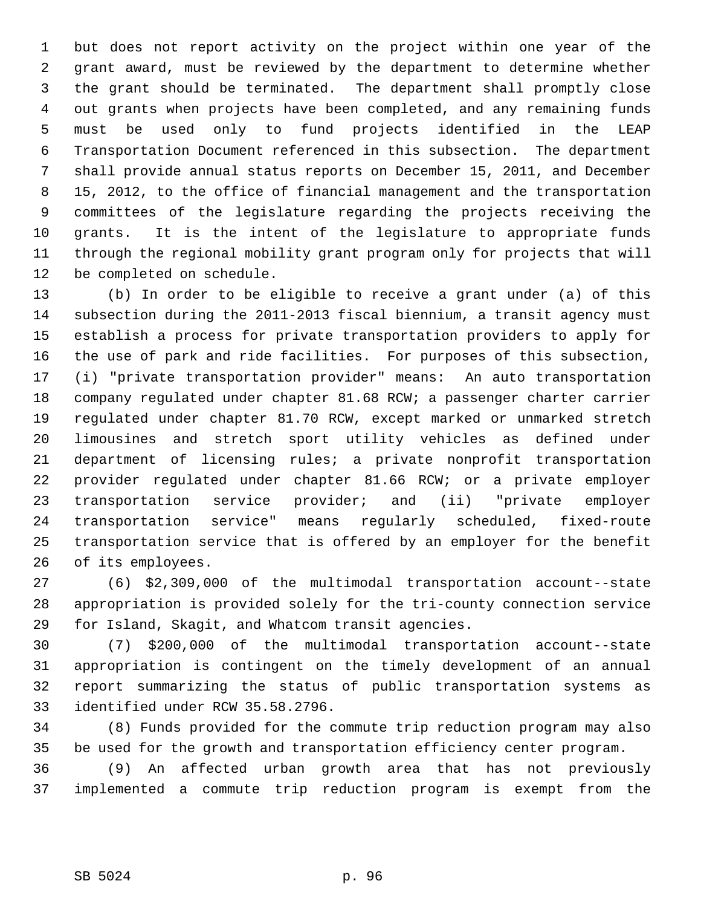but does not report activity on the project within one year of the grant award, must be reviewed by the department to determine whether the grant should be terminated. The department shall promptly close out grants when projects have been completed, and any remaining funds must be used only to fund projects identified in the LEAP Transportation Document referenced in this subsection. The department shall provide annual status reports on December 15, 2011, and December 15, 2012, to the office of financial management and the transportation committees of the legislature regarding the projects receiving the grants. It is the intent of the legislature to appropriate funds through the regional mobility grant program only for projects that will be completed on schedule.

(b) In order to be eligible to receive a grant under (a) of this subsection during the 2011-2013 fiscal biennium, a transit agency must establish a process for private transportation providers to apply for the use of park and ride facilities. For purposes of this subsection, (i) "private transportation provider" means: An auto transportation company regulated under chapter 81.68 RCW; a passenger charter carrier regulated under chapter 81.70 RCW, except marked or unmarked stretch limousines and stretch sport utility vehicles as defined under department of licensing rules; a private nonprofit transportation provider regulated under chapter 81.66 RCW; or a private employer transportation service provider; and (ii) "private employer transportation service" means regularly scheduled, fixed-route transportation service that is offered by an employer for the benefit of its employees.

(6) $2,309,000 of the multimodal transportation account--state appropriation is provided solely for the tri-county connection service for Island, Skagit, and Whatcom transit agencies.

(7) $200,000 of the multimodal transportation account--state appropriation is contingent on the timely development of an annual report summarizing the status of public transportation systems as identified under RCW 35.58.2796.

(8) Funds provided for the commute trip reduction program may also be used for the growth and transportation efficiency center program.

(9) An affected urban growth area that has not previously implemented a commute trip reduction program is exempt from the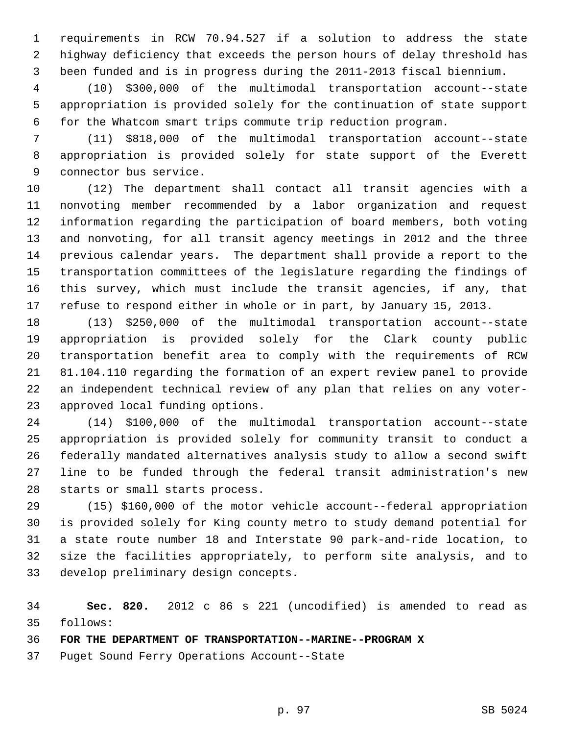requirements in RCW 70.94.527 if a solution to address the state highway deficiency that exceeds the person hours of delay threshold has been funded and is in progress during the 2011-2013 fiscal biennium.

(10) $300,000 of the multimodal transportation account--state appropriation is provided solely for the continuation of state support for the Whatcom smart trips commute trip reduction program.

(11) $818,000 of the multimodal transportation account--state appropriation is provided solely for state support of the Everett connector bus service.

(12) The department shall contact all transit agencies with a nonvoting member recommended by a labor organization and request information regarding the participation of board members, both voting and nonvoting, for all transit agency meetings in 2012 and the three previous calendar years. The department shall provide a report to the transportation committees of the legislature regarding the findings of this survey, which must include the transit agencies, if any, that refuse to respond either in whole or in part, by January 15, 2013.

(13) $250,000 of the multimodal transportation account--state appropriation is provided solely for the Clark county public transportation benefit area to comply with the requirements of RCW 81.104.110 regarding the formation of an expert review panel to provide an independent technical review of any plan that relies on any voter-approved local funding options.

(14) $100,000 of the multimodal transportation account--state appropriation is provided solely for community transit to conduct a federally mandated alternatives analysis study to allow a second swift line to be funded through the federal transit administration's new starts or small starts process.

(15) $160,000 of the motor vehicle account--federal appropriation is provided solely for King county metro to study demand potential for a state route number 18 and Interstate 90 park-and-ride location, to size the facilities appropriately, to perform site analysis, and to develop preliminary design concepts.

**Sec. 820.** 2012 c 86 s 221 (uncodified) is amended to read as follows:

**FOR THE DEPARTMENT OF TRANSPORTATION--MARINE--PROGRAM X**

Puget Sound Ferry Operations Account--State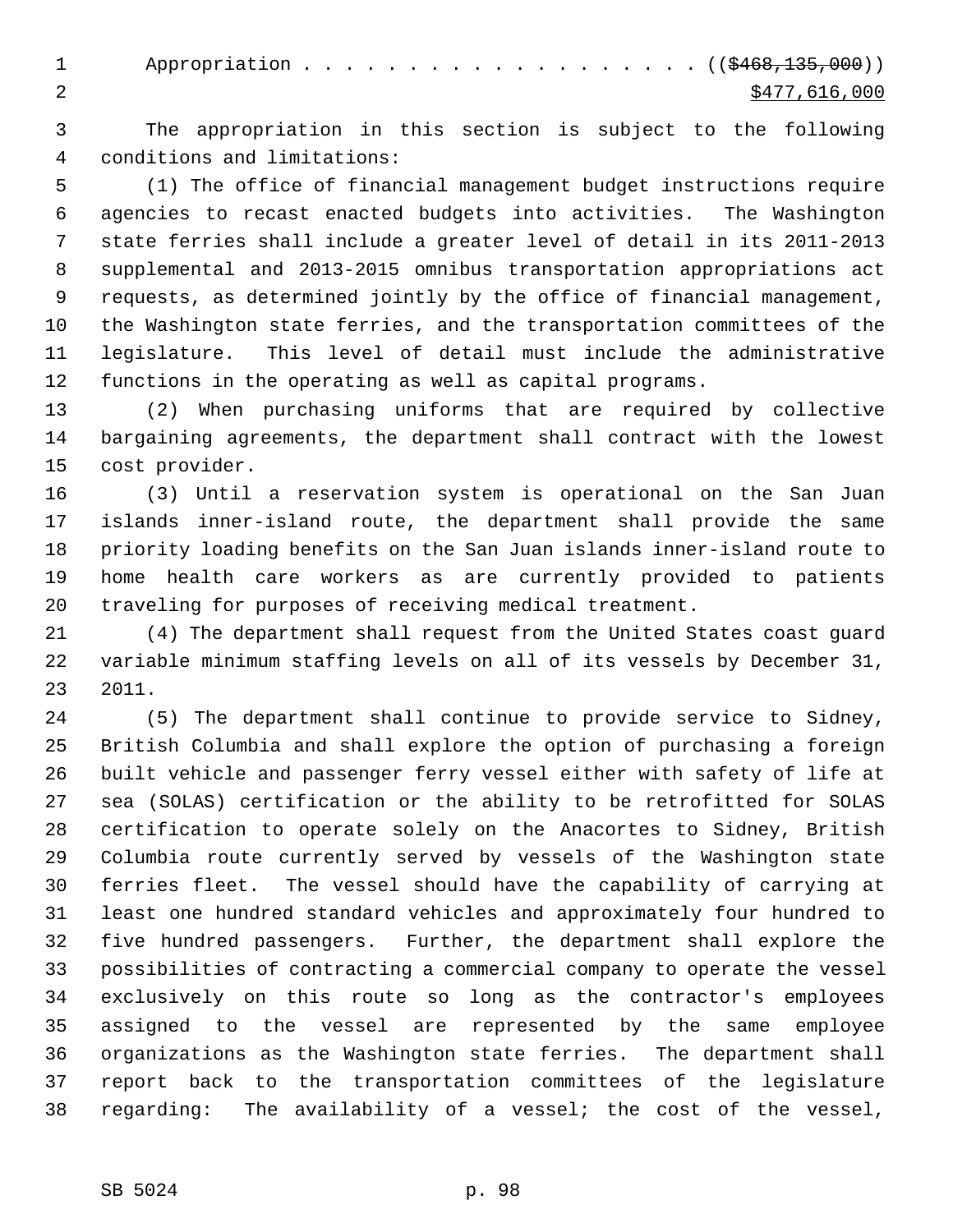Appropriation . . . . . . . . . . . . . . . . . . . ((~~$468,135,000~~))
$477,616,000

The appropriation in this section is subject to the following conditions and limitations:

(1) The office of financial management budget instructions require agencies to recast enacted budgets into activities. The Washington state ferries shall include a greater level of detail in its 2011-2013 supplemental and 2013-2015 omnibus transportation appropriations act requests, as determined jointly by the office of financial management, the Washington state ferries, and the transportation committees of the legislature. This level of detail must include the administrative functions in the operating as well as capital programs.

(2) When purchasing uniforms that are required by collective bargaining agreements, the department shall contract with the lowest cost provider.

(3) Until a reservation system is operational on the San Juan islands inner-island route, the department shall provide the same priority loading benefits on the San Juan islands inner-island route to home health care workers as are currently provided to patients traveling for purposes of receiving medical treatment.

(4) The department shall request from the United States coast guard variable minimum staffing levels on all of its vessels by December 31, 2011.

(5) The department shall continue to provide service to Sidney, British Columbia and shall explore the option of purchasing a foreign built vehicle and passenger ferry vessel either with safety of life at sea (SOLAS) certification or the ability to be retrofitted for SOLAS certification to operate solely on the Anacortes to Sidney, British Columbia route currently served by vessels of the Washington state ferries fleet. The vessel should have the capability of carrying at least one hundred standard vehicles and approximately four hundred to five hundred passengers. Further, the department shall explore the possibilities of contracting a commercial company to operate the vessel exclusively on this route so long as the contractor's employees assigned to the vessel are represented by the same employee organizations as the Washington state ferries. The department shall report back to the transportation committees of the legislature regarding: The availability of a vessel; the cost of the vessel,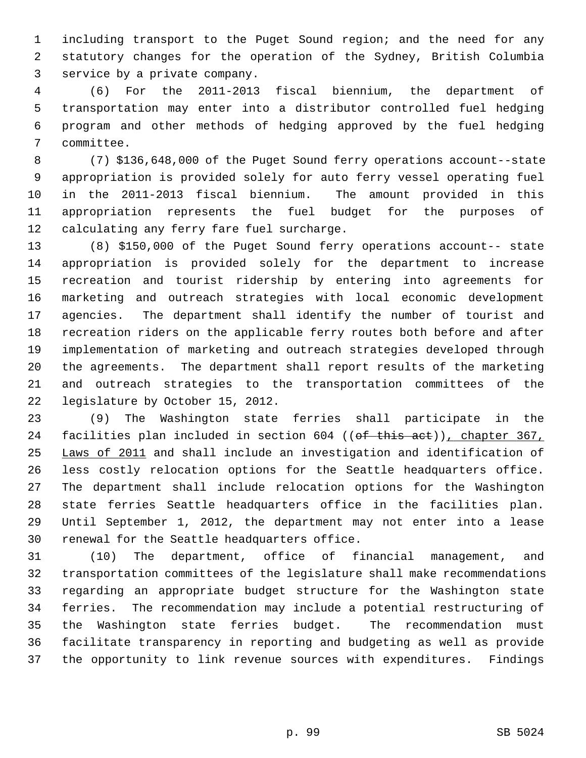including transport to the Puget Sound region; and the need for any statutory changes for the operation of the Sydney, British Columbia service by a private company.

(6) For the 2011-2013 fiscal biennium, the department of transportation may enter into a distributor controlled fuel hedging program and other methods of hedging approved by the fuel hedging committee.

(7) $136,648,000 of the Puget Sound ferry operations account--state appropriation is provided solely for auto ferry vessel operating fuel in the 2011-2013 fiscal biennium. The amount provided in this appropriation represents the fuel budget for the purposes of calculating any ferry fare fuel surcharge.

(8) $150,000 of the Puget Sound ferry operations account-- state appropriation is provided solely for the department to increase recreation and tourist ridership by entering into agreements for marketing and outreach strategies with local economic development agencies. The department shall identify the number of tourist and recreation riders on the applicable ferry routes both before and after implementation of marketing and outreach strategies developed through the agreements. The department shall report results of the marketing and outreach strategies to the transportation committees of the legislature by October 15, 2012.

(9) The Washington state ferries shall participate in the facilities plan included in section 604 ((~~of this act~~)), chapter 367, Laws of 2011 and shall include an investigation and identification of less costly relocation options for the Seattle headquarters office. The department shall include relocation options for the Washington state ferries Seattle headquarters office in the facilities plan. Until September 1, 2012, the department may not enter into a lease renewal for the Seattle headquarters office.

(10) The department, office of financial management, and transportation committees of the legislature shall make recommendations regarding an appropriate budget structure for the Washington state ferries. The recommendation may include a potential restructuring of the Washington state ferries budget. The recommendation must facilitate transparency in reporting and budgeting as well as provide the opportunity to link revenue sources with expenditures. Findings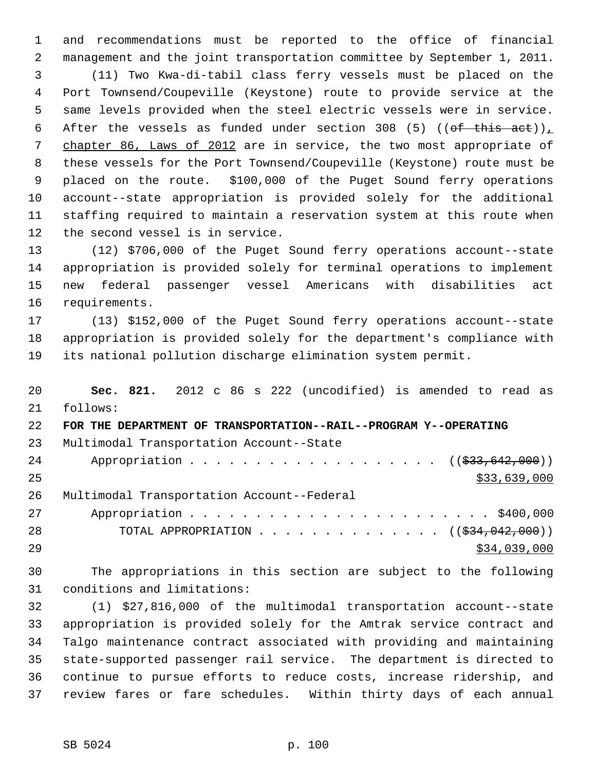and recommendations must be reported to the office of financial management and the joint transportation committee by September 1, 2011.

(11) Two Kwa-di-tabil class ferry vessels must be placed on the Port Townsend/Coupeville (Keystone) route to provide service at the same levels provided when the steel electric vessels were in service. After the vessels as funded under section 308 (5) ((~~of this act~~)), chapter 86, Laws of 2012 are in service, the two most appropriate of these vessels for the Port Townsend/Coupeville (Keystone) route must be placed on the route. $100,000 of the Puget Sound ferry operations account--state appropriation is provided solely for the additional staffing required to maintain a reservation system at this route when the second vessel is in service.

(12) $706,000 of the Puget Sound ferry operations account--state appropriation is provided solely for terminal operations to implement new federal passenger vessel Americans with disabilities act requirements.

(13) $152,000 of the Puget Sound ferry operations account--state appropriation is provided solely for the department's compliance with its national pollution discharge elimination system permit.

**Sec. 821.** 2012 c 86 s 222 (uncodified) is amended to read as follows:

**FOR THE DEPARTMENT OF TRANSPORTATION--RAIL--PROGRAM Y--OPERATING**

Multimodal Transportation Account--State
Appropriation . . . . . . . . . . . . . . . . . . . ((~~$33,642,000~~))
$33,639,000

Multimodal Transportation Account--Federal
Appropriation . . . . . . . . . . . . . . . . . . . . . . . $400,000

TOTAL APPROPRIATION . . . . . . . . . . . . . . ((~~$34,042,000~~))
$34,039,000

The appropriations in this section are subject to the following conditions and limitations:

(1) $27,816,000 of the multimodal transportation account--state appropriation is provided solely for the Amtrak service contract and Talgo maintenance contract associated with providing and maintaining state-supported passenger rail service. The department is directed to continue to pursue efforts to reduce costs, increase ridership, and review fares or fare schedules. Within thirty days of each annual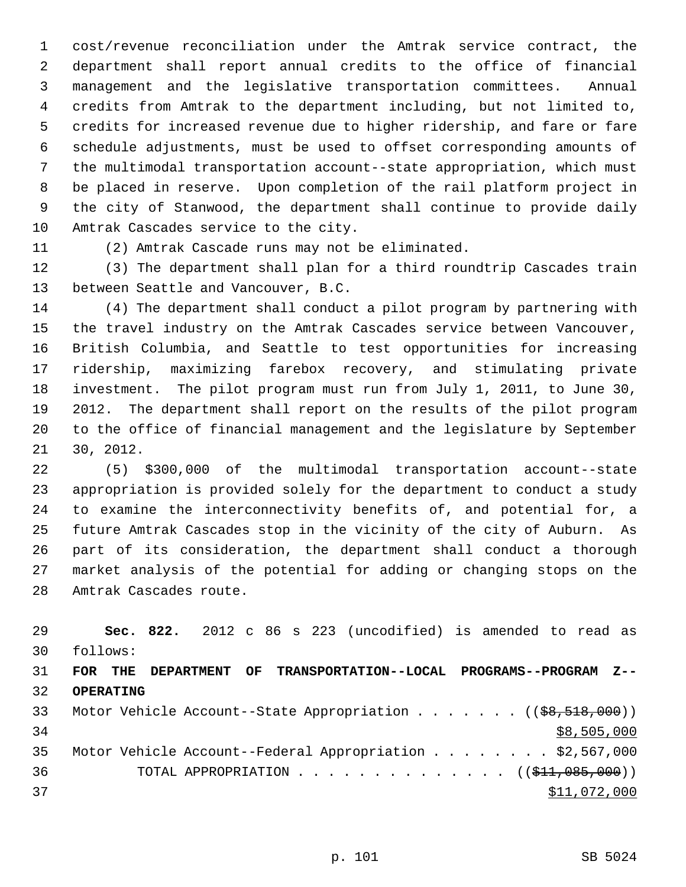cost/revenue reconciliation under the Amtrak service contract, the department shall report annual credits to the office of financial management and the legislative transportation committees. Annual credits from Amtrak to the department including, but not limited to, credits for increased revenue due to higher ridership, and fare or fare schedule adjustments, must be used to offset corresponding amounts of the multimodal transportation account--state appropriation, which must be placed in reserve. Upon completion of the rail platform project in the city of Stanwood, the department shall continue to provide daily Amtrak Cascades service to the city.

(2) Amtrak Cascade runs may not be eliminated.

(3) The department shall plan for a third roundtrip Cascades train between Seattle and Vancouver, B.C.

(4) The department shall conduct a pilot program by partnering with the travel industry on the Amtrak Cascades service between Vancouver, British Columbia, and Seattle to test opportunities for increasing ridership, maximizing farebox recovery, and stimulating private investment. The pilot program must run from July 1, 2011, to June 30, 2012. The department shall report on the results of the pilot program to the office of financial management and the legislature by September 30, 2012.

(5) $300,000 of the multimodal transportation account--state appropriation is provided solely for the department to conduct a study to examine the interconnectivity benefits of, and potential for, a future Amtrak Cascades stop in the vicinity of the city of Auburn. As part of its consideration, the department shall conduct a thorough market analysis of the potential for adding or changing stops on the Amtrak Cascades route.

**Sec. 822.** 2012 c 86 s 223 (uncodified) is amended to read as follows:

**FOR THE DEPARTMENT OF TRANSPORTATION--LOCAL PROGRAMS--PROGRAM Z--OPERATING**

Motor Vehicle Account--State Appropriation . . . . . . . ((~~$8,518,000~~))
$8,505,000

Motor Vehicle Account--Federal Appropriation . . . . . . . . $2,567,000

TOTAL APPROPRIATION . . . . . . . . . . . . . . ((~~$11,085,000~~))
$11,072,000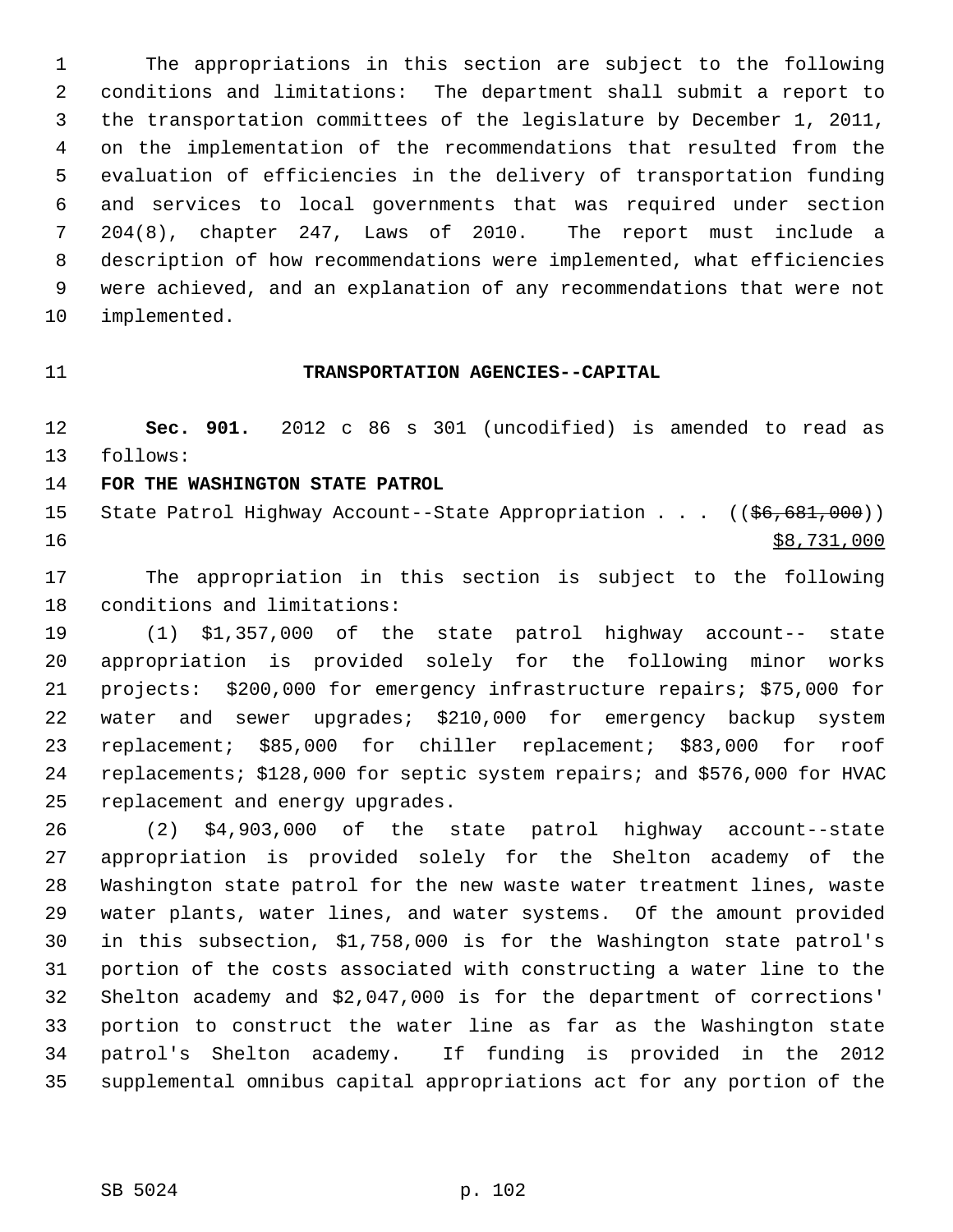The appropriations in this section are subject to the following conditions and limitations: The department shall submit a report to the transportation committees of the legislature by December 1, 2011, on the implementation of the recommendations that resulted from the evaluation of efficiencies in the delivery of transportation funding and services to local governments that was required under section 204(8), chapter 247, Laws of 2010. The report must include a description of how recommendations were implemented, what efficiencies were achieved, and an explanation of any recommendations that were not implemented.

## TRANSPORTATION AGENCIES--CAPITAL

**Sec. 901.** 2012 c 86 s 301 (uncodified) is amended to read as follows:

**FOR THE WASHINGTON STATE PATROL**

State Patrol Highway Account--State Appropriation . . . ((~~$6,681,000~~)) <u>$8,731,000</u>

The appropriation in this section is subject to the following conditions and limitations:

(1) $1,357,000 of the state patrol highway account-- state appropriation is provided solely for the following minor works projects: $200,000 for emergency infrastructure repairs; $75,000 for water and sewer upgrades; $210,000 for emergency backup system replacement; $85,000 for chiller replacement; $83,000 for roof replacements; $128,000 for septic system repairs; and $576,000 for HVAC replacement and energy upgrades.

(2) $4,903,000 of the state patrol highway account--state appropriation is provided solely for the Shelton academy of the Washington state patrol for the new waste water treatment lines, waste water plants, water lines, and water systems. Of the amount provided in this subsection, $1,758,000 is for the Washington state patrol's portion of the costs associated with constructing a water line to the Shelton academy and $2,047,000 is for the department of corrections' portion to construct the water line as far as the Washington state patrol's Shelton academy. If funding is provided in the 2012 supplemental omnibus capital appropriations act for any portion of the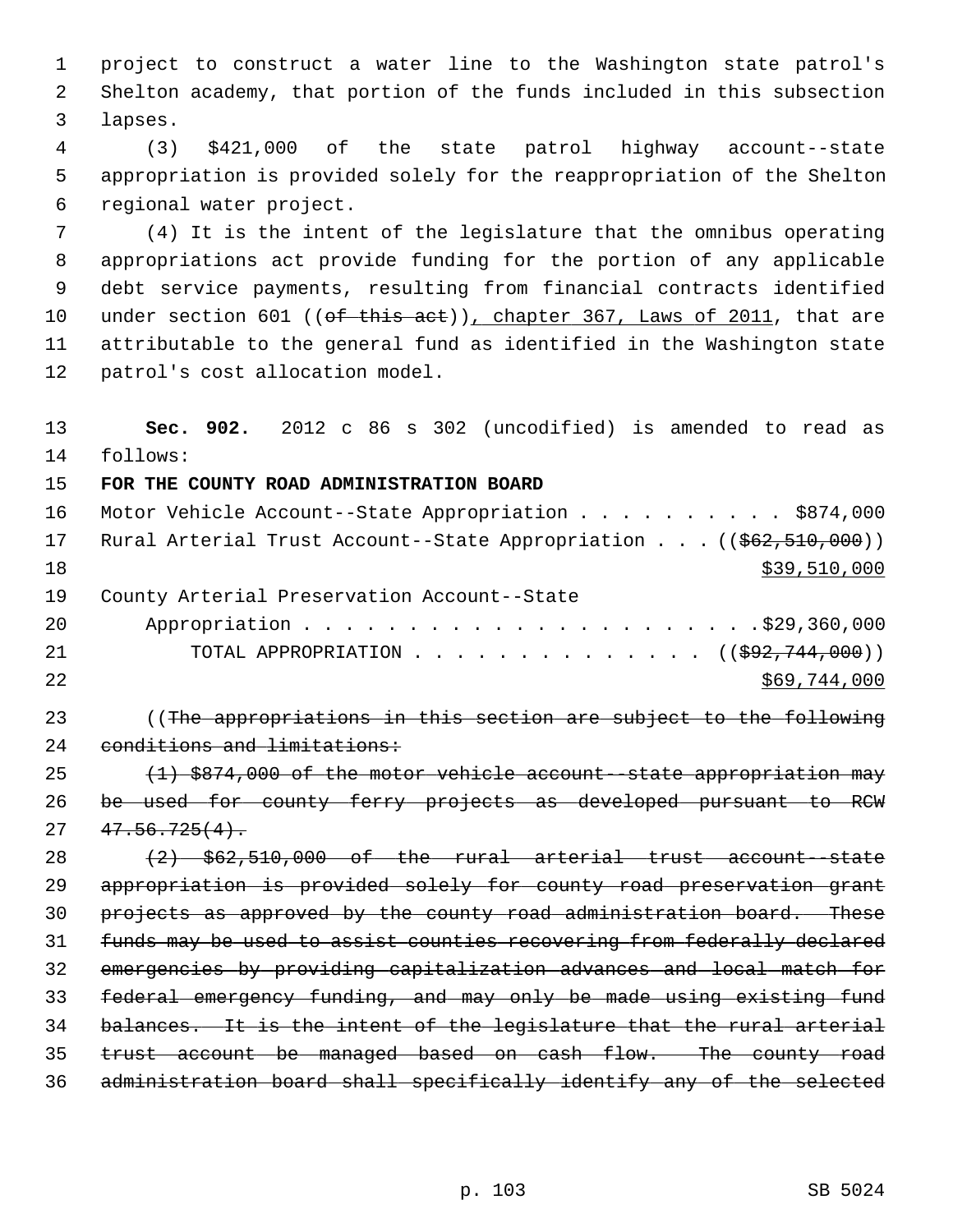project to construct a water line to the Washington state patrol's Shelton academy, that portion of the funds included in this subsection lapses.

(3) $421,000 of the state patrol highway account--state appropriation is provided solely for the reappropriation of the Shelton regional water project.

(4) It is the intent of the legislature that the omnibus operating appropriations act provide funding for the portion of any applicable debt service payments, resulting from financial contracts identified under section 601 ((~~of this act~~)), chapter 367, Laws of 2011, that are attributable to the general fund as identified in the Washington state patrol's cost allocation model.

**Sec. 902.** 2012 c 86 s 302 (uncodified) is amended to read as follows:

**FOR THE COUNTY ROAD ADMINISTRATION BOARD**

Motor Vehicle Account--State Appropriation . . . . . . . . . . $874,000

Rural Arterial Trust Account--State Appropriation . . . ((~~$62,510,000~~))
$39,510,000

County Arterial Preservation Account--State
Appropriation . . . . . . . . . . . . . . . . . . . . . . $29,360,000

TOTAL APPROPRIATION . . . . . . . . . . . . . . ((~~$92,744,000~~))
$69,744,000

((~~The appropriations in this section are subject to the following conditions and limitations:~~

~~(1) $874,000 of the motor vehicle account--state appropriation may be used for county ferry projects as developed pursuant to RCW 47.56.725(4).~~

~~(2) $62,510,000 of the rural arterial trust account--state appropriation is provided solely for county road preservation grant projects as approved by the county road administration board. These funds may be used to assist counties recovering from federally declared emergencies by providing capitalization advances and local match for federal emergency funding, and may only be made using existing fund balances. It is the intent of the legislature that the rural arterial trust account be managed based on cash flow. The county road administration board shall specifically identify any of the selected~~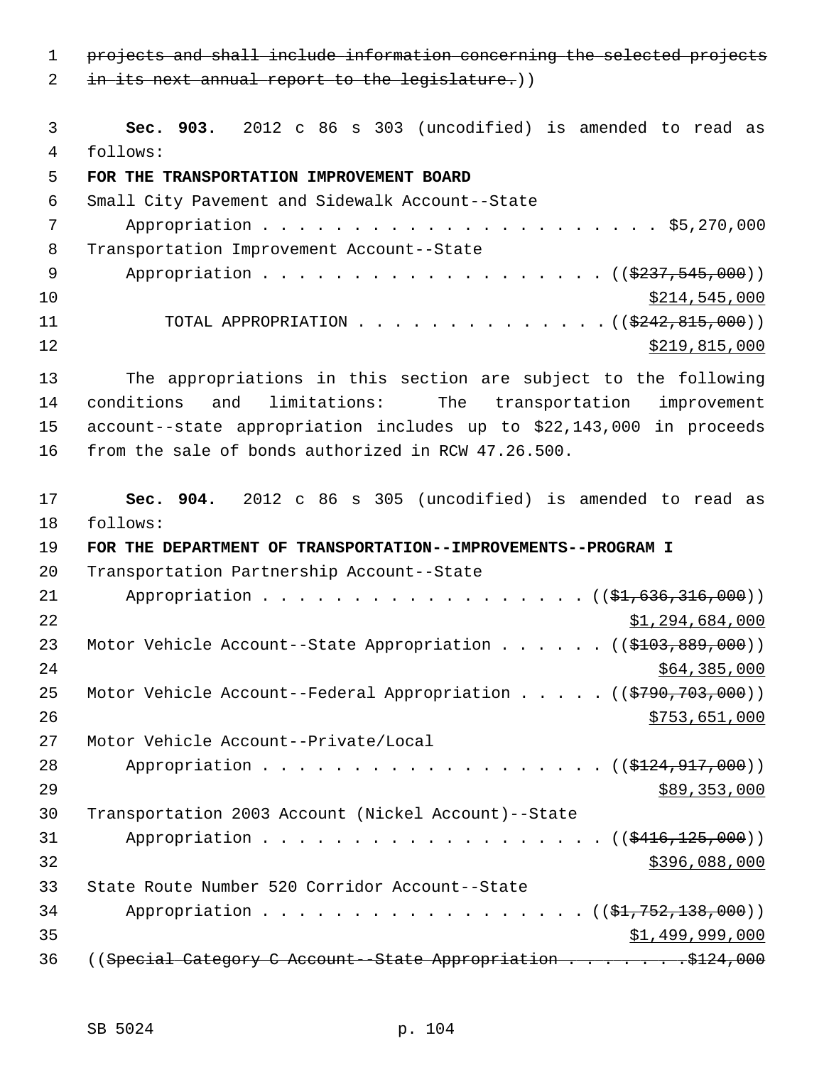~~projects and shall include information concerning the selected projects in its next annual report to the legislature.~~))

**Sec. 903.** 2012 c 86 s 303 (uncodified) is amended to read as follows:

**FOR THE TRANSPORTATION IMPROVEMENT BOARD**

Small City Pavement and Sidewalk Account--State Appropriation . . . . . . . . . . . . . . . . . . . . . . $5,270,000

Transportation Improvement Account--State Appropriation . . . . . . . . . . . . . . . . . . . . ((~~$237,545,000~~)) <u>$214,545,000</u>

TOTAL APPROPRIATION . . . . . . . . . . . . . . ((~~$242,815,000~~)) <u>$219,815,000</u>

The appropriations in this section are subject to the following conditions and limitations: The transportation improvement account--state appropriation includes up to $22,143,000 in proceeds from the sale of bonds authorized in RCW 47.26.500.

**Sec. 904.** 2012 c 86 s 305 (uncodified) is amended to read as follows:

**FOR THE DEPARTMENT OF TRANSPORTATION--IMPROVEMENTS--PROGRAM I**

Transportation Partnership Account--State Appropriation . . . . . . . . . . . . . . . . . . ((~~$1,636,316,000~~)) <u>$1,294,684,000</u>

Motor Vehicle Account--State Appropriation . . . . . . ((~~$103,889,000~~)) <u>$64,385,000</u>

Motor Vehicle Account--Federal Appropriation . . . . . ((~~$790,703,000~~)) <u>$753,651,000</u>

Motor Vehicle Account--Private/Local Appropriation . . . . . . . . . . . . . . . . . . . ((~~$124,917,000~~)) <u>$89,353,000</u>

Transportation 2003 Account (Nickel Account)--State Appropriation . . . . . . . . . . . . . . . . . . . ((~~$416,125,000~~)) <u>$396,088,000</u>

State Route Number 520 Corridor Account--State Appropriation . . . . . . . . . . . . . . . . . . ((~~$1,752,138,000~~)) <u>$1,499,999,000</u>

((~~Special Category C Account--State Appropriation . . . . . . . .$124,000~~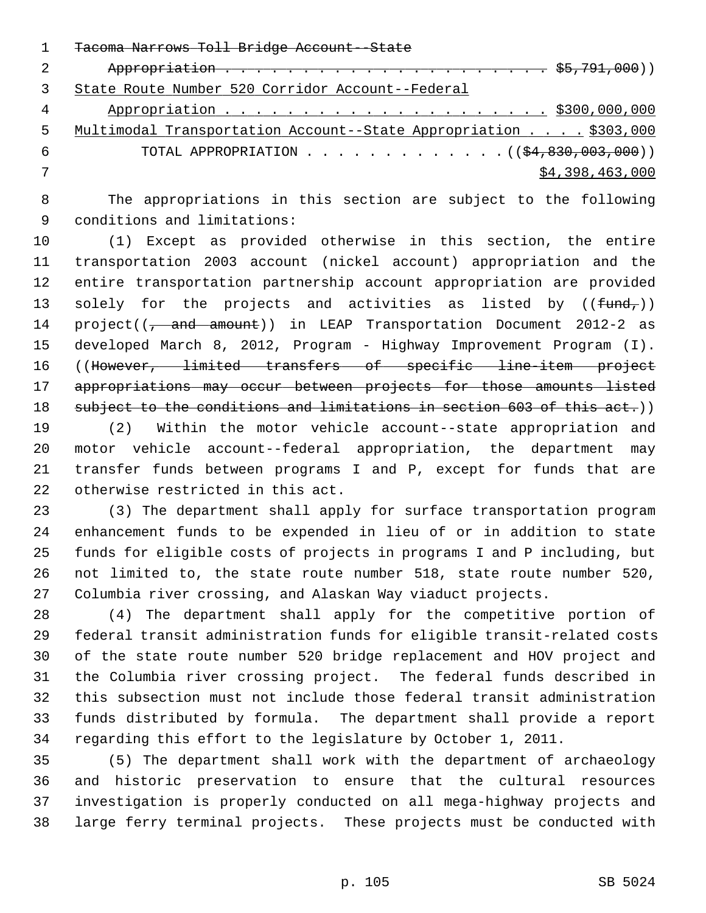~~Tacoma Narrows Toll Bridge Account--State~~
~~Appropriation . . . . . . . . . . . . . . . . . . . . . . $5,791,000~~))

<u>State Route Number 520 Corridor Account--Federal</u>
<u>Appropriation . . . . . . . . . . . . . . . . . . . . . $300,000,000</u>

<u>Multimodal Transportation Account--State Appropriation . . . . $303,000</u>

TOTAL APPROPRIATION . . . . . . . . . . . . . ((~~$4,830,003,000~~))
<u>$4,398,463,000</u>

The appropriations in this section are subject to the following conditions and limitations:

(1) Except as provided otherwise in this section, the entire transportation 2003 account (nickel account) appropriation and the entire transportation partnership account appropriation are provided solely for the projects and activities as listed by ((~~fund,~~)) project((~~, and amount~~)) in LEAP Transportation Document 2012-2 as developed March 8, 2012, Program - Highway Improvement Program (I). ((~~However, limited transfers of specific line-item project appropriations may occur between projects for those amounts listed subject to the conditions and limitations in section 603 of this act.~~))

(2) Within the motor vehicle account--state appropriation and motor vehicle account--federal appropriation, the department may transfer funds between programs I and P, except for funds that are otherwise restricted in this act.

(3) The department shall apply for surface transportation program enhancement funds to be expended in lieu of or in addition to state funds for eligible costs of projects in programs I and P including, but not limited to, the state route number 518, state route number 520, Columbia river crossing, and Alaskan Way viaduct projects.

(4) The department shall apply for the competitive portion of federal transit administration funds for eligible transit-related costs of the state route number 520 bridge replacement and HOV project and the Columbia river crossing project. The federal funds described in this subsection must not include those federal transit administration funds distributed by formula. The department shall provide a report regarding this effort to the legislature by October 1, 2011.

(5) The department shall work with the department of archaeology and historic preservation to ensure that the cultural resources investigation is properly conducted on all mega-highway projects and large ferry terminal projects. These projects must be conducted with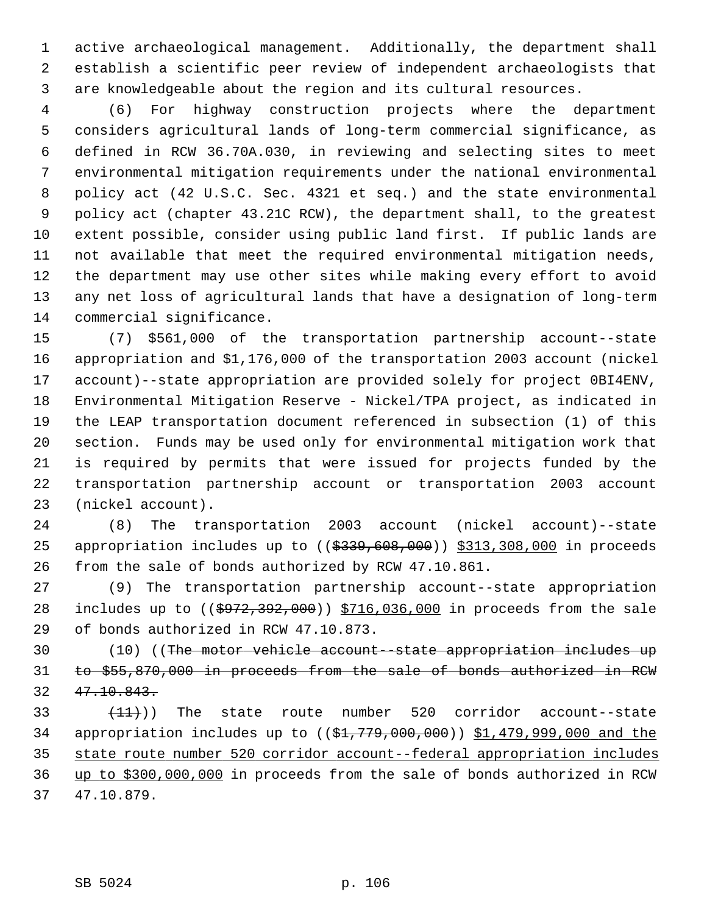active archaeological management. Additionally, the department shall establish a scientific peer review of independent archaeologists that are knowledgeable about the region and its cultural resources.

(6) For highway construction projects where the department considers agricultural lands of long-term commercial significance, as defined in RCW 36.70A.030, in reviewing and selecting sites to meet environmental mitigation requirements under the national environmental policy act (42 U.S.C. Sec. 4321 et seq.) and the state environmental policy act (chapter 43.21C RCW), the department shall, to the greatest extent possible, consider using public land first. If public lands are not available that meet the required environmental mitigation needs, the department may use other sites while making every effort to avoid any net loss of agricultural lands that have a designation of long-term commercial significance.

(7) $561,000 of the transportation partnership account--state appropriation and $1,176,000 of the transportation 2003 account (nickel account)--state appropriation are provided solely for project 0BI4ENV, Environmental Mitigation Reserve - Nickel/TPA project, as indicated in the LEAP transportation document referenced in subsection (1) of this section. Funds may be used only for environmental mitigation work that is required by permits that were issued for projects funded by the transportation partnership account or transportation 2003 account (nickel account).

(8) The transportation 2003 account (nickel account)--state appropriation includes up to ((~~$339,608,000~~)) <u>$313,308,000</u> in proceeds from the sale of bonds authorized by RCW 47.10.861.

(9) The transportation partnership account--state appropriation includes up to ((~~$972,392,000~~)) <u>$716,036,000</u> in proceeds from the sale of bonds authorized in RCW 47.10.873.

(10) ((~~The motor vehicle account--state appropriation includes up to $55,870,000 in proceeds from the sale of bonds authorized in RCW 47.10.843.~~

~~(11)~~)) The state route number 520 corridor account--state appropriation includes up to ((~~$1,779,000,000~~)) <u>$1,479,999,000 and the state route number 520 corridor account--federal appropriation includes up to $300,000,000</u> in proceeds from the sale of bonds authorized in RCW 47.10.879.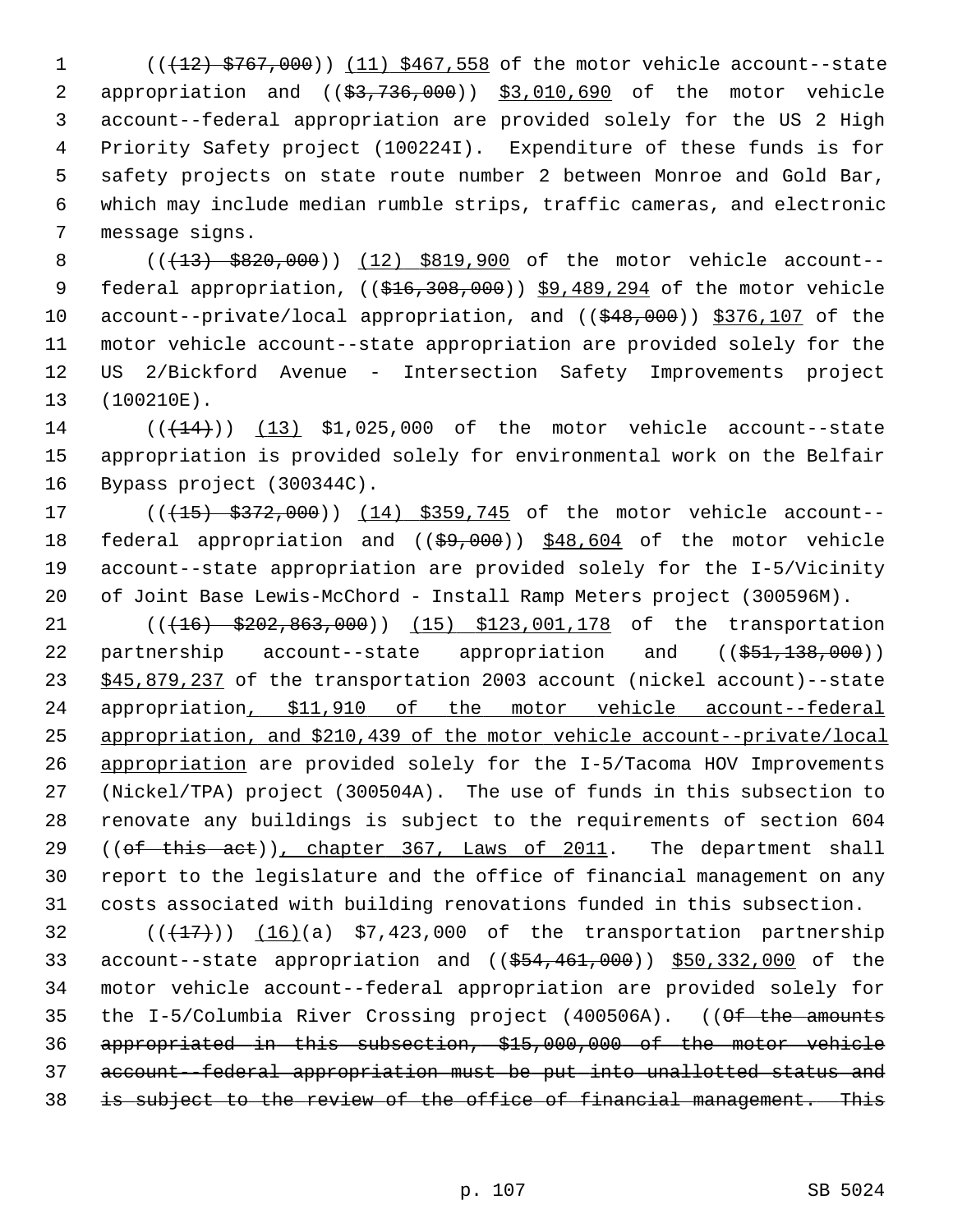(((12) $767,000)) (11) $467,558 of the motor vehicle account--state appropriation and (($3,736,000)) $3,010,690 of the motor vehicle account--federal appropriation are provided solely for the US 2 High Priority Safety project (100224I). Expenditure of these funds is for safety projects on state route number 2 between Monroe and Gold Bar, which may include median rumble strips, traffic cameras, and electronic message signs.

(((13) $820,000)) (12) $819,900 of the motor vehicle account--federal appropriation, (($16,308,000)) $9,489,294 of the motor vehicle account--private/local appropriation, and (($48,000)) $376,107 of the motor vehicle account--state appropriation are provided solely for the US 2/Bickford Avenue - Intersection Safety Improvements project (100210E).

(((14))) (13) $1,025,000 of the motor vehicle account--state appropriation is provided solely for environmental work on the Belfair Bypass project (300344C).

(((15) $372,000)) (14) $359,745 of the motor vehicle account--federal appropriation and (($9,000)) $48,604 of the motor vehicle account--state appropriation are provided solely for the I-5/Vicinity of Joint Base Lewis-McChord - Install Ramp Meters project (300596M).

(((16) $202,863,000)) (15) $123,001,178 of the transportation partnership account--state appropriation and (($51,138,000)) $45,879,237 of the transportation 2003 account (nickel account)--state appropriation, $11,910 of the motor vehicle account--federal appropriation, and $210,439 of the motor vehicle account--private/local appropriation are provided solely for the I-5/Tacoma HOV Improvements (Nickel/TPA) project (300504A). The use of funds in this subsection to renovate any buildings is subject to the requirements of section 604 ((of this act)), chapter 367, Laws of 2011. The department shall report to the legislature and the office of financial management on any costs associated with building renovations funded in this subsection.

(((17))) (16)(a) $7,423,000 of the transportation partnership account--state appropriation and (($54,461,000)) $50,332,000 of the motor vehicle account--federal appropriation are provided solely for the I-5/Columbia River Crossing project (400506A). ((Of the amounts appropriated in this subsection, $15,000,000 of the motor vehicle account--federal appropriation must be put into unallotted status and is subject to the review of the office of financial management. This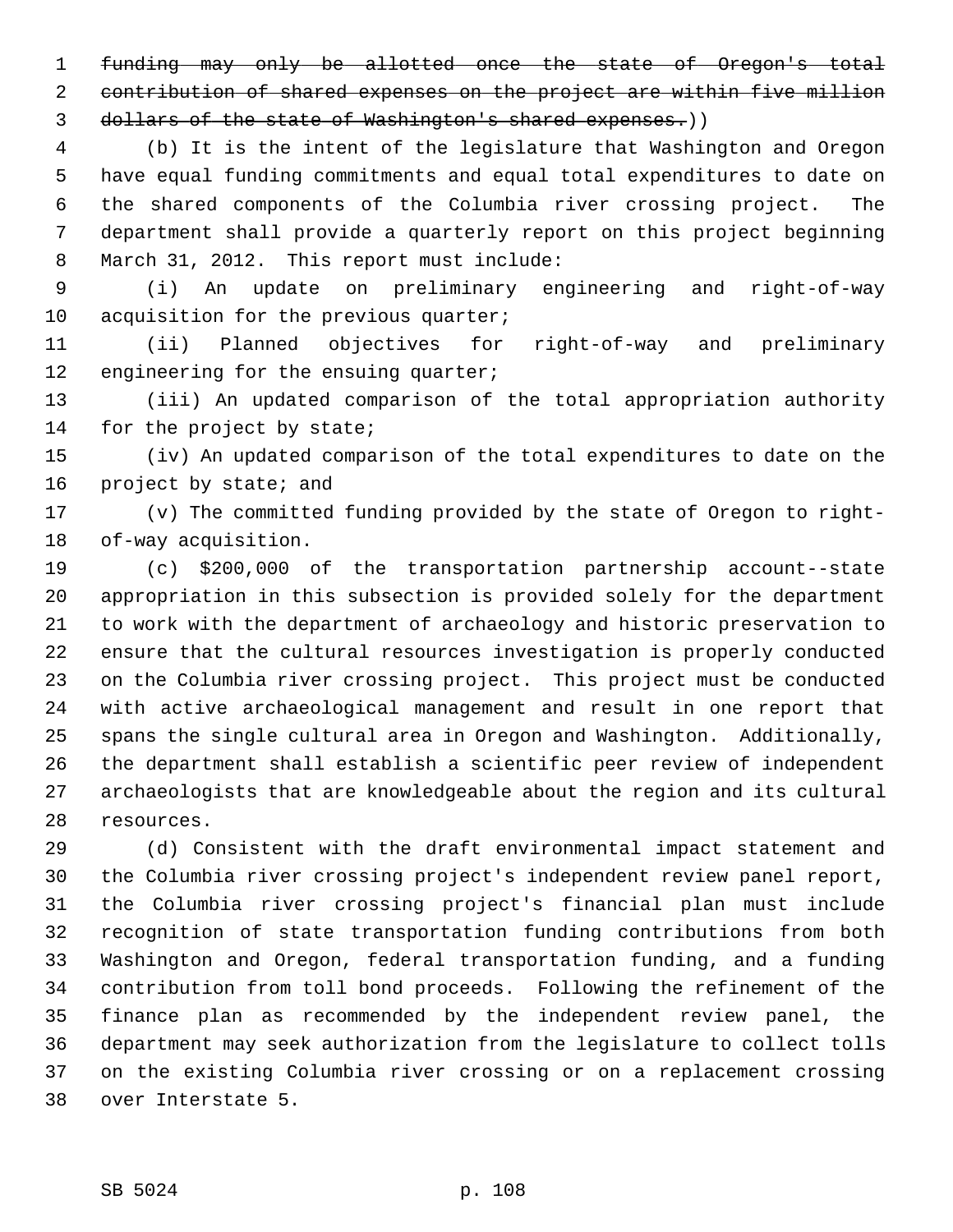~~funding may only be allotted once the state of Oregon's total contribution of shared expenses on the project are within five million dollars of the state of Washington's shared expenses.~~))

(b) It is the intent of the legislature that Washington and Oregon have equal funding commitments and equal total expenditures to date on the shared components of the Columbia river crossing project. The department shall provide a quarterly report on this project beginning March 31, 2012. This report must include:

(i) An update on preliminary engineering and right-of-way acquisition for the previous quarter;

(ii) Planned objectives for right-of-way and preliminary engineering for the ensuing quarter;

(iii) An updated comparison of the total appropriation authority for the project by state;

(iv) An updated comparison of the total expenditures to date on the project by state; and

(v) The committed funding provided by the state of Oregon to right-of-way acquisition.

(c) $200,000 of the transportation partnership account--state appropriation in this subsection is provided solely for the department to work with the department of archaeology and historic preservation to ensure that the cultural resources investigation is properly conducted on the Columbia river crossing project. This project must be conducted with active archaeological management and result in one report that spans the single cultural area in Oregon and Washington. Additionally, the department shall establish a scientific peer review of independent archaeologists that are knowledgeable about the region and its cultural resources.

(d) Consistent with the draft environmental impact statement and the Columbia river crossing project's independent review panel report, the Columbia river crossing project's financial plan must include recognition of state transportation funding contributions from both Washington and Oregon, federal transportation funding, and a funding contribution from toll bond proceeds. Following the refinement of the finance plan as recommended by the independent review panel, the department may seek authorization from the legislature to collect tolls on the existing Columbia river crossing or on a replacement crossing over Interstate 5.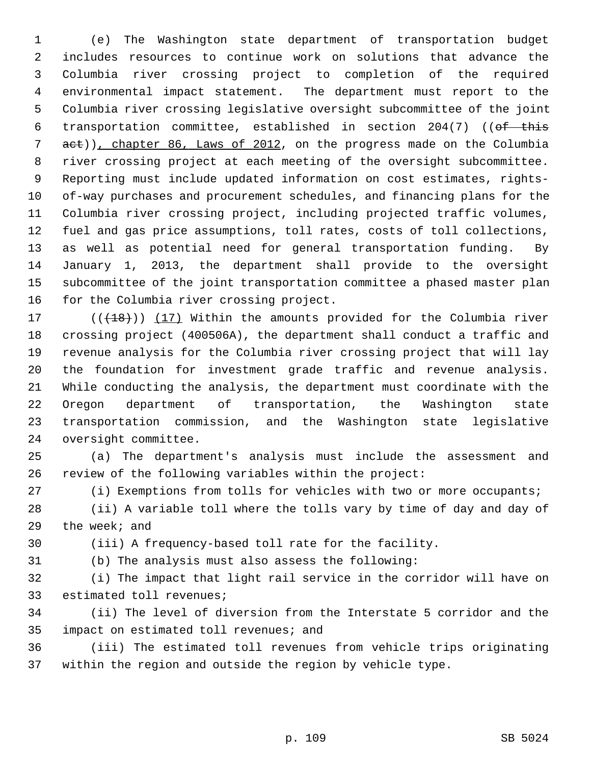(e) The Washington state department of transportation budget includes resources to continue work on solutions that advance the Columbia river crossing project to completion of the required environmental impact statement. The department must report to the Columbia river crossing legislative oversight subcommittee of the joint transportation committee, established in section 204(7) ((~~of this act~~)), chapter 86, Laws of 2012, on the progress made on the Columbia river crossing project at each meeting of the oversight subcommittee. Reporting must include updated information on cost estimates, rights-of-way purchases and procurement schedules, and financing plans for the Columbia river crossing project, including projected traffic volumes, fuel and gas price assumptions, toll rates, costs of toll collections, as well as potential need for general transportation funding. By January 1, 2013, the department shall provide to the oversight subcommittee of the joint transportation committee a phased master plan for the Columbia river crossing project.

((~~(18)~~)) (17) Within the amounts provided for the Columbia river crossing project (400506A), the department shall conduct a traffic and revenue analysis for the Columbia river crossing project that will lay the foundation for investment grade traffic and revenue analysis. While conducting the analysis, the department must coordinate with the Oregon department of transportation, the Washington state transportation commission, and the Washington state legislative oversight committee.

(a) The department's analysis must include the assessment and review of the following variables within the project:

(i) Exemptions from tolls for vehicles with two or more occupants;

(ii) A variable toll where the tolls vary by time of day and day of the week; and

(iii) A frequency-based toll rate for the facility.

(b) The analysis must also assess the following:

(i) The impact that light rail service in the corridor will have on estimated toll revenues;

(ii) The level of diversion from the Interstate 5 corridor and the impact on estimated toll revenues; and

(iii) The estimated toll revenues from vehicle trips originating within the region and outside the region by vehicle type.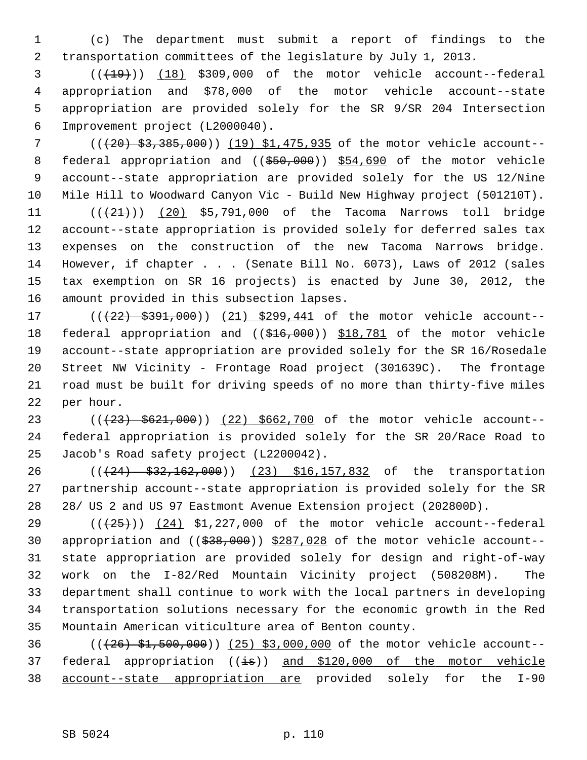(c) The department must submit a report of findings to the transportation committees of the legislature by July 1, 2013.

(((19))) (18) $309,000 of the motor vehicle account--federal appropriation and $78,000 of the motor vehicle account--state appropriation are provided solely for the SR 9/SR 204 Intersection Improvement project (L2000040).

(((20) $3,385,000)) (19) $1,475,935 of the motor vehicle account--federal appropriation and (($50,000)) $54,690 of the motor vehicle account--state appropriation are provided solely for the US 12/Nine Mile Hill to Woodward Canyon Vic - Build New Highway project (501210T).

(((21))) (20) $5,791,000 of the Tacoma Narrows toll bridge account--state appropriation is provided solely for deferred sales tax expenses on the construction of the new Tacoma Narrows bridge. However, if chapter . . . (Senate Bill No. 6073), Laws of 2012 (sales tax exemption on SR 16 projects) is enacted by June 30, 2012, the amount provided in this subsection lapses.

(((22) $391,000)) (21) $299,441 of the motor vehicle account--federal appropriation and (($16,000)) $18,781 of the motor vehicle account--state appropriation are provided solely for the SR 16/Rosedale Street NW Vicinity - Frontage Road project (301639C). The frontage road must be built for driving speeds of no more than thirty-five miles per hour.

(((23) $621,000)) (22) $662,700 of the motor vehicle account--federal appropriation is provided solely for the SR 20/Race Road to Jacob's Road safety project (L2200042).

(((24) $32,162,000)) (23) $16,157,832 of the transportation partnership account--state appropriation is provided solely for the SR 28/ US 2 and US 97 Eastmont Avenue Extension project (202800D).

(((25))) (24) $1,227,000 of the motor vehicle account--federal appropriation and (($38,000)) $287,028 of the motor vehicle account--state appropriation are provided solely for design and right-of-way work on the I-82/Red Mountain Vicinity project (508208M). The department shall continue to work with the local partners in developing transportation solutions necessary for the economic growth in the Red Mountain American viticulture area of Benton county.

(((26) $1,500,000)) (25) $3,000,000 of the motor vehicle account--federal appropriation ((is)) and $120,000 of the motor vehicle account--state appropriation are provided solely for the I-90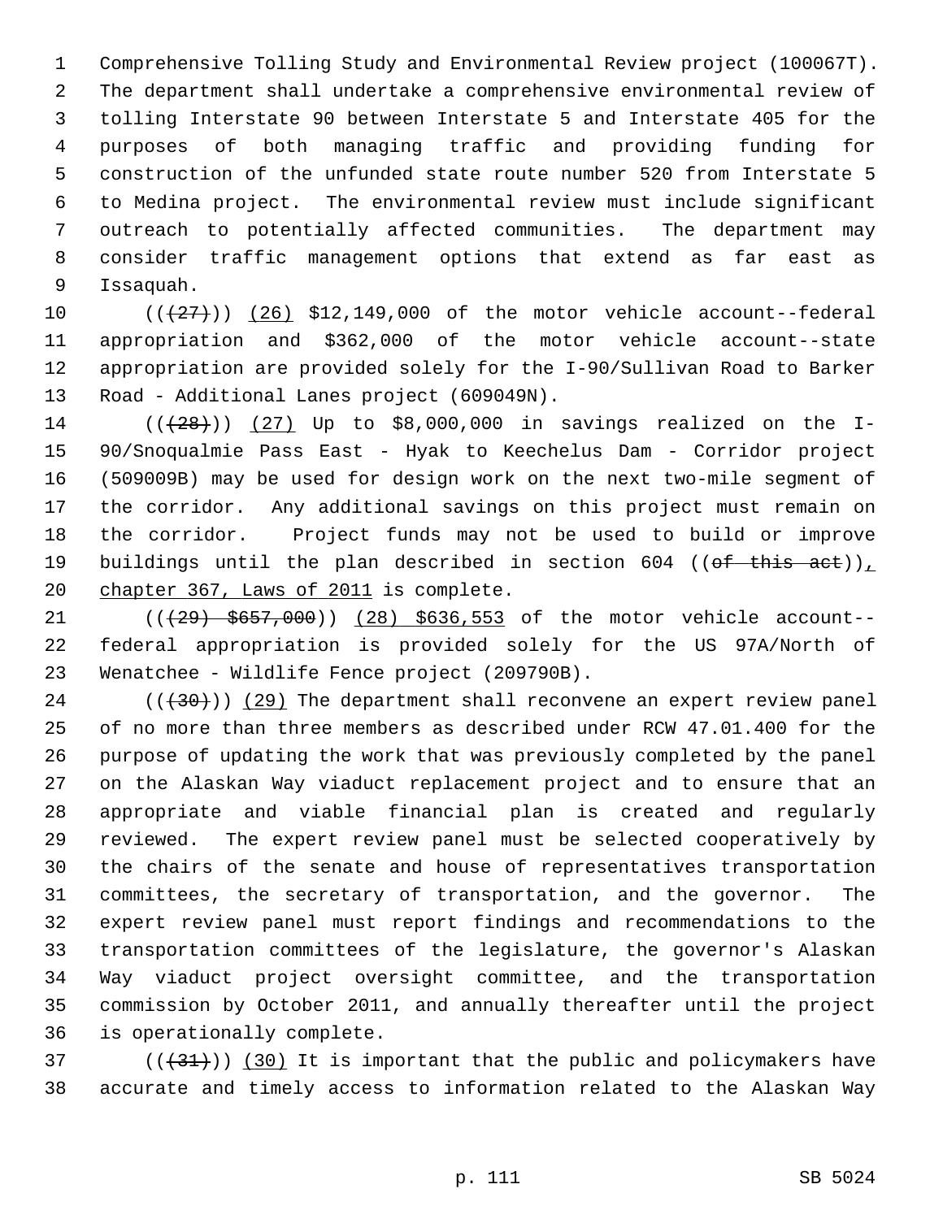Comprehensive Tolling Study and Environmental Review project (100067T). The department shall undertake a comprehensive environmental review of tolling Interstate 90 between Interstate 5 and Interstate 405 for the purposes of both managing traffic and providing funding for construction of the unfunded state route number 520 from Interstate 5 to Medina project. The environmental review must include significant outreach to potentially affected communities. The department may consider traffic management options that extend as far east as Issaquah.

((~~(27)~~)) (26) $12,149,000 of the motor vehicle account--federal appropriation and $362,000 of the motor vehicle account--state appropriation are provided solely for the I-90/Sullivan Road to Barker Road - Additional Lanes project (609049N).

((~~(28)~~)) (27) Up to $8,000,000 in savings realized on the I-90/Snoqualmie Pass East - Hyak to Keechelus Dam - Corridor project (509009B) may be used for design work on the next two-mile segment of the corridor. Any additional savings on this project must remain on the corridor. Project funds may not be used to build or improve buildings until the plan described in section 604 ((~~of this act~~)), chapter 367, Laws of 2011 is complete.

((~~(29) $657,000~~)) (28) $636,553 of the motor vehicle account--federal appropriation is provided solely for the US 97A/North of Wenatchee - Wildlife Fence project (209790B).

((~~(30)~~)) (29) The department shall reconvene an expert review panel of no more than three members as described under RCW 47.01.400 for the purpose of updating the work that was previously completed by the panel on the Alaskan Way viaduct replacement project and to ensure that an appropriate and viable financial plan is created and regularly reviewed. The expert review panel must be selected cooperatively by the chairs of the senate and house of representatives transportation committees, the secretary of transportation, and the governor. The expert review panel must report findings and recommendations to the transportation committees of the legislature, the governor's Alaskan Way viaduct project oversight committee, and the transportation commission by October 2011, and annually thereafter until the project is operationally complete.

((~~(31)~~)) (30) It is important that the public and policymakers have accurate and timely access to information related to the Alaskan Way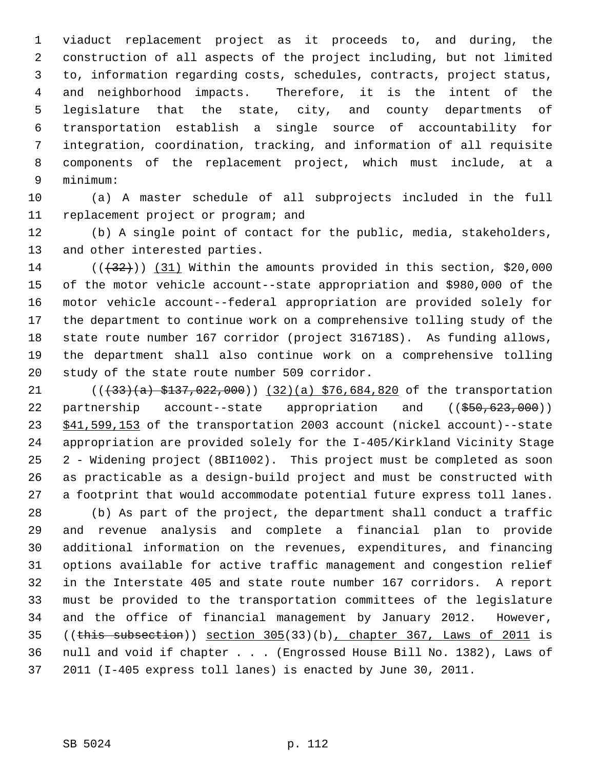viaduct replacement project as it proceeds to, and during, the construction of all aspects of the project including, but not limited to, information regarding costs, schedules, contracts, project status, and neighborhood impacts. Therefore, it is the intent of the legislature that the state, city, and county departments of transportation establish a single source of accountability for integration, coordination, tracking, and information of all requisite components of the replacement project, which must include, at a minimum:

(a) A master schedule of all subprojects included in the full replacement project or program; and

(b) A single point of contact for the public, media, stakeholders, and other interested parties.

(((32))) (31) Within the amounts provided in this section, $20,000 of the motor vehicle account--state appropriation and $980,000 of the motor vehicle account--federal appropriation are provided solely for the department to continue work on a comprehensive tolling study of the state route number 167 corridor (project 316718S). As funding allows, the department shall also continue work on a comprehensive tolling study of the state route number 509 corridor.

(((33)(a) $137,022,000)) (32)(a) $76,684,820 of the transportation partnership account--state appropriation and (($50,623,000)) $41,599,153 of the transportation 2003 account (nickel account)--state appropriation are provided solely for the I-405/Kirkland Vicinity Stage 2 - Widening project (8BI1002). This project must be completed as soon as practicable as a design-build project and must be constructed with a footprint that would accommodate potential future express toll lanes.

(b) As part of the project, the department shall conduct a traffic and revenue analysis and complete a financial plan to provide additional information on the revenues, expenditures, and financing options available for active traffic management and congestion relief in the Interstate 405 and state route number 167 corridors. A report must be provided to the transportation committees of the legislature and the office of financial management by January 2012. However, ((this subsection)) section 305(33)(b), chapter 367, Laws of 2011 is null and void if chapter . . . (Engrossed House Bill No. 1382), Laws of 2011 (I-405 express toll lanes) is enacted by June 30, 2011.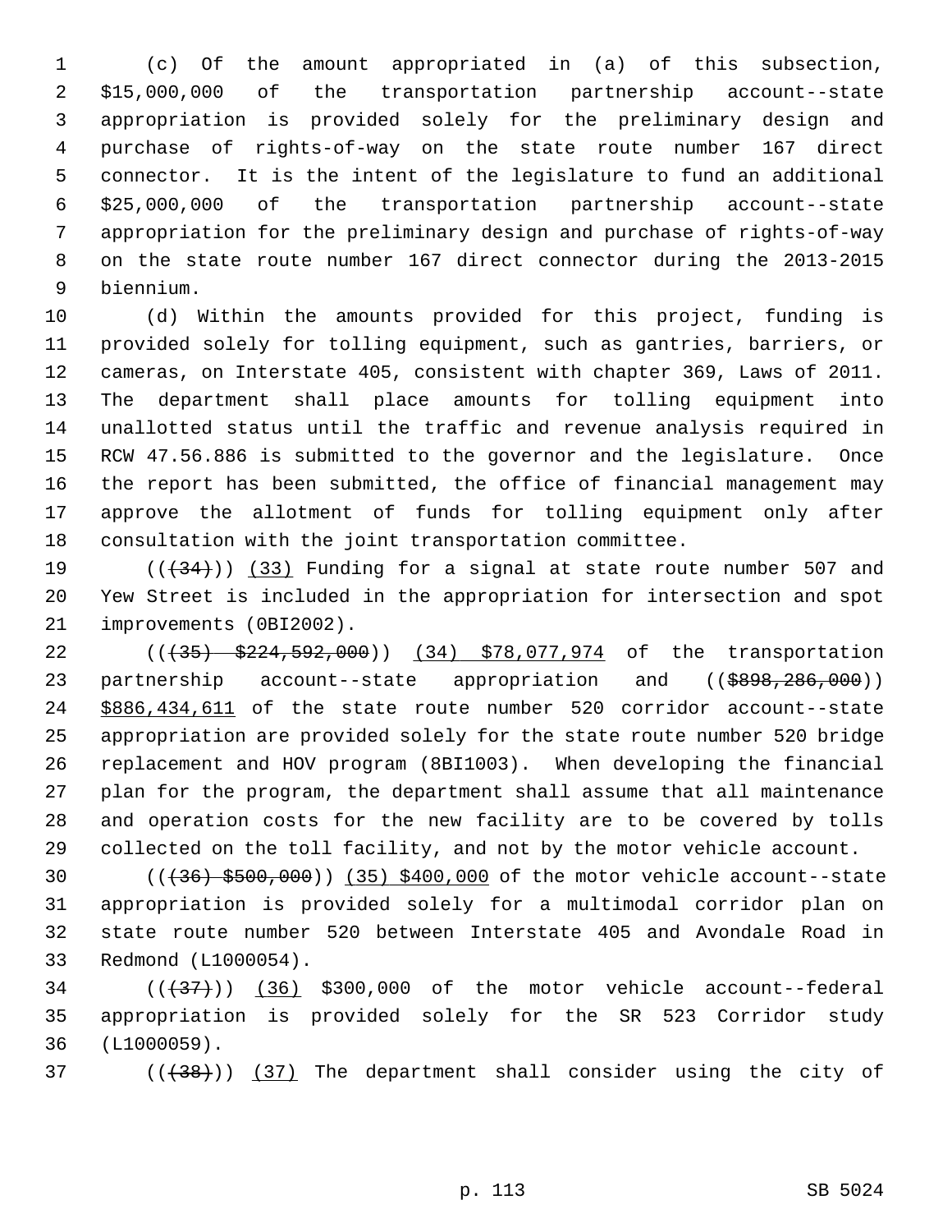(c) Of the amount appropriated in (a) of this subsection, $15,000,000 of the transportation partnership account--state appropriation is provided solely for the preliminary design and purchase of rights-of-way on the state route number 167 direct connector. It is the intent of the legislature to fund an additional $25,000,000 of the transportation partnership account--state appropriation for the preliminary design and purchase of rights-of-way on the state route number 167 direct connector during the 2013-2015 biennium.

(d) Within the amounts provided for this project, funding is provided solely for tolling equipment, such as gantries, barriers, or cameras, on Interstate 405, consistent with chapter 369, Laws of 2011. The department shall place amounts for tolling equipment into unallotted status until the traffic and revenue analysis required in RCW 47.56.886 is submitted to the governor and the legislature. Once the report has been submitted, the office of financial management may approve the allotment of funds for tolling equipment only after consultation with the joint transportation committee.

((~~(34)~~)) <u>(33)</u> Funding for a signal at state route number 507 and Yew Street is included in the appropriation for intersection and spot improvements (0BI2002).

((~~(35) $224,592,000~~)) <u>(34) $78,077,974</u> of the transportation partnership account--state appropriation and ((~~$898,286,000~~)) <u>$886,434,611</u> of the state route number 520 corridor account--state appropriation are provided solely for the state route number 520 bridge replacement and HOV program (8BI1003). When developing the financial plan for the program, the department shall assume that all maintenance and operation costs for the new facility are to be covered by tolls collected on the toll facility, and not by the motor vehicle account.

((~~(36) $500,000~~)) <u>(35) $400,000</u> of the motor vehicle account--state appropriation is provided solely for a multimodal corridor plan on state route number 520 between Interstate 405 and Avondale Road in Redmond (L1000054).

((~~(37)~~)) <u>(36)</u> $300,000 of the motor vehicle account--federal appropriation is provided solely for the SR 523 Corridor study (L1000059).

((~~(38)~~)) <u>(37)</u> The department shall consider using the city of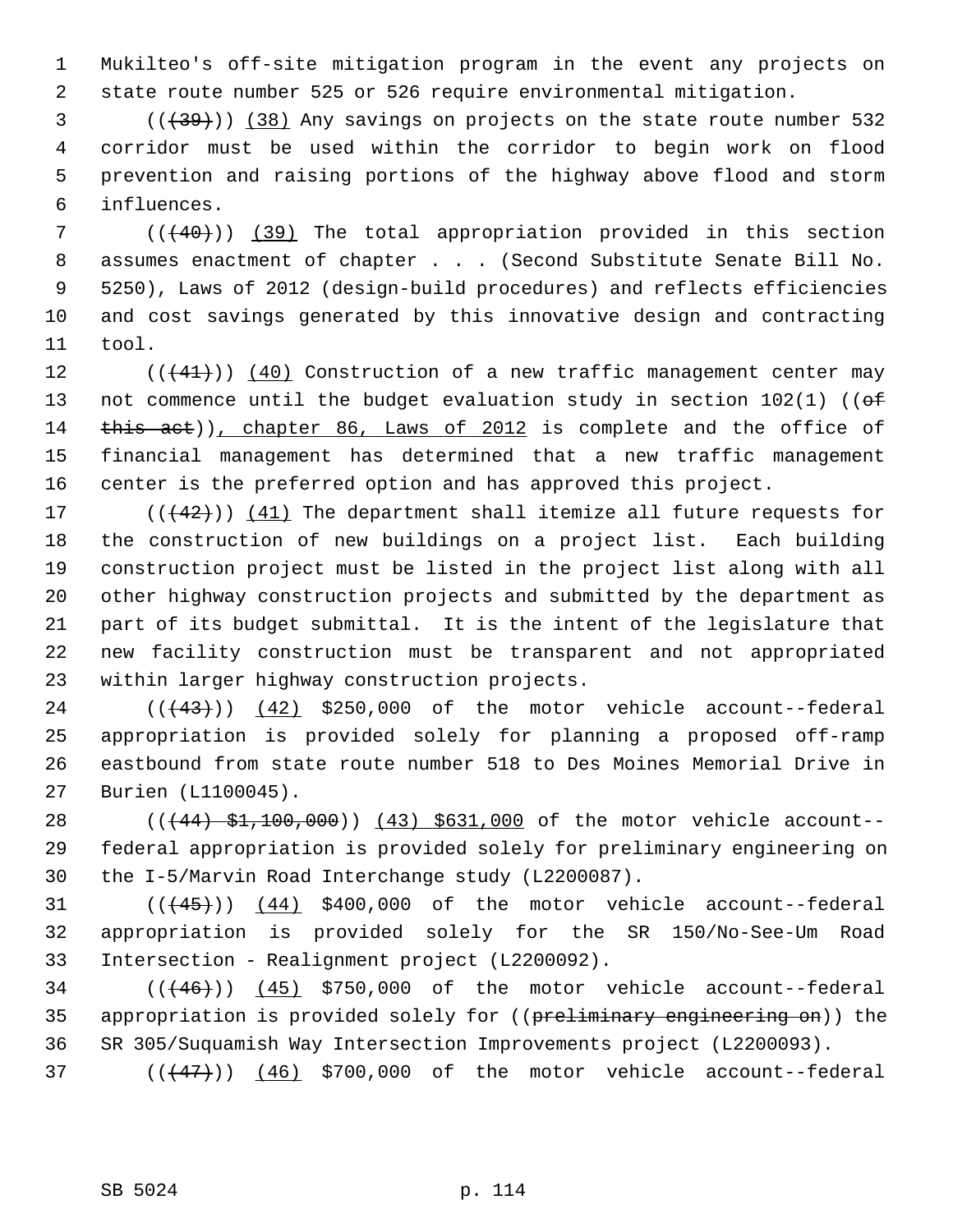Mukilteo's off-site mitigation program in the event any projects on state route number 525 or 526 require environmental mitigation.

(( ~~(39)~~ )) (38) Any savings on projects on the state route number 532 corridor must be used within the corridor to begin work on flood prevention and raising portions of the highway above flood and storm influences.

(( ~~(40)~~ )) (39) The total appropriation provided in this section assumes enactment of chapter . . . (Second Substitute Senate Bill No. 5250), Laws of 2012 (design-build procedures) and reflects efficiencies and cost savings generated by this innovative design and contracting tool.

(( ~~(41)~~ )) (40) Construction of a new traffic management center may not commence until the budget evaluation study in section 102(1) (( ~~of this act~~ )), chapter 86, Laws of 2012 is complete and the office of financial management has determined that a new traffic management center is the preferred option and has approved this project.

(( ~~(42)~~ )) (41) The department shall itemize all future requests for the construction of new buildings on a project list. Each building construction project must be listed in the project list along with all other highway construction projects and submitted by the department as part of its budget submittal. It is the intent of the legislature that new facility construction must be transparent and not appropriated within larger highway construction projects.

(( ~~(43)~~ )) (42) $250,000 of the motor vehicle account--federal appropriation is provided solely for planning a proposed off-ramp eastbound from state route number 518 to Des Moines Memorial Drive in Burien (L1100045).

(( ~~(44) $1,100,000~~ )) (43) $631,000 of the motor vehicle account--federal appropriation is provided solely for preliminary engineering on the I-5/Marvin Road Interchange study (L2200087).

(( ~~(45)~~ )) (44) $400,000 of the motor vehicle account--federal appropriation is provided solely for the SR 150/No-See-Um Road Intersection - Realignment project (L2200092).

(( ~~(46)~~ )) (45) $750,000 of the motor vehicle account--federal appropriation is provided solely for (( ~~preliminary engineering on~~ )) the SR 305/Suquamish Way Intersection Improvements project (L2200093).

(( ~~(47)~~ )) (46) $700,000 of the motor vehicle account--federal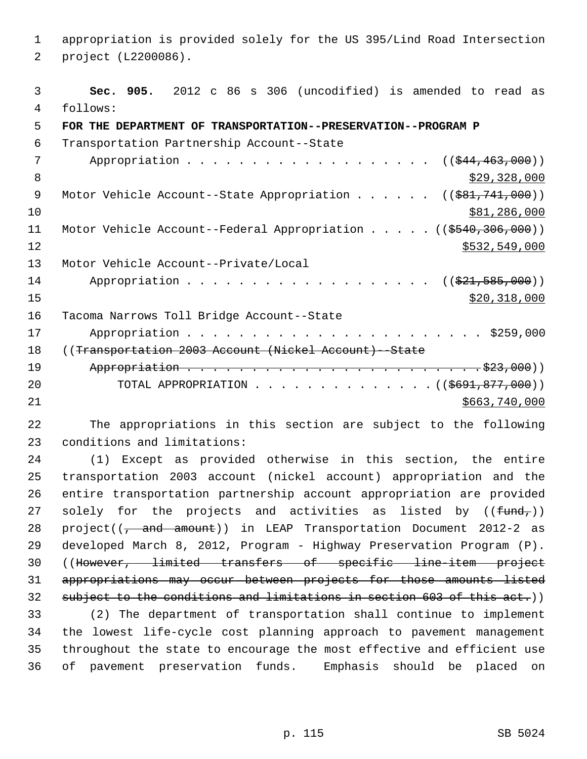appropriation is provided solely for the US 395/Lind Road Intersection project (L2200086).

**Sec. 905.** 2012 c 86 s 306 (uncodified) is amended to read as follows:

**FOR THE DEPARTMENT OF TRANSPORTATION--PRESERVATION--PROGRAM P**

Transportation Partnership Account--State Appropriation . . . . . . . . . . . . . . . . . . . ((~~$44,463,000~~)) <u>$29,328,000</u>

Motor Vehicle Account--State Appropriation . . . . . . ((~~$81,741,000~~)) <u>$81,286,000</u>

Motor Vehicle Account--Federal Appropriation . . . . . ((~~$540,306,000~~)) <u>$532,549,000</u>

Motor Vehicle Account--Private/Local Appropriation . . . . . . . . . . . . . . . . . . . ((~~$21,585,000~~)) <u>$20,318,000</u>

Tacoma Narrows Toll Bridge Account--State Appropriation . . . . . . . . . . . . . . . . . . . . . . . $259,000

((~~Transportation 2003 Account (Nickel Account)--State Appropriation . . . . . . . . . . . . . . . . . . . . . . . . $23,000~~))

TOTAL APPROPRIATION . . . . . . . . . . . . . . ((~~$691,877,000~~)) <u>$663,740,000</u>

The appropriations in this section are subject to the following conditions and limitations:

(1) Except as provided otherwise in this section, the entire transportation 2003 account (nickel account) appropriation and the entire transportation partnership account appropriation are provided solely for the projects and activities as listed by ((~~fund,~~)) project((~~, and amount~~)) in LEAP Transportation Document 2012-2 as developed March 8, 2012, Program - Highway Preservation Program (P). ((~~However, limited transfers of specific line-item project appropriations may occur between projects for those amounts listed subject to the conditions and limitations in section 603 of this act.~~))

(2) The department of transportation shall continue to implement the lowest life-cycle cost planning approach to pavement management throughout the state to encourage the most effective and efficient use of pavement preservation funds. Emphasis should be placed on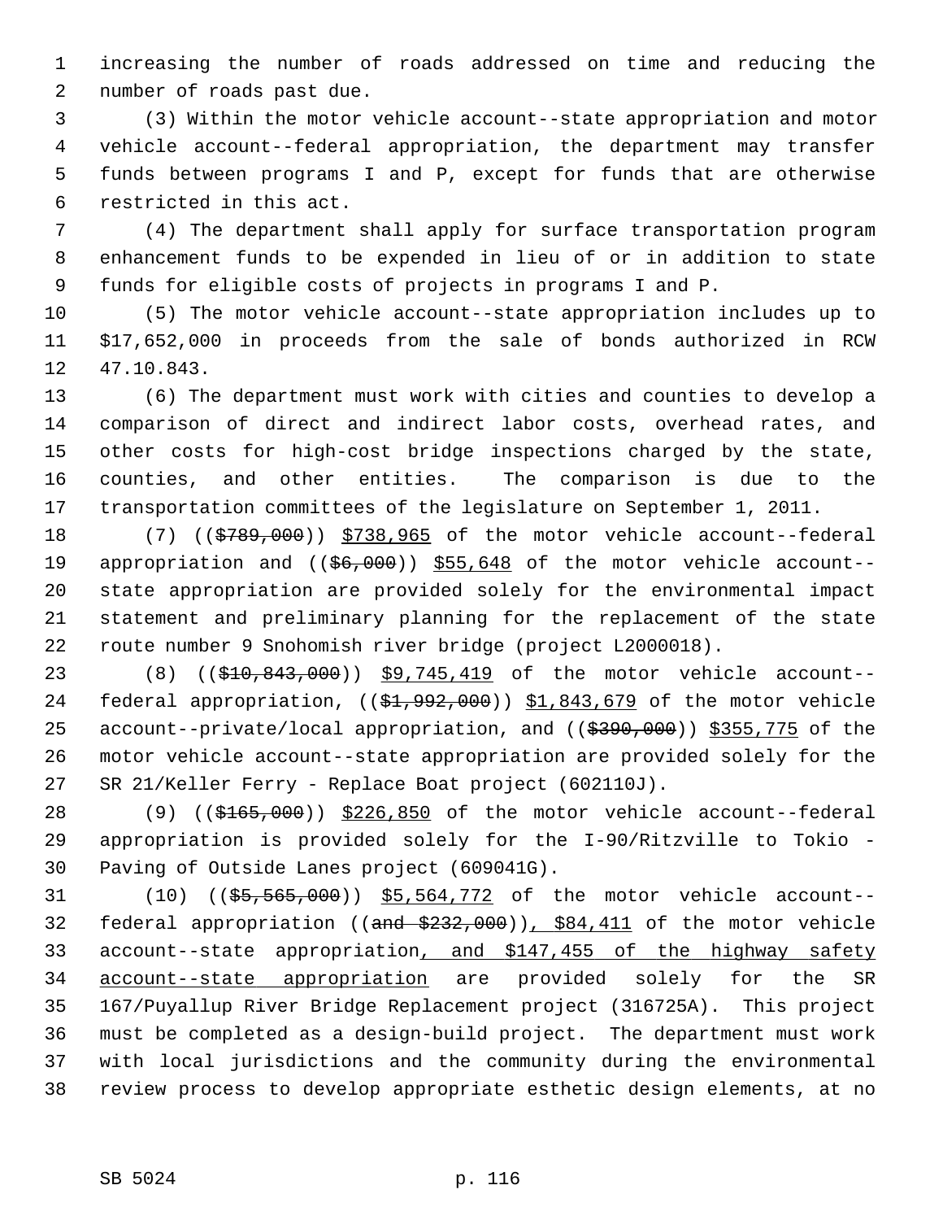increasing the number of roads addressed on time and reducing the number of roads past due.

(3) Within the motor vehicle account--state appropriation and motor vehicle account--federal appropriation, the department may transfer funds between programs I and P, except for funds that are otherwise restricted in this act.

(4) The department shall apply for surface transportation program enhancement funds to be expended in lieu of or in addition to state funds for eligible costs of projects in programs I and P.

(5) The motor vehicle account--state appropriation includes up to $17,652,000 in proceeds from the sale of bonds authorized in RCW 47.10.843.

(6) The department must work with cities and counties to develop a comparison of direct and indirect labor costs, overhead rates, and other costs for high-cost bridge inspections charged by the state, counties, and other entities. The comparison is due to the transportation committees of the legislature on September 1, 2011.

(7) (( ~~$789,000~~ )) <u>$738,965</u> of the motor vehicle account--federal appropriation and (( ~~$6,000~~ )) <u>$55,648</u> of the motor vehicle account--state appropriation are provided solely for the environmental impact statement and preliminary planning for the replacement of the state route number 9 Snohomish river bridge (project L2000018).

(8) (( ~~$10,843,000~~ )) <u>$9,745,419</u> of the motor vehicle account--federal appropriation, (( ~~$1,992,000~~ )) <u>$1,843,679</u> of the motor vehicle account--private/local appropriation, and (( ~~$390,000~~ )) <u>$355,775</u> of the motor vehicle account--state appropriation are provided solely for the SR 21/Keller Ferry - Replace Boat project (602110J).

(9) (( ~~$165,000~~ )) <u>$226,850</u> of the motor vehicle account--federal appropriation is provided solely for the I-90/Ritzville to Tokio - Paving of Outside Lanes project (609041G).

(10) (( ~~$5,565,000~~ )) <u>$5,564,772</u> of the motor vehicle account--federal appropriation (( ~~and $232,000~~ ))<u>, $84,411</u> of the motor vehicle account--state appropriation<u>, and $147,455 of the highway safety account--state appropriation</u> are provided solely for the SR 167/Puyallup River Bridge Replacement project (316725A). This project must be completed as a design-build project. The department must work with local jurisdictions and the community during the environmental review process to develop appropriate esthetic design elements, at no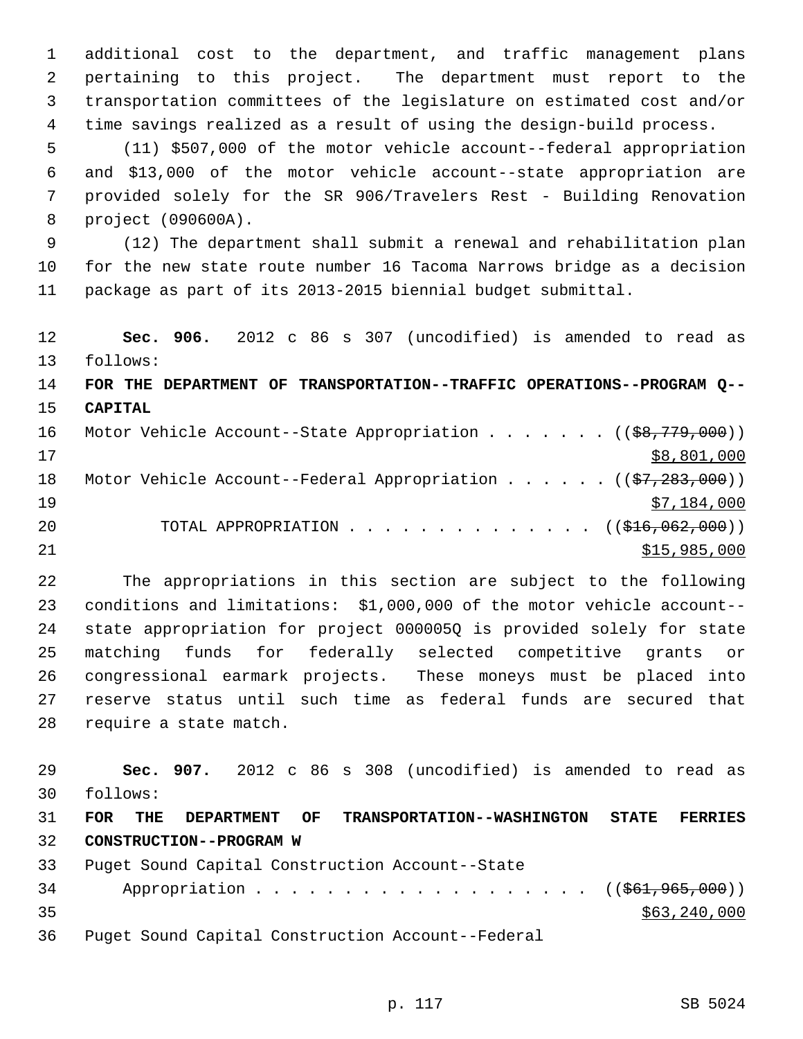additional cost to the department, and traffic management plans pertaining to this project. The department must report to the transportation committees of the legislature on estimated cost and/or time savings realized as a result of using the design-build process.

(11) $507,000 of the motor vehicle account--federal appropriation and $13,000 of the motor vehicle account--state appropriation are provided solely for the SR 906/Travelers Rest - Building Renovation project (090600A).

(12) The department shall submit a renewal and rehabilitation plan for the new state route number 16 Tacoma Narrows bridge as a decision package as part of its 2013-2015 biennial budget submittal.

**Sec. 906.** 2012 c 86 s 307 (uncodified) is amended to read as follows:

**FOR THE DEPARTMENT OF TRANSPORTATION--TRAFFIC OPERATIONS--PROGRAM Q--CAPITAL**

Motor Vehicle Account--State Appropriation . . . . . . . (( ~~$8,779,000~~ ))
$8,801,000

Motor Vehicle Account--Federal Appropriation . . . . . . (( ~~$7,283,000~~ ))
$7,184,000

TOTAL APPROPRIATION . . . . . . . . . . . . . . (( ~~$16,062,000~~ ))
$15,985,000

The appropriations in this section are subject to the following conditions and limitations: $1,000,000 of the motor vehicle account--state appropriation for project 000005Q is provided solely for state matching funds for federally selected competitive grants or congressional earmark projects. These moneys must be placed into reserve status until such time as federal funds are secured that require a state match.

**Sec. 907.** 2012 c 86 s 308 (uncodified) is amended to read as follows:

**FOR THE DEPARTMENT OF TRANSPORTATION--WASHINGTON STATE FERRIES CONSTRUCTION--PROGRAM W**

Puget Sound Capital Construction Account--State
Appropriation . . . . . . . . . . . . . . . . . . . . (( ~~$61,965,000~~ ))
$63,240,000

Puget Sound Capital Construction Account--Federal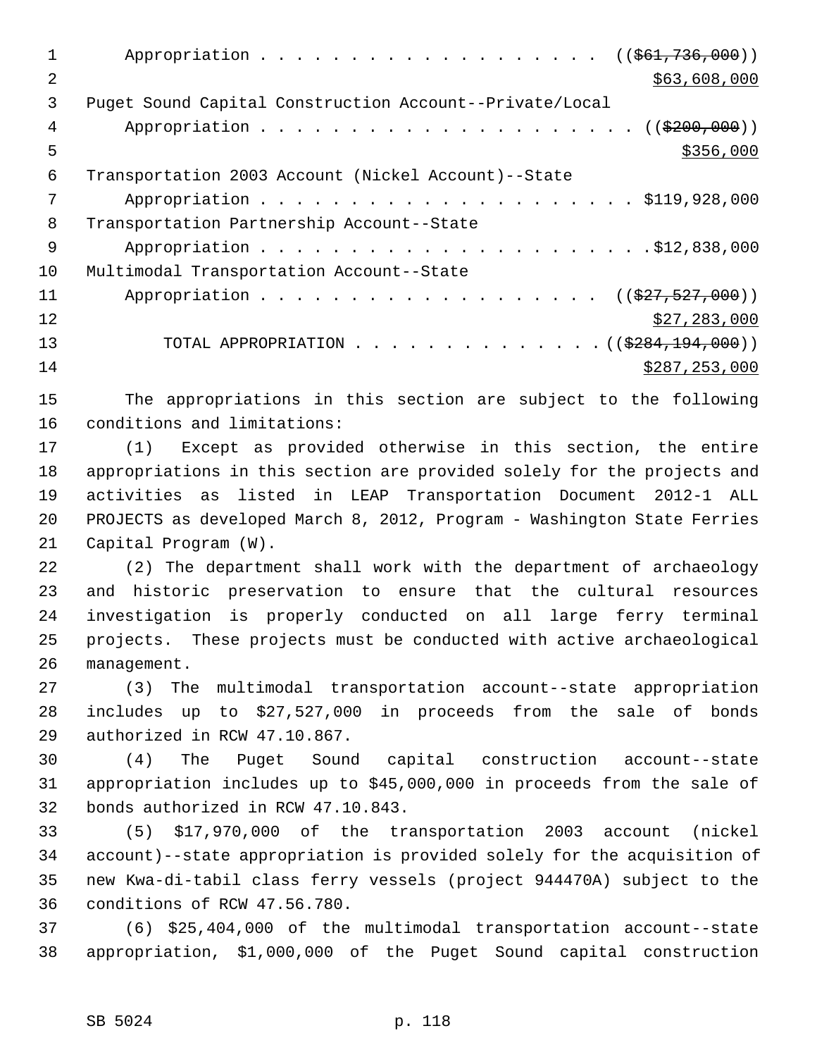Appropriation . . . . . . . . . . . . . . . . . . . ((~~$61,736,000~~))
<u>$63,608,000</u>

Puget Sound Capital Construction Account--Private/Local
Appropriation . . . . . . . . . . . . . . . . . . . . . ((~~$200,000~~))
<u>$356,000</u>

Transportation 2003 Account (Nickel Account)--State
Appropriation . . . . . . . . . . . . . . . . . . . . . $119,928,000

Transportation Partnership Account--State
Appropriation . . . . . . . . . . . . . . . . . . . . . .$12,838,000

Multimodal Transportation Account--State
Appropriation . . . . . . . . . . . . . . . . . . . ((~~$27,527,000~~))
<u>$27,283,000</u>

TOTAL APPROPRIATION . . . . . . . . . . . . . . ((~~$284,194,000~~))
<u>$287,253,000</u>

The appropriations in this section are subject to the following conditions and limitations:

(1) Except as provided otherwise in this section, the entire appropriations in this section are provided solely for the projects and activities as listed in LEAP Transportation Document 2012-1 ALL PROJECTS as developed March 8, 2012, Program - Washington State Ferries Capital Program (W).

(2) The department shall work with the department of archaeology and historic preservation to ensure that the cultural resources investigation is properly conducted on all large ferry terminal projects. These projects must be conducted with active archaeological management.

(3) The multimodal transportation account--state appropriation includes up to $27,527,000 in proceeds from the sale of bonds authorized in RCW 47.10.867.

(4) The Puget Sound capital construction account--state appropriation includes up to $45,000,000 in proceeds from the sale of bonds authorized in RCW 47.10.843.

(5) $17,970,000 of the transportation 2003 account (nickel account)--state appropriation is provided solely for the acquisition of new Kwa-di-tabil class ferry vessels (project 944470A) subject to the conditions of RCW 47.56.780.

(6) $25,404,000 of the multimodal transportation account--state appropriation, $1,000,000 of the Puget Sound capital construction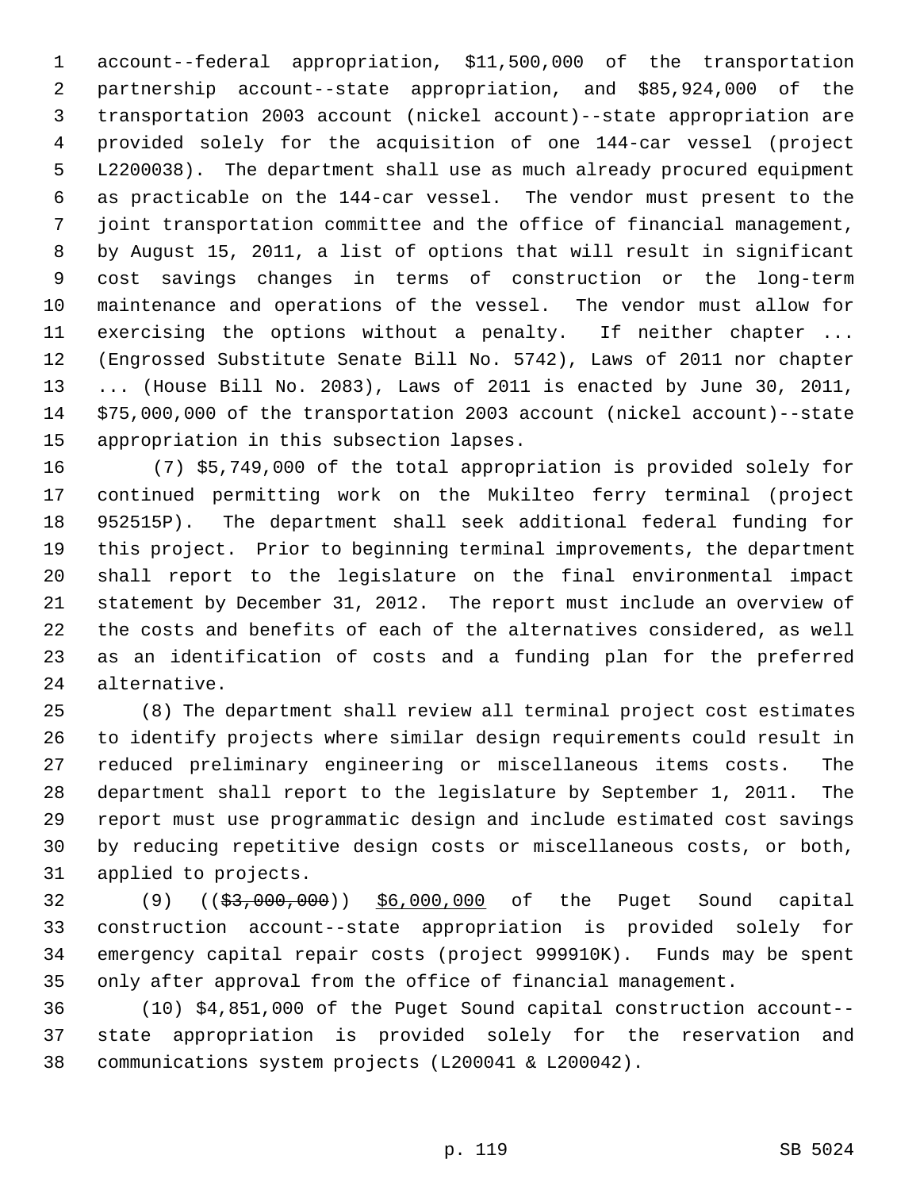account--federal appropriation, $11,500,000 of the transportation partnership account--state appropriation, and $85,924,000 of the transportation 2003 account (nickel account)--state appropriation are provided solely for the acquisition of one 144-car vessel (project L2200038). The department shall use as much already procured equipment as practicable on the 144-car vessel. The vendor must present to the joint transportation committee and the office of financial management, by August 15, 2011, a list of options that will result in significant cost savings changes in terms of construction or the long-term maintenance and operations of the vessel. The vendor must allow for exercising the options without a penalty. If neither chapter ... (Engrossed Substitute Senate Bill No. 5742), Laws of 2011 nor chapter ... (House Bill No. 2083), Laws of 2011 is enacted by June 30, 2011, $75,000,000 of the transportation 2003 account (nickel account)--state appropriation in this subsection lapses.

(7) $5,749,000 of the total appropriation is provided solely for continued permitting work on the Mukilteo ferry terminal (project 952515P). The department shall seek additional federal funding for this project. Prior to beginning terminal improvements, the department shall report to the legislature on the final environmental impact statement by December 31, 2012. The report must include an overview of the costs and benefits of each of the alternatives considered, as well as an identification of costs and a funding plan for the preferred alternative.

(8) The department shall review all terminal project cost estimates to identify projects where similar design requirements could result in reduced preliminary engineering or miscellaneous items costs. The department shall report to the legislature by September 1, 2011. The report must use programmatic design and include estimated cost savings by reducing repetitive design costs or miscellaneous costs, or both, applied to projects.

(9) ((~~$3,000,000~~)) <u>$6,000,000</u> of the Puget Sound capital construction account--state appropriation is provided solely for emergency capital repair costs (project 999910K). Funds may be spent only after approval from the office of financial management.

(10) $4,851,000 of the Puget Sound capital construction account--state appropriation is provided solely for the reservation and communications system projects (L200041 & L200042).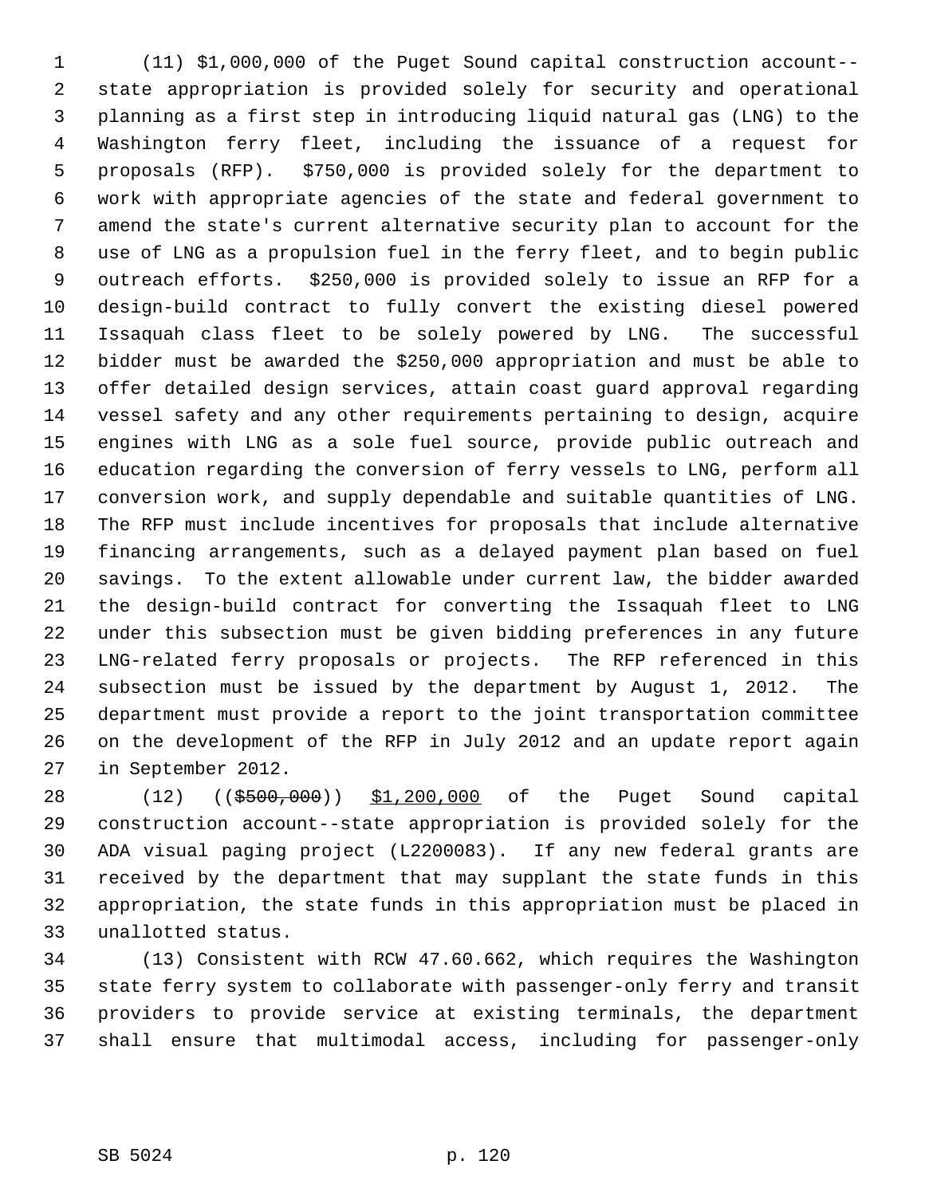(11) $1,000,000 of the Puget Sound capital construction account--state appropriation is provided solely for security and operational planning as a first step in introducing liquid natural gas (LNG) to the Washington ferry fleet, including the issuance of a request for proposals (RFP). $750,000 is provided solely for the department to work with appropriate agencies of the state and federal government to amend the state's current alternative security plan to account for the use of LNG as a propulsion fuel in the ferry fleet, and to begin public outreach efforts. $250,000 is provided solely to issue an RFP for a design-build contract to fully convert the existing diesel powered Issaquah class fleet to be solely powered by LNG. The successful bidder must be awarded the $250,000 appropriation and must be able to offer detailed design services, attain coast guard approval regarding vessel safety and any other requirements pertaining to design, acquire engines with LNG as a sole fuel source, provide public outreach and education regarding the conversion of ferry vessels to LNG, perform all conversion work, and supply dependable and suitable quantities of LNG. The RFP must include incentives for proposals that include alternative financing arrangements, such as a delayed payment plan based on fuel savings. To the extent allowable under current law, the bidder awarded the design-build contract for converting the Issaquah fleet to LNG under this subsection must be given bidding preferences in any future LNG-related ferry proposals or projects. The RFP referenced in this subsection must be issued by the department by August 1, 2012. The department must provide a report to the joint transportation committee on the development of the RFP in July 2012 and an update report again in September 2012.

(12) ((~~$500,000~~)) <u>$1,200,000</u> of the Puget Sound capital construction account--state appropriation is provided solely for the ADA visual paging project (L2200083). If any new federal grants are received by the department that may supplant the state funds in this appropriation, the state funds in this appropriation must be placed in unallotted status.

(13) Consistent with RCW 47.60.662, which requires the Washington state ferry system to collaborate with passenger-only ferry and transit providers to provide service at existing terminals, the department shall ensure that multimodal access, including for passenger-only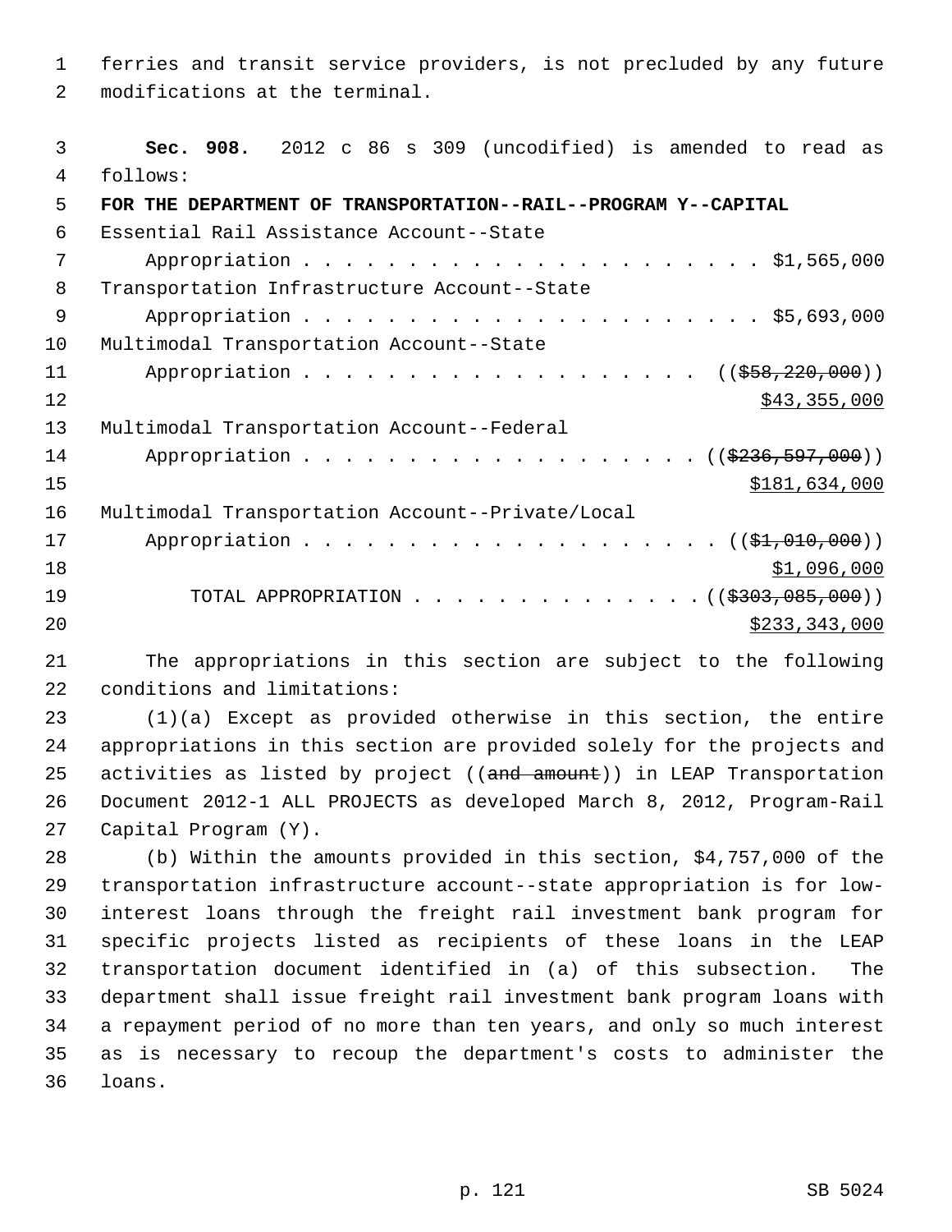ferries and transit service providers, is not precluded by any future modifications at the terminal.

**Sec. 908.** 2012 c 86 s 309 (uncodified) is amended to read as follows:

**FOR THE DEPARTMENT OF TRANSPORTATION--RAIL--PROGRAM Y--CAPITAL**

Essential Rail Assistance Account--State
Appropriation . . . . . . . . . . . . . . . . . . . . . . . $1,565,000

Transportation Infrastructure Account--State
Appropriation . . . . . . . . . . . . . . . . . . . . . . . $5,693,000

Multimodal Transportation Account--State
Appropriation . . . . . . . . . . . . . . . . . . . . ((~~$58,220,000~~))
$43,355,000

Multimodal Transportation Account--Federal
Appropriation . . . . . . . . . . . . . . . . . . . . ((~~$236,597,000~~))
$181,634,000

Multimodal Transportation Account--Private/Local
Appropriation . . . . . . . . . . . . . . . . . . . . ((~~$1,010,000~~))
$1,096,000

TOTAL APPROPRIATION . . . . . . . . . . . . . . ((~~$303,085,000~~))
$233,343,000

The appropriations in this section are subject to the following conditions and limitations:

(1)(a) Except as provided otherwise in this section, the entire appropriations in this section are provided solely for the projects and activities as listed by project ((~~and amount~~)) in LEAP Transportation Document 2012-1 ALL PROJECTS as developed March 8, 2012, Program-Rail Capital Program (Y).

(b) Within the amounts provided in this section, $4,757,000 of the transportation infrastructure account--state appropriation is for low-interest loans through the freight rail investment bank program for specific projects listed as recipients of these loans in the LEAP transportation document identified in (a) of this subsection. The department shall issue freight rail investment bank program loans with a repayment period of no more than ten years, and only so much interest as is necessary to recoup the department's costs to administer the loans.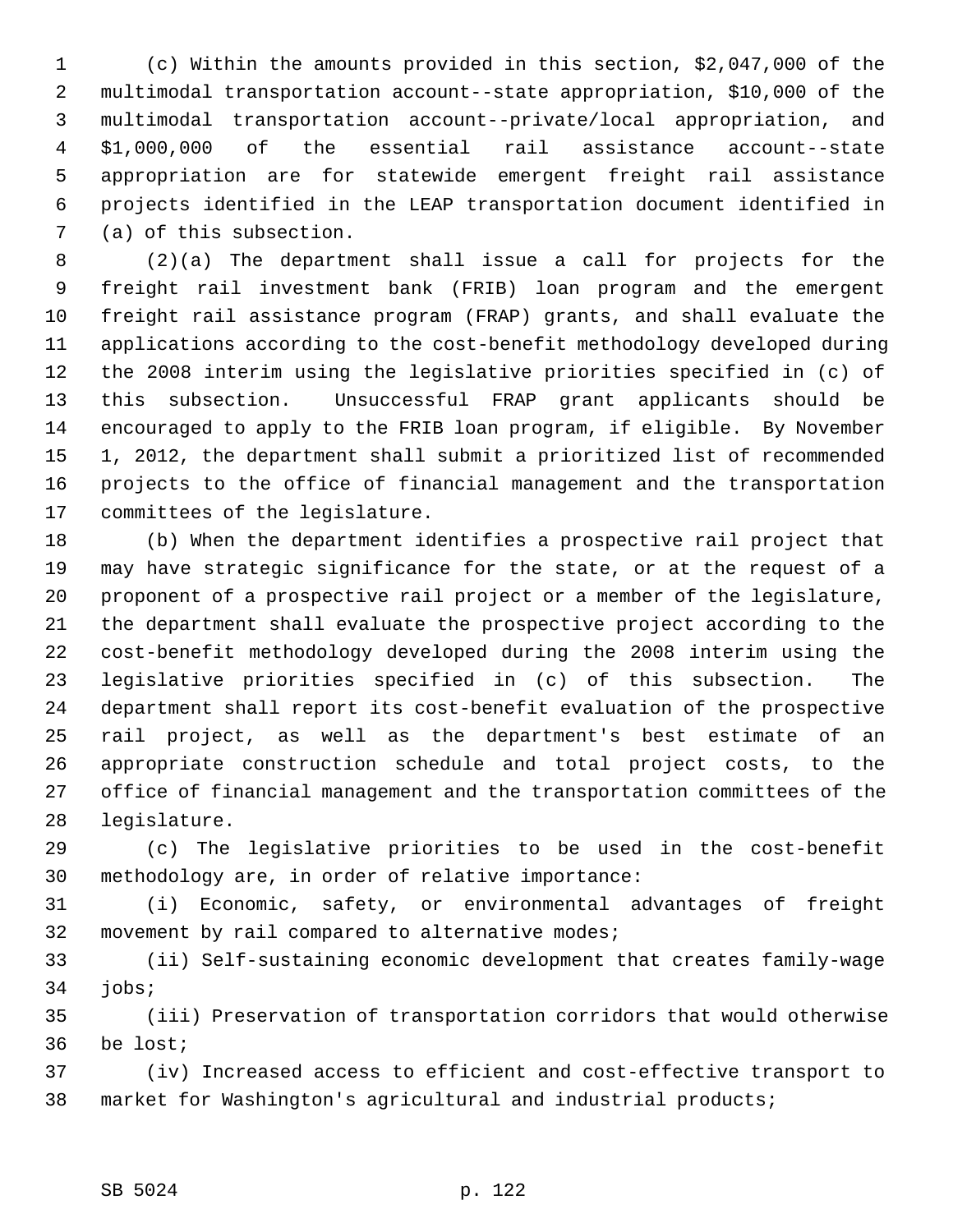(c) Within the amounts provided in this section, $2,047,000 of the multimodal transportation account--state appropriation, $10,000 of the multimodal transportation account--private/local appropriation, and $1,000,000 of the essential rail assistance account--state appropriation are for statewide emergent freight rail assistance projects identified in the LEAP transportation document identified in (a) of this subsection.

(2)(a) The department shall issue a call for projects for the freight rail investment bank (FRIB) loan program and the emergent freight rail assistance program (FRAP) grants, and shall evaluate the applications according to the cost-benefit methodology developed during the 2008 interim using the legislative priorities specified in (c) of this subsection. Unsuccessful FRAP grant applicants should be encouraged to apply to the FRIB loan program, if eligible. By November 1, 2012, the department shall submit a prioritized list of recommended projects to the office of financial management and the transportation committees of the legislature.

(b) When the department identifies a prospective rail project that may have strategic significance for the state, or at the request of a proponent of a prospective rail project or a member of the legislature, the department shall evaluate the prospective project according to the cost-benefit methodology developed during the 2008 interim using the legislative priorities specified in (c) of this subsection. The department shall report its cost-benefit evaluation of the prospective rail project, as well as the department's best estimate of an appropriate construction schedule and total project costs, to the office of financial management and the transportation committees of the legislature.

(c) The legislative priorities to be used in the cost-benefit methodology are, in order of relative importance:

(i) Economic, safety, or environmental advantages of freight movement by rail compared to alternative modes;

(ii) Self-sustaining economic development that creates family-wage jobs;

(iii) Preservation of transportation corridors that would otherwise be lost;

(iv) Increased access to efficient and cost-effective transport to market for Washington's agricultural and industrial products;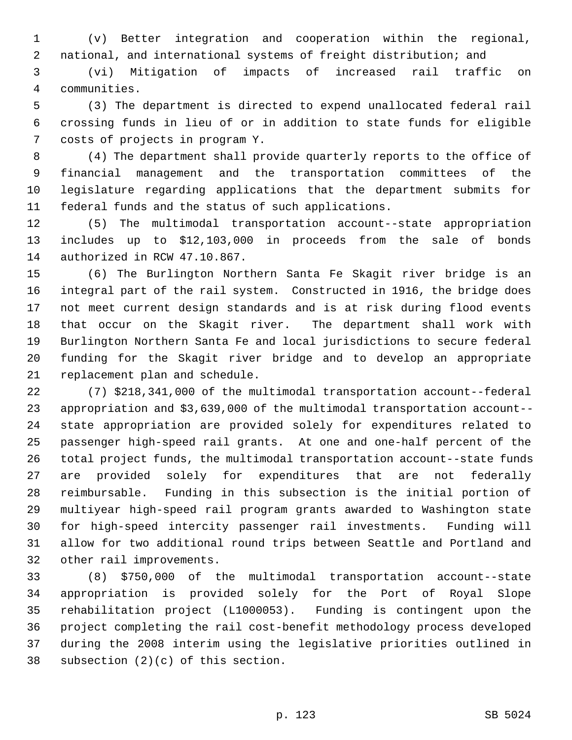(v) Better integration and cooperation within the regional, national, and international systems of freight distribution; and

(vi) Mitigation of impacts of increased rail traffic on communities.

(3) The department is directed to expend unallocated federal rail crossing funds in lieu of or in addition to state funds for eligible costs of projects in program Y.

(4) The department shall provide quarterly reports to the office of financial management and the transportation committees of the legislature regarding applications that the department submits for federal funds and the status of such applications.

(5) The multimodal transportation account--state appropriation includes up to $12,103,000 in proceeds from the sale of bonds authorized in RCW 47.10.867.

(6) The Burlington Northern Santa Fe Skagit river bridge is an integral part of the rail system. Constructed in 1916, the bridge does not meet current design standards and is at risk during flood events that occur on the Skagit river. The department shall work with Burlington Northern Santa Fe and local jurisdictions to secure federal funding for the Skagit river bridge and to develop an appropriate replacement plan and schedule.

(7) $218,341,000 of the multimodal transportation account--federal appropriation and $3,639,000 of the multimodal transportation account--state appropriation are provided solely for expenditures related to passenger high-speed rail grants. At one and one-half percent of the total project funds, the multimodal transportation account--state funds are provided solely for expenditures that are not federally reimbursable. Funding in this subsection is the initial portion of multiyear high-speed rail program grants awarded to Washington state for high-speed intercity passenger rail investments. Funding will allow for two additional round trips between Seattle and Portland and other rail improvements.

(8) $750,000 of the multimodal transportation account--state appropriation is provided solely for the Port of Royal Slope rehabilitation project (L1000053). Funding is contingent upon the project completing the rail cost-benefit methodology process developed during the 2008 interim using the legislative priorities outlined in subsection (2)(c) of this section.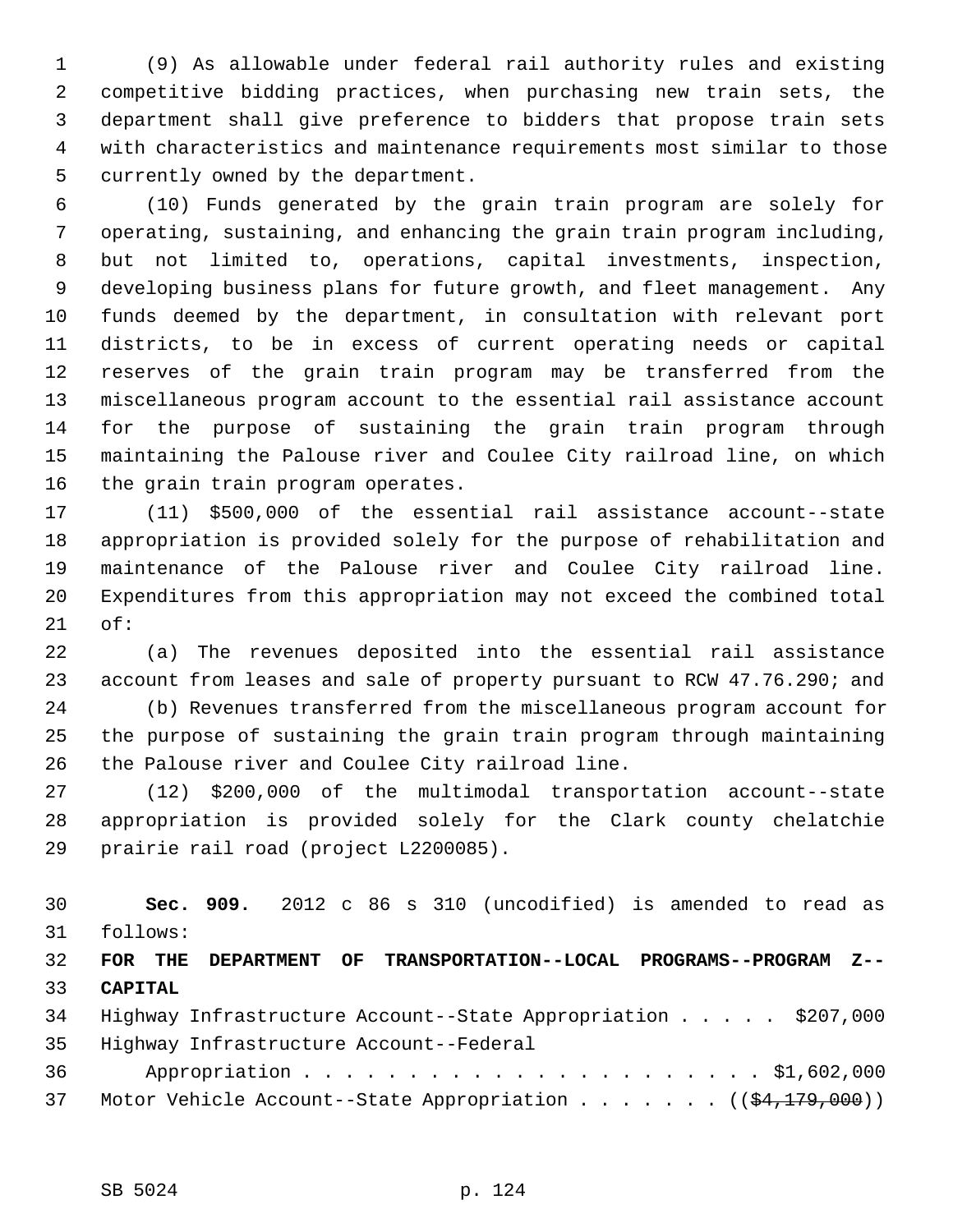(9) As allowable under federal rail authority rules and existing competitive bidding practices, when purchasing new train sets, the department shall give preference to bidders that propose train sets with characteristics and maintenance requirements most similar to those currently owned by the department.

(10) Funds generated by the grain train program are solely for operating, sustaining, and enhancing the grain train program including, but not limited to, operations, capital investments, inspection, developing business plans for future growth, and fleet management. Any funds deemed by the department, in consultation with relevant port districts, to be in excess of current operating needs or capital reserves of the grain train program may be transferred from the miscellaneous program account to the essential rail assistance account for the purpose of sustaining the grain train program through maintaining the Palouse river and Coulee City railroad line, on which the grain train program operates.

(11) $500,000 of the essential rail assistance account--state appropriation is provided solely for the purpose of rehabilitation and maintenance of the Palouse river and Coulee City railroad line. Expenditures from this appropriation may not exceed the combined total of:

(a) The revenues deposited into the essential rail assistance account from leases and sale of property pursuant to RCW 47.76.290; and

(b) Revenues transferred from the miscellaneous program account for the purpose of sustaining the grain train program through maintaining the Palouse river and Coulee City railroad line.

(12) $200,000 of the multimodal transportation account--state appropriation is provided solely for the Clark county chelatchie prairie rail road (project L2200085).

**Sec. 909.** 2012 c 86 s 310 (uncodified) is amended to read as follows:

**FOR THE DEPARTMENT OF TRANSPORTATION--LOCAL PROGRAMS--PROGRAM Z--CAPITAL**

Highway Infrastructure Account--State Appropriation . . . . . $207,000

Highway Infrastructure Account--Federal Appropriation . . . . . . . . . . . . . . . . . . . . . . $1,602,000

Motor Vehicle Account--State Appropriation . . . . . . . ((~~$4,179,000~~))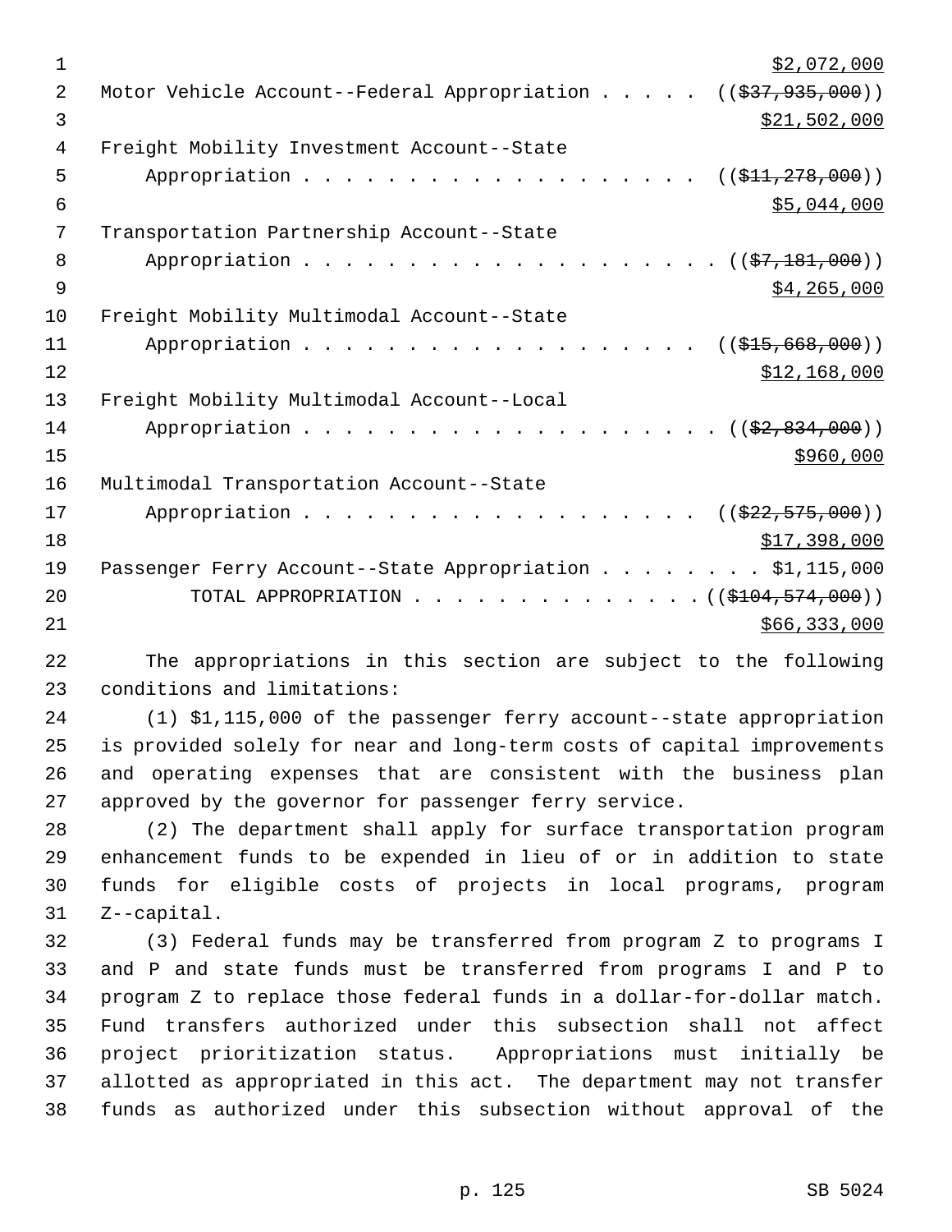$2,072,000
Motor Vehicle Account--Federal Appropriation . . . . . ((~~$37,935,000~~))
<u>$21,502,000</u>
Freight Mobility Investment Account--State
Appropriation . . . . . . . . . . . . . . . . . . . . ((~~$11,278,000~~))
<u>$5,044,000</u>
Transportation Partnership Account--State
Appropriation . . . . . . . . . . . . . . . . . . . . . ((~~$7,181,000~~))
<u>$4,265,000</u>
Freight Mobility Multimodal Account--State
Appropriation . . . . . . . . . . . . . . . . . . . . ((~~$15,668,000~~))
<u>$12,168,000</u>
Freight Mobility Multimodal Account--Local
Appropriation . . . . . . . . . . . . . . . . . . . . . ((~~$2,834,000~~))
<u>$960,000</u>
Multimodal Transportation Account--State
Appropriation . . . . . . . . . . . . . . . . . . . . ((~~$22,575,000~~))
<u>$17,398,000</u>
Passenger Ferry Account--State Appropriation . . . . . . . . $1,115,000
TOTAL APPROPRIATION . . . . . . . . . . . . . . ((~~$104,574,000~~))
<u>$66,333,000</u>

The appropriations in this section are subject to the following conditions and limitations:

(1) $1,115,000 of the passenger ferry account--state appropriation is provided solely for near and long-term costs of capital improvements and operating expenses that are consistent with the business plan approved by the governor for passenger ferry service.

(2) The department shall apply for surface transportation program enhancement funds to be expended in lieu of or in addition to state funds for eligible costs of projects in local programs, program Z--capital.

(3) Federal funds may be transferred from program Z to programs I and P and state funds must be transferred from programs I and P to program Z to replace those federal funds in a dollar-for-dollar match. Fund transfers authorized under this subsection shall not affect project prioritization status. Appropriations must initially be allotted as appropriated in this act. The department may not transfer funds as authorized under this subsection without approval of the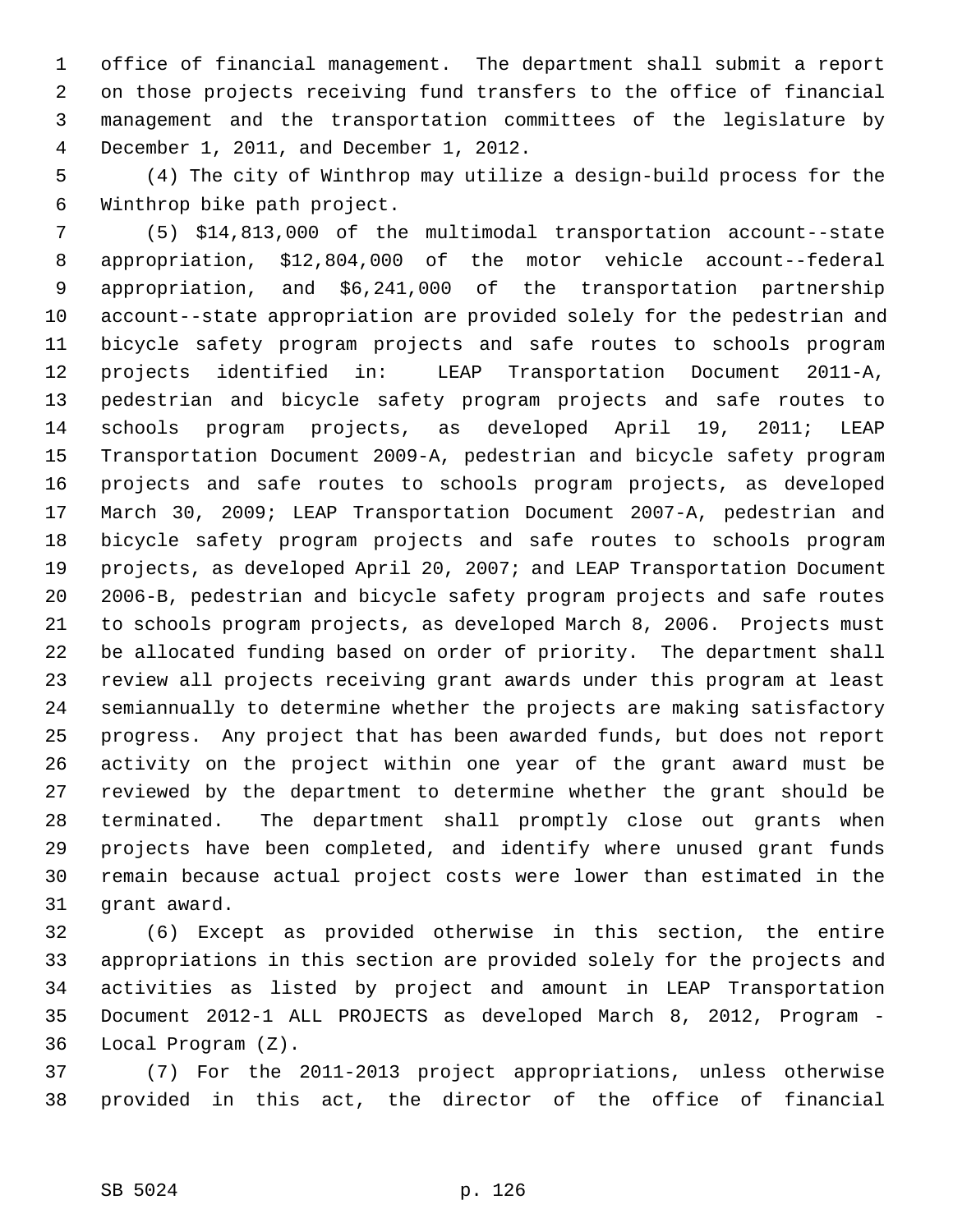office of financial management. The department shall submit a report on those projects receiving fund transfers to the office of financial management and the transportation committees of the legislature by December 1, 2011, and December 1, 2012.

(4) The city of Winthrop may utilize a design-build process for the Winthrop bike path project.

(5) $14,813,000 of the multimodal transportation account--state appropriation, $12,804,000 of the motor vehicle account--federal appropriation, and $6,241,000 of the transportation partnership account--state appropriation are provided solely for the pedestrian and bicycle safety program projects and safe routes to schools program projects identified in: LEAP Transportation Document 2011-A, pedestrian and bicycle safety program projects and safe routes to schools program projects, as developed April 19, 2011; LEAP Transportation Document 2009-A, pedestrian and bicycle safety program projects and safe routes to schools program projects, as developed March 30, 2009; LEAP Transportation Document 2007-A, pedestrian and bicycle safety program projects and safe routes to schools program projects, as developed April 20, 2007; and LEAP Transportation Document 2006-B, pedestrian and bicycle safety program projects and safe routes to schools program projects, as developed March 8, 2006. Projects must be allocated funding based on order of priority. The department shall review all projects receiving grant awards under this program at least semiannually to determine whether the projects are making satisfactory progress. Any project that has been awarded funds, but does not report activity on the project within one year of the grant award must be reviewed by the department to determine whether the grant should be terminated. The department shall promptly close out grants when projects have been completed, and identify where unused grant funds remain because actual project costs were lower than estimated in the grant award.

(6) Except as provided otherwise in this section, the entire appropriations in this section are provided solely for the projects and activities as listed by project and amount in LEAP Transportation Document 2012-1 ALL PROJECTS as developed March 8, 2012, Program - Local Program (Z).

(7) For the 2011-2013 project appropriations, unless otherwise provided in this act, the director of the office of financial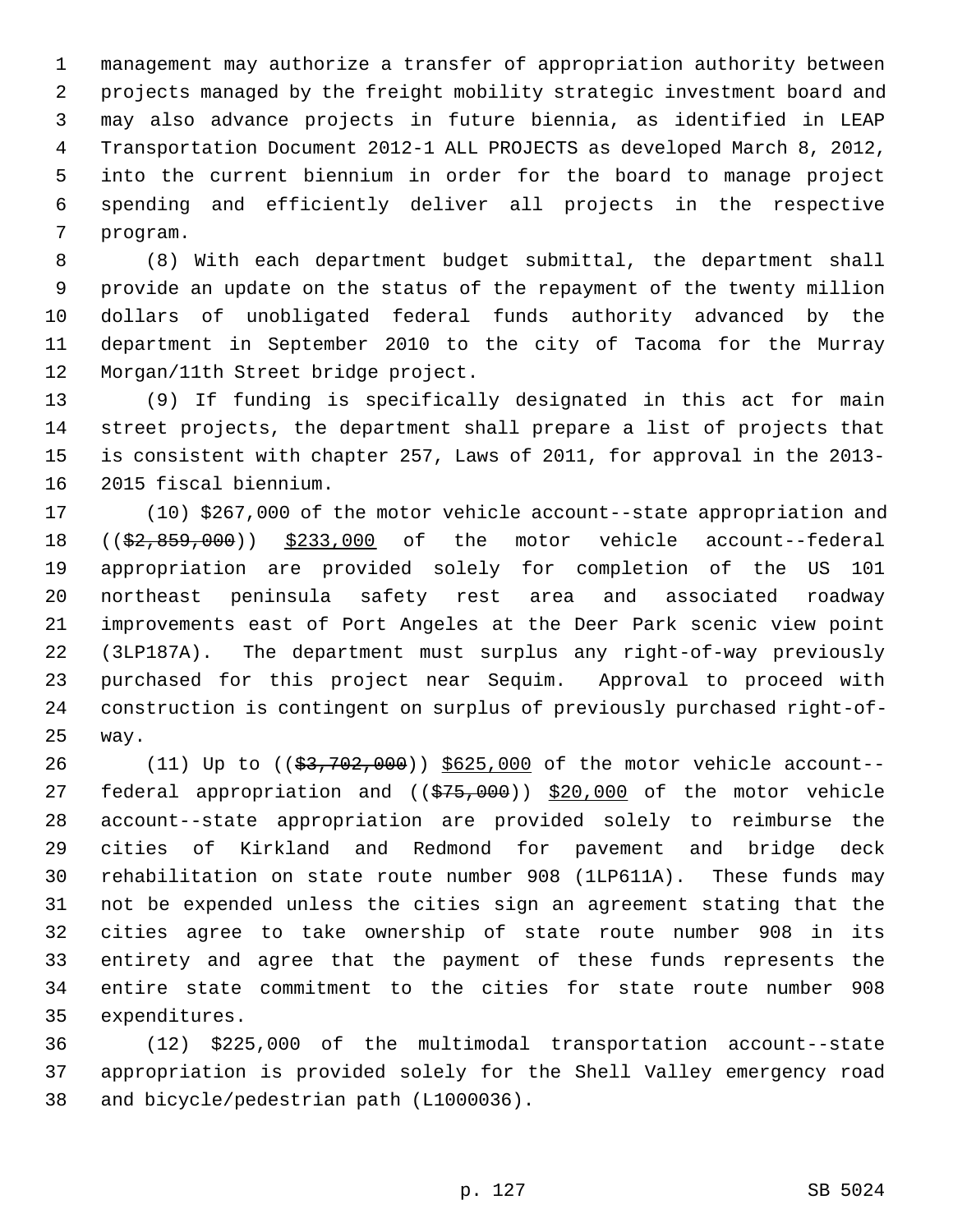management may authorize a transfer of appropriation authority between projects managed by the freight mobility strategic investment board and may also advance projects in future biennia, as identified in LEAP Transportation Document 2012-1 ALL PROJECTS as developed March 8, 2012, into the current biennium in order for the board to manage project spending and efficiently deliver all projects in the respective program.

(8) With each department budget submittal, the department shall provide an update on the status of the repayment of the twenty million dollars of unobligated federal funds authority advanced by the department in September 2010 to the city of Tacoma for the Murray Morgan/11th Street bridge project.

(9) If funding is specifically designated in this act for main street projects, the department shall prepare a list of projects that is consistent with chapter 257, Laws of 2011, for approval in the 2013-2015 fiscal biennium.

(10) $267,000 of the motor vehicle account--state appropriation and ((~~$2,859,000~~)) <u>$233,000</u> of the motor vehicle account--federal appropriation are provided solely for completion of the US 101 northeast peninsula safety rest area and associated roadway improvements east of Port Angeles at the Deer Park scenic view point (3LP187A). The department must surplus any right-of-way previously purchased for this project near Sequim. Approval to proceed with construction is contingent on surplus of previously purchased right-of-way.

(11) Up to ((~~$3,702,000~~)) <u>$625,000</u> of the motor vehicle account--federal appropriation and ((~~$75,000~~)) <u>$20,000</u> of the motor vehicle account--state appropriation are provided solely to reimburse the cities of Kirkland and Redmond for pavement and bridge deck rehabilitation on state route number 908 (1LP611A). These funds may not be expended unless the cities sign an agreement stating that the cities agree to take ownership of state route number 908 in its entirety and agree that the payment of these funds represents the entire state commitment to the cities for state route number 908 expenditures.

(12) $225,000 of the multimodal transportation account--state appropriation is provided solely for the Shell Valley emergency road and bicycle/pedestrian path (L1000036).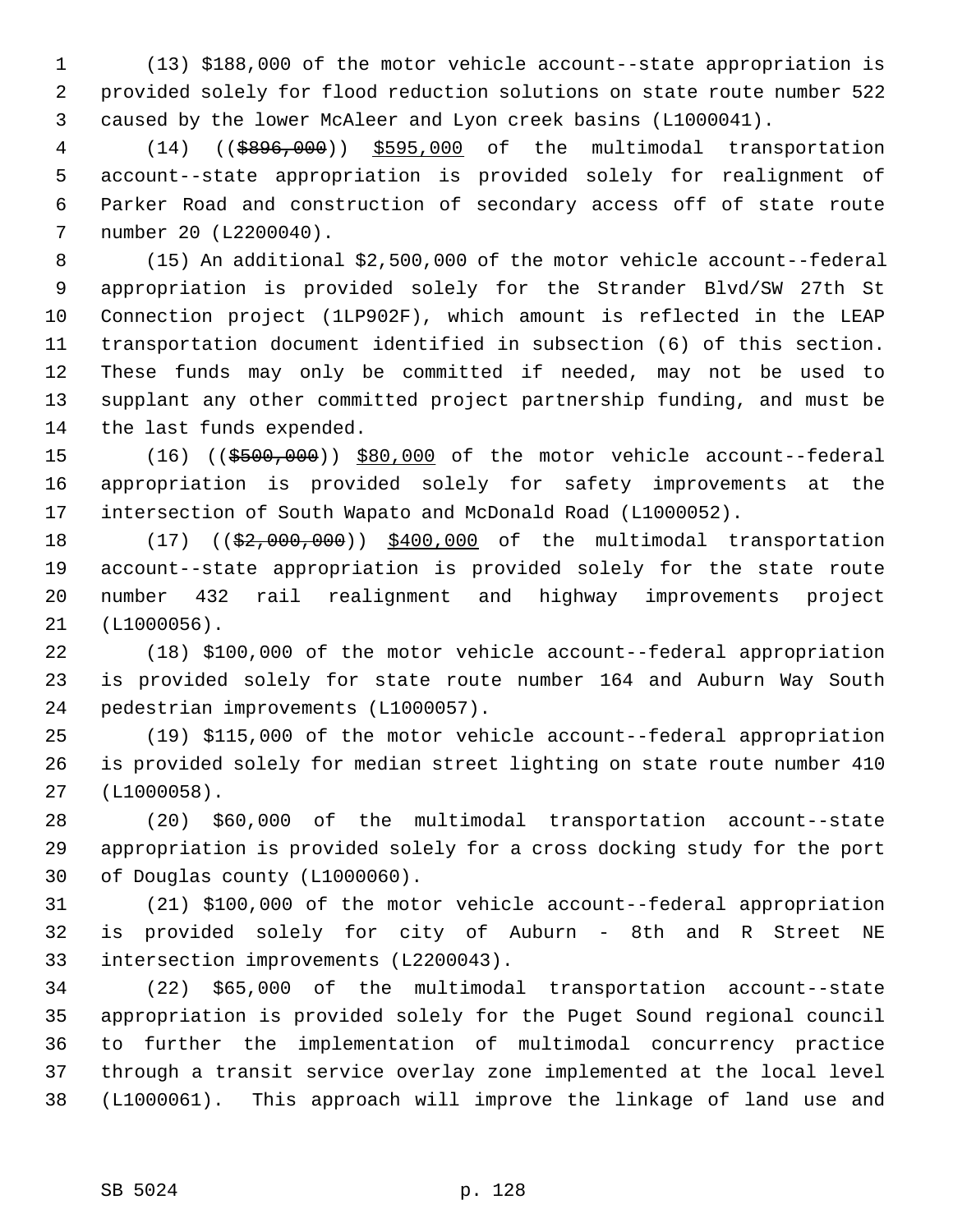(13) $188,000 of the motor vehicle account--state appropriation is provided solely for flood reduction solutions on state route number 522 caused by the lower McAleer and Lyon creek basins (L1000041).

(14) ((~~$896,000~~)) <u>$595,000</u> of the multimodal transportation account--state appropriation is provided solely for realignment of Parker Road and construction of secondary access off of state route number 20 (L2200040).

(15) An additional $2,500,000 of the motor vehicle account--federal appropriation is provided solely for the Strander Blvd/SW 27th St Connection project (1LP902F), which amount is reflected in the LEAP transportation document identified in subsection (6) of this section. These funds may only be committed if needed, may not be used to supplant any other committed project partnership funding, and must be the last funds expended.

(16) ((~~$500,000~~)) <u>$80,000</u> of the motor vehicle account--federal appropriation is provided solely for safety improvements at the intersection of South Wapato and McDonald Road (L1000052).

(17) ((~~$2,000,000~~)) <u>$400,000</u> of the multimodal transportation account--state appropriation is provided solely for the state route number 432 rail realignment and highway improvements project (L1000056).

(18) $100,000 of the motor vehicle account--federal appropriation is provided solely for state route number 164 and Auburn Way South pedestrian improvements (L1000057).

(19) $115,000 of the motor vehicle account--federal appropriation is provided solely for median street lighting on state route number 410 (L1000058).

(20) $60,000 of the multimodal transportation account--state appropriation is provided solely for a cross docking study for the port of Douglas county (L1000060).

(21) $100,000 of the motor vehicle account--federal appropriation is provided solely for city of Auburn - 8th and R Street NE intersection improvements (L2200043).

(22) $65,000 of the multimodal transportation account--state appropriation is provided solely for the Puget Sound regional council to further the implementation of multimodal concurrency practice through a transit service overlay zone implemented at the local level (L1000061). This approach will improve the linkage of land use and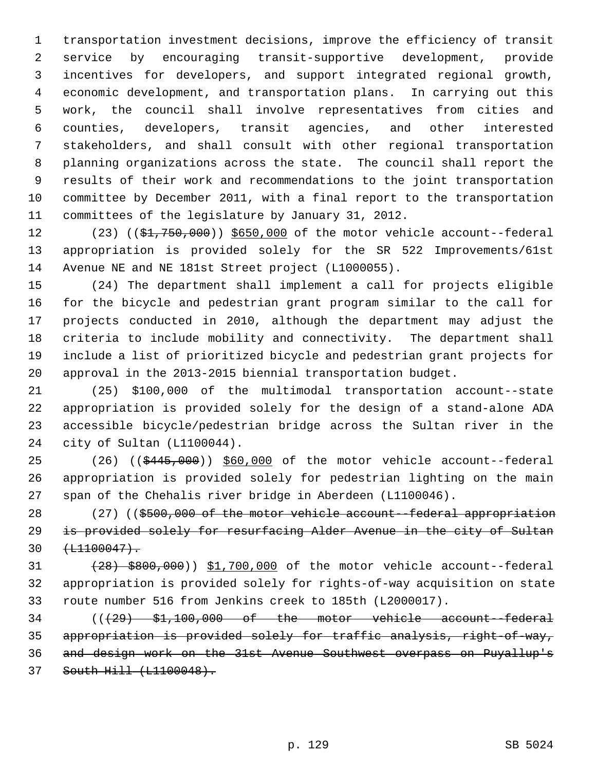transportation investment decisions, improve the efficiency of transit service by encouraging transit-supportive development, provide incentives for developers, and support integrated regional growth, economic development, and transportation plans. In carrying out this work, the council shall involve representatives from cities and counties, developers, transit agencies, and other interested stakeholders, and shall consult with other regional transportation planning organizations across the state. The council shall report the results of their work and recommendations to the joint transportation committee by December 2011, with a final report to the transportation committees of the legislature by January 31, 2012.

(23) ((~~$1,750,000~~)) $650,000 of the motor vehicle account--federal appropriation is provided solely for the SR 522 Improvements/61st Avenue NE and NE 181st Street project (L1000055).

(24) The department shall implement a call for projects eligible for the bicycle and pedestrian grant program similar to the call for projects conducted in 2010, although the department may adjust the criteria to include mobility and connectivity. The department shall include a list of prioritized bicycle and pedestrian grant projects for approval in the 2013-2015 biennial transportation budget.

(25) $100,000 of the multimodal transportation account--state appropriation is provided solely for the design of a stand-alone ADA accessible bicycle/pedestrian bridge across the Sultan river in the city of Sultan (L1100044).

(26) ((~~$445,000~~)) $60,000 of the motor vehicle account--federal appropriation is provided solely for pedestrian lighting on the main span of the Chehalis river bridge in Aberdeen (L1100046).

(27) ((~~$500,000 of the motor vehicle account--federal appropriation is provided solely for resurfacing Alder Avenue in the city of Sultan (L1100047).~~

~~(28) $800,000~~)) $1,700,000 of the motor vehicle account--federal appropriation is provided solely for rights-of-way acquisition on state route number 516 from Jenkins creek to 185th (L2000017).

((~~(29) $1,100,000 of the motor vehicle account--federal appropriation is provided solely for traffic analysis, right-of-way, and design work on the 31st Avenue Southwest overpass on Puyallup's South Hill (L1100048).~~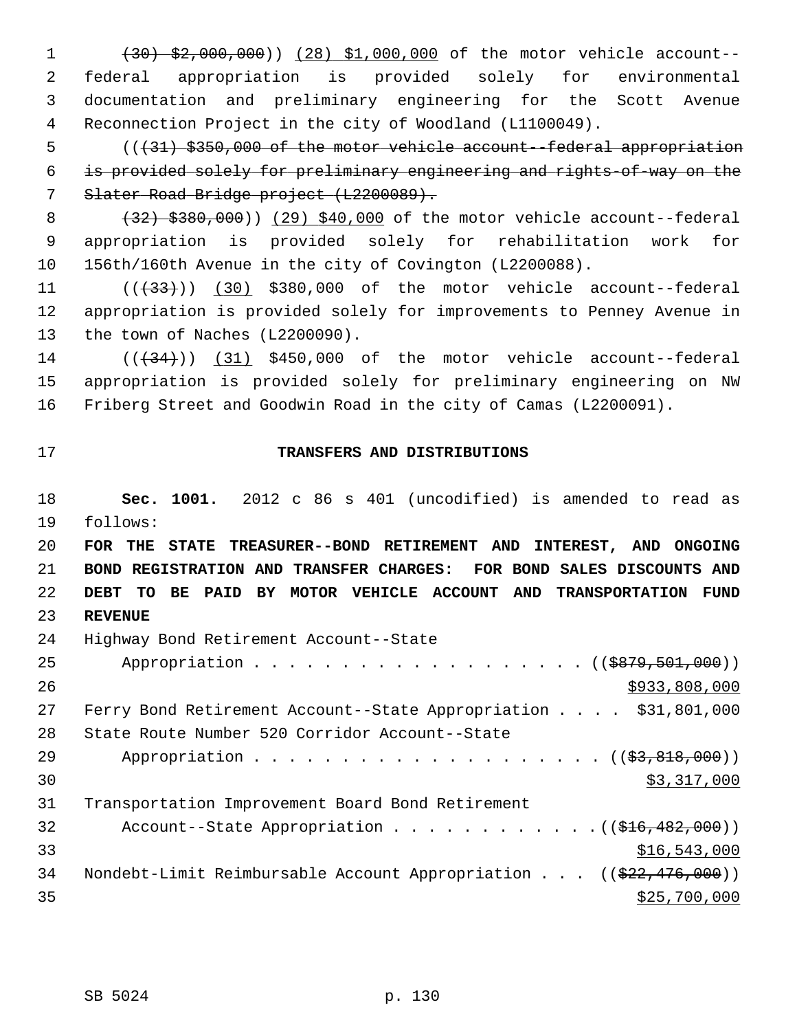~~(30) $2,000,000~~)) <u>(28) $1,000,000</u> of the motor vehicle account--federal appropriation is provided solely for environmental documentation and preliminary engineering for the Scott Avenue Reconnection Project in the city of Woodland (L1100049).

((~~(31) $350,000 of the motor vehicle account--federal appropriation is provided solely for preliminary engineering and rights-of-way on the Slater Road Bridge project (L2200089).~~

~~(32) $380,000~~)) <u>(29) $40,000</u> of the motor vehicle account--federal appropriation is provided solely for rehabilitation work for 156th/160th Avenue in the city of Covington (L2200088).

((~~(33)~~)) <u>(30)</u> $380,000 of the motor vehicle account--federal appropriation is provided solely for improvements to Penney Avenue in the town of Naches (L2200090).

((~~(34)~~)) <u>(31)</u> $450,000 of the motor vehicle account--federal appropriation is provided solely for preliminary engineering on NW Friberg Street and Goodwin Road in the city of Camas (L2200091).

## TRANSFERS AND DISTRIBUTIONS

**Sec. 1001.** 2012 c 86 s 401 (uncodified) is amended to read as follows:

**FOR THE STATE TREASURER--BOND RETIREMENT AND INTEREST, AND ONGOING BOND REGISTRATION AND TRANSFER CHARGES: FOR BOND SALES DISCOUNTS AND DEBT TO BE PAID BY MOTOR VEHICLE ACCOUNT AND TRANSPORTATION FUND REVENUE**

Highway Bond Retirement Account--State Appropriation . . . . . . . . . . . . . . . . . . . ((~~$879,501,000~~)) <u>$933,808,000</u>

Ferry Bond Retirement Account--State Appropriation . . . . $31,801,000

State Route Number 520 Corridor Account--State Appropriation . . . . . . . . . . . . . . . . . . . . ((~~$3,818,000~~)) <u>$3,317,000</u>

Transportation Improvement Board Bond Retirement Account--State Appropriation . . . . . . . . . . . . ((~~$16,482,000~~)) <u>$16,543,000</u>

Nondebt-Limit Reimbursable Account Appropriation . . . ((~~$22,476,000~~)) <u>$25,700,000</u>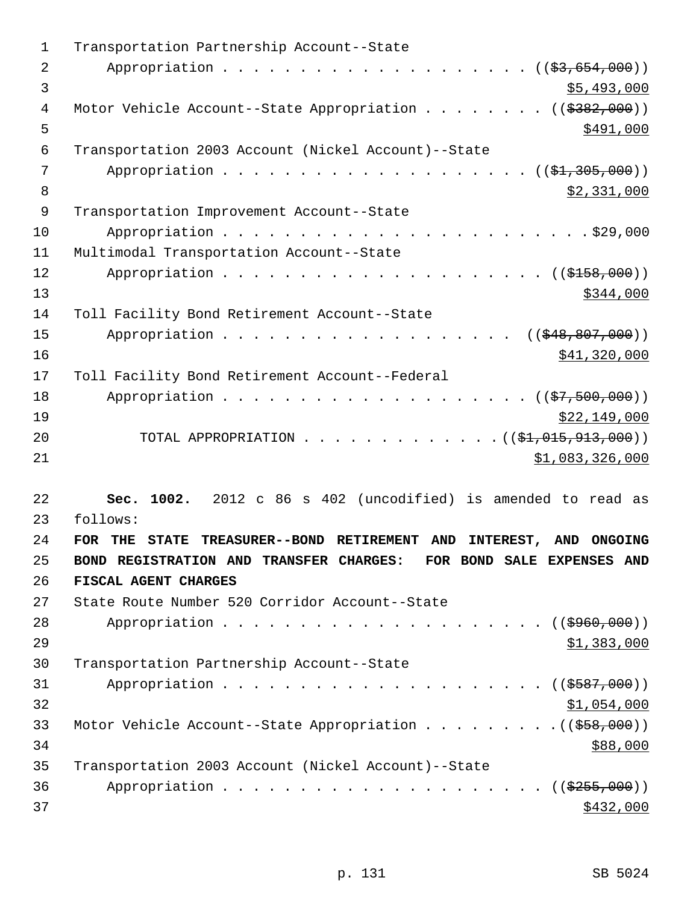Transportation Partnership Account--State
Appropriation . . . . . . . . . . . . . . . . . . . . . ((~~$3,654,000~~))
<u>$5,493,000</u>

Motor Vehicle Account--State Appropriation . . . . . . . . ((~~$382,000~~))
<u>$491,000</u>

Transportation 2003 Account (Nickel Account)--State
Appropriation . . . . . . . . . . . . . . . . . . . . . ((~~$1,305,000~~))
<u>$2,331,000</u>

Transportation Improvement Account--State
Appropriation . . . . . . . . . . . . . . . . . . . . . . . . .$29,000

Multimodal Transportation Account--State
Appropriation . . . . . . . . . . . . . . . . . . . . . ((~~$158,000~~))
<u>$344,000</u>

Toll Facility Bond Retirement Account--State
Appropriation . . . . . . . . . . . . . . . . . . . . ((~~$48,807,000~~))
<u>$41,320,000</u>

Toll Facility Bond Retirement Account--Federal
Appropriation . . . . . . . . . . . . . . . . . . . . . ((~~$7,500,000~~))
<u>$22,149,000</u>

TOTAL APPROPRIATION . . . . . . . . . . . . . .((~~$1,015,913,000~~))
<u>$1,083,326,000</u>

**Sec. 1002.** 2012 c 86 s 402 (uncodified) is amended to read as follows:

**FOR THE STATE TREASURER--BOND RETIREMENT AND INTEREST, AND ONGOING BOND REGISTRATION AND TRANSFER CHARGES: FOR BOND SALE EXPENSES AND FISCAL AGENT CHARGES**

State Route Number 520 Corridor Account--State
Appropriation . . . . . . . . . . . . . . . . . . . . . ((~~$960,000~~))
<u>$1,383,000</u>

Transportation Partnership Account--State
Appropriation . . . . . . . . . . . . . . . . . . . . . ((~~$587,000~~))
<u>$1,054,000</u>

Motor Vehicle Account--State Appropriation . . . . . . . . .((~~$58,000~~))
<u>$88,000</u>

Transportation 2003 Account (Nickel Account)--State
Appropriation . . . . . . . . . . . . . . . . . . . . . ((~~$255,000~~))
<u>$432,000</u>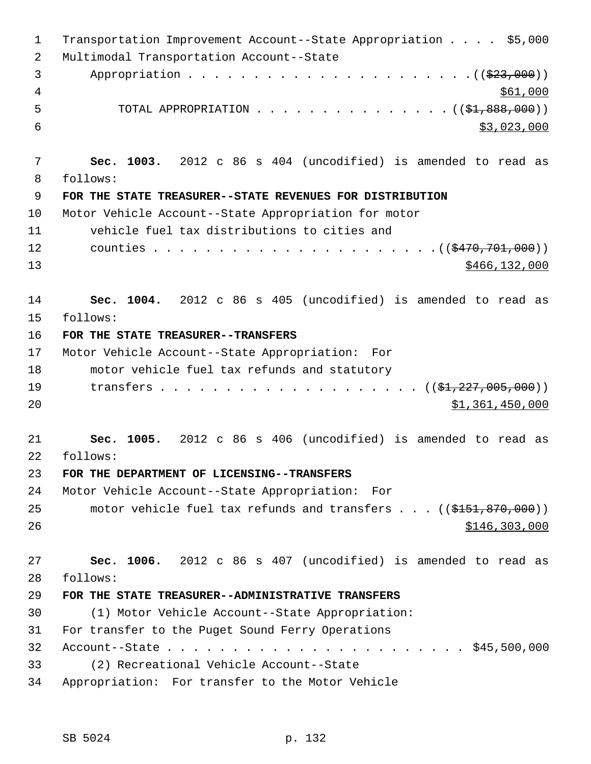Transportation Improvement Account--State Appropriation . . . . $5,000
Multimodal Transportation Account--State
Appropriation . . . . . . . . . . . . . . . . . . . . . . ((~~$23,000~~))
$61,000
TOTAL APPROPRIATION . . . . . . . . . . . . . . . ((~~$1,888,000~~))
$3,023,000

**Sec. 1003.** 2012 c 86 s 404 (uncodified) is amended to read as follows:

**FOR THE STATE TREASURER--STATE REVENUES FOR DISTRIBUTION**

Motor Vehicle Account--State Appropriation for motor vehicle fuel tax distributions to cities and counties . . . . . . . . . . . . . . . . . . . . . ((~~$470,701,000~~))
$466,132,000

**Sec. 1004.** 2012 c 86 s 405 (uncodified) is amended to read as follows:

**FOR THE STATE TREASURER--TRANSFERS**

Motor Vehicle Account--State Appropriation: For motor vehicle fuel tax refunds and statutory transfers . . . . . . . . . . . . . . . . . . . . ((~~$1,227,005,000~~))
$1,361,450,000

**Sec. 1005.** 2012 c 86 s 406 (uncodified) is amended to read as follows:

**FOR THE DEPARTMENT OF LICENSING--TRANSFERS**

Motor Vehicle Account--State Appropriation: For motor vehicle fuel tax refunds and transfers . . . ((~~$151,870,000~~))
$146,303,000

**Sec. 1006.** 2012 c 86 s 407 (uncodified) is amended to read as follows:

**FOR THE STATE TREASURER--ADMINISTRATIVE TRANSFERS**

(1) Motor Vehicle Account--State Appropriation: For transfer to the Puget Sound Ferry Operations Account--State . . . . . . . . . . . . . . . . . . . . . . . $45,500,000

(2) Recreational Vehicle Account--State Appropriation: For transfer to the Motor Vehicle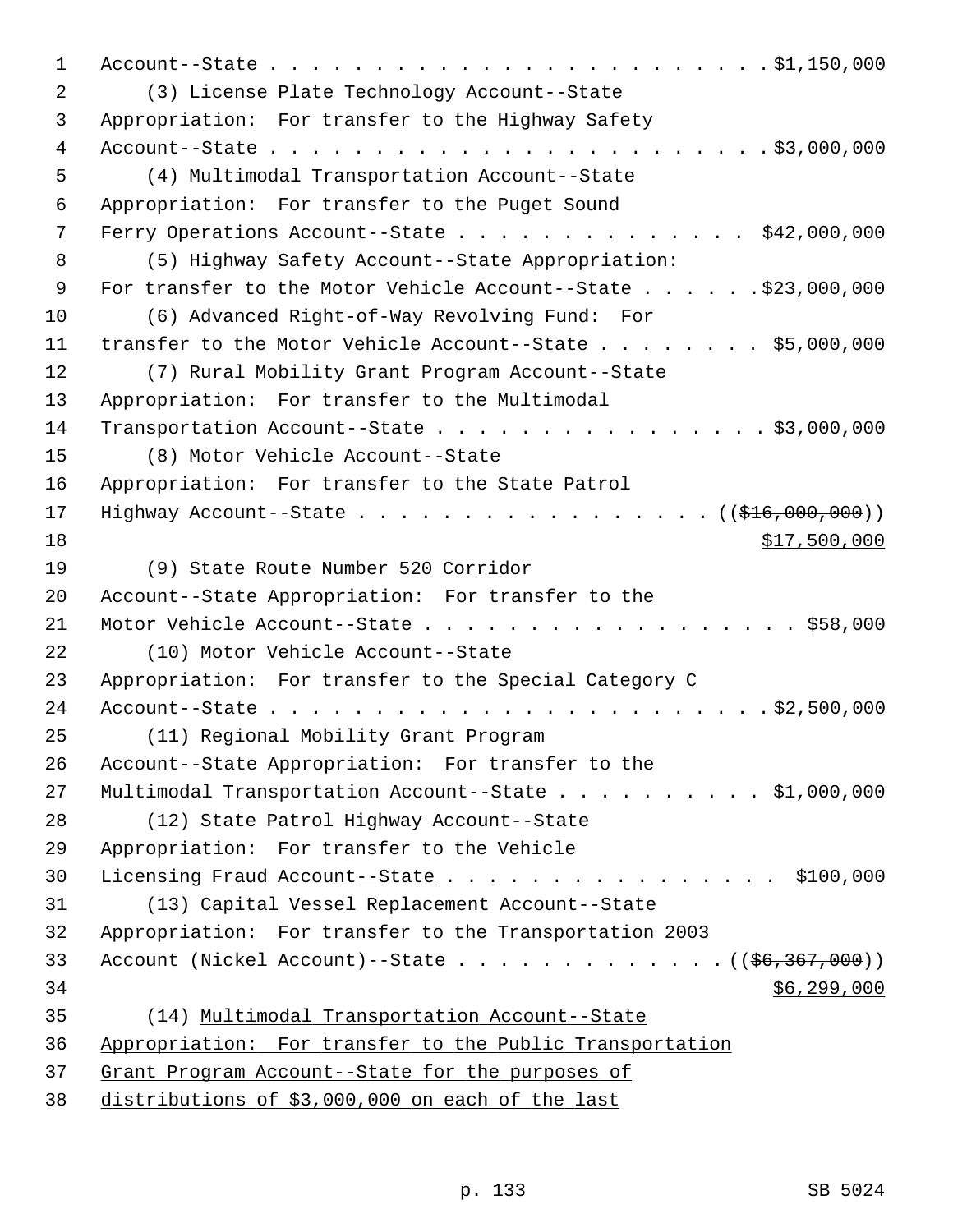Account--State . . . . . . . . . . . . . . . . . . . . . . . . $1,150,000

(3) License Plate Technology Account--State Appropriation: For transfer to the Highway Safety Account--State . . . . . . . . . . . . . . . . . . . . . . . . $3,000,000

(4) Multimodal Transportation Account--State Appropriation: For transfer to the Puget Sound Ferry Operations Account--State . . . . . . . . . . . . . . $42,000,000

(5) Highway Safety Account--State Appropriation: For transfer to the Motor Vehicle Account--State . . . . . . $23,000,000

(6) Advanced Right-of-Way Revolving Fund: For transfer to the Motor Vehicle Account--State . . . . . . . . $5,000,000

(7) Rural Mobility Grant Program Account--State Appropriation: For transfer to the Multimodal Transportation Account--State . . . . . . . . . . . . . . . . $3,000,000

(8) Motor Vehicle Account--State Appropriation: For transfer to the State Patrol Highway Account--State . . . . . . . . . . . . . . . . . (( ~~$16,000,000~~ )) <u>$17,500,000</u>

(9) State Route Number 520 Corridor Account--State Appropriation: For transfer to the Motor Vehicle Account--State . . . . . . . . . . . . . . . . . . $58,000

(10) Motor Vehicle Account--State Appropriation: For transfer to the Special Category C Account--State . . . . . . . . . . . . . . . . . . . . . . . . $2,500,000

(11) Regional Mobility Grant Program Account--State Appropriation: For transfer to the Multimodal Transportation Account--State . . . . . . . . . . $1,000,000

(12) State Patrol Highway Account--State Appropriation: For transfer to the Vehicle Licensing Fraud Account<u>--State</u> . . . . . . . . . . . . . . . . $100,000

(13) Capital Vessel Replacement Account--State Appropriation: For transfer to the Transportation 2003 Account (Nickel Account)--State . . . . . . . . . . . . . (( ~~$6,367,000~~ )) <u>$6,299,000</u>

(14) <u>Multimodal Transportation Account--State Appropriation: For transfer to the Public Transportation Grant Program Account--State for the purposes of distributions of $3,000,000 on each of the last</u>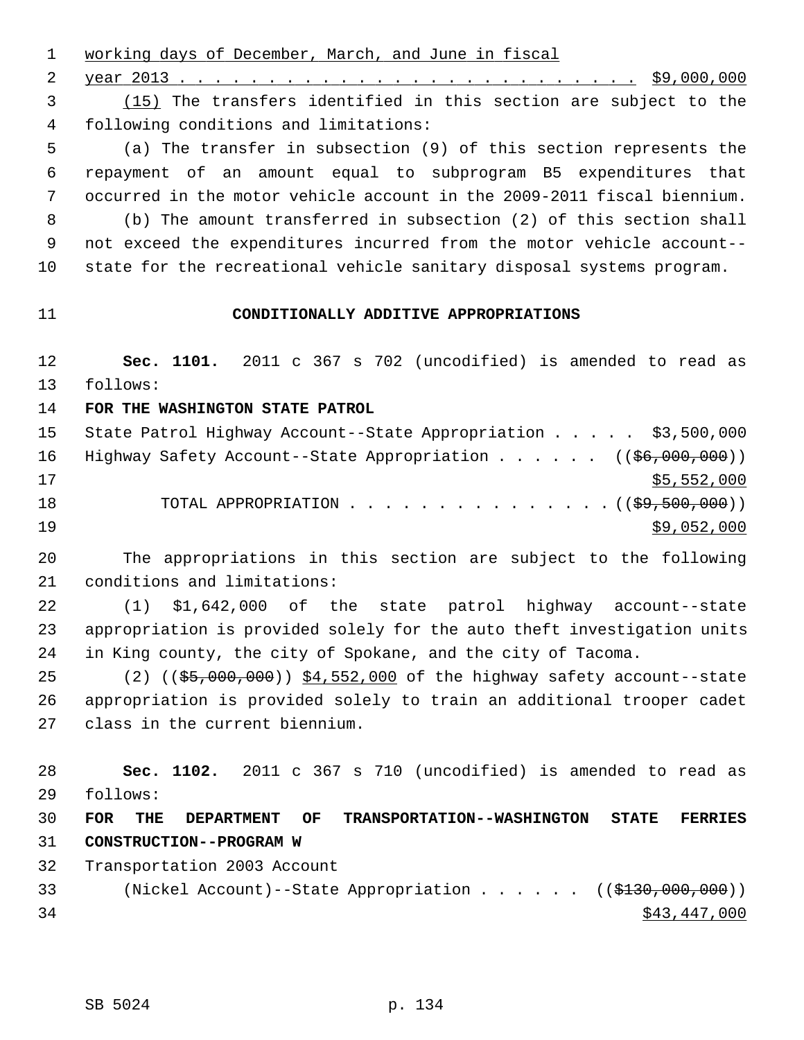working days of December, March, and June in fiscal year 2013 . . . . . . . . . . . . . . . . . . . . . . . . . . $9,000,000

(15) The transfers identified in this section are subject to the following conditions and limitations:

(a) The transfer in subsection (9) of this section represents the repayment of an amount equal to subprogram B5 expenditures that occurred in the motor vehicle account in the 2009-2011 fiscal biennium.

(b) The amount transferred in subsection (2) of this section shall not exceed the expenditures incurred from the motor vehicle account--state for the recreational vehicle sanitary disposal systems program.

## CONDITIONALLY ADDITIVE APPROPRIATIONS

**Sec. 1101.** 2011 c 367 s 702 (uncodified) is amended to read as follows:

**FOR THE WASHINGTON STATE PATROL**

State Patrol Highway Account--State Appropriation . . . . . $3,500,000

Highway Safety Account--State Appropriation . . . . . . (($6,000,000)) $5,552,000

TOTAL APPROPRIATION . . . . . . . . . . . . . . . (($9,500,000)) $9,052,000

The appropriations in this section are subject to the following conditions and limitations:

(1) $1,642,000 of the state patrol highway account--state appropriation is provided solely for the auto theft investigation units in King county, the city of Spokane, and the city of Tacoma.

(2) (($5,000,000)) $4,552,000 of the highway safety account--state appropriation is provided solely to train an additional trooper cadet class in the current biennium.

**Sec. 1102.** 2011 c 367 s 710 (uncodified) is amended to read as follows:

**FOR THE DEPARTMENT OF TRANSPORTATION--WASHINGTON STATE FERRIES CONSTRUCTION--PROGRAM W**

Transportation 2003 Account (Nickel Account)--State Appropriation . . . . . . (($130,000,000)) $43,447,000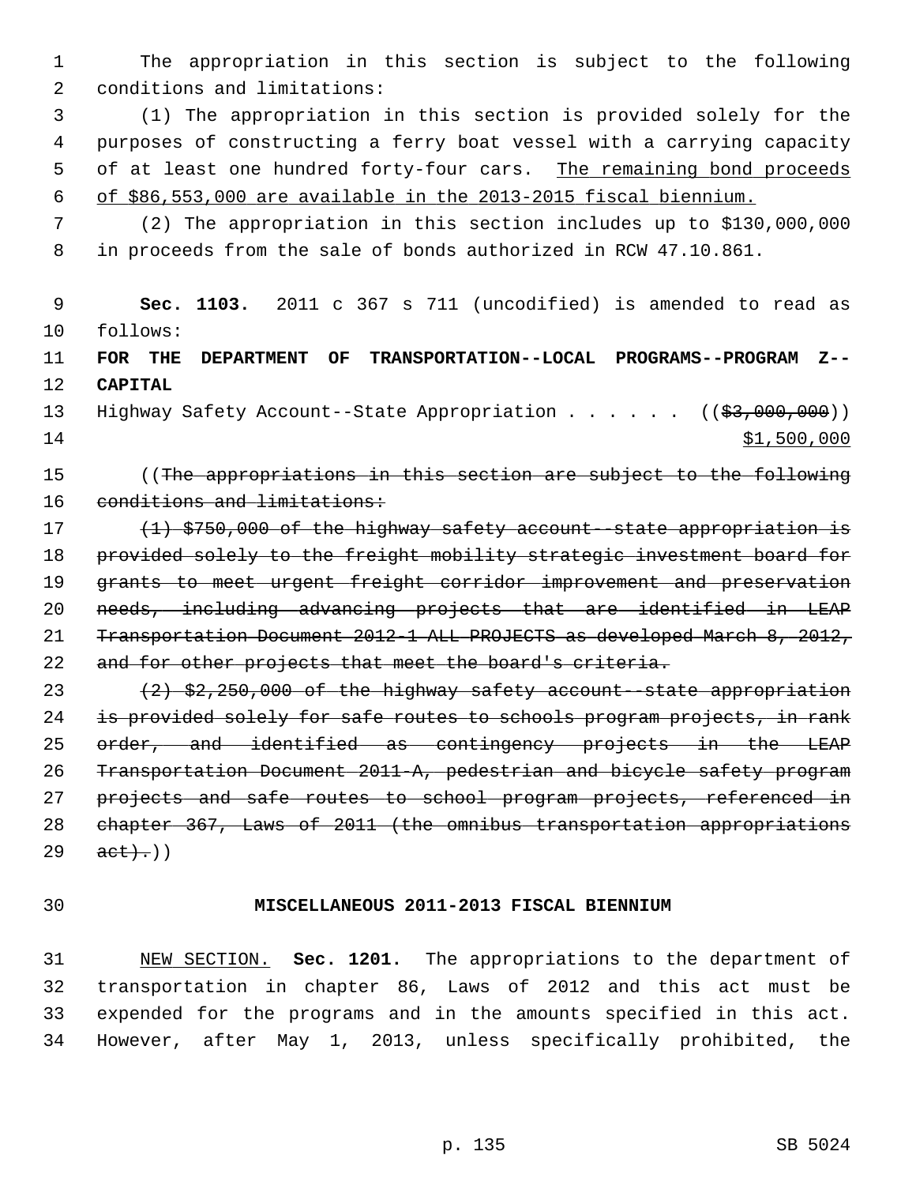The appropriation in this section is subject to the following conditions and limitations:

(1) The appropriation in this section is provided solely for the purposes of constructing a ferry boat vessel with a carrying capacity of at least one hundred forty-four cars. <u>The remaining bond proceeds of $86,553,000 are available in the 2013-2015 fiscal biennium.</u>

(2) The appropriation in this section includes up to $130,000,000 in proceeds from the sale of bonds authorized in RCW 47.10.861.

**Sec. 1103.** 2011 c 367 s 711 (uncodified) is amended to read as follows:

**FOR THE DEPARTMENT OF TRANSPORTATION--LOCAL PROGRAMS--PROGRAM Z--CAPITAL**

Highway Safety Account--State Appropriation . . . . . . ((~~$3,000,000~~))
<u>$1,500,000</u>

((~~The appropriations in this section are subject to the following conditions and limitations:~~

~~(1) $750,000 of the highway safety account--state appropriation is provided solely to the freight mobility strategic investment board for grants to meet urgent freight corridor improvement and preservation needs, including advancing projects that are identified in LEAP Transportation Document 2012-1 ALL PROJECTS as developed March 8, 2012, and for other projects that meet the board's criteria.~~

~~(2) $2,250,000 of the highway safety account--state appropriation is provided solely for safe routes to schools program projects, in rank order, and identified as contingency projects in the LEAP Transportation Document 2011-A, pedestrian and bicycle safety program projects and safe routes to school program projects, referenced in chapter 367, Laws of 2011 (the omnibus transportation appropriations act).~~))

**MISCELLANEOUS 2011-2013 FISCAL BIENNIUM**

<u>NEW SECTION.</u> **Sec. 1201.** The appropriations to the department of transportation in chapter 86, Laws of 2012 and this act must be expended for the programs and in the amounts specified in this act. However, after May 1, 2013, unless specifically prohibited, the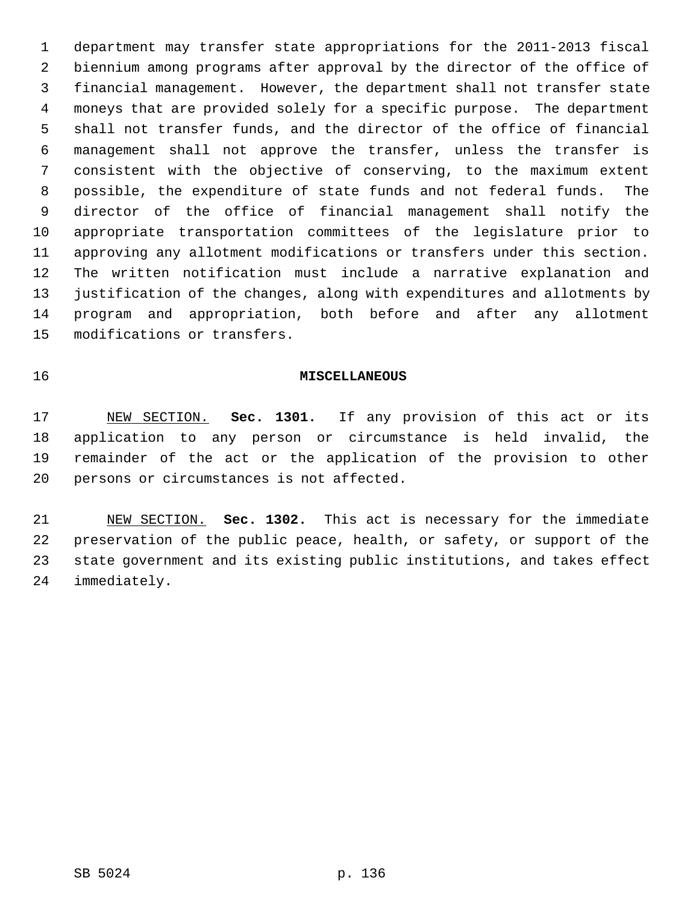department may transfer state appropriations for the 2011-2013 fiscal biennium among programs after approval by the director of the office of financial management. However, the department shall not transfer state moneys that are provided solely for a specific purpose. The department shall not transfer funds, and the director of the office of financial management shall not approve the transfer, unless the transfer is consistent with the objective of conserving, to the maximum extent possible, the expenditure of state funds and not federal funds. The director of the office of financial management shall notify the appropriate transportation committees of the legislature prior to approving any allotment modifications or transfers under this section. The written notification must include a narrative explanation and justification of the changes, along with expenditures and allotments by program and appropriation, both before and after any allotment modifications or transfers.

## MISCELLANEOUS

NEW SECTION. **Sec. 1301.** If any provision of this act or its application to any person or circumstance is held invalid, the remainder of the act or the application of the provision to other persons or circumstances is not affected.

NEW SECTION. **Sec. 1302.** This act is necessary for the immediate preservation of the public peace, health, or safety, or support of the state government and its existing public institutions, and takes effect immediately.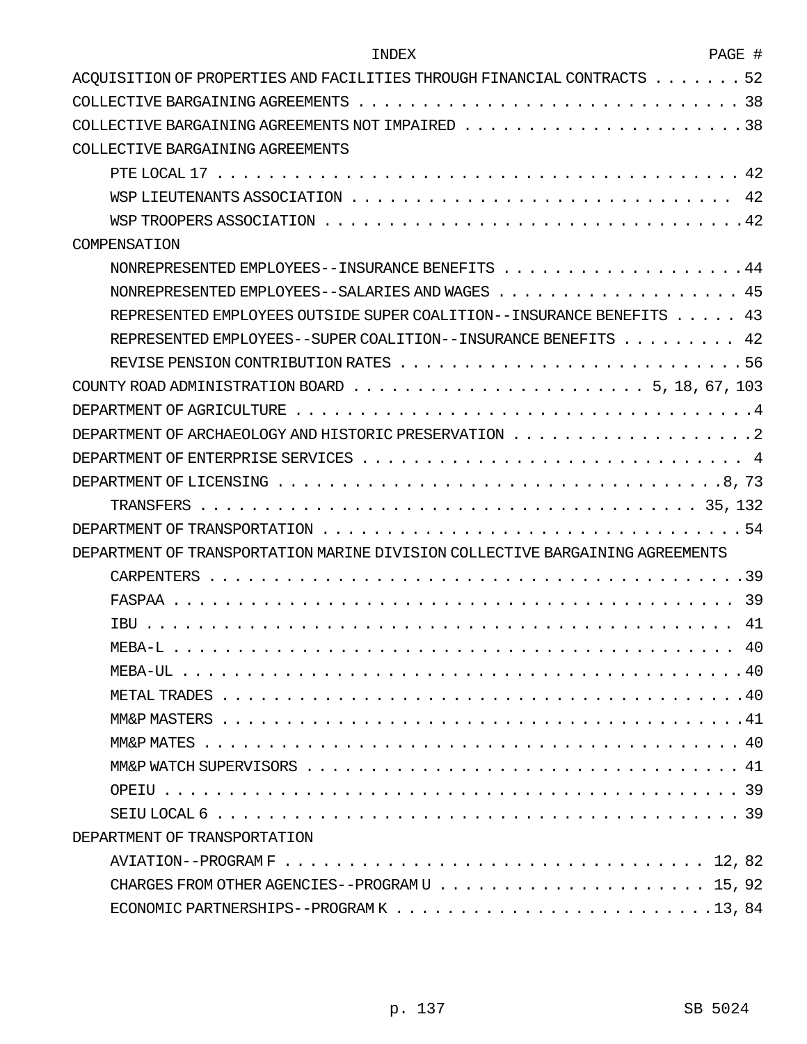| INDEX | PAGE # |
|---|---|
| ACQUISITION OF PROPERTIES AND FACILITIES THROUGH FINANCIAL CONTRACTS | 52 |
| COLLECTIVE BARGAINING AGREEMENTS | 38 |
| COLLECTIVE BARGAINING AGREEMENTS NOT IMPAIRED | 38 |
| COLLECTIVE BARGAINING AGREEMENTS | |
| PTE LOCAL 17 | 42 |
| WSP LIEUTENANTS ASSOCIATION | 42 |
| WSP TROOPERS ASSOCIATION | 42 |
| COMPENSATION | |
| NONREPRESENTED EMPLOYEES--INSURANCE BENEFITS | 44 |
| NONREPRESENTED EMPLOYEES--SALARIES AND WAGES | 45 |
| REPRESENTED EMPLOYEES OUTSIDE SUPER COALITION--INSURANCE BENEFITS | 43 |
| REPRESENTED EMPLOYEES--SUPER COALITION--INSURANCE BENEFITS | 42 |
| REVISE PENSION CONTRIBUTION RATES | 56 |
| COUNTY ROAD ADMINISTRATION BOARD | 5, 18, 67, 103 |
| DEPARTMENT OF AGRICULTURE | 4 |
| DEPARTMENT OF ARCHAEOLOGY AND HISTORIC PRESERVATION | 2 |
| DEPARTMENT OF ENTERPRISE SERVICES | 4 |
| DEPARTMENT OF LICENSING | 8, 73 |
| TRANSFERS | 35, 132 |
| DEPARTMENT OF TRANSPORTATION | 54 |
| DEPARTMENT OF TRANSPORTATION MARINE DIVISION COLLECTIVE BARGAINING AGREEMENTS | |
| CARPENTERS | 39 |
| FASPAA | 39 |
| IBU | 41 |
| MEBA-L | 40 |
| MEBA-UL | 40 |
| METAL TRADES | 40 |
| MM&P MASTERS | 41 |
| MM&P MATES | 40 |
| MM&P WATCH SUPERVISORS | 41 |
| OPEIU | 39 |
| SEIU LOCAL 6 | 39 |
| DEPARTMENT OF TRANSPORTATION | |
| AVIATION--PROGRAM F | 12, 82 |
| CHARGES FROM OTHER AGENCIES--PROGRAM U | 15, 92 |
| ECONOMIC PARTNERSHIPS--PROGRAM K | 13, 84 |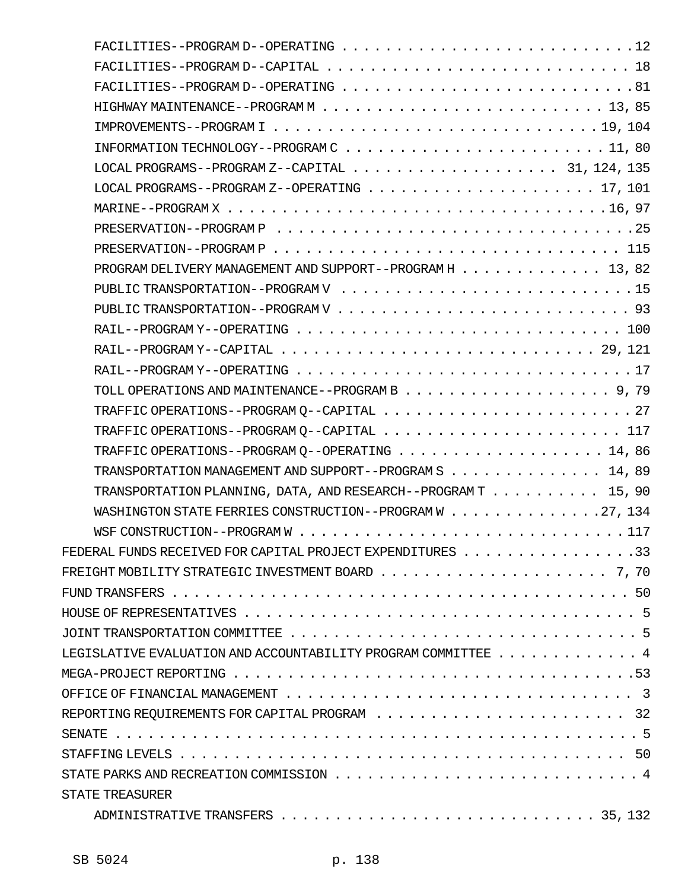FACILITIES--PROGRAM D--OPERATING . . . . . . . . . . . . . . . . . . . . . . . . . . . .12
FACILITIES--PROGRAM D--CAPITAL . . . . . . . . . . . . . . . . . . . . . . . . . . . . 18
FACILITIES--PROGRAM D--OPERATING . . . . . . . . . . . . . . . . . . . . . . . . . . . .81
HIGHWAY MAINTENANCE--PROGRAM M . . . . . . . . . . . . . . . . . . . . . . . . . 13, 85
IMPROVEMENTS--PROGRAM I . . . . . . . . . . . . . . . . . . . . . . . . . . . . . .19, 104
INFORMATION TECHNOLOGY--PROGRAM C . . . . . . . . . . . . . . . . . . . . . . . . 11, 80
LOCAL PROGRAMS--PROGRAM Z--CAPITAL . . . . . . . . . . . . . . . . . . . 31, 124, 135
LOCAL PROGRAMS--PROGRAM Z--OPERATING . . . . . . . . . . . . . . . . . . . . 17, 101
MARINE--PROGRAM X . . . . . . . . . . . . . . . . . . . . . . . . . . . . . . . . .16, 97
PRESERVATION--PROGRAM P . . . . . . . . . . . . . . . . . . . . . . . . . . . . . . .25
PRESERVATION--PROGRAM P . . . . . . . . . . . . . . . . . . . . . . . . . . . . . . 115
PROGRAM DELIVERY MANAGEMENT AND SUPPORT--PROGRAM H . . . . . . . . . . . . 13, 82
PUBLIC TRANSPORTATION--PROGRAM V . . . . . . . . . . . . . . . . . . . . . . . . . . .15
PUBLIC TRANSPORTATION--PROGRAM V . . . . . . . . . . . . . . . . . . . . . . . . . . 93
RAIL--PROGRAM Y--OPERATING . . . . . . . . . . . . . . . . . . . . . . . . . . . . . 100
RAIL--PROGRAM Y--CAPITAL . . . . . . . . . . . . . . . . . . . . . . . . . . . . 29, 121
RAIL--PROGRAM Y--OPERATING . . . . . . . . . . . . . . . . . . . . . . . . . . . . . . .17
TOLL OPERATIONS AND MAINTENANCE--PROGRAM B . . . . . . . . . . . . . . . . . . . 9, 79
TRAFFIC OPERATIONS--PROGRAM Q--CAPITAL . . . . . . . . . . . . . . . . . . . . . . . .27
TRAFFIC OPERATIONS--PROGRAM Q--CAPITAL . . . . . . . . . . . . . . . . . . . . . . . 117
TRAFFIC OPERATIONS--PROGRAM Q--OPERATING . . . . . . . . . . . . . . . . . . . 14, 86
TRANSPORTATION MANAGEMENT AND SUPPORT--PROGRAM S . . . . . . . . . . . . . . 14, 89
TRANSPORTATION PLANNING, DATA, AND RESEARCH--PROGRAM T . . . . . . . . . . 15, 90
WASHINGTON STATE FERRIES CONSTRUCTION--PROGRAM W . . . . . . . . . . . . . .27, 134
WSF CONSTRUCTION--PROGRAM W . . . . . . . . . . . . . . . . . . . . . . . . . . . . . 117

FEDERAL FUNDS RECEIVED FOR CAPITAL PROJECT EXPENDITURES . . . . . . . . . . . . . . . .33
FREIGHT MOBILITY STRATEGIC INVESTMENT BOARD . . . . . . . . . . . . . . . . . . . . . 7, 70
FUND TRANSFERS . . . . . . . . . . . . . . . . . . . . . . . . . . . . . . . . . . . . . 50
HOUSE OF REPRESENTATIVES . . . . . . . . . . . . . . . . . . . . . . . . . . . . . . . . 5
JOINT TRANSPORTATION COMMITTEE . . . . . . . . . . . . . . . . . . . . . . . . . . . . . 5
LEGISLATIVE EVALUATION AND ACCOUNTABILITY PROGRAM COMMITTEE . . . . . . . . . . . . . 4
MEGA-PROJECT REPORTING . . . . . . . . . . . . . . . . . . . . . . . . . . . . . . . . . .53
OFFICE OF FINANCIAL MANAGEMENT . . . . . . . . . . . . . . . . . . . . . . . . . . . . . 3
REPORTING REQUIREMENTS FOR CAPITAL PROGRAM . . . . . . . . . . . . . . . . . . . . . . 32
SENATE . . . . . . . . . . . . . . . . . . . . . . . . . . . . . . . . . . . . . . . . . . 5
STAFFING LEVELS . . . . . . . . . . . . . . . . . . . . . . . . . . . . . . . . . . . . . 50
STATE PARKS AND RECREATION COMMISSION . . . . . . . . . . . . . . . . . . . . . . . . . . 4
STATE TREASURER
ADMINISTRATIVE TRANSFERS . . . . . . . . . . . . . . . . . . . . . . . . . . . . . 35, 132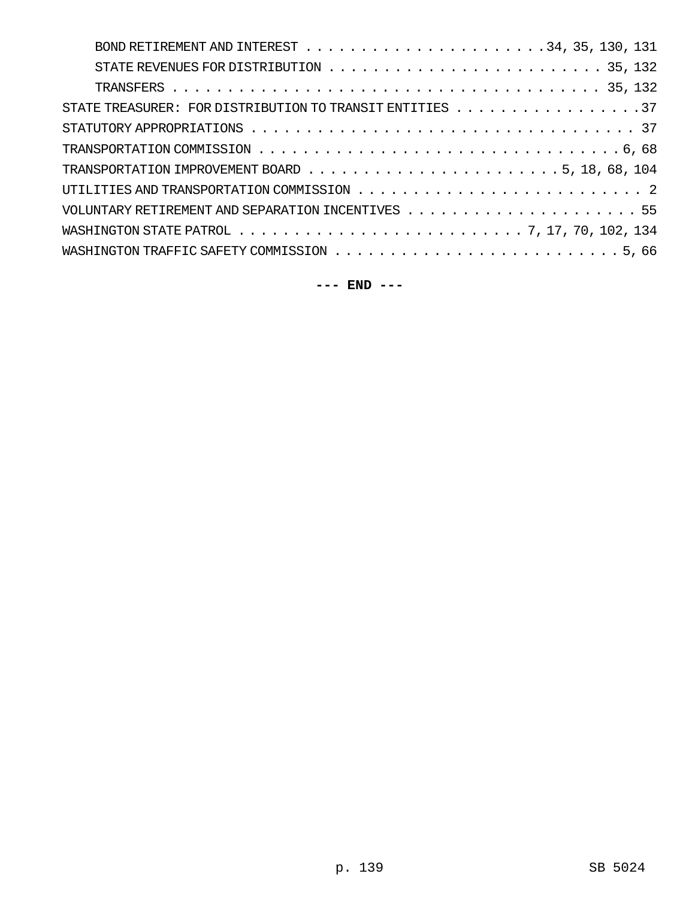BOND RETIREMENT AND INTEREST . . . . . . . . . . . . . . . . . . . . . .34, 35, 130, 131
STATE REVENUES FOR DISTRIBUTION . . . . . . . . . . . . . . . . . . . . . . . . . 35, 132
TRANSFERS . . . . . . . . . . . . . . . . . . . . . . . . . . . . . . . . . . . . 35, 132
STATE TREASURER: FOR DISTRIBUTION TO TRANSIT ENTITIES . . . . . . . . . . . . . . . . . .37
STATUTORY APPROPRIATIONS . . . . . . . . . . . . . . . . . . . . . . . . . . . . . . . . . . 37
TRANSPORTATION COMMISSION . . . . . . . . . . . . . . . . . . . . . . . . . . . . . . . . .6, 68
TRANSPORTATION IMPROVEMENT BOARD . . . . . . . . . . . . . . . . . . . . . . . .5, 18, 68, 104
UTILITIES AND TRANSPORTATION COMMISSION . . . . . . . . . . . . . . . . . . . . . . . . . . 2
VOLUNTARY RETIREMENT AND SEPARATION INCENTIVES . . . . . . . . . . . . . . . . . . . . . 55
WASHINGTON STATE PATROL . . . . . . . . . . . . . . . . . . . . . . . . . . 7, 17, 70, 102, 134
WASHINGTON TRAFFIC SAFETY COMMISSION . . . . . . . . . . . . . . . . . . . . . . . . . . 5, 66

**--- END ---**